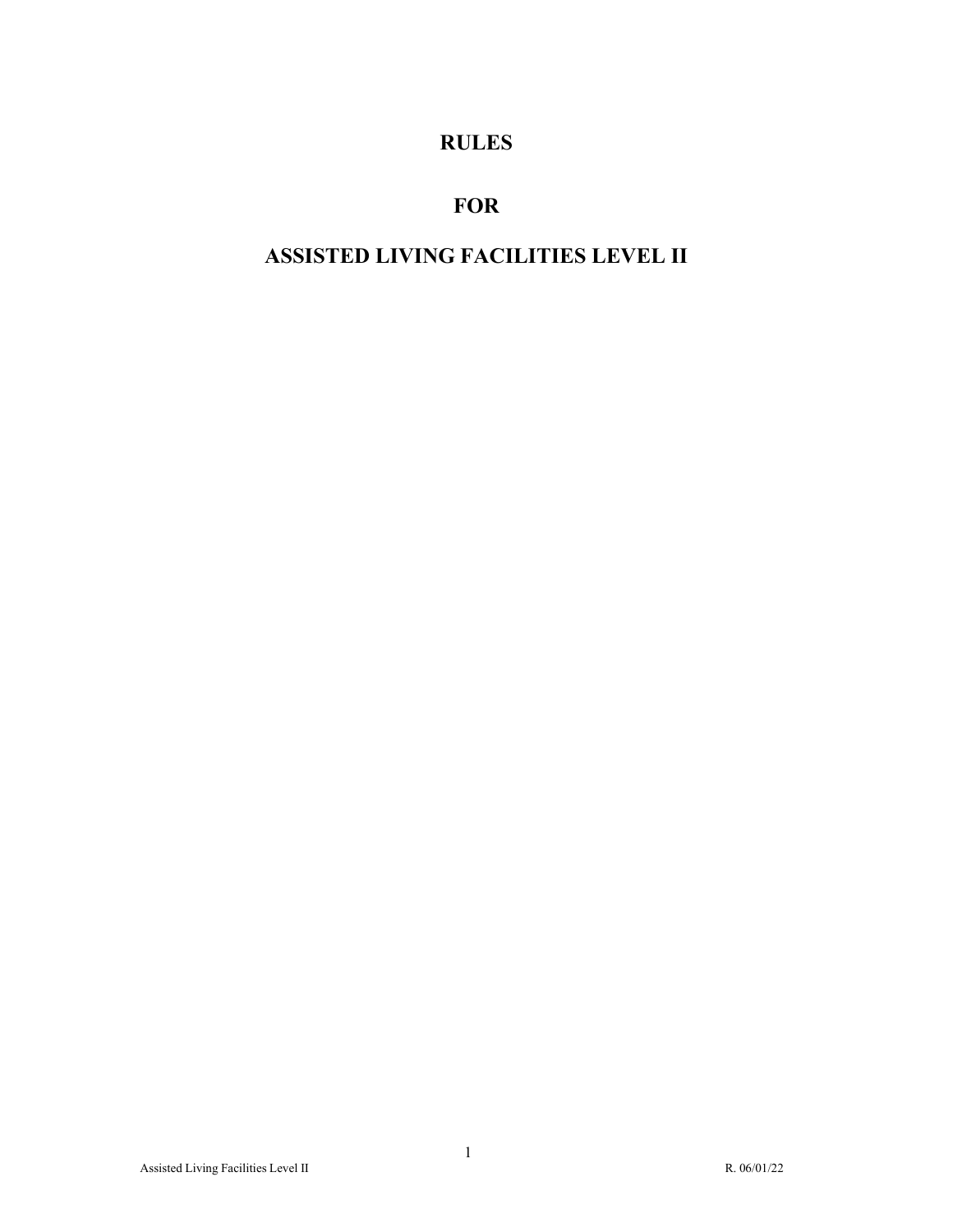# RULES

# FOR

# ASSISTED LIVING FACILITIES LEVEL II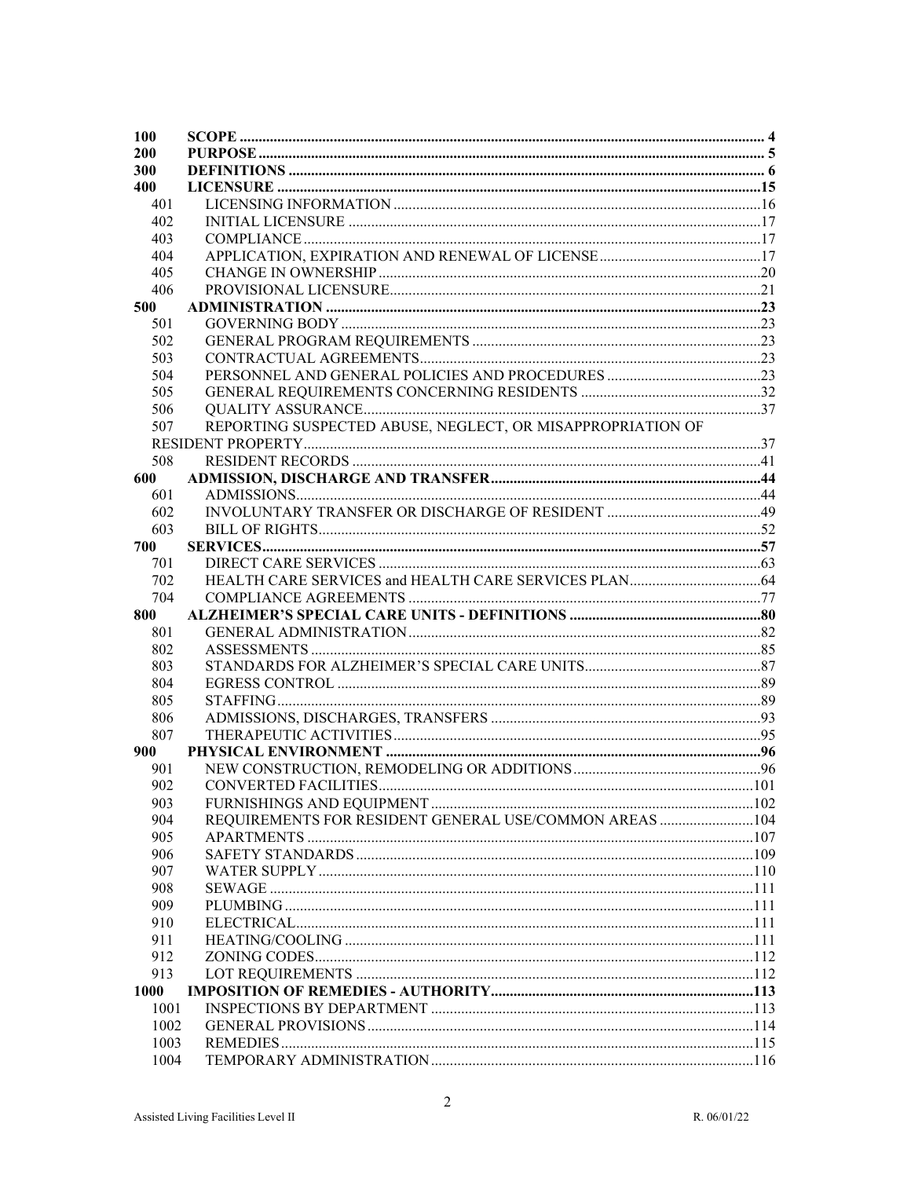| | | |
|---|---|---|
| **100** | **SCOPE** | **4** |
| **200** | **PURPOSE** | **5** |
| **300** | **DEFINITIONS** | **6** |
| **400** | **LICENSURE** | **15** |
| 401 | LICENSING INFORMATION | 16 |
| 402 | INITIAL LICENSURE | 17 |
| 403 | COMPLIANCE | 17 |
| 404 | APPLICATION, EXPIRATION AND RENEWAL OF LICENSE | 17 |
| 405 | CHANGE IN OWNERSHIP | 20 |
| 406 | PROVISIONAL LICENSURE | 21 |
| **500** | **ADMINISTRATION** | **23** |
| 501 | GOVERNING BODY | 23 |
| 502 | GENERAL PROGRAM REQUIREMENTS | 23 |
| 503 | CONTRACTUAL AGREEMENTS | 23 |
| 504 | PERSONNEL AND GENERAL POLICIES AND PROCEDURES | 23 |
| 505 | GENERAL REQUIREMENTS CONCERNING RESIDENTS | 32 |
| 506 | QUALITY ASSURANCE | 37 |
| 507 | REPORTING SUSPECTED ABUSE, NEGLECT, OR MISAPPROPRIATION OF RESIDENT PROPERTY | 37 |
| 508 | RESIDENT RECORDS | 41 |
| **600** | **ADMISSION, DISCHARGE AND TRANSFER** | **44** |
| 601 | ADMISSIONS | 44 |
| 602 | INVOLUNTARY TRANSFER OR DISCHARGE OF RESIDENT | 49 |
| 603 | BILL OF RIGHTS | 52 |
| **700** | **SERVICES** | **57** |
| 701 | DIRECT CARE SERVICES | 63 |
| 702 | HEALTH CARE SERVICES and HEALTH CARE SERVICES PLAN | 64 |
| 704 | COMPLIANCE AGREEMENTS | 77 |
| **800** | **ALZHEIMER'S SPECIAL CARE UNITS - DEFINITIONS** | **80** |
| 801 | GENERAL ADMINISTRATION | 82 |
| 802 | ASSESSMENTS | 85 |
| 803 | STANDARDS FOR ALZHEIMER'S SPECIAL CARE UNITS | 87 |
| 804 | EGRESS CONTROL | 89 |
| 805 | STAFFING | 89 |
| 806 | ADMISSIONS, DISCHARGES, TRANSFERS | 93 |
| 807 | THERAPEUTIC ACTIVITIES | 95 |
| **900** | **PHYSICAL ENVIRONMENT** | **96** |
| 901 | NEW CONSTRUCTION, REMODELING OR ADDITIONS | 96 |
| 902 | CONVERTED FACILITIES | 101 |
| 903 | FURNISHINGS AND EQUIPMENT | 102 |
| 904 | REQUIREMENTS FOR RESIDENT GENERAL USE/COMMON AREAS | 104 |
| 905 | APARTMENTS | 107 |
| 906 | SAFETY STANDARDS | 109 |
| 907 | WATER SUPPLY | 110 |
| 908 | SEWAGE | 111 |
| 909 | PLUMBING | 111 |
| 910 | ELECTRICAL | 111 |
| 911 | HEATING/COOLING | 111 |
| 912 | ZONING CODES | 112 |
| 913 | LOT REQUIREMENTS | 112 |
| **1000** | **IMPOSITION OF REMEDIES - AUTHORITY** | **113** |
| 1001 | INSPECTIONS BY DEPARTMENT | 113 |
| 1002 | GENERAL PROVISIONS | 114 |
| 1003 | REMEDIES | 115 |
| 1004 | TEMPORARY ADMINISTRATION | 116 |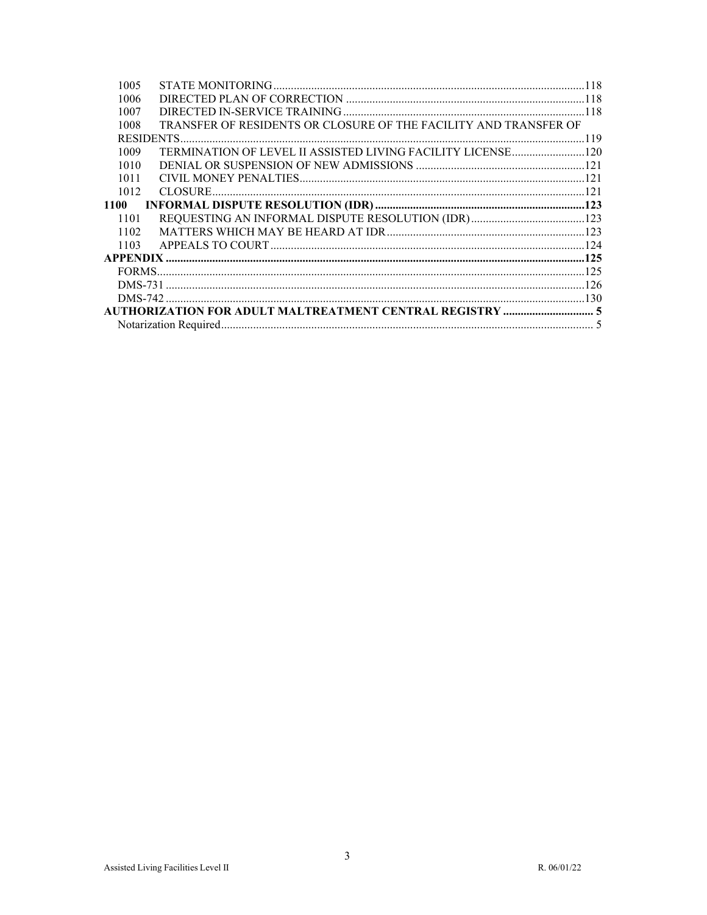1005 STATE MONITORING ... 118
1006 DIRECTED PLAN OF CORRECTION ... 118
1007 DIRECTED IN-SERVICE TRAINING ... 118
1008 TRANSFER OF RESIDENTS OR CLOSURE OF THE FACILITY AND TRANSFER OF RESIDENTS ... 119
1009 TERMINATION OF LEVEL II ASSISTED LIVING FACILITY LICENSE ... 120
1010 DENIAL OR SUSPENSION OF NEW ADMISSIONS ... 121
1011 CIVIL MONEY PENALTIES ... 121
1012 CLOSURE ... 121

**1100 INFORMAL DISPUTE RESOLUTION (IDR) ... 123**

1101 REQUESTING AN INFORMAL DISPUTE RESOLUTION (IDR) ... 123
1102 MATTERS WHICH MAY BE HEARD AT IDR ... 123
1103 APPEALS TO COURT ... 124

**APPENDIX ... 125**

FORMS ... 125
DMS-731 ... 126
DMS-742 ... 130

**AUTHORIZATION FOR ADULT MALTREATMENT CENTRAL REGISTRY ... 5**

Notarization Required ... 5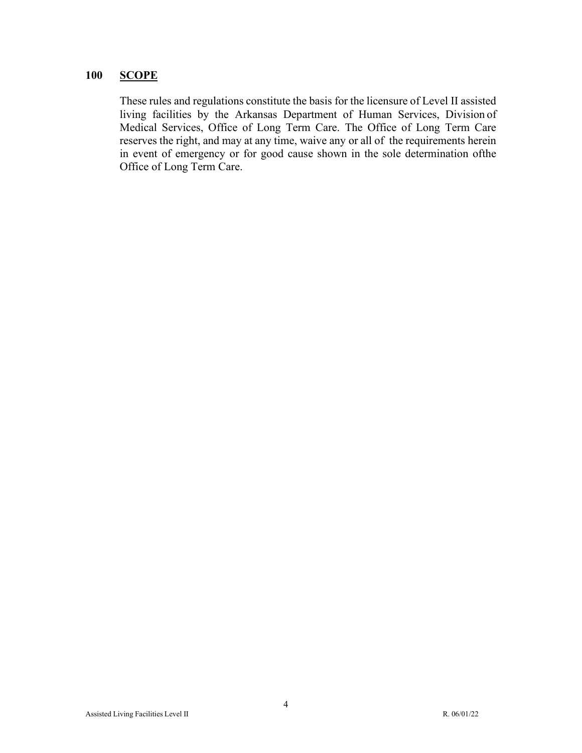## 100 SCOPE

These rules and regulations constitute the basis for the licensure of Level II assisted living facilities by the Arkansas Department of Human Services, Division of Medical Services, Office of Long Term Care. The Office of Long Term Care reserves the right, and may at any time, waive any or all of the requirements herein in event of emergency or for good cause shown in the sole determination ofthe Office of Long Term Care.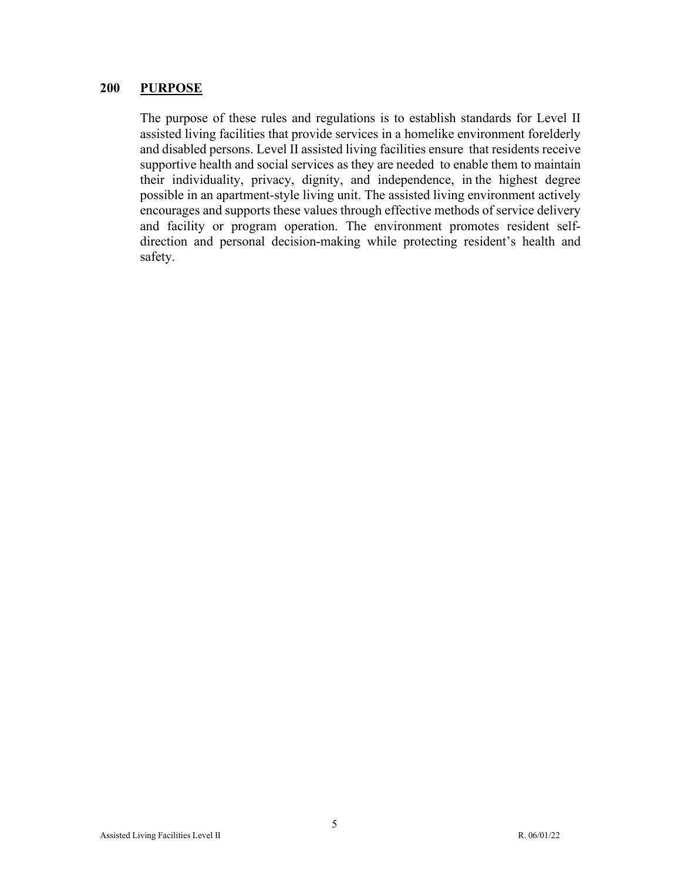## 200 PURPOSE

The purpose of these rules and regulations is to establish standards for Level II assisted living facilities that provide services in a homelike environment forelderly and disabled persons. Level II assisted living facilities ensure that residents receive supportive health and social services as they are needed to enable them to maintain their individuality, privacy, dignity, and independence, in the highest degree possible in an apartment-style living unit. The assisted living environment actively encourages and supports these values through effective methods of service delivery and facility or program operation. The environment promotes resident self-direction and personal decision-making while protecting resident's health and safety.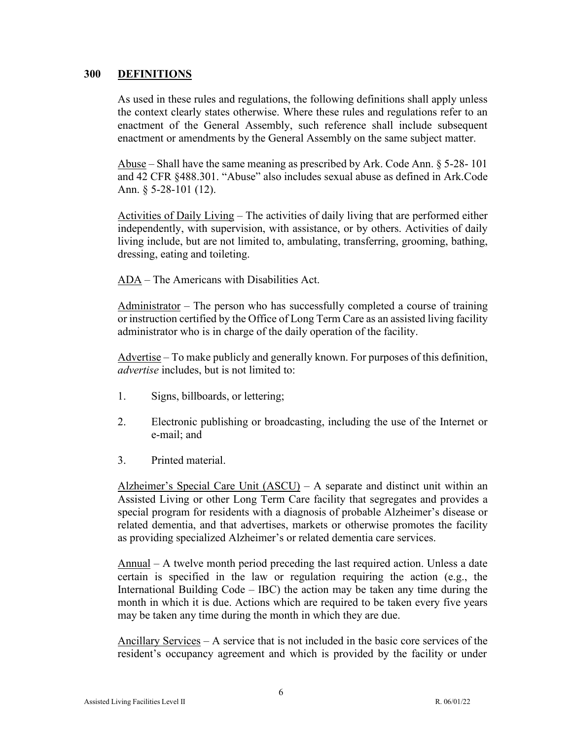## 300 DEFINITIONS

As used in these rules and regulations, the following definitions shall apply unless the context clearly states otherwise. Where these rules and regulations refer to an enactment of the General Assembly, such reference shall include subsequent enactment or amendments by the General Assembly on the same subject matter.

<u>Abuse</u> – Shall have the same meaning as prescribed by Ark. Code Ann. § 5-28- 101 and 42 CFR §488.301. "Abuse" also includes sexual abuse as defined in Ark.Code Ann. § 5-28-101 (12).

<u>Activities of Daily Living</u> – The activities of daily living that are performed either independently, with supervision, with assistance, or by others. Activities of daily living include, but are not limited to, ambulating, transferring, grooming, bathing, dressing, eating and toileting.

<u>ADA</u> – The Americans with Disabilities Act.

<u>Administrator</u> – The person who has successfully completed a course of training or instruction certified by the Office of Long Term Care as an assisted living facility administrator who is in charge of the daily operation of the facility.

<u>Advertise</u> – To make publicly and generally known. For purposes of this definition, *advertise* includes, but is not limited to:

1. Signs, billboards, or lettering;
2. Electronic publishing or broadcasting, including the use of the Internet or e-mail; and
3. Printed material.

<u>Alzheimer's Special Care Unit (ASCU)</u> – A separate and distinct unit within an Assisted Living or other Long Term Care facility that segregates and provides a special program for residents with a diagnosis of probable Alzheimer's disease or related dementia, and that advertises, markets or otherwise promotes the facility as providing specialized Alzheimer's or related dementia care services.

<u>Annual</u> – A twelve month period preceding the last required action. Unless a date certain is specified in the law or regulation requiring the action (e.g., the International Building Code – IBC) the action may be taken any time during the month in which it is due. Actions which are required to be taken every five years may be taken any time during the month in which they are due.

<u>Ancillary Services</u> – A service that is not included in the basic core services of the resident's occupancy agreement and which is provided by the facility or under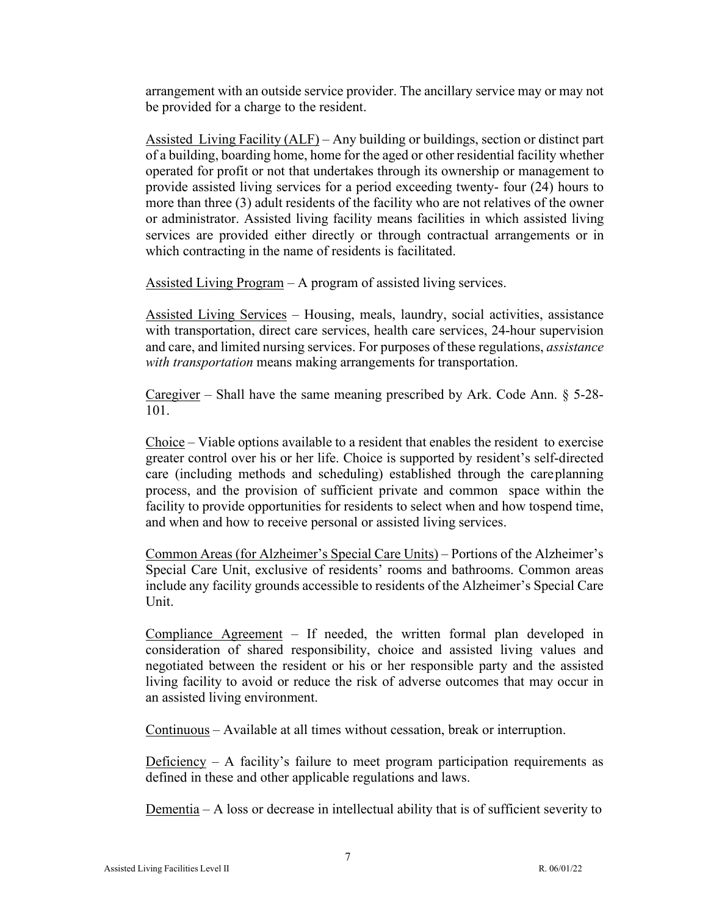arrangement with an outside service provider. The ancillary service may or may not be provided for a charge to the resident.

Assisted Living Facility (ALF) – Any building or buildings, section or distinct part of a building, boarding home, home for the aged or other residential facility whether operated for profit or not that undertakes through its ownership or management to provide assisted living services for a period exceeding twenty- four (24) hours to more than three (3) adult residents of the facility who are not relatives of the owner or administrator. Assisted living facility means facilities in which assisted living services are provided either directly or through contractual arrangements or in which contracting in the name of residents is facilitated.

Assisted Living Program – A program of assisted living services.

Assisted Living Services – Housing, meals, laundry, social activities, assistance with transportation, direct care services, health care services, 24-hour supervision and care, and limited nursing services. For purposes of these regulations, *assistance with transportation* means making arrangements for transportation.

Caregiver – Shall have the same meaning prescribed by Ark. Code Ann. § 5-28-101.

Choice – Viable options available to a resident that enables the resident to exercise greater control over his or her life. Choice is supported by resident's self-directed care (including methods and scheduling) established through the care planning process, and the provision of sufficient private and common space within the facility to provide opportunities for residents to select when and how to spend time, and when and how to receive personal or assisted living services.

Common Areas (for Alzheimer's Special Care Units) – Portions of the Alzheimer's Special Care Unit, exclusive of residents' rooms and bathrooms. Common areas include any facility grounds accessible to residents of the Alzheimer's Special Care Unit.

Compliance Agreement – If needed, the written formal plan developed in consideration of shared responsibility, choice and assisted living values and negotiated between the resident or his or her responsible party and the assisted living facility to avoid or reduce the risk of adverse outcomes that may occur in an assisted living environment.

Continuous – Available at all times without cessation, break or interruption.

Deficiency – A facility's failure to meet program participation requirements as defined in these and other applicable regulations and laws.

Dementia – A loss or decrease in intellectual ability that is of sufficient severity to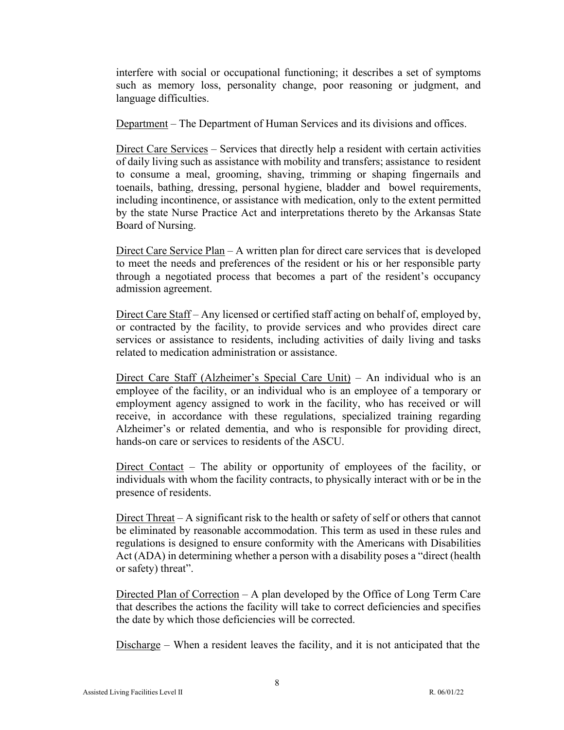interfere with social or occupational functioning; it describes a set of symptoms such as memory loss, personality change, poor reasoning or judgment, and language difficulties.

<u>Department</u> – The Department of Human Services and its divisions and offices.

<u>Direct Care Services</u> – Services that directly help a resident with certain activities of daily living such as assistance with mobility and transfers; assistance to resident to consume a meal, grooming, shaving, trimming or shaping fingernails and toenails, bathing, dressing, personal hygiene, bladder and bowel requirements, including incontinence, or assistance with medication, only to the extent permitted by the state Nurse Practice Act and interpretations thereto by the Arkansas State Board of Nursing.

<u>Direct Care Service Plan</u> – A written plan for direct care services that is developed to meet the needs and preferences of the resident or his or her responsible party through a negotiated process that becomes a part of the resident's occupancy admission agreement.

<u>Direct Care Staff</u> – Any licensed or certified staff acting on behalf of, employed by, or contracted by the facility, to provide services and who provides direct care services or assistance to residents, including activities of daily living and tasks related to medication administration or assistance.

<u>Direct Care Staff (Alzheimer's Special Care Unit)</u> – An individual who is an employee of the facility, or an individual who is an employee of a temporary or employment agency assigned to work in the facility, who has received or will receive, in accordance with these regulations, specialized training regarding Alzheimer's or related dementia, and who is responsible for providing direct, hands-on care or services to residents of the ASCU.

<u>Direct Contact</u> – The ability or opportunity of employees of the facility, or individuals with whom the facility contracts, to physically interact with or be in the presence of residents.

<u>Direct Threat</u> – A significant risk to the health or safety of self or others that cannot be eliminated by reasonable accommodation. This term as used in these rules and regulations is designed to ensure conformity with the Americans with Disabilities Act (ADA) in determining whether a person with a disability poses a "direct (health or safety) threat".

<u>Directed Plan of Correction</u> – A plan developed by the Office of Long Term Care that describes the actions the facility will take to correct deficiencies and specifies the date by which those deficiencies will be corrected.

<u>Discharge</u> – When a resident leaves the facility, and it is not anticipated that the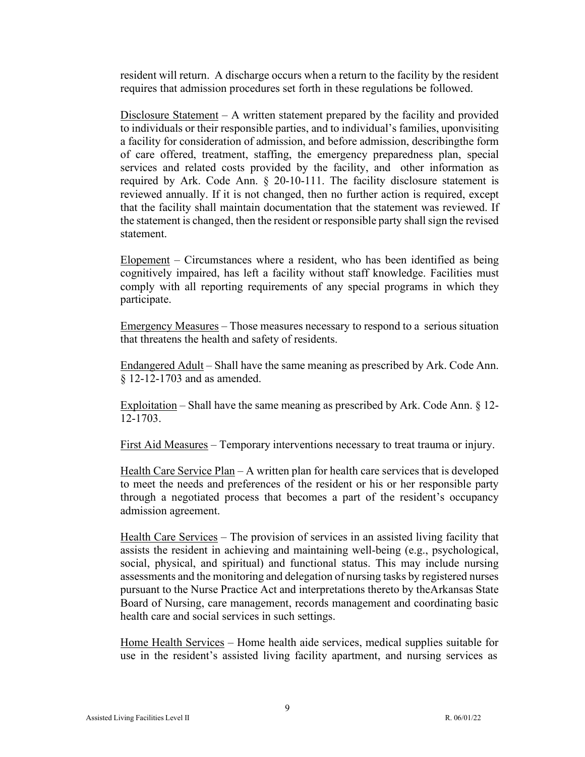resident will return. A discharge occurs when a return to the facility by the resident requires that admission procedures set forth in these regulations be followed.

<u>Disclosure Statement</u> – A written statement prepared by the facility and provided to individuals or their responsible parties, and to individual's families, uponvisiting a facility for consideration of admission, and before admission, describingthe form of care offered, treatment, staffing, the emergency preparedness plan, special services and related costs provided by the facility, and other information as required by Ark. Code Ann. § 20-10-111. The facility disclosure statement is reviewed annually. If it is not changed, then no further action is required, except that the facility shall maintain documentation that the statement was reviewed. If the statement is changed, then the resident or responsible party shall sign the revised statement.

<u>Elopement</u> – Circumstances where a resident, who has been identified as being cognitively impaired, has left a facility without staff knowledge. Facilities must comply with all reporting requirements of any special programs in which they participate.

<u>Emergency Measures</u> – Those measures necessary to respond to a serious situation that threatens the health and safety of residents.

<u>Endangered Adult</u> – Shall have the same meaning as prescribed by Ark. Code Ann. § 12-12-1703 and as amended.

<u>Exploitation</u> – Shall have the same meaning as prescribed by Ark. Code Ann. § 12-12-1703.

<u>First Aid Measures</u> – Temporary interventions necessary to treat trauma or injury.

<u>Health Care Service Plan</u> – A written plan for health care services that is developed to meet the needs and preferences of the resident or his or her responsible party through a negotiated process that becomes a part of the resident's occupancy admission agreement.

<u>Health Care Services</u> – The provision of services in an assisted living facility that assists the resident in achieving and maintaining well-being (e.g., psychological, social, physical, and spiritual) and functional status. This may include nursing assessments and the monitoring and delegation of nursing tasks by registered nurses pursuant to the Nurse Practice Act and interpretations thereto by theArkansas State Board of Nursing, care management, records management and coordinating basic health care and social services in such settings.

<u>Home Health Services</u> – Home health aide services, medical supplies suitable for use in the resident's assisted living facility apartment, and nursing services as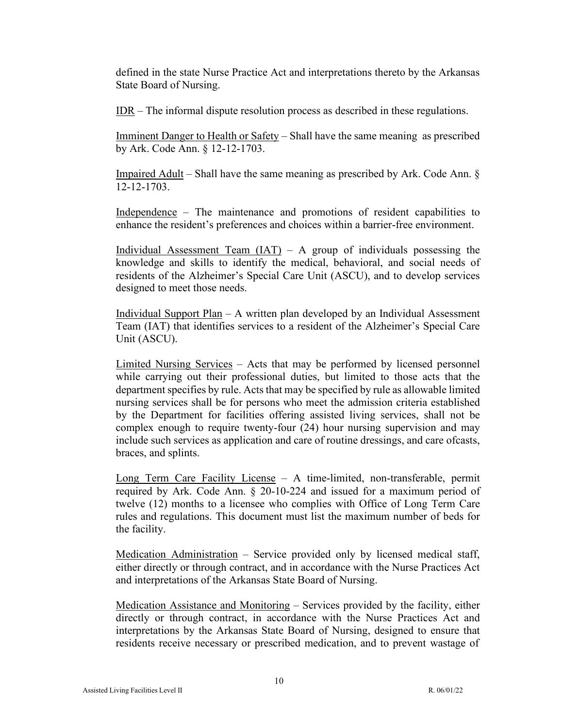defined in the state Nurse Practice Act and interpretations thereto by the Arkansas State Board of Nursing.

IDR – The informal dispute resolution process as described in these regulations.

Imminent Danger to Health or Safety – Shall have the same meaning as prescribed by Ark. Code Ann. § 12-12-1703.

Impaired Adult – Shall have the same meaning as prescribed by Ark. Code Ann. § 12-12-1703.

Independence – The maintenance and promotions of resident capabilities to enhance the resident's preferences and choices within a barrier-free environment.

Individual Assessment Team (IAT) – A group of individuals possessing the knowledge and skills to identify the medical, behavioral, and social needs of residents of the Alzheimer's Special Care Unit (ASCU), and to develop services designed to meet those needs.

Individual Support Plan – A written plan developed by an Individual Assessment Team (IAT) that identifies services to a resident of the Alzheimer's Special Care Unit (ASCU).

Limited Nursing Services – Acts that may be performed by licensed personnel while carrying out their professional duties, but limited to those acts that the department specifies by rule. Acts that may be specified by rule as allowable limited nursing services shall be for persons who meet the admission criteria established by the Department for facilities offering assisted living services, shall not be complex enough to require twenty-four (24) hour nursing supervision and may include such services as application and care of routine dressings, and care ofcasts, braces, and splints.

Long Term Care Facility License – A time-limited, non-transferable, permit required by Ark. Code Ann. § 20-10-224 and issued for a maximum period of twelve (12) months to a licensee who complies with Office of Long Term Care rules and regulations. This document must list the maximum number of beds for the facility.

Medication Administration – Service provided only by licensed medical staff, either directly or through contract, and in accordance with the Nurse Practices Act and interpretations of the Arkansas State Board of Nursing.

Medication Assistance and Monitoring – Services provided by the facility, either directly or through contract, in accordance with the Nurse Practices Act and interpretations by the Arkansas State Board of Nursing, designed to ensure that residents receive necessary or prescribed medication, and to prevent wastage of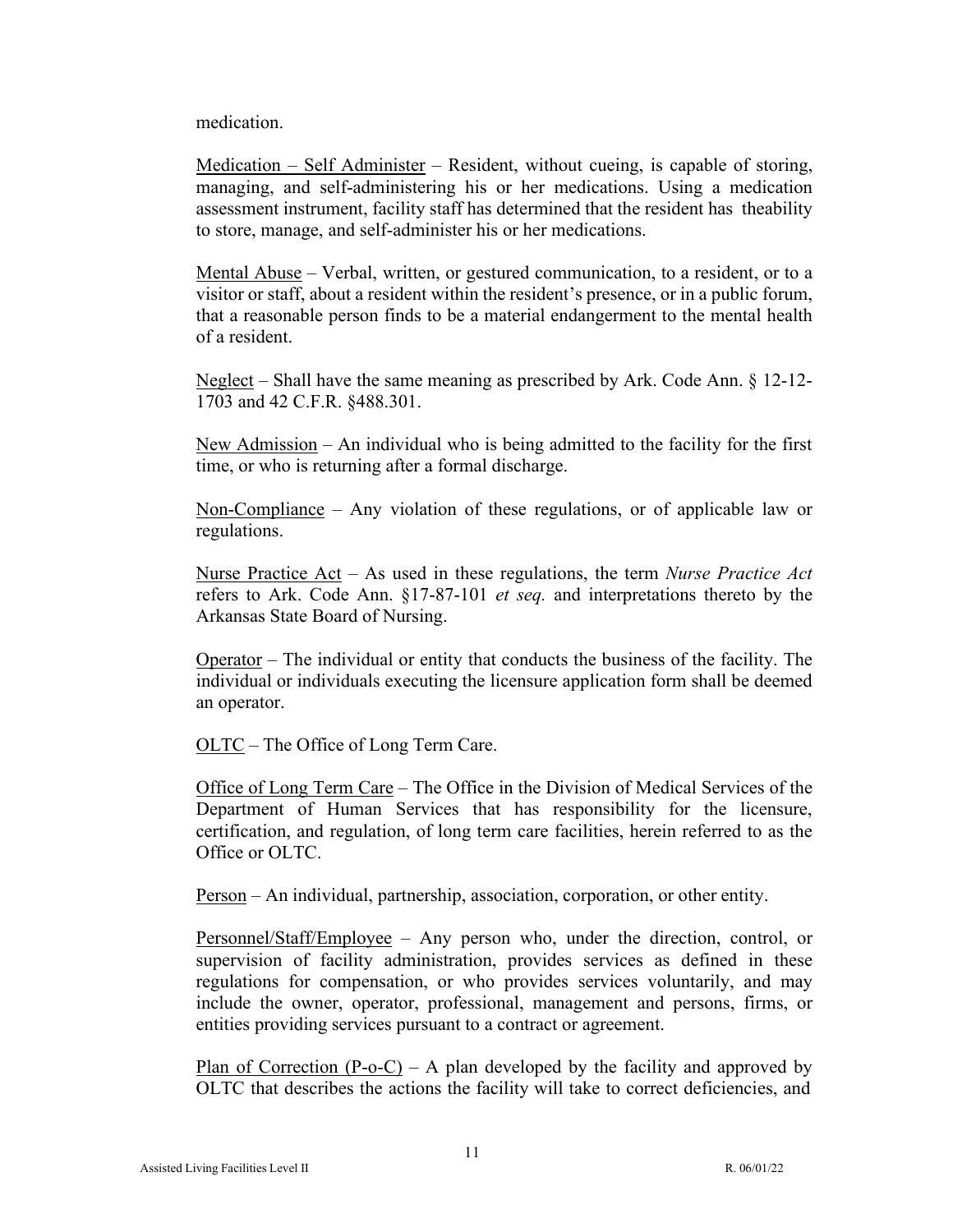medication.

Medication – Self Administer – Resident, without cueing, is capable of storing, managing, and self-administering his or her medications. Using a medication assessment instrument, facility staff has determined that the resident has theability to store, manage, and self-administer his or her medications.

Mental Abuse – Verbal, written, or gestured communication, to a resident, or to a visitor or staff, about a resident within the resident's presence, or in a public forum, that a reasonable person finds to be a material endangerment to the mental health of a resident.

Neglect – Shall have the same meaning as prescribed by Ark. Code Ann. § 12-12-1703 and 42 C.F.R. §488.301.

New Admission – An individual who is being admitted to the facility for the first time, or who is returning after a formal discharge.

Non-Compliance – Any violation of these regulations, or of applicable law or regulations.

Nurse Practice Act – As used in these regulations, the term *Nurse Practice Act* refers to Ark. Code Ann. §17-87-101 *et seq.* and interpretations thereto by the Arkansas State Board of Nursing.

Operator – The individual or entity that conducts the business of the facility. The individual or individuals executing the licensure application form shall be deemed an operator.

OLTC – The Office of Long Term Care.

Office of Long Term Care – The Office in the Division of Medical Services of the Department of Human Services that has responsibility for the licensure, certification, and regulation, of long term care facilities, herein referred to as the Office or OLTC.

Person – An individual, partnership, association, corporation, or other entity.

Personnel/Staff/Employee – Any person who, under the direction, control, or supervision of facility administration, provides services as defined in these regulations for compensation, or who provides services voluntarily, and may include the owner, operator, professional, management and persons, firms, or entities providing services pursuant to a contract or agreement.

Plan of Correction (P-o-C) – A plan developed by the facility and approved by OLTC that describes the actions the facility will take to correct deficiencies, and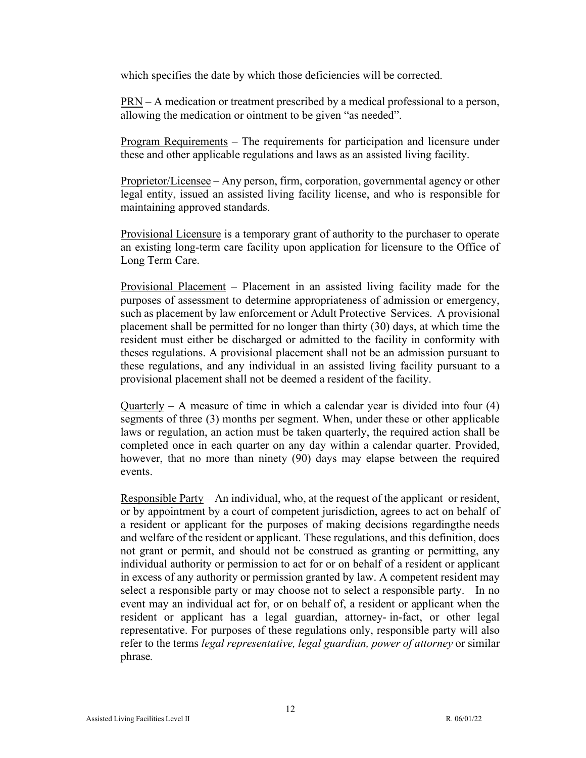which specifies the date by which those deficiencies will be corrected.

PRN – A medication or treatment prescribed by a medical professional to a person, allowing the medication or ointment to be given "as needed".

Program Requirements – The requirements for participation and licensure under these and other applicable regulations and laws as an assisted living facility.

Proprietor/Licensee – Any person, firm, corporation, governmental agency or other legal entity, issued an assisted living facility license, and who is responsible for maintaining approved standards.

Provisional Licensure is a temporary grant of authority to the purchaser to operate an existing long-term care facility upon application for licensure to the Office of Long Term Care.

Provisional Placement – Placement in an assisted living facility made for the purposes of assessment to determine appropriateness of admission or emergency, such as placement by law enforcement or Adult Protective Services. A provisional placement shall be permitted for no longer than thirty (30) days, at which time the resident must either be discharged or admitted to the facility in conformity with theses regulations. A provisional placement shall not be an admission pursuant to these regulations, and any individual in an assisted living facility pursuant to a provisional placement shall not be deemed a resident of the facility.

Quarterly – A measure of time in which a calendar year is divided into four (4) segments of three (3) months per segment. When, under these or other applicable laws or regulation, an action must be taken quarterly, the required action shall be completed once in each quarter on any day within a calendar quarter. Provided, however, that no more than ninety (90) days may elapse between the required events.

Responsible Party – An individual, who, at the request of the applicant or resident, or by appointment by a court of competent jurisdiction, agrees to act on behalf of a resident or applicant for the purposes of making decisions regardingthe needs and welfare of the resident or applicant. These regulations, and this definition, does not grant or permit, and should not be construed as granting or permitting, any individual authority or permission to act for or on behalf of a resident or applicant in excess of any authority or permission granted by law. A competent resident may select a responsible party or may choose not to select a responsible party. In no event may an individual act for, or on behalf of, a resident or applicant when the resident or applicant has a legal guardian, attorney- in-fact, or other legal representative. For purposes of these regulations only, responsible party will also refer to the terms *legal representative, legal guardian, power of attorney* or similar phrase*.*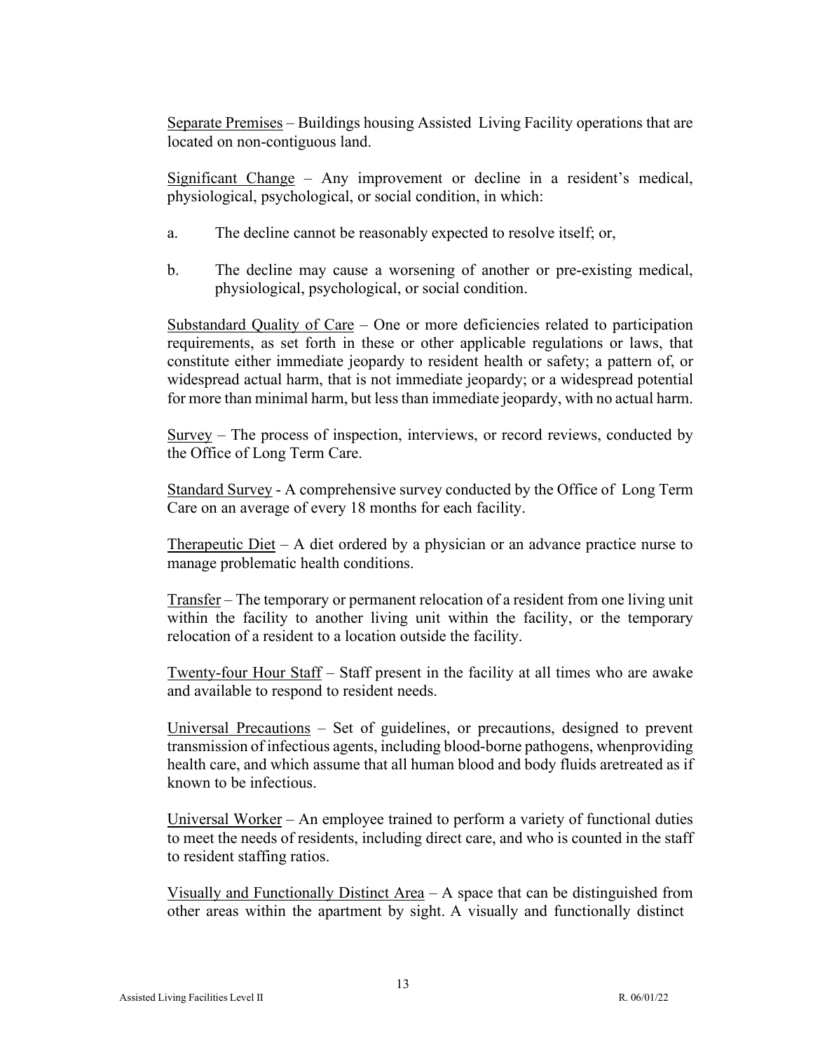Separate Premises – Buildings housing Assisted Living Facility operations that are located on non-contiguous land.

Significant Change – Any improvement or decline in a resident's medical, physiological, psychological, or social condition, in which:

a. The decline cannot be reasonably expected to resolve itself; or,

b. The decline may cause a worsening of another or pre-existing medical, physiological, psychological, or social condition.

Substandard Quality of Care – One or more deficiencies related to participation requirements, as set forth in these or other applicable regulations or laws, that constitute either immediate jeopardy to resident health or safety; a pattern of, or widespread actual harm, that is not immediate jeopardy; or a widespread potential for more than minimal harm, but less than immediate jeopardy, with no actual harm.

Survey – The process of inspection, interviews, or record reviews, conducted by the Office of Long Term Care.

Standard Survey - A comprehensive survey conducted by the Office of Long Term Care on an average of every 18 months for each facility.

Therapeutic Diet – A diet ordered by a physician or an advance practice nurse to manage problematic health conditions.

Transfer – The temporary or permanent relocation of a resident from one living unit within the facility to another living unit within the facility, or the temporary relocation of a resident to a location outside the facility.

Twenty-four Hour Staff – Staff present in the facility at all times who are awake and available to respond to resident needs.

Universal Precautions – Set of guidelines, or precautions, designed to prevent transmission of infectious agents, including blood-borne pathogens, whenproviding health care, and which assume that all human blood and body fluids aretreated as if known to be infectious.

Universal Worker – An employee trained to perform a variety of functional duties to meet the needs of residents, including direct care, and who is counted in the staff to resident staffing ratios.

Visually and Functionally Distinct Area – A space that can be distinguished from other areas within the apartment by sight. A visually and functionally distinct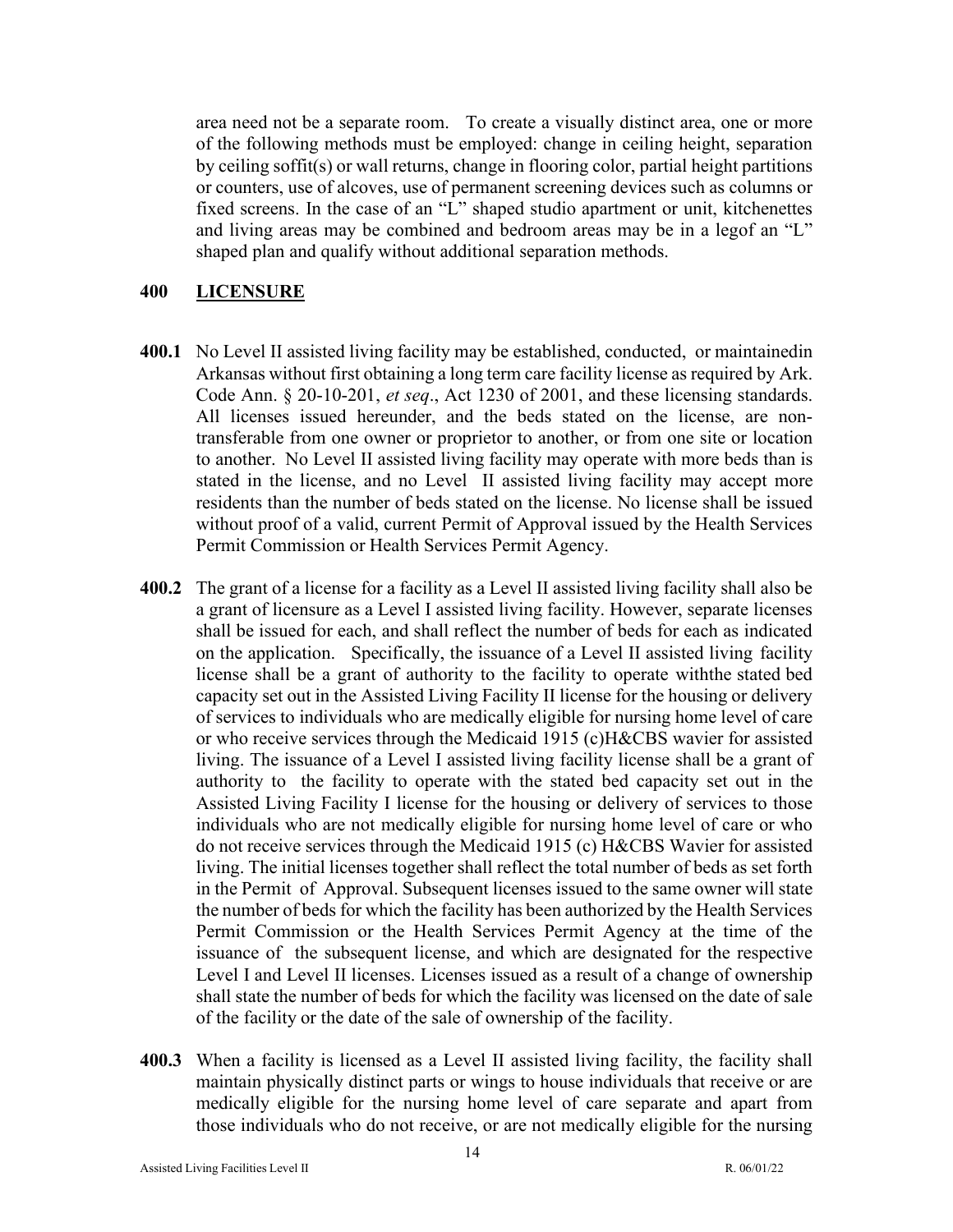area need not be a separate room. To create a visually distinct area, one or more of the following methods must be employed: change in ceiling height, separation by ceiling soffit(s) or wall returns, change in flooring color, partial height partitions or counters, use of alcoves, use of permanent screening devices such as columns or fixed screens. In the case of an "L" shaped studio apartment or unit, kitchenettes and living areas may be combined and bedroom areas may be in a legof an "L" shaped plan and qualify without additional separation methods.

## 400 LICENSURE

**400.1** No Level II assisted living facility may be established, conducted, or maintainedin Arkansas without first obtaining a long term care facility license as required by Ark. Code Ann. § 20-10-201, *et seq*., Act 1230 of 2001, and these licensing standards. All licenses issued hereunder, and the beds stated on the license, are non-transferable from one owner or proprietor to another, or from one site or location to another. No Level II assisted living facility may operate with more beds than is stated in the license, and no Level II assisted living facility may accept more residents than the number of beds stated on the license. No license shall be issued without proof of a valid, current Permit of Approval issued by the Health Services Permit Commission or Health Services Permit Agency.

**400.2** The grant of a license for a facility as a Level II assisted living facility shall also be a grant of licensure as a Level I assisted living facility. However, separate licenses shall be issued for each, and shall reflect the number of beds for each as indicated on the application. Specifically, the issuance of a Level II assisted living facility license shall be a grant of authority to the facility to operate withthe stated bed capacity set out in the Assisted Living Facility II license for the housing or delivery of services to individuals who are medically eligible for nursing home level of care or who receive services through the Medicaid 1915 (c)H&CBS wavier for assisted living. The issuance of a Level I assisted living facility license shall be a grant of authority to the facility to operate with the stated bed capacity set out in the Assisted Living Facility I license for the housing or delivery of services to those individuals who are not medically eligible for nursing home level of care or who do not receive services through the Medicaid 1915 (c) H&CBS Wavier for assisted living. The initial licenses together shall reflect the total number of beds as set forth in the Permit of Approval. Subsequent licenses issued to the same owner will state the number of beds for which the facility has been authorized by the Health Services Permit Commission or the Health Services Permit Agency at the time of the issuance of the subsequent license, and which are designated for the respective Level I and Level II licenses. Licenses issued as a result of a change of ownership shall state the number of beds for which the facility was licensed on the date of sale of the facility or the date of the sale of ownership of the facility.

**400.3** When a facility is licensed as a Level II assisted living facility, the facility shall maintain physically distinct parts or wings to house individuals that receive or are medically eligible for the nursing home level of care separate and apart from those individuals who do not receive, or are not medically eligible for the nursing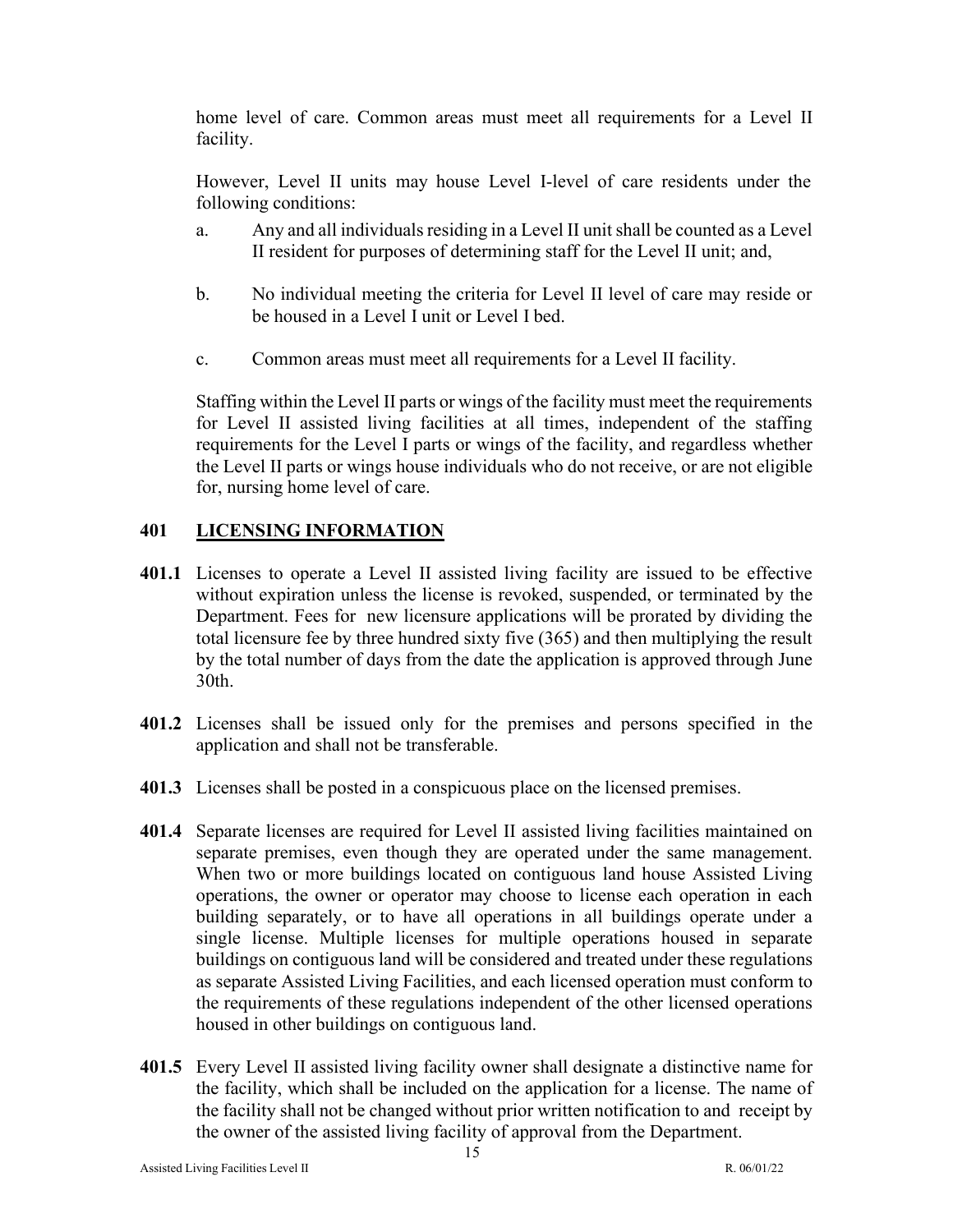home level of care. Common areas must meet all requirements for a Level II facility.

However, Level II units may house Level I-level of care residents under the following conditions:

a. Any and all individuals residing in a Level II unit shall be counted as a Level II resident for purposes of determining staff for the Level II unit; and,

b. No individual meeting the criteria for Level II level of care may reside or be housed in a Level I unit or Level I bed.

c. Common areas must meet all requirements for a Level II facility.

Staffing within the Level II parts or wings of the facility must meet the requirements for Level II assisted living facilities at all times, independent of the staffing requirements for the Level I parts or wings of the facility, and regardless whether the Level II parts or wings house individuals who do not receive, or are not eligible for, nursing home level of care.

## 401 LICENSING INFORMATION

**401.1** Licenses to operate a Level II assisted living facility are issued to be effective without expiration unless the license is revoked, suspended, or terminated by the Department. Fees for new licensure applications will be prorated by dividing the total licensure fee by three hundred sixty five (365) and then multiplying the result by the total number of days from the date the application is approved through June 30th.

**401.2** Licenses shall be issued only for the premises and persons specified in the application and shall not be transferable.

**401.3** Licenses shall be posted in a conspicuous place on the licensed premises.

**401.4** Separate licenses are required for Level II assisted living facilities maintained on separate premises, even though they are operated under the same management. When two or more buildings located on contiguous land house Assisted Living operations, the owner or operator may choose to license each operation in each building separately, or to have all operations in all buildings operate under a single license. Multiple licenses for multiple operations housed in separate buildings on contiguous land will be considered and treated under these regulations as separate Assisted Living Facilities, and each licensed operation must conform to the requirements of these regulations independent of the other licensed operations housed in other buildings on contiguous land.

**401.5** Every Level II assisted living facility owner shall designate a distinctive name for the facility, which shall be included on the application for a license. The name of the facility shall not be changed without prior written notification to and receipt by the owner of the assisted living facility of approval from the Department.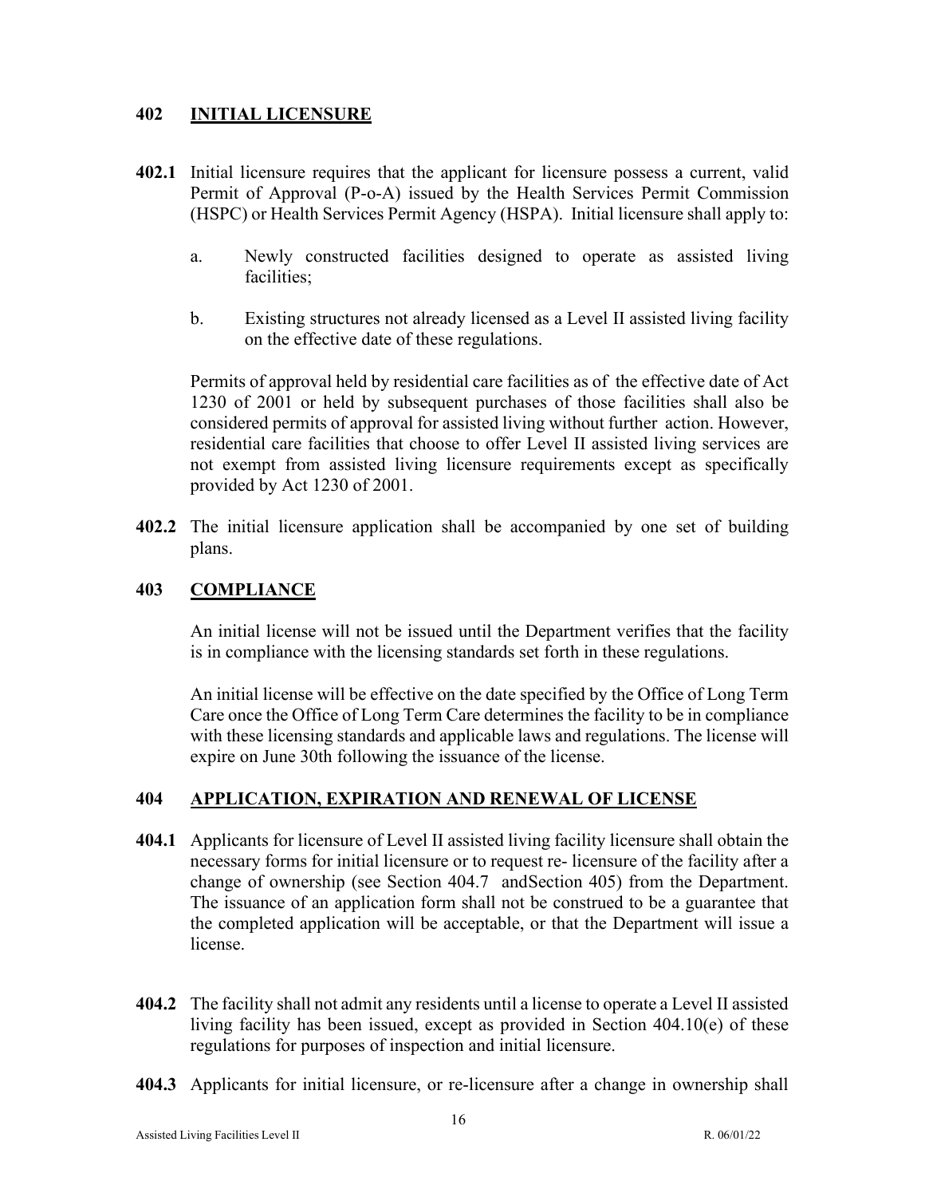## 402 INITIAL LICENSURE

**402.1** Initial licensure requires that the applicant for licensure possess a current, valid Permit of Approval (P-o-A) issued by the Health Services Permit Commission (HSPC) or Health Services Permit Agency (HSPA). Initial licensure shall apply to:

a. Newly constructed facilities designed to operate as assisted living facilities;

b. Existing structures not already licensed as a Level II assisted living facility on the effective date of these regulations.

Permits of approval held by residential care facilities as of the effective date of Act 1230 of 2001 or held by subsequent purchases of those facilities shall also be considered permits of approval for assisted living without further action. However, residential care facilities that choose to offer Level II assisted living services are not exempt from assisted living licensure requirements except as specifically provided by Act 1230 of 2001.

**402.2** The initial licensure application shall be accompanied by one set of building plans.

## 403 COMPLIANCE

An initial license will not be issued until the Department verifies that the facility is in compliance with the licensing standards set forth in these regulations.

An initial license will be effective on the date specified by the Office of Long Term Care once the Office of Long Term Care determines the facility to be in compliance with these licensing standards and applicable laws and regulations. The license will expire on June 30th following the issuance of the license.

## 404 APPLICATION, EXPIRATION AND RENEWAL OF LICENSE

**404.1** Applicants for licensure of Level II assisted living facility licensure shall obtain the necessary forms for initial licensure or to request re- licensure of the facility after a change of ownership (see Section 404.7 andSection 405) from the Department. The issuance of an application form shall not be construed to be a guarantee that the completed application will be acceptable, or that the Department will issue a license.

**404.2** The facility shall not admit any residents until a license to operate a Level II assisted living facility has been issued, except as provided in Section 404.10(e) of these regulations for purposes of inspection and initial licensure.

**404.3** Applicants for initial licensure, or re-licensure after a change in ownership shall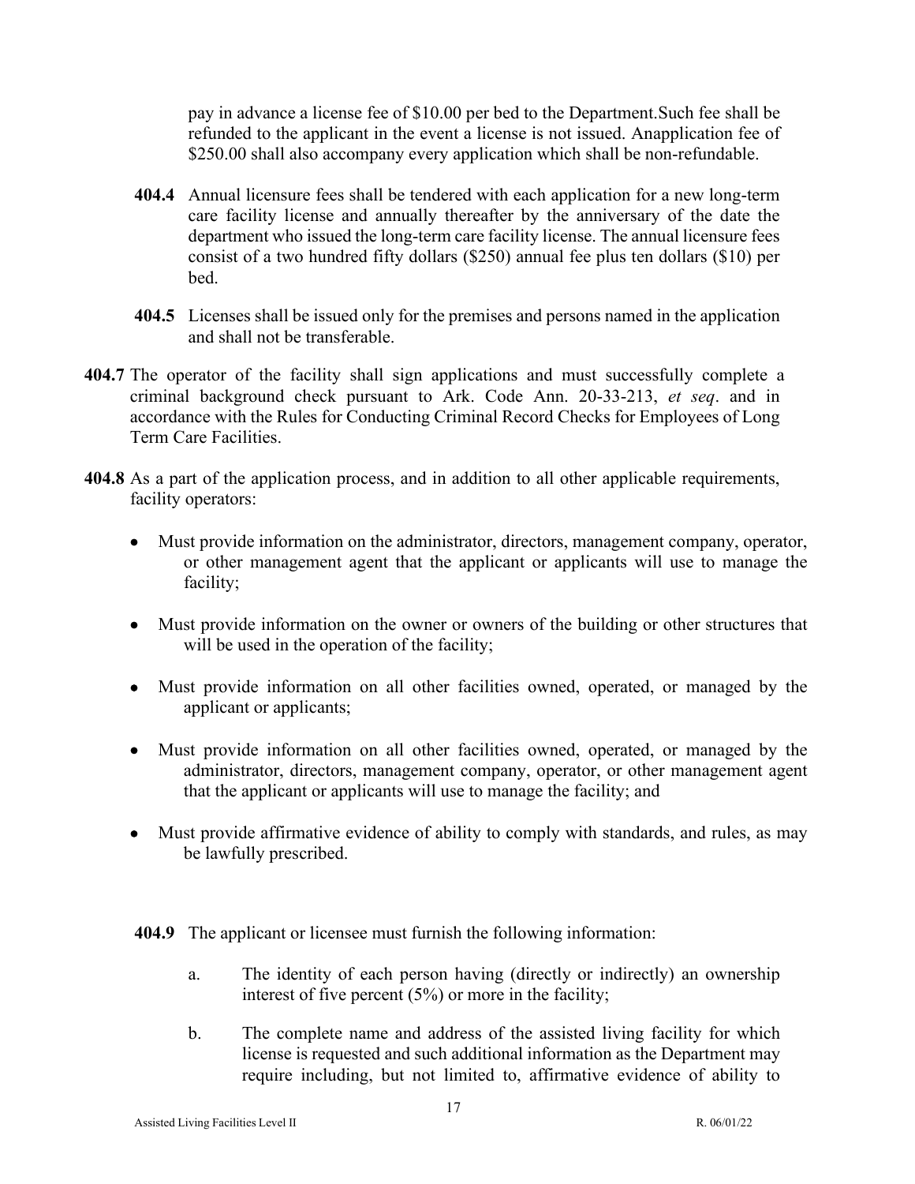pay in advance a license fee of $10.00 per bed to the Department.Such fee shall be refunded to the applicant in the event a license is not issued. Anapplication fee of $250.00 shall also accompany every application which shall be non-refundable.

**404.4** Annual licensure fees shall be tendered with each application for a new long-term care facility license and annually thereafter by the anniversary of the date the department who issued the long-term care facility license. The annual licensure fees consist of a two hundred fifty dollars ($250) annual fee plus ten dollars ($10) per bed.

**404.5** Licenses shall be issued only for the premises and persons named in the application and shall not be transferable.

**404.7** The operator of the facility shall sign applications and must successfully complete a criminal background check pursuant to Ark. Code Ann. 20-33-213, *et seq*. and in accordance with the Rules for Conducting Criminal Record Checks for Employees of Long Term Care Facilities.

**404.8** As a part of the application process, and in addition to all other applicable requirements, facility operators:

- Must provide information on the administrator, directors, management company, operator, or other management agent that the applicant or applicants will use to manage the facility;
- Must provide information on the owner or owners of the building or other structures that will be used in the operation of the facility;
- Must provide information on all other facilities owned, operated, or managed by the applicant or applicants;
- Must provide information on all other facilities owned, operated, or managed by the administrator, directors, management company, operator, or other management agent that the applicant or applicants will use to manage the facility; and
- Must provide affirmative evidence of ability to comply with standards, and rules, as may be lawfully prescribed.

**404.9** The applicant or licensee must furnish the following information:

a. The identity of each person having (directly or indirectly) an ownership interest of five percent (5%) or more in the facility;

b. The complete name and address of the assisted living facility for which license is requested and such additional information as the Department may require including, but not limited to, affirmative evidence of ability to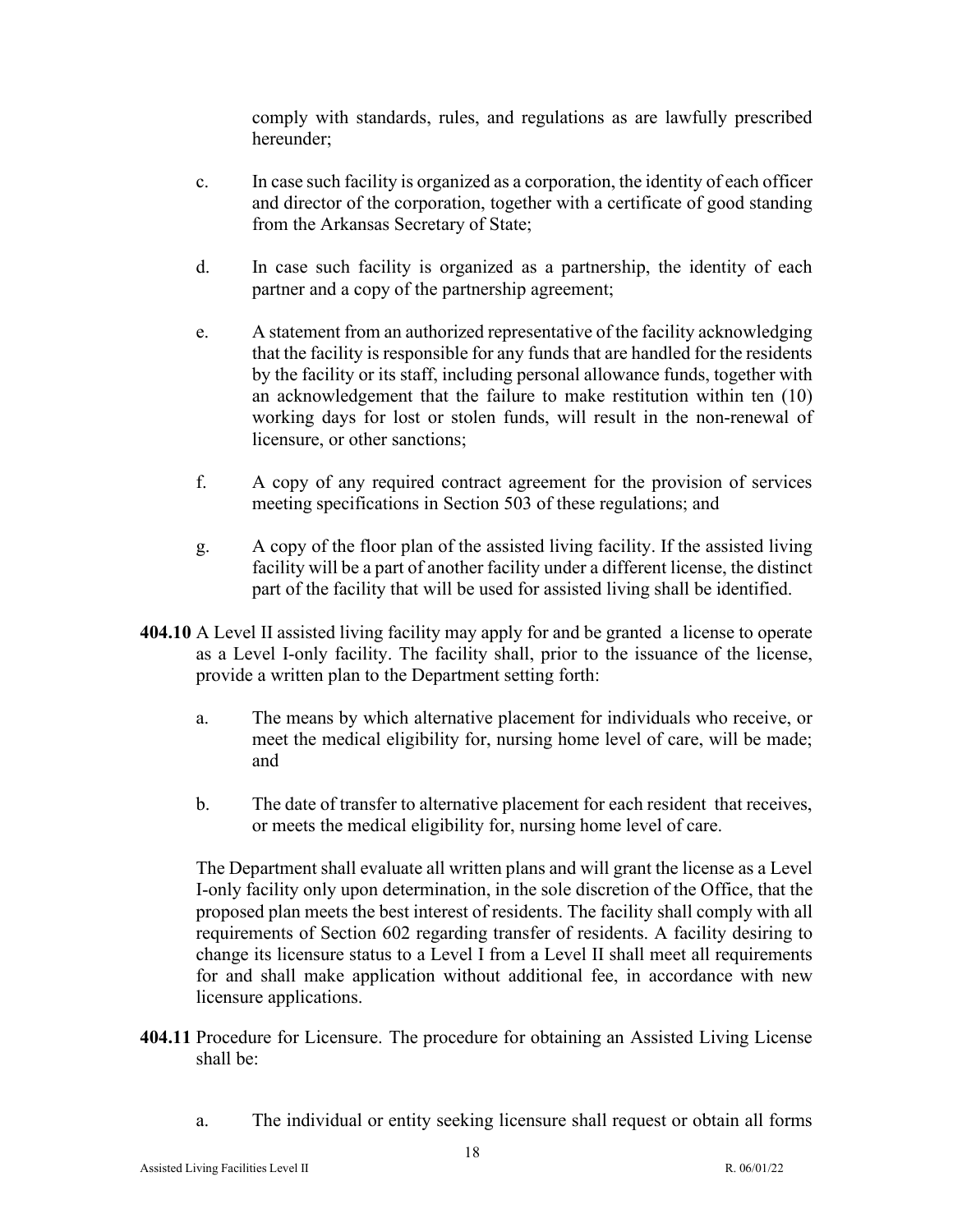comply with standards, rules, and regulations as are lawfully prescribed hereunder;

c. In case such facility is organized as a corporation, the identity of each officer and director of the corporation, together with a certificate of good standing from the Arkansas Secretary of State;

d. In case such facility is organized as a partnership, the identity of each partner and a copy of the partnership agreement;

e. A statement from an authorized representative of the facility acknowledging that the facility is responsible for any funds that are handled for the residents by the facility or its staff, including personal allowance funds, together with an acknowledgement that the failure to make restitution within ten (10) working days for lost or stolen funds, will result in the non-renewal of licensure, or other sanctions;

f. A copy of any required contract agreement for the provision of services meeting specifications in Section 503 of these regulations; and

g. A copy of the floor plan of the assisted living facility. If the assisted living facility will be a part of another facility under a different license, the distinct part of the facility that will be used for assisted living shall be identified.

**404.10** A Level II assisted living facility may apply for and be granted a license to operate as a Level I-only facility. The facility shall, prior to the issuance of the license, provide a written plan to the Department setting forth:

a. The means by which alternative placement for individuals who receive, or meet the medical eligibility for, nursing home level of care, will be made; and

b. The date of transfer to alternative placement for each resident that receives, or meets the medical eligibility for, nursing home level of care.

The Department shall evaluate all written plans and will grant the license as a Level I-only facility only upon determination, in the sole discretion of the Office, that the proposed plan meets the best interest of residents. The facility shall comply with all requirements of Section 602 regarding transfer of residents. A facility desiring to change its licensure status to a Level I from a Level II shall meet all requirements for and shall make application without additional fee, in accordance with new licensure applications.

**404.11** Procedure for Licensure. The procedure for obtaining an Assisted Living License shall be:

a. The individual or entity seeking licensure shall request or obtain all forms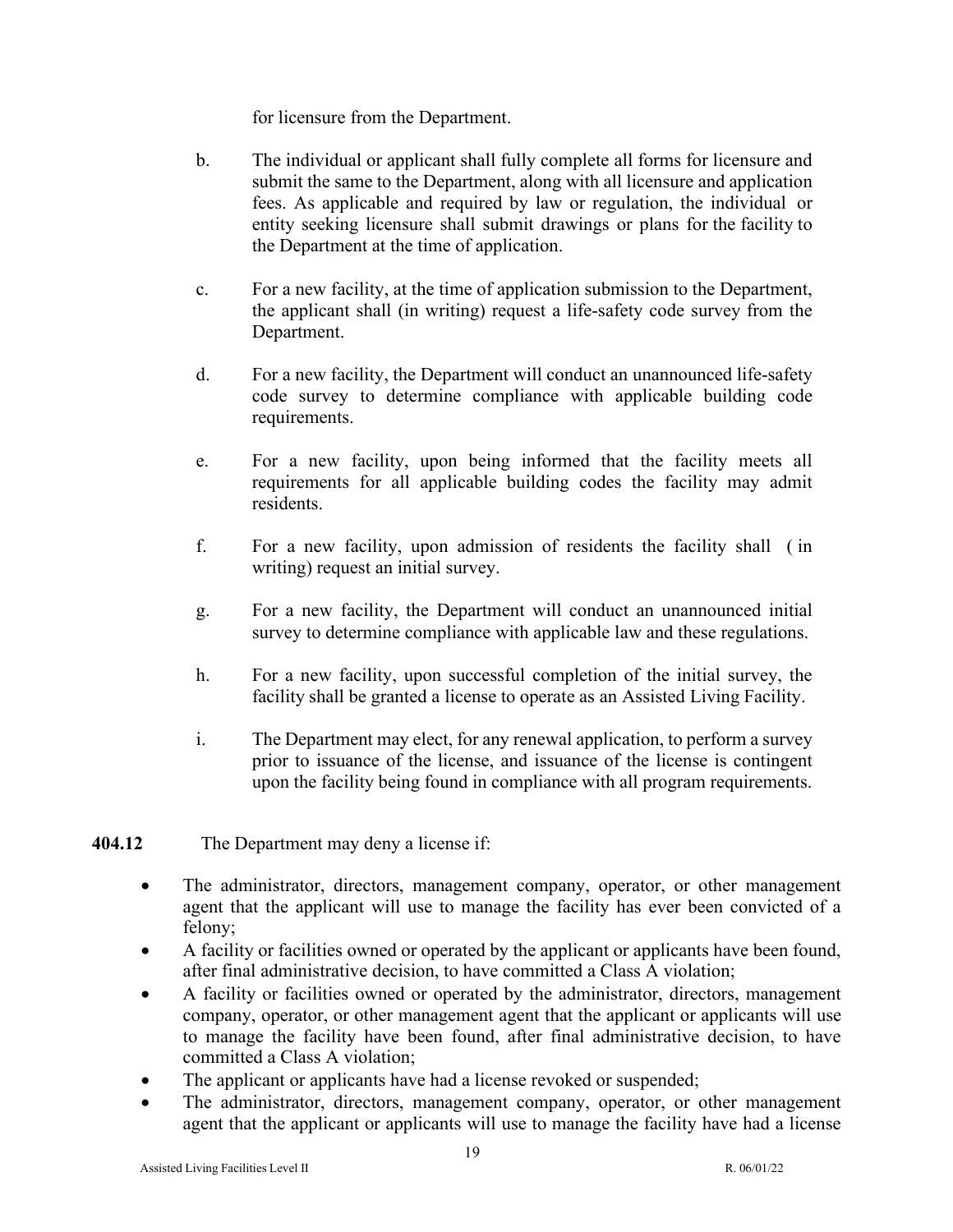for licensure from the Department.

b. The individual or applicant shall fully complete all forms for licensure and submit the same to the Department, along with all licensure and application fees. As applicable and required by law or regulation, the individual or entity seeking licensure shall submit drawings or plans for the facility to the Department at the time of application.

c. For a new facility, at the time of application submission to the Department, the applicant shall (in writing) request a life-safety code survey from the Department.

d. For a new facility, the Department will conduct an unannounced life-safety code survey to determine compliance with applicable building code requirements.

e. For a new facility, upon being informed that the facility meets all requirements for all applicable building codes the facility may admit residents.

f. For a new facility, upon admission of residents the facility shall ( in writing) request an initial survey.

g. For a new facility, the Department will conduct an unannounced initial survey to determine compliance with applicable law and these regulations.

h. For a new facility, upon successful completion of the initial survey, the facility shall be granted a license to operate as an Assisted Living Facility.

i. The Department may elect, for any renewal application, to perform a survey prior to issuance of the license, and issuance of the license is contingent upon the facility being found in compliance with all program requirements.

**404.12** The Department may deny a license if:

- The administrator, directors, management company, operator, or other management agent that the applicant will use to manage the facility has ever been convicted of a felony;
- A facility or facilities owned or operated by the applicant or applicants have been found, after final administrative decision, to have committed a Class A violation;
- A facility or facilities owned or operated by the administrator, directors, management company, operator, or other management agent that the applicant or applicants will use to manage the facility have been found, after final administrative decision, to have committed a Class A violation;
- The applicant or applicants have had a license revoked or suspended;
- The administrator, directors, management company, operator, or other management agent that the applicant or applicants will use to manage the facility have had a license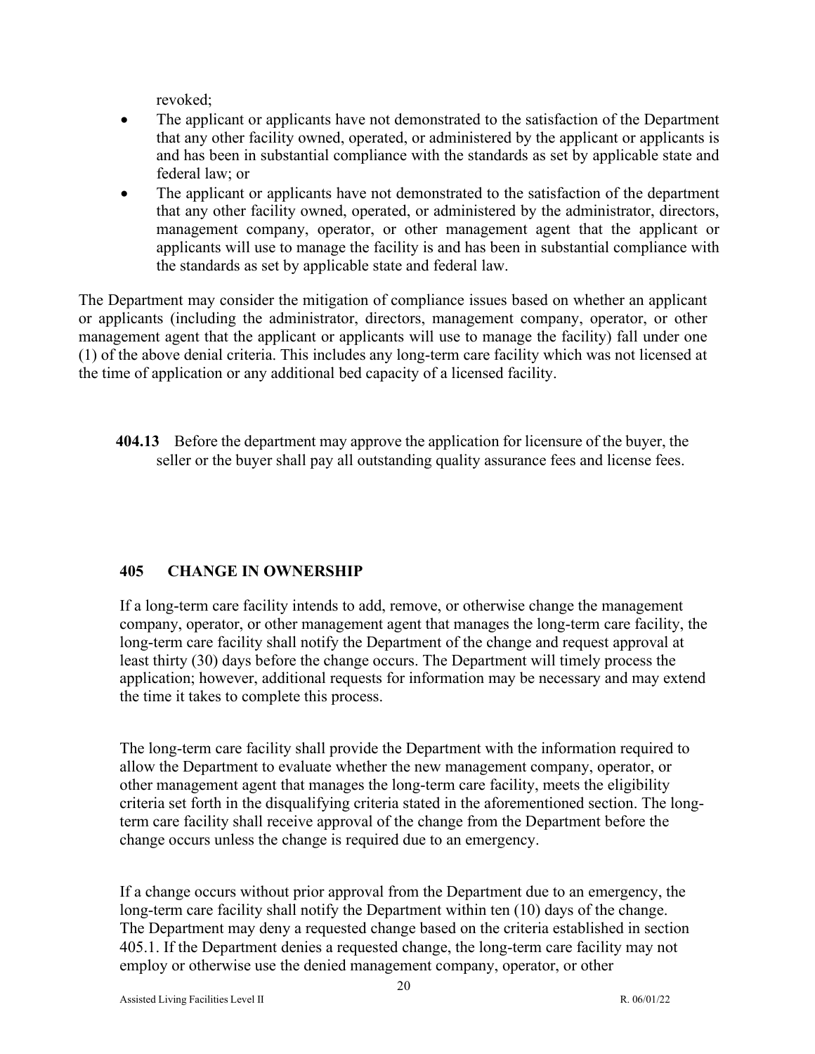revoked;

- The applicant or applicants have not demonstrated to the satisfaction of the Department that any other facility owned, operated, or administered by the applicant or applicants is and has been in substantial compliance with the standards as set by applicable state and federal law; or
- The applicant or applicants have not demonstrated to the satisfaction of the department that any other facility owned, operated, or administered by the administrator, directors, management company, operator, or other management agent that the applicant or applicants will use to manage the facility is and has been in substantial compliance with the standards as set by applicable state and federal law.

The Department may consider the mitigation of compliance issues based on whether an applicant or applicants (including the administrator, directors, management company, operator, or other management agent that the applicant or applicants will use to manage the facility) fall under one (1) of the above denial criteria. This includes any long-term care facility which was not licensed at the time of application or any additional bed capacity of a licensed facility.

**404.13** Before the department may approve the application for licensure of the buyer, the seller or the buyer shall pay all outstanding quality assurance fees and license fees.

## 405 CHANGE IN OWNERSHIP

If a long-term care facility intends to add, remove, or otherwise change the management company, operator, or other management agent that manages the long-term care facility, the long-term care facility shall notify the Department of the change and request approval at least thirty (30) days before the change occurs. The Department will timely process the application; however, additional requests for information may be necessary and may extend the time it takes to complete this process.

The long-term care facility shall provide the Department with the information required to allow the Department to evaluate whether the new management company, operator, or other management agent that manages the long-term care facility, meets the eligibility criteria set forth in the disqualifying criteria stated in the aforementioned section. The long-term care facility shall receive approval of the change from the Department before the change occurs unless the change is required due to an emergency.

If a change occurs without prior approval from the Department due to an emergency, the long-term care facility shall notify the Department within ten (10) days of the change. The Department may deny a requested change based on the criteria established in section 405.1. If the Department denies a requested change, the long-term care facility may not employ or otherwise use the denied management company, operator, or other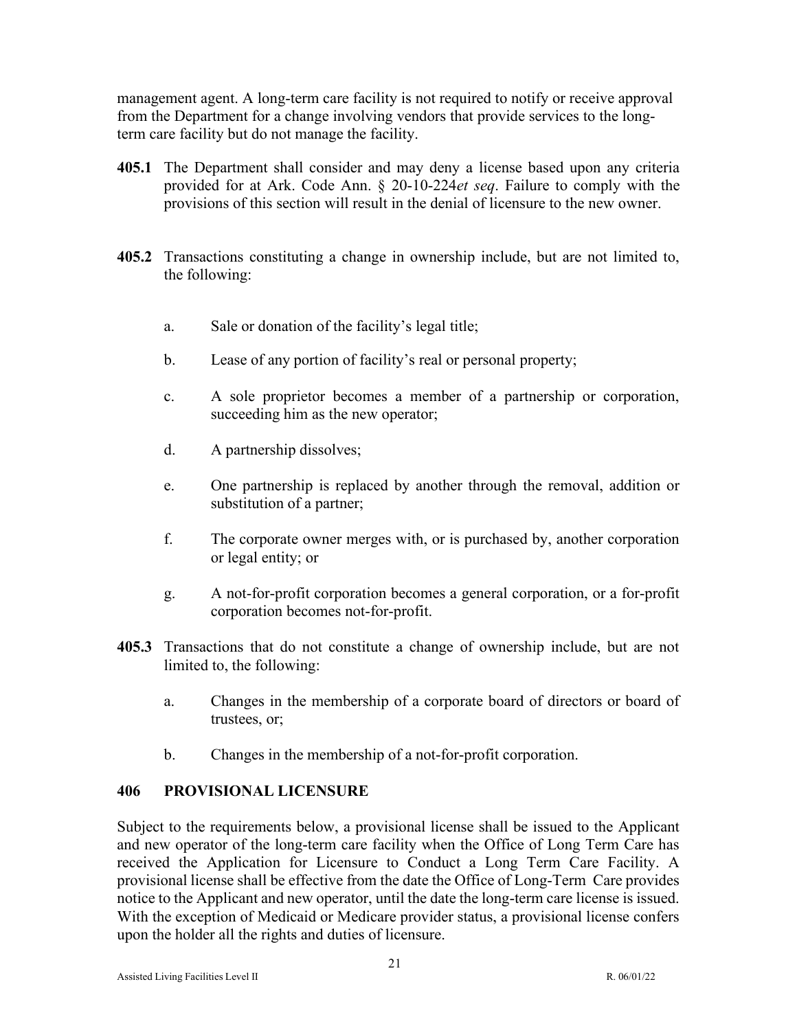management agent. A long-term care facility is not required to notify or receive approval from the Department for a change involving vendors that provide services to the long-term care facility but do not manage the facility.

**405.1** The Department shall consider and may deny a license based upon any criteria provided for at Ark. Code Ann. § 20-10-224*et seq*. Failure to comply with the provisions of this section will result in the denial of licensure to the new owner.

**405.2** Transactions constituting a change in ownership include, but are not limited to, the following:

a. Sale or donation of the facility's legal title;

b. Lease of any portion of facility's real or personal property;

c. A sole proprietor becomes a member of a partnership or corporation, succeeding him as the new operator;

d. A partnership dissolves;

e. One partnership is replaced by another through the removal, addition or substitution of a partner;

f. The corporate owner merges with, or is purchased by, another corporation or legal entity; or

g. A not-for-profit corporation becomes a general corporation, or a for-profit corporation becomes not-for-profit.

**405.3** Transactions that do not constitute a change of ownership include, but are not limited to, the following:

a. Changes in the membership of a corporate board of directors or board of trustees, or;

b. Changes in the membership of a not-for-profit corporation.

## 406 PROVISIONAL LICENSURE

Subject to the requirements below, a provisional license shall be issued to the Applicant and new operator of the long-term care facility when the Office of Long Term Care has received the Application for Licensure to Conduct a Long Term Care Facility. A provisional license shall be effective from the date the Office of Long-Term Care provides notice to the Applicant and new operator, until the date the long-term care license is issued. With the exception of Medicaid or Medicare provider status, a provisional license confers upon the holder all the rights and duties of licensure.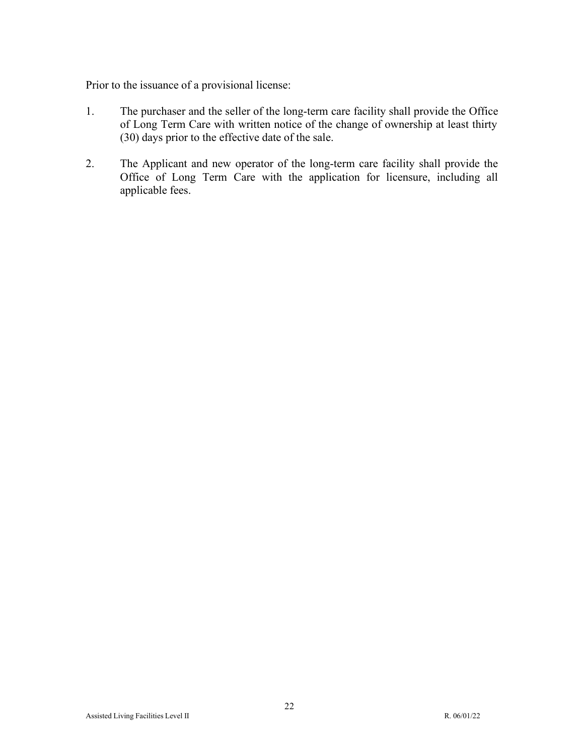Prior to the issuance of a provisional license:

1. The purchaser and the seller of the long-term care facility shall provide the Office of Long Term Care with written notice of the change of ownership at least thirty (30) days prior to the effective date of the sale.

2. The Applicant and new operator of the long-term care facility shall provide the Office of Long Term Care with the application for licensure, including all applicable fees.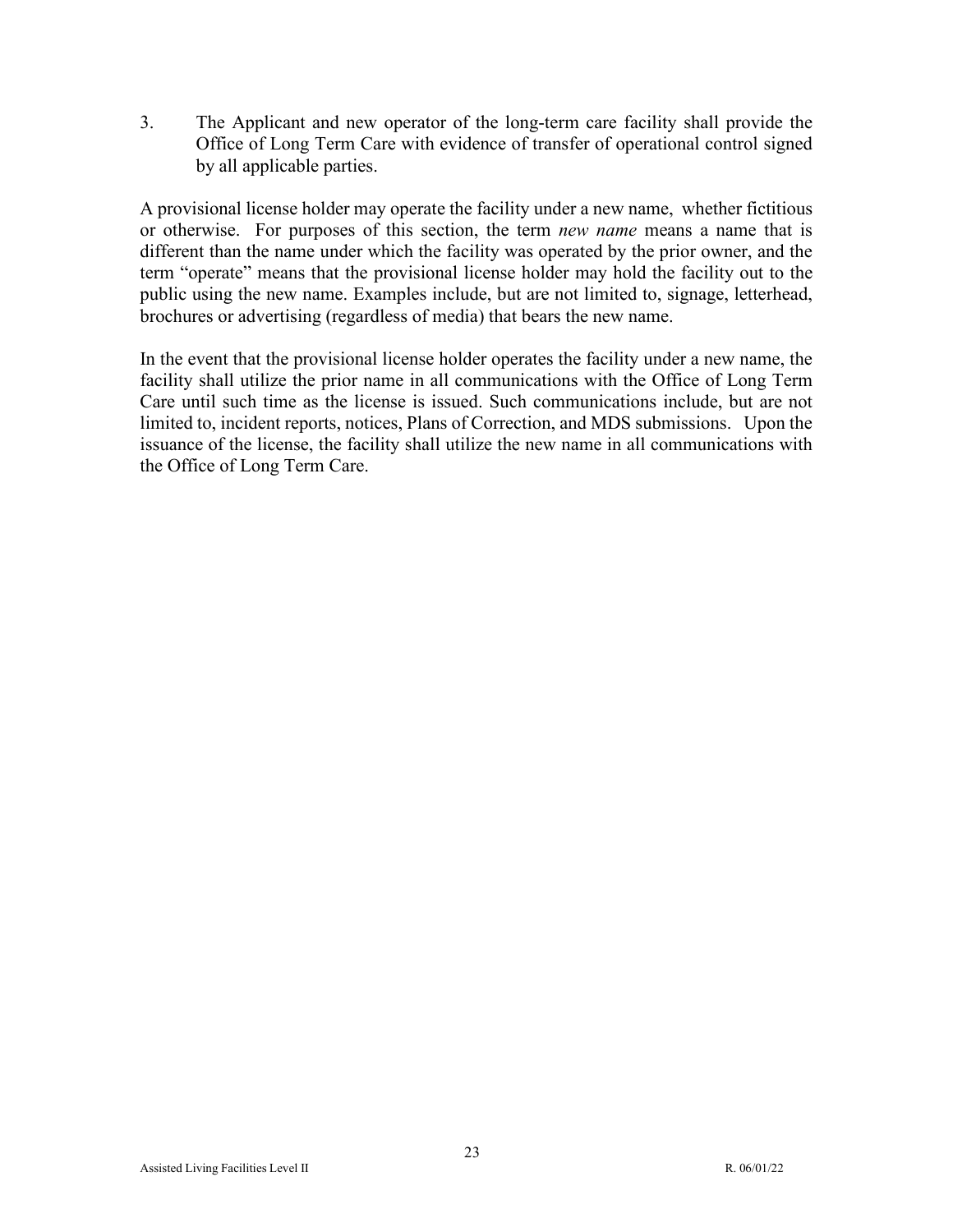3. The Applicant and new operator of the long-term care facility shall provide the Office of Long Term Care with evidence of transfer of operational control signed by all applicable parties.

A provisional license holder may operate the facility under a new name, whether fictitious or otherwise. For purposes of this section, the term *new name* means a name that is different than the name under which the facility was operated by the prior owner, and the term "operate" means that the provisional license holder may hold the facility out to the public using the new name. Examples include, but are not limited to, signage, letterhead, brochures or advertising (regardless of media) that bears the new name.

In the event that the provisional license holder operates the facility under a new name, the facility shall utilize the prior name in all communications with the Office of Long Term Care until such time as the license is issued. Such communications include, but are not limited to, incident reports, notices, Plans of Correction, and MDS submissions. Upon the issuance of the license, the facility shall utilize the new name in all communications with the Office of Long Term Care.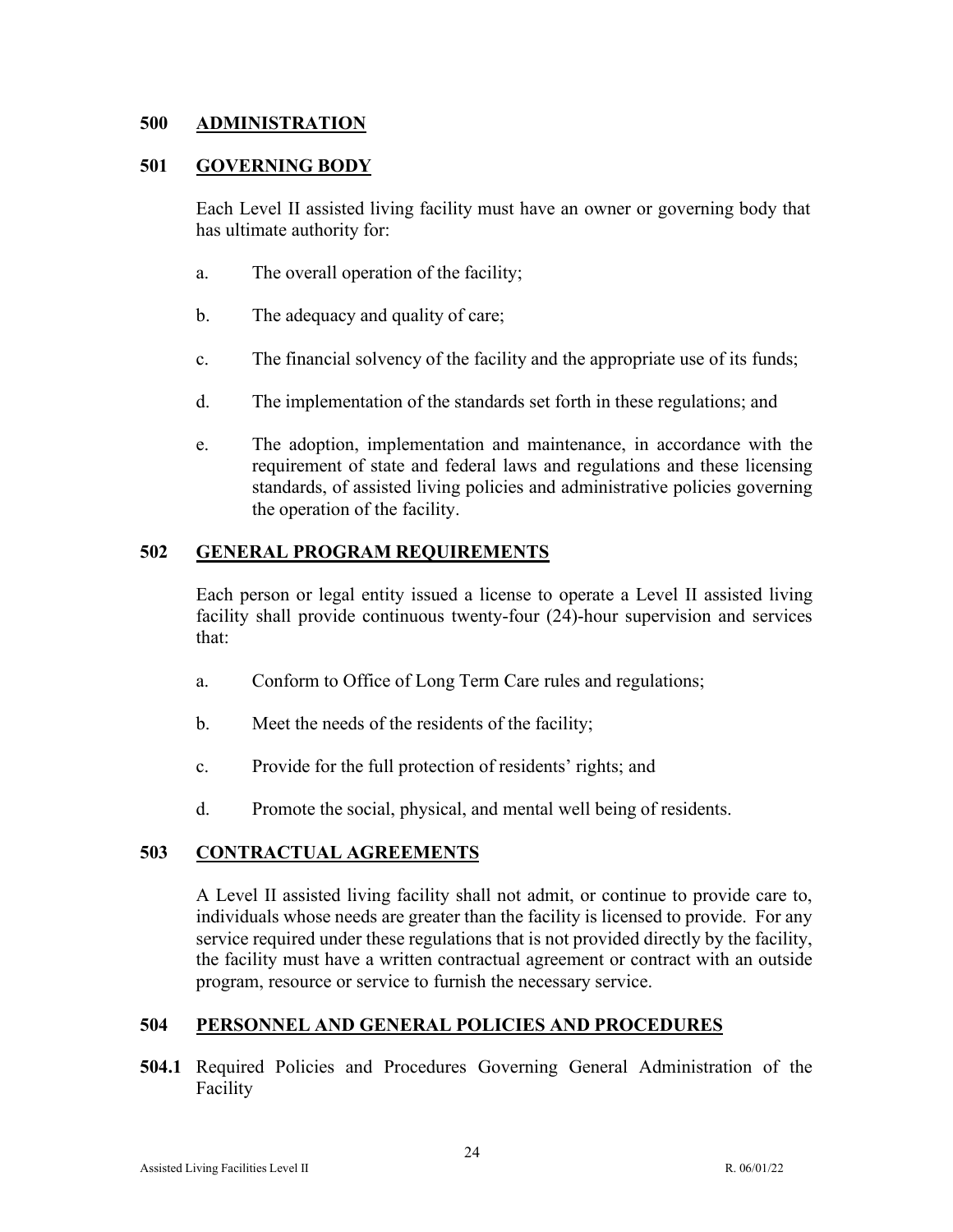## 500 ADMINISTRATION

### 501 GOVERNING BODY

Each Level II assisted living facility must have an owner or governing body that has ultimate authority for:

a. The overall operation of the facility;

b. The adequacy and quality of care;

c. The financial solvency of the facility and the appropriate use of its funds;

d. The implementation of the standards set forth in these regulations; and

e. The adoption, implementation and maintenance, in accordance with the requirement of state and federal laws and regulations and these licensing standards, of assisted living policies and administrative policies governing the operation of the facility.

### 502 GENERAL PROGRAM REQUIREMENTS

Each person or legal entity issued a license to operate a Level II assisted living facility shall provide continuous twenty-four (24)-hour supervision and services that:

a. Conform to Office of Long Term Care rules and regulations;

b. Meet the needs of the residents of the facility;

c. Provide for the full protection of residents' rights; and

d. Promote the social, physical, and mental well being of residents.

### 503 CONTRACTUAL AGREEMENTS

A Level II assisted living facility shall not admit, or continue to provide care to, individuals whose needs are greater than the facility is licensed to provide. For any service required under these regulations that is not provided directly by the facility, the facility must have a written contractual agreement or contract with an outside program, resource or service to furnish the necessary service.

### 504 PERSONNEL AND GENERAL POLICIES AND PROCEDURES

**504.1** Required Policies and Procedures Governing General Administration of the Facility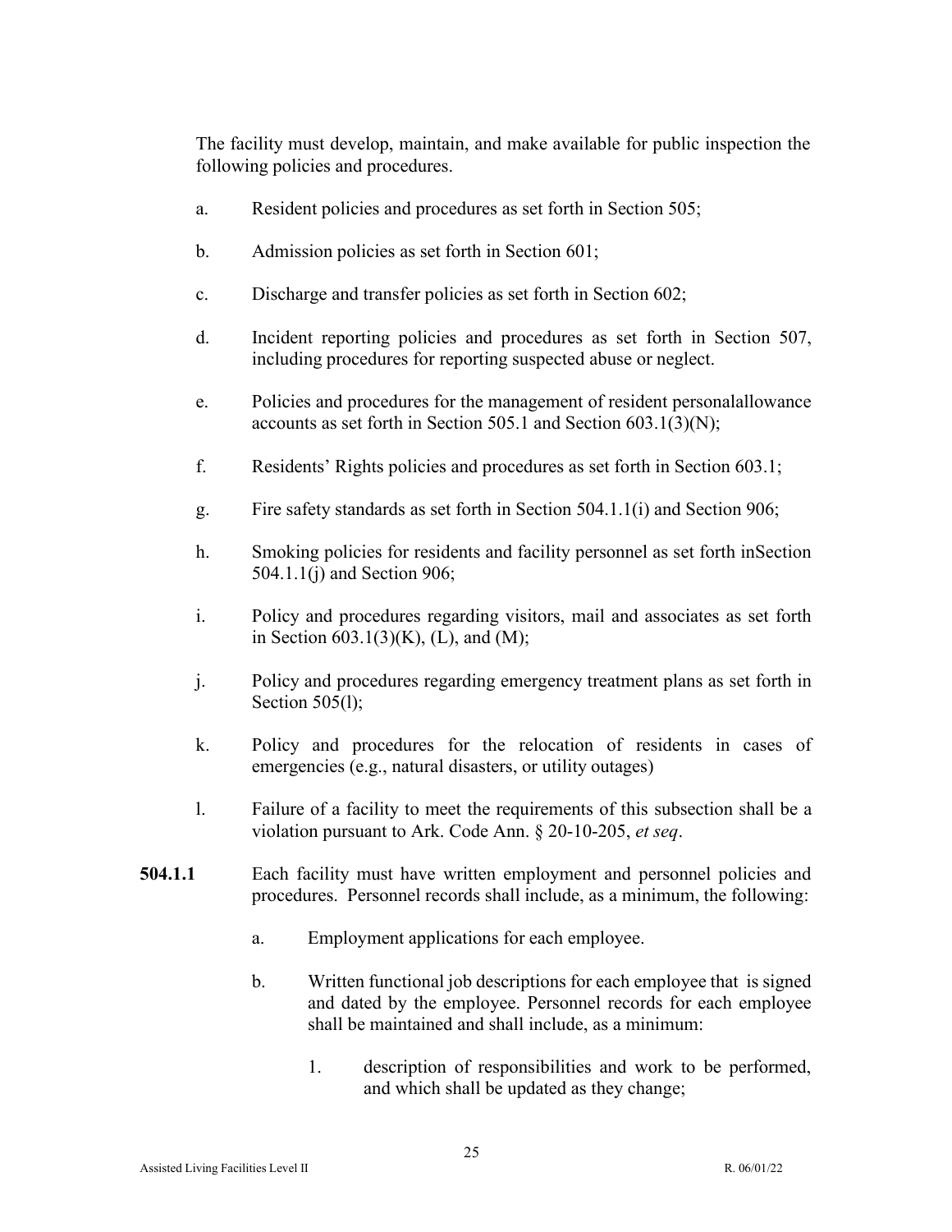The facility must develop, maintain, and make available for public inspection the following policies and procedures.

a. Resident policies and procedures as set forth in Section 505;

b. Admission policies as set forth in Section 601;

c. Discharge and transfer policies as set forth in Section 602;

d. Incident reporting policies and procedures as set forth in Section 507, including procedures for reporting suspected abuse or neglect.

e. Policies and procedures for the management of resident personalallowance accounts as set forth in Section 505.1 and Section 603.1(3)(N);

f. Residents' Rights policies and procedures as set forth in Section 603.1;

g. Fire safety standards as set forth in Section 504.1.1(i) and Section 906;

h. Smoking policies for residents and facility personnel as set forth inSection 504.1.1(j) and Section 906;

i. Policy and procedures regarding visitors, mail and associates as set forth in Section 603.1(3)(K), (L), and (M);

j. Policy and procedures regarding emergency treatment plans as set forth in Section 505(l);

k. Policy and procedures for the relocation of residents in cases of emergencies (e.g., natural disasters, or utility outages)

l. Failure of a facility to meet the requirements of this subsection shall be a violation pursuant to Ark. Code Ann. § 20-10-205, *et seq*.

**504.1.1** Each facility must have written employment and personnel policies and procedures. Personnel records shall include, as a minimum, the following:

a. Employment applications for each employee.

b. Written functional job descriptions for each employee that is signed and dated by the employee. Personnel records for each employee shall be maintained and shall include, as a minimum:

1. description of responsibilities and work to be performed, and which shall be updated as they change;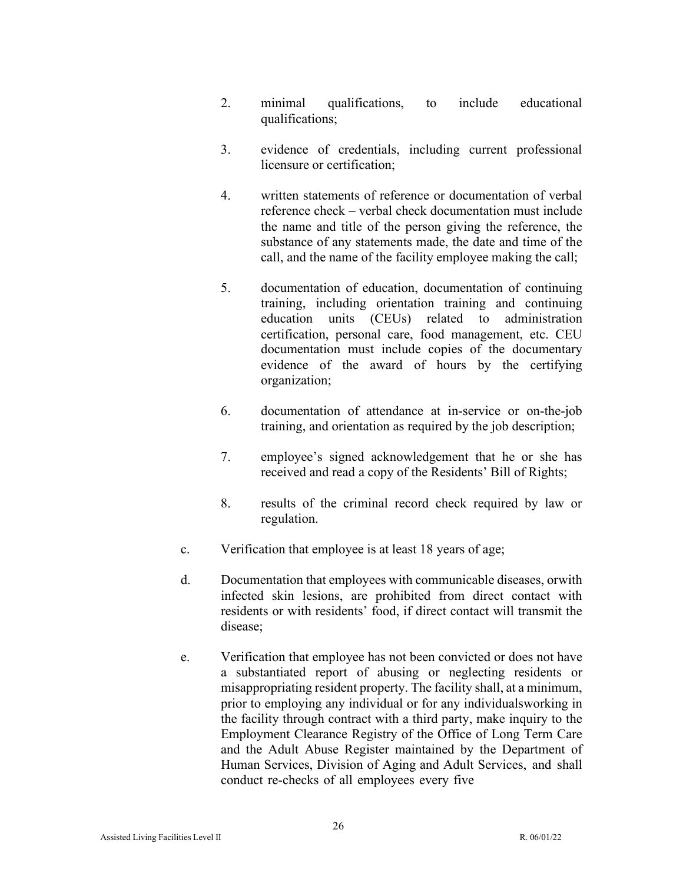2. minimal qualifications, to include educational qualifications;

3. evidence of credentials, including current professional licensure or certification;

4. written statements of reference or documentation of verbal reference check – verbal check documentation must include the name and title of the person giving the reference, the substance of any statements made, the date and time of the call, and the name of the facility employee making the call;

5. documentation of education, documentation of continuing training, including orientation training and continuing education units (CEUs) related to administration certification, personal care, food management, etc. CEU documentation must include copies of the documentary evidence of the award of hours by the certifying organization;

6. documentation of attendance at in-service or on-the-job training, and orientation as required by the job description;

7. employee's signed acknowledgement that he or she has received and read a copy of the Residents' Bill of Rights;

8. results of the criminal record check required by law or regulation.

c. Verification that employee is at least 18 years of age;

d. Documentation that employees with communicable diseases, orwith infected skin lesions, are prohibited from direct contact with residents or with residents' food, if direct contact will transmit the disease;

e. Verification that employee has not been convicted or does not have a substantiated report of abusing or neglecting residents or misappropriating resident property. The facility shall, at a minimum, prior to employing any individual or for any individualsworking in the facility through contract with a third party, make inquiry to the Employment Clearance Registry of the Office of Long Term Care and the Adult Abuse Register maintained by the Department of Human Services, Division of Aging and Adult Services, and shall conduct re-checks of all employees every five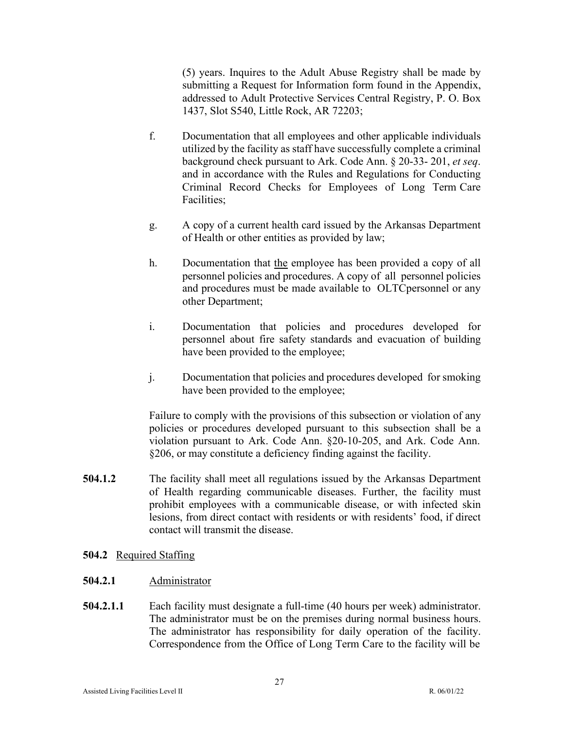(5) years. Inquires to the Adult Abuse Registry shall be made by submitting a Request for Information form found in the Appendix, addressed to Adult Protective Services Central Registry, P. O. Box 1437, Slot S540, Little Rock, AR 72203;

f. Documentation that all employees and other applicable individuals utilized by the facility as staff have successfully complete a criminal background check pursuant to Ark. Code Ann. § 20-33- 201, *et seq*. and in accordance with the Rules and Regulations for Conducting Criminal Record Checks for Employees of Long Term Care Facilities;

g. A copy of a current health card issued by the Arkansas Department of Health or other entities as provided by law;

h. Documentation that <u>the</u> employee has been provided a copy of all personnel policies and procedures. A copy of all personnel policies and procedures must be made available to OLTCpersonnel or any other Department;

i. Documentation that policies and procedures developed for personnel about fire safety standards and evacuation of building have been provided to the employee;

j. Documentation that policies and procedures developed for smoking have been provided to the employee;

Failure to comply with the provisions of this subsection or violation of any policies or procedures developed pursuant to this subsection shall be a violation pursuant to Ark. Code Ann. §20-10-205, and Ark. Code Ann. §206, or may constitute a deficiency finding against the facility.

**504.1.2** The facility shall meet all regulations issued by the Arkansas Department of Health regarding communicable diseases. Further, the facility must prohibit employees with a communicable disease, or with infected skin lesions, from direct contact with residents or with residents' food, if direct contact will transmit the disease.

**504.2** <u>Required Staffing</u>

**504.2.1** <u>Administrator</u>

**504.2.1.1** Each facility must designate a full-time (40 hours per week) administrator. The administrator must be on the premises during normal business hours. The administrator has responsibility for daily operation of the facility. Correspondence from the Office of Long Term Care to the facility will be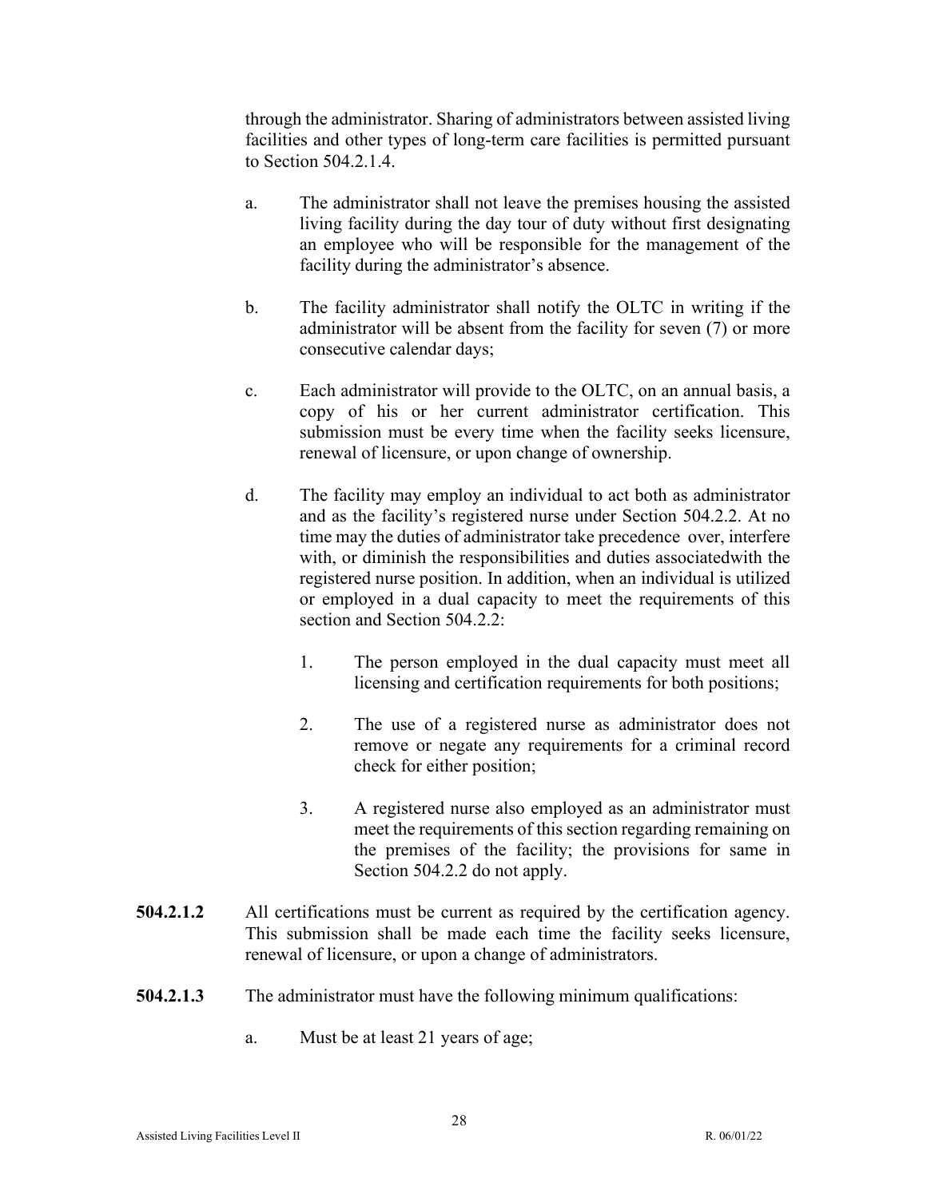through the administrator. Sharing of administrators between assisted living facilities and other types of long-term care facilities is permitted pursuant to Section 504.2.1.4.

a. The administrator shall not leave the premises housing the assisted living facility during the day tour of duty without first designating an employee who will be responsible for the management of the facility during the administrator's absence.

b. The facility administrator shall notify the OLTC in writing if the administrator will be absent from the facility for seven (7) or more consecutive calendar days;

c. Each administrator will provide to the OLTC, on an annual basis, a copy of his or her current administrator certification. This submission must be every time when the facility seeks licensure, renewal of licensure, or upon change of ownership.

d. The facility may employ an individual to act both as administrator and as the facility's registered nurse under Section 504.2.2. At no time may the duties of administrator take precedence over, interfere with, or diminish the responsibilities and duties associatedwith the registered nurse position. In addition, when an individual is utilized or employed in a dual capacity to meet the requirements of this section and Section 504.2.2:

   1. The person employed in the dual capacity must meet all licensing and certification requirements for both positions;

   2. The use of a registered nurse as administrator does not remove or negate any requirements for a criminal record check for either position;

   3. A registered nurse also employed as an administrator must meet the requirements of this section regarding remaining on the premises of the facility; the provisions for same in Section 504.2.2 do not apply.

**504.2.1.2** All certifications must be current as required by the certification agency. This submission shall be made each time the facility seeks licensure, renewal of licensure, or upon a change of administrators.

**504.2.1.3** The administrator must have the following minimum qualifications:

a. Must be at least 21 years of age;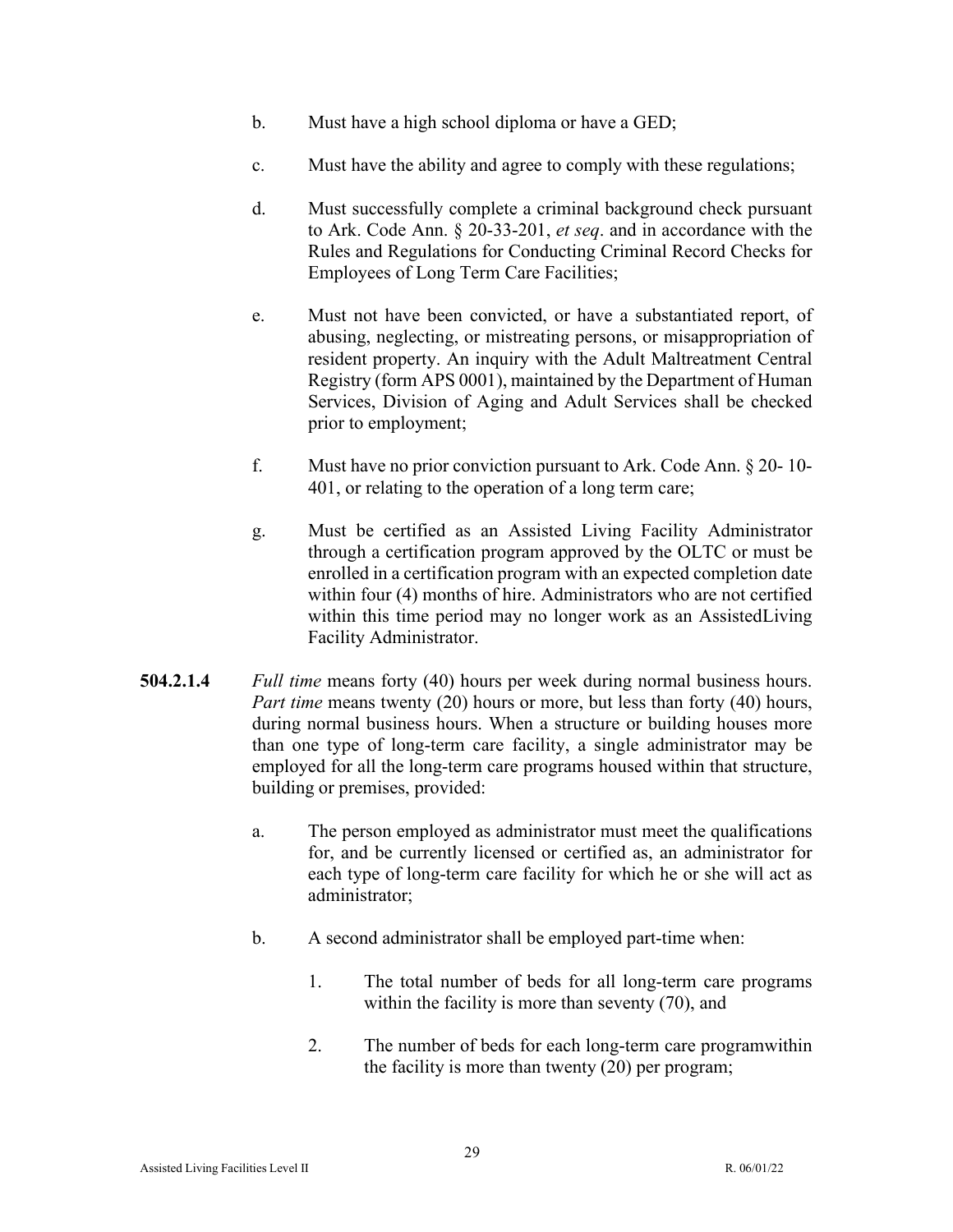b. Must have a high school diploma or have a GED;

c. Must have the ability and agree to comply with these regulations;

d. Must successfully complete a criminal background check pursuant to Ark. Code Ann. § 20-33-201, *et seq*. and in accordance with the Rules and Regulations for Conducting Criminal Record Checks for Employees of Long Term Care Facilities;

e. Must not have been convicted, or have a substantiated report, of abusing, neglecting, or mistreating persons, or misappropriation of resident property. An inquiry with the Adult Maltreatment Central Registry (form APS 0001), maintained by the Department of Human Services, Division of Aging and Adult Services shall be checked prior to employment;

f. Must have no prior conviction pursuant to Ark. Code Ann. § 20- 10-401, or relating to the operation of a long term care;

g. Must be certified as an Assisted Living Facility Administrator through a certification program approved by the OLTC or must be enrolled in a certification program with an expected completion date within four (4) months of hire. Administrators who are not certified within this time period may no longer work as an AssistedLiving Facility Administrator.

**504.2.1.4** *Full time* means forty (40) hours per week during normal business hours. *Part time* means twenty (20) hours or more, but less than forty (40) hours, during normal business hours. When a structure or building houses more than one type of long-term care facility, a single administrator may be employed for all the long-term care programs housed within that structure, building or premises, provided:

a. The person employed as administrator must meet the qualifications for, and be currently licensed or certified as, an administrator for each type of long-term care facility for which he or she will act as administrator;

b. A second administrator shall be employed part-time when:

1. The total number of beds for all long-term care programs within the facility is more than seventy (70), and

2. The number of beds for each long-term care programwithin the facility is more than twenty (20) per program;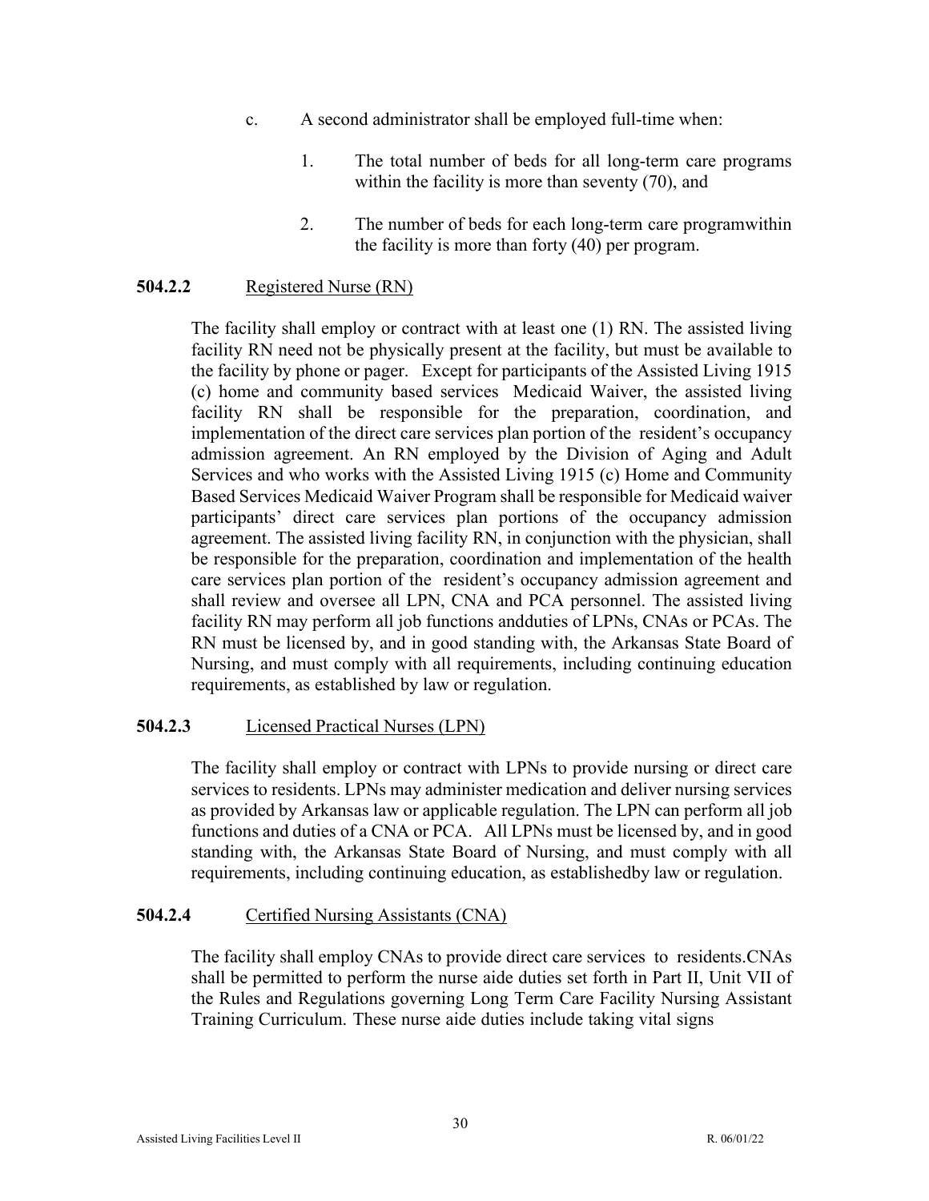c. A second administrator shall be employed full-time when:

   1. The total number of beds for all long-term care programs within the facility is more than seventy (70), and

   2. The number of beds for each long-term care programwithin the facility is more than forty (40) per program.

**504.2.2** Registered Nurse (RN)

The facility shall employ or contract with at least one (1) RN. The assisted living facility RN need not be physically present at the facility, but must be available to the facility by phone or pager. Except for participants of the Assisted Living 1915 (c) home and community based services Medicaid Waiver, the assisted living facility RN shall be responsible for the preparation, coordination, and implementation of the direct care services plan portion of the resident's occupancy admission agreement. An RN employed by the Division of Aging and Adult Services and who works with the Assisted Living 1915 (c) Home and Community Based Services Medicaid Waiver Program shall be responsible for Medicaid waiver participants' direct care services plan portions of the occupancy admission agreement. The assisted living facility RN, in conjunction with the physician, shall be responsible for the preparation, coordination and implementation of the health care services plan portion of the resident's occupancy admission agreement and shall review and oversee all LPN, CNA and PCA personnel. The assisted living facility RN may perform all job functions andduties of LPNs, CNAs or PCAs. The RN must be licensed by, and in good standing with, the Arkansas State Board of Nursing, and must comply with all requirements, including continuing education requirements, as established by law or regulation.

**504.2.3** Licensed Practical Nurses (LPN)

The facility shall employ or contract with LPNs to provide nursing or direct care services to residents. LPNs may administer medication and deliver nursing services as provided by Arkansas law or applicable regulation. The LPN can perform all job functions and duties of a CNA or PCA. All LPNs must be licensed by, and in good standing with, the Arkansas State Board of Nursing, and must comply with all requirements, including continuing education, as establishedby law or regulation.

**504.2.4** Certified Nursing Assistants (CNA)

The facility shall employ CNAs to provide direct care services to residents.CNAs shall be permitted to perform the nurse aide duties set forth in Part II, Unit VII of the Rules and Regulations governing Long Term Care Facility Nursing Assistant Training Curriculum. These nurse aide duties include taking vital signs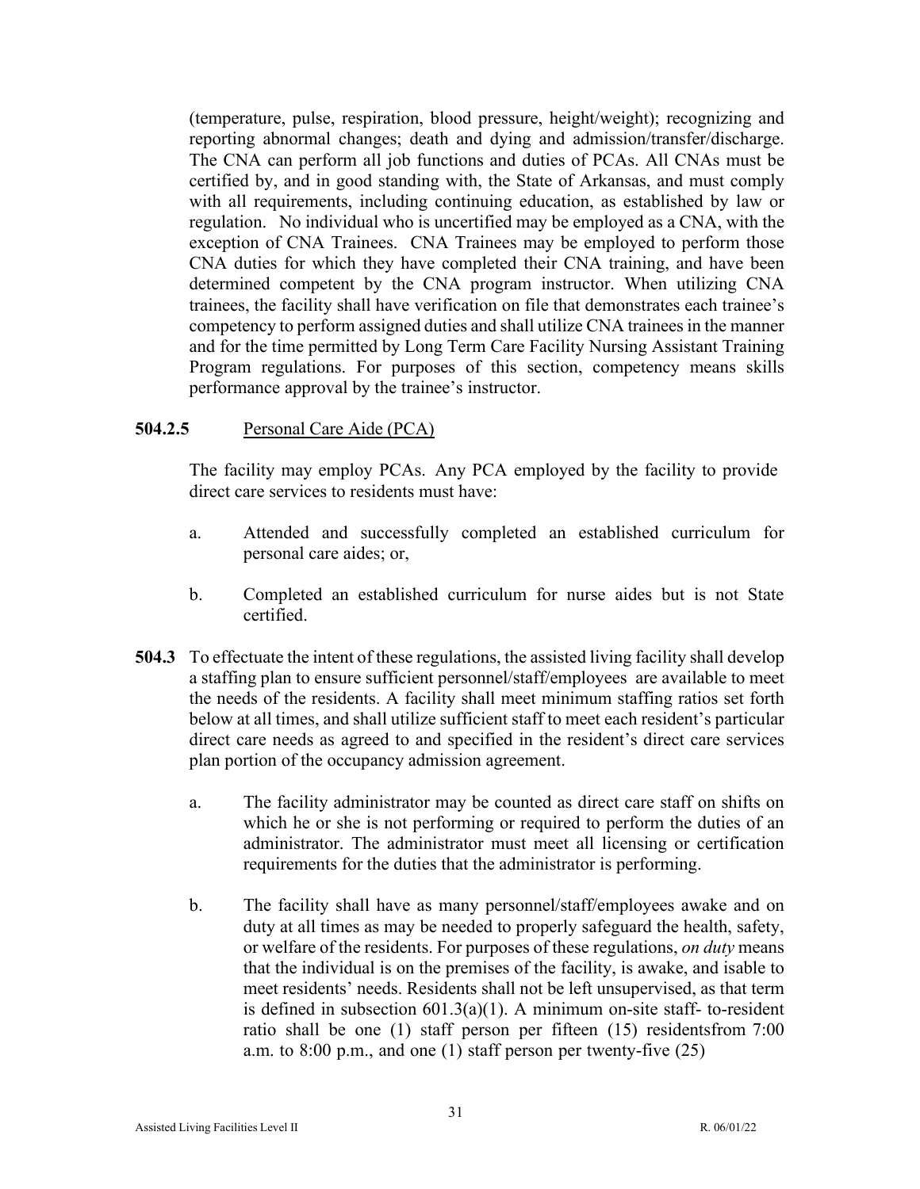(temperature, pulse, respiration, blood pressure, height/weight); recognizing and reporting abnormal changes; death and dying and admission/transfer/discharge. The CNA can perform all job functions and duties of PCAs. All CNAs must be certified by, and in good standing with, the State of Arkansas, and must comply with all requirements, including continuing education, as established by law or regulation. No individual who is uncertified may be employed as a CNA, with the exception of CNA Trainees. CNA Trainees may be employed to perform those CNA duties for which they have completed their CNA training, and have been determined competent by the CNA program instructor. When utilizing CNA trainees, the facility shall have verification on file that demonstrates each trainee's competency to perform assigned duties and shall utilize CNA trainees in the manner and for the time permitted by Long Term Care Facility Nursing Assistant Training Program regulations. For purposes of this section, competency means skills performance approval by the trainee's instructor.

**504.2.5** Personal Care Aide (PCA)

The facility may employ PCAs. Any PCA employed by the facility to provide direct care services to residents must have:

a. Attended and successfully completed an established curriculum for personal care aides; or,

b. Completed an established curriculum for nurse aides but is not State certified.

**504.3** To effectuate the intent of these regulations, the assisted living facility shall develop a staffing plan to ensure sufficient personnel/staff/employees are available to meet the needs of the residents. A facility shall meet minimum staffing ratios set forth below at all times, and shall utilize sufficient staff to meet each resident's particular direct care needs as agreed to and specified in the resident's direct care services plan portion of the occupancy admission agreement.

a. The facility administrator may be counted as direct care staff on shifts on which he or she is not performing or required to perform the duties of an administrator. The administrator must meet all licensing or certification requirements for the duties that the administrator is performing.

b. The facility shall have as many personnel/staff/employees awake and on duty at all times as may be needed to properly safeguard the health, safety, or welfare of the residents. For purposes of these regulations, *on duty* means that the individual is on the premises of the facility, is awake, and isable to meet residents' needs. Residents shall not be left unsupervised, as that term is defined in subsection 601.3(a)(1). A minimum on-site staff- to-resident ratio shall be one (1) staff person per fifteen (15) residentsfrom 7:00 a.m. to 8:00 p.m., and one (1) staff person per twenty-five (25)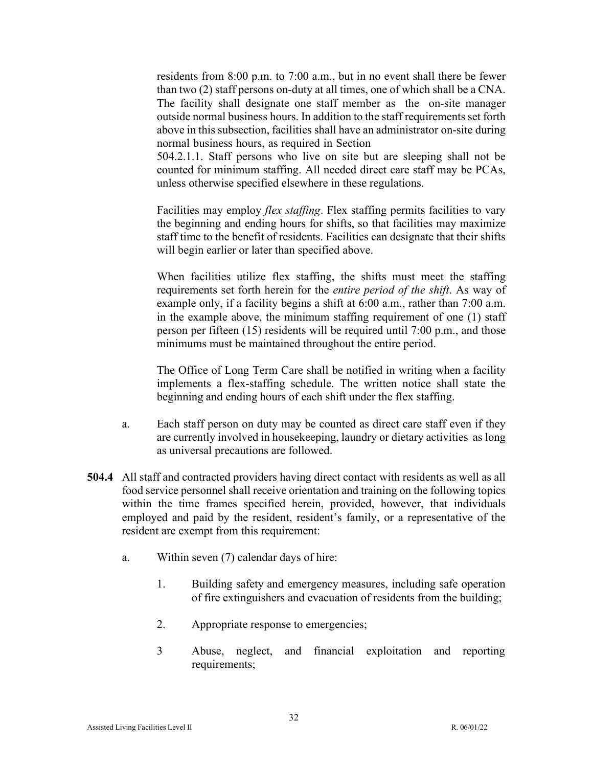residents from 8:00 p.m. to 7:00 a.m., but in no event shall there be fewer than two (2) staff persons on-duty at all times, one of which shall be a CNA. The facility shall designate one staff member as the on-site manager outside normal business hours. In addition to the staff requirements set forth above in this subsection, facilities shall have an administrator on-site during normal business hours, as required in Section 504.2.1.1. Staff persons who live on site but are sleeping shall not be counted for minimum staffing. All needed direct care staff may be PCAs, unless otherwise specified elsewhere in these regulations.

Facilities may employ *flex staffing*. Flex staffing permits facilities to vary the beginning and ending hours for shifts, so that facilities may maximize staff time to the benefit of residents. Facilities can designate that their shifts will begin earlier or later than specified above.

When facilities utilize flex staffing, the shifts must meet the staffing requirements set forth herein for the *entire period of the shift*. As way of example only, if a facility begins a shift at 6:00 a.m., rather than 7:00 a.m. in the example above, the minimum staffing requirement of one (1) staff person per fifteen (15) residents will be required until 7:00 p.m., and those minimums must be maintained throughout the entire period.

The Office of Long Term Care shall be notified in writing when a facility implements a flex-staffing schedule. The written notice shall state the beginning and ending hours of each shift under the flex staffing.

a. Each staff person on duty may be counted as direct care staff even if they are currently involved in housekeeping, laundry or dietary activities as long as universal precautions are followed.

**504.4** All staff and contracted providers having direct contact with residents as well as all food service personnel shall receive orientation and training on the following topics within the time frames specified herein, provided, however, that individuals employed and paid by the resident, resident's family, or a representative of the resident are exempt from this requirement:

a. Within seven (7) calendar days of hire:

1. Building safety and emergency measures, including safe operation of fire extinguishers and evacuation of residents from the building;

2. Appropriate response to emergencies;

3 Abuse, neglect, and financial exploitation and reporting requirements;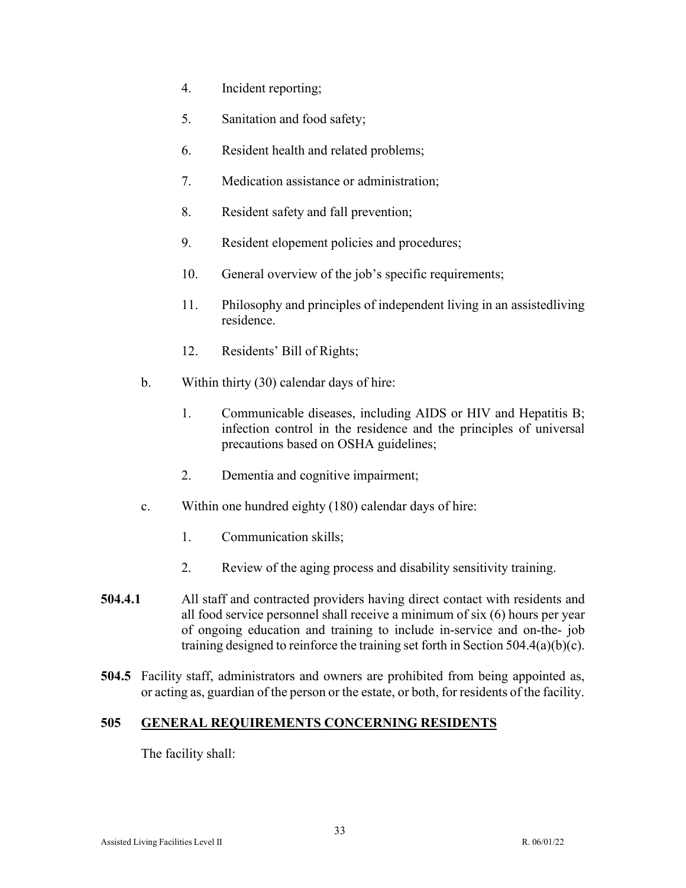4. Incident reporting;

5. Sanitation and food safety;

6. Resident health and related problems;

7. Medication assistance or administration;

8. Resident safety and fall prevention;

9. Resident elopement policies and procedures;

10. General overview of the job's specific requirements;

11. Philosophy and principles of independent living in an assistedliving residence.

12. Residents' Bill of Rights;

b. Within thirty (30) calendar days of hire:

1. Communicable diseases, including AIDS or HIV and Hepatitis B; infection control in the residence and the principles of universal precautions based on OSHA guidelines;

2. Dementia and cognitive impairment;

c. Within one hundred eighty (180) calendar days of hire:

1. Communication skills;

2. Review of the aging process and disability sensitivity training.

**504.4.1** All staff and contracted providers having direct contact with residents and all food service personnel shall receive a minimum of six (6) hours per year of ongoing education and training to include in-service and on-the- job training designed to reinforce the training set forth in Section 504.4(a)(b)(c).

**504.5** Facility staff, administrators and owners are prohibited from being appointed as, or acting as, guardian of the person or the estate, or both, for residents of the facility.

## 505 GENERAL REQUIREMENTS CONCERNING RESIDENTS

The facility shall: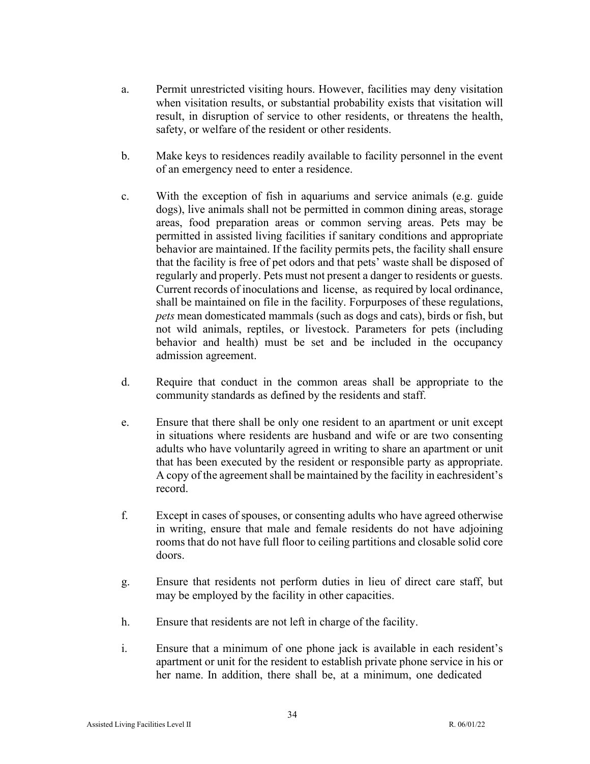a. Permit unrestricted visiting hours. However, facilities may deny visitation when visitation results, or substantial probability exists that visitation will result, in disruption of service to other residents, or threatens the health, safety, or welfare of the resident or other residents.

b. Make keys to residences readily available to facility personnel in the event of an emergency need to enter a residence.

c. With the exception of fish in aquariums and service animals (e.g. guide dogs), live animals shall not be permitted in common dining areas, storage areas, food preparation areas or common serving areas. Pets may be permitted in assisted living facilities if sanitary conditions and appropriate behavior are maintained. If the facility permits pets, the facility shall ensure that the facility is free of pet odors and that pets' waste shall be disposed of regularly and properly. Pets must not present a danger to residents or guests. Current records of inoculations and license, as required by local ordinance, shall be maintained on file in the facility. Forpurposes of these regulations, *pets* mean domesticated mammals (such as dogs and cats), birds or fish, but not wild animals, reptiles, or livestock. Parameters for pets (including behavior and health) must be set and be included in the occupancy admission agreement.

d. Require that conduct in the common areas shall be appropriate to the community standards as defined by the residents and staff.

e. Ensure that there shall be only one resident to an apartment or unit except in situations where residents are husband and wife or are two consenting adults who have voluntarily agreed in writing to share an apartment or unit that has been executed by the resident or responsible party as appropriate. A copy of the agreement shall be maintained by the facility in eachresident's record.

f. Except in cases of spouses, or consenting adults who have agreed otherwise in writing, ensure that male and female residents do not have adjoining rooms that do not have full floor to ceiling partitions and closable solid core doors.

g. Ensure that residents not perform duties in lieu of direct care staff, but may be employed by the facility in other capacities.

h. Ensure that residents are not left in charge of the facility.

i. Ensure that a minimum of one phone jack is available in each resident's apartment or unit for the resident to establish private phone service in his or her name. In addition, there shall be, at a minimum, one dedicated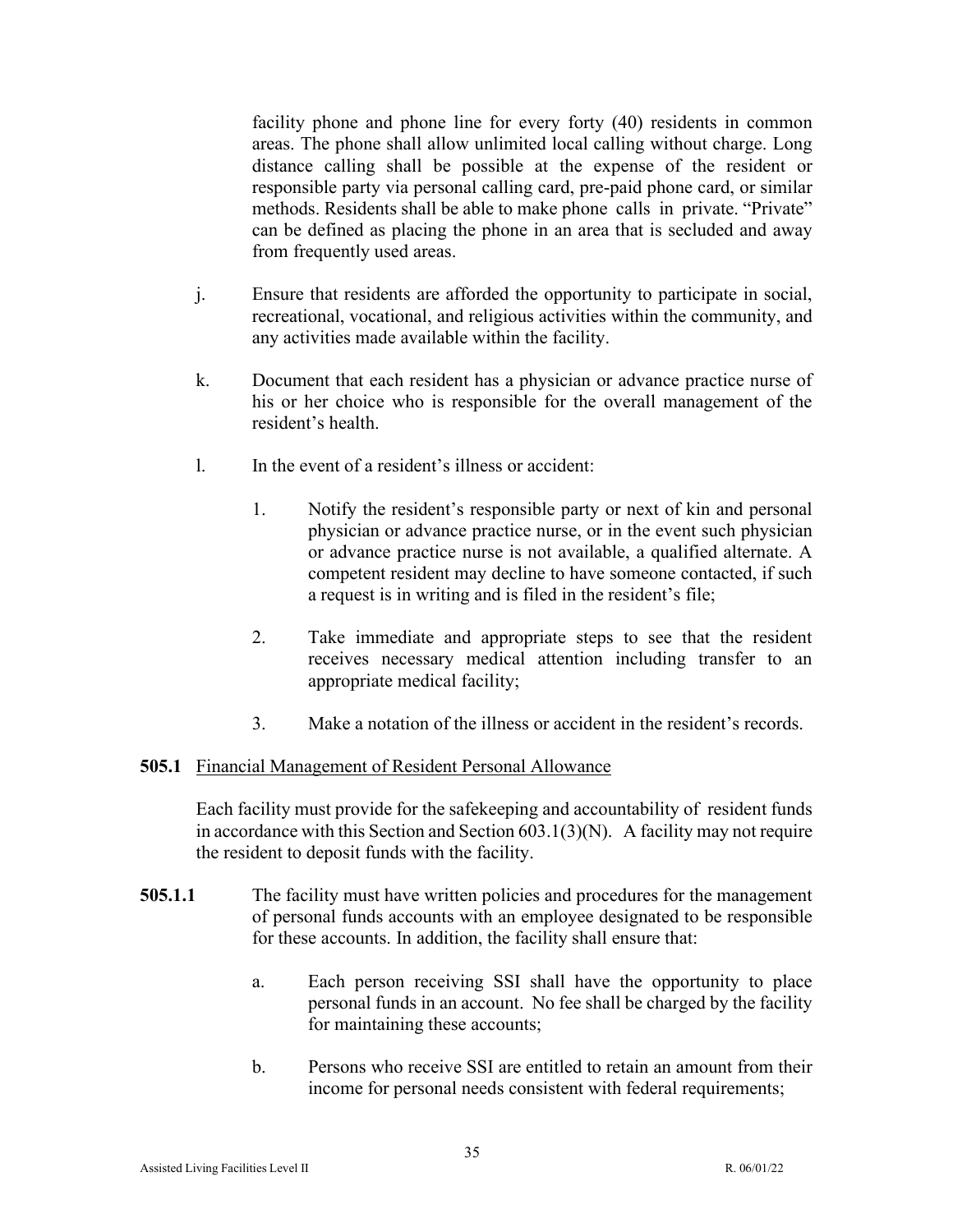facility phone and phone line for every forty (40) residents in common areas. The phone shall allow unlimited local calling without charge. Long distance calling shall be possible at the expense of the resident or responsible party via personal calling card, pre-paid phone card, or similar methods. Residents shall be able to make phone calls in private. "Private" can be defined as placing the phone in an area that is secluded and away from frequently used areas.

j. Ensure that residents are afforded the opportunity to participate in social, recreational, vocational, and religious activities within the community, and any activities made available within the facility.

k. Document that each resident has a physician or advance practice nurse of his or her choice who is responsible for the overall management of the resident's health.

l. In the event of a resident's illness or accident:

   1. Notify the resident's responsible party or next of kin and personal physician or advance practice nurse, or in the event such physician or advance practice nurse is not available, a qualified alternate. A competent resident may decline to have someone contacted, if such a request is in writing and is filed in the resident's file;

   2. Take immediate and appropriate steps to see that the resident receives necessary medical attention including transfer to an appropriate medical facility;

   3. Make a notation of the illness or accident in the resident's records.

**505.1** Financial Management of Resident Personal Allowance

Each facility must provide for the safekeeping and accountability of resident funds in accordance with this Section and Section 603.1(3)(N). A facility may not require the resident to deposit funds with the facility.

**505.1.1** The facility must have written policies and procedures for the management of personal funds accounts with an employee designated to be responsible for these accounts. In addition, the facility shall ensure that:

a. Each person receiving SSI shall have the opportunity to place personal funds in an account. No fee shall be charged by the facility for maintaining these accounts;

b. Persons who receive SSI are entitled to retain an amount from their income for personal needs consistent with federal requirements;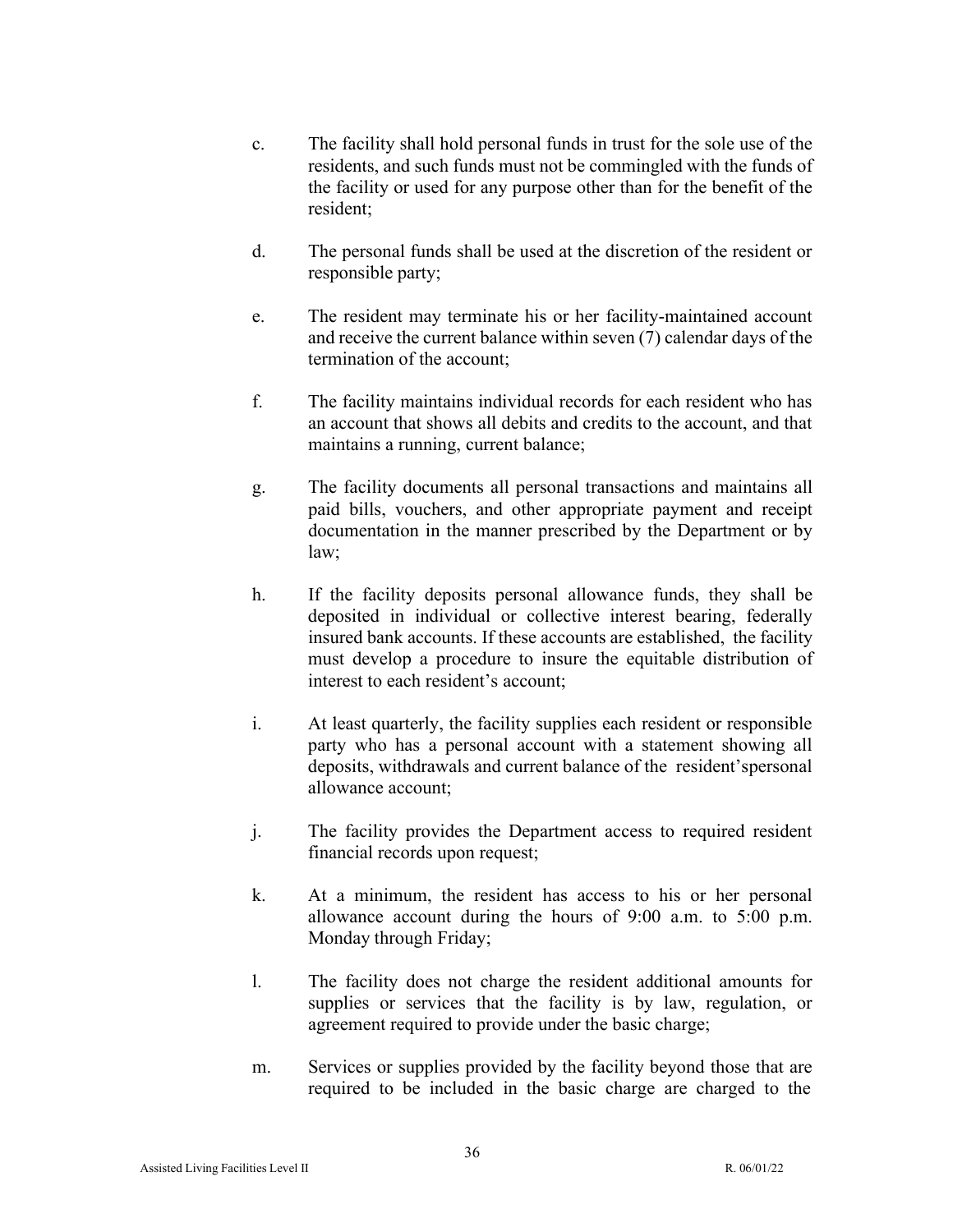c. The facility shall hold personal funds in trust for the sole use of the residents, and such funds must not be commingled with the funds of the facility or used for any purpose other than for the benefit of the resident;

d. The personal funds shall be used at the discretion of the resident or responsible party;

e. The resident may terminate his or her facility-maintained account and receive the current balance within seven (7) calendar days of the termination of the account;

f. The facility maintains individual records for each resident who has an account that shows all debits and credits to the account, and that maintains a running, current balance;

g. The facility documents all personal transactions and maintains all paid bills, vouchers, and other appropriate payment and receipt documentation in the manner prescribed by the Department or by law;

h. If the facility deposits personal allowance funds, they shall be deposited in individual or collective interest bearing, federally insured bank accounts. If these accounts are established, the facility must develop a procedure to insure the equitable distribution of interest to each resident's account;

i. At least quarterly, the facility supplies each resident or responsible party who has a personal account with a statement showing all deposits, withdrawals and current balance of the resident'spersonal allowance account;

j. The facility provides the Department access to required resident financial records upon request;

k. At a minimum, the resident has access to his or her personal allowance account during the hours of 9:00 a.m. to 5:00 p.m. Monday through Friday;

l. The facility does not charge the resident additional amounts for supplies or services that the facility is by law, regulation, or agreement required to provide under the basic charge;

m. Services or supplies provided by the facility beyond those that are required to be included in the basic charge are charged to the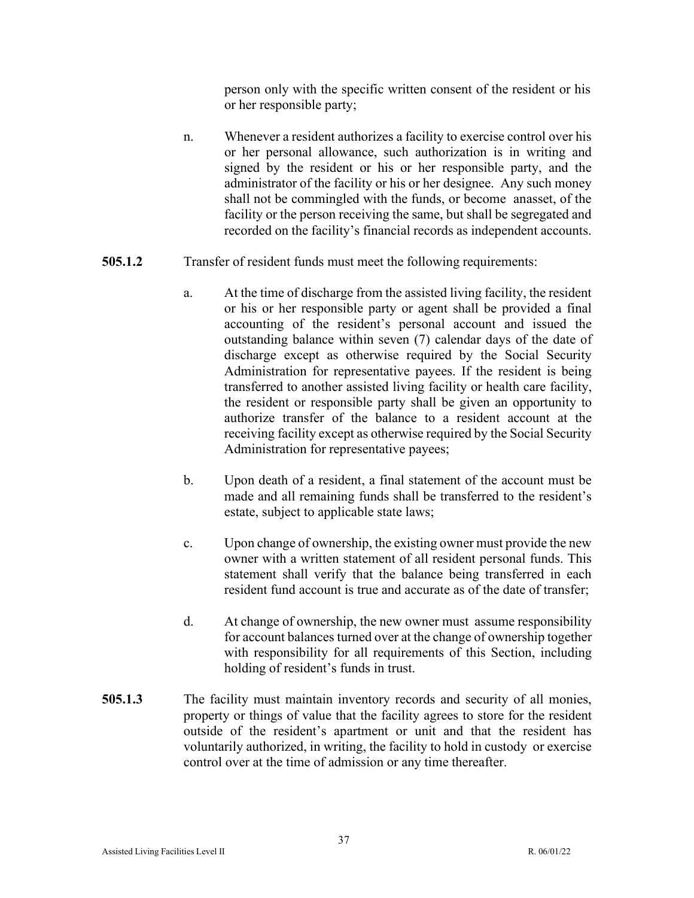person only with the specific written consent of the resident or his or her responsible party;

n. Whenever a resident authorizes a facility to exercise control over his or her personal allowance, such authorization is in writing and signed by the resident or his or her responsible party, and the administrator of the facility or his or her designee. Any such money shall not be commingled with the funds, or become anasset, of the facility or the person receiving the same, but shall be segregated and recorded on the facility's financial records as independent accounts.

**505.1.2** Transfer of resident funds must meet the following requirements:

a. At the time of discharge from the assisted living facility, the resident or his or her responsible party or agent shall be provided a final accounting of the resident's personal account and issued the outstanding balance within seven (7) calendar days of the date of discharge except as otherwise required by the Social Security Administration for representative payees. If the resident is being transferred to another assisted living facility or health care facility, the resident or responsible party shall be given an opportunity to authorize transfer of the balance to a resident account at the receiving facility except as otherwise required by the Social Security Administration for representative payees;

b. Upon death of a resident, a final statement of the account must be made and all remaining funds shall be transferred to the resident's estate, subject to applicable state laws;

c. Upon change of ownership, the existing owner must provide the new owner with a written statement of all resident personal funds. This statement shall verify that the balance being transferred in each resident fund account is true and accurate as of the date of transfer;

d. At change of ownership, the new owner must assume responsibility for account balances turned over at the change of ownership together with responsibility for all requirements of this Section, including holding of resident's funds in trust.

**505.1.3** The facility must maintain inventory records and security of all monies, property or things of value that the facility agrees to store for the resident outside of the resident's apartment or unit and that the resident has voluntarily authorized, in writing, the facility to hold in custody or exercise control over at the time of admission or any time thereafter.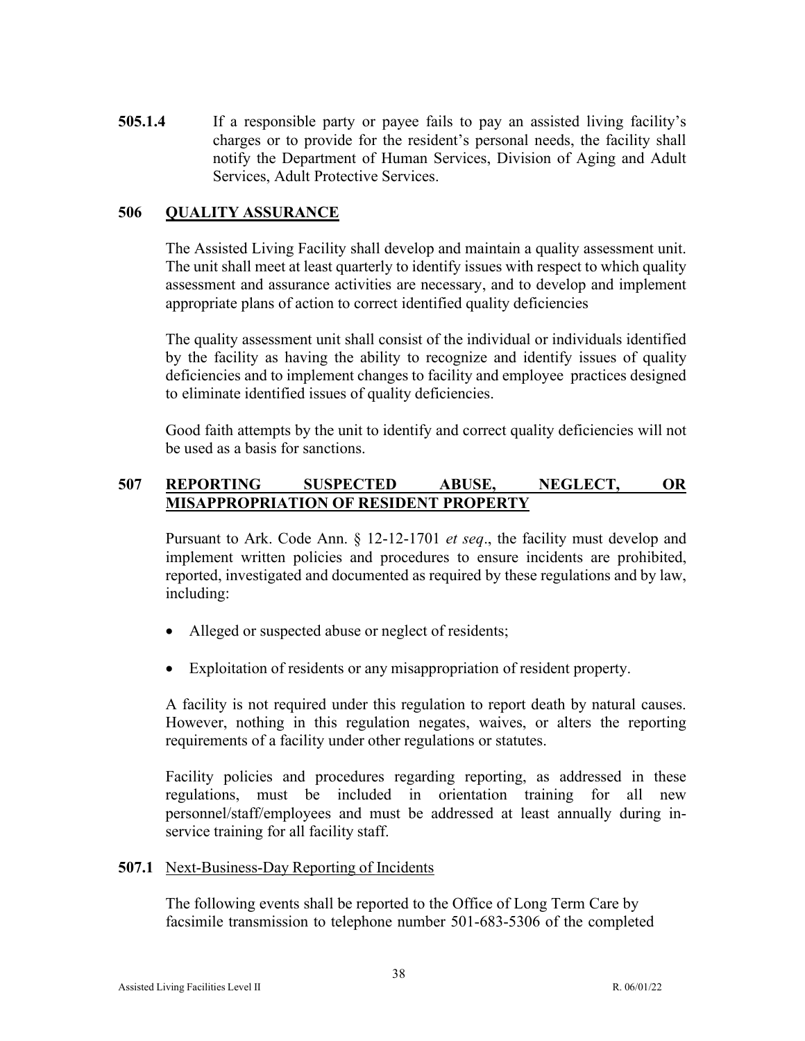**505.1.4** If a responsible party or payee fails to pay an assisted living facility's charges or to provide for the resident's personal needs, the facility shall notify the Department of Human Services, Division of Aging and Adult Services, Adult Protective Services.

## 506 QUALITY ASSURANCE

The Assisted Living Facility shall develop and maintain a quality assessment unit. The unit shall meet at least quarterly to identify issues with respect to which quality assessment and assurance activities are necessary, and to develop and implement appropriate plans of action to correct identified quality deficiencies

The quality assessment unit shall consist of the individual or individuals identified by the facility as having the ability to recognize and identify issues of quality deficiencies and to implement changes to facility and employee practices designed to eliminate identified issues of quality deficiencies.

Good faith attempts by the unit to identify and correct quality deficiencies will not be used as a basis for sanctions.

## 507 REPORTING SUSPECTED ABUSE, NEGLECT, OR MISAPPROPRIATION OF RESIDENT PROPERTY

Pursuant to Ark. Code Ann. § 12-12-1701 *et seq*., the facility must develop and implement written policies and procedures to ensure incidents are prohibited, reported, investigated and documented as required by these regulations and by law, including:

- Alleged or suspected abuse or neglect of residents;
- Exploitation of residents or any misappropriation of resident property.

A facility is not required under this regulation to report death by natural causes. However, nothing in this regulation negates, waives, or alters the reporting requirements of a facility under other regulations or statutes.

Facility policies and procedures regarding reporting, as addressed in these regulations, must be included in orientation training for all new personnel/staff/employees and must be addressed at least annually during in-service training for all facility staff.

### 507.1 Next-Business-Day Reporting of Incidents

The following events shall be reported to the Office of Long Term Care by facsimile transmission to telephone number 501-683-5306 of the completed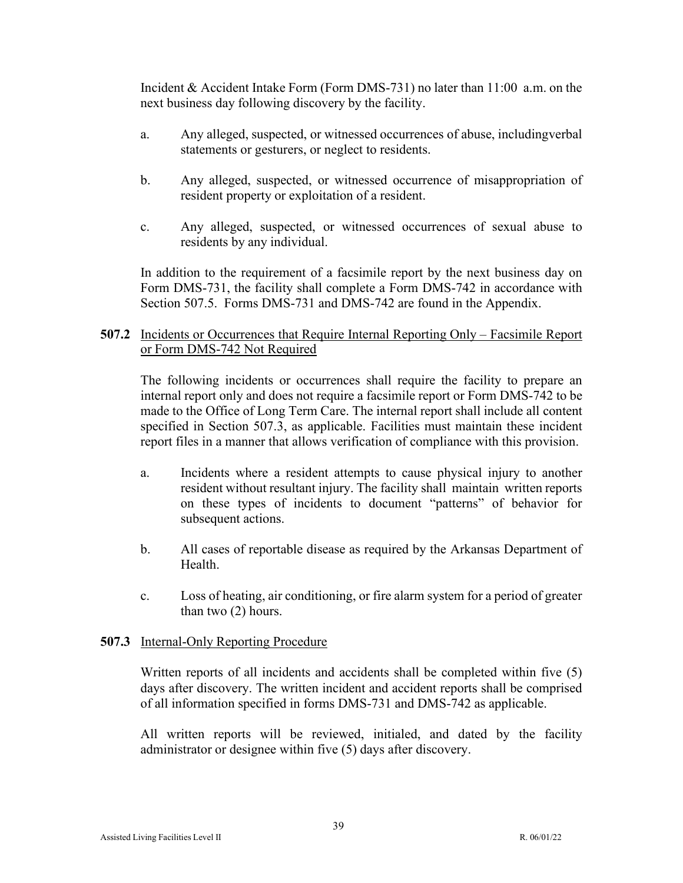Incident & Accident Intake Form (Form DMS-731) no later than 11:00 a.m. on the next business day following discovery by the facility.

a. Any alleged, suspected, or witnessed occurrences of abuse, includingverbal statements or gesturers, or neglect to residents.

b. Any alleged, suspected, or witnessed occurrence of misappropriation of resident property or exploitation of a resident.

c. Any alleged, suspected, or witnessed occurrences of sexual abuse to residents by any individual.

In addition to the requirement of a facsimile report by the next business day on Form DMS-731, the facility shall complete a Form DMS-742 in accordance with Section 507.5. Forms DMS-731 and DMS-742 are found in the Appendix.

**507.2** Incidents or Occurrences that Require Internal Reporting Only – Facsimile Report or Form DMS-742 Not Required

The following incidents or occurrences shall require the facility to prepare an internal report only and does not require a facsimile report or Form DMS-742 to be made to the Office of Long Term Care. The internal report shall include all content specified in Section 507.3, as applicable. Facilities must maintain these incident report files in a manner that allows verification of compliance with this provision.

a. Incidents where a resident attempts to cause physical injury to another resident without resultant injury. The facility shall maintain written reports on these types of incidents to document "patterns" of behavior for subsequent actions.

b. All cases of reportable disease as required by the Arkansas Department of Health.

c. Loss of heating, air conditioning, or fire alarm system for a period of greater than two (2) hours.

**507.3** Internal-Only Reporting Procedure

Written reports of all incidents and accidents shall be completed within five (5) days after discovery. The written incident and accident reports shall be comprised of all information specified in forms DMS-731 and DMS-742 as applicable.

All written reports will be reviewed, initialed, and dated by the facility administrator or designee within five (5) days after discovery.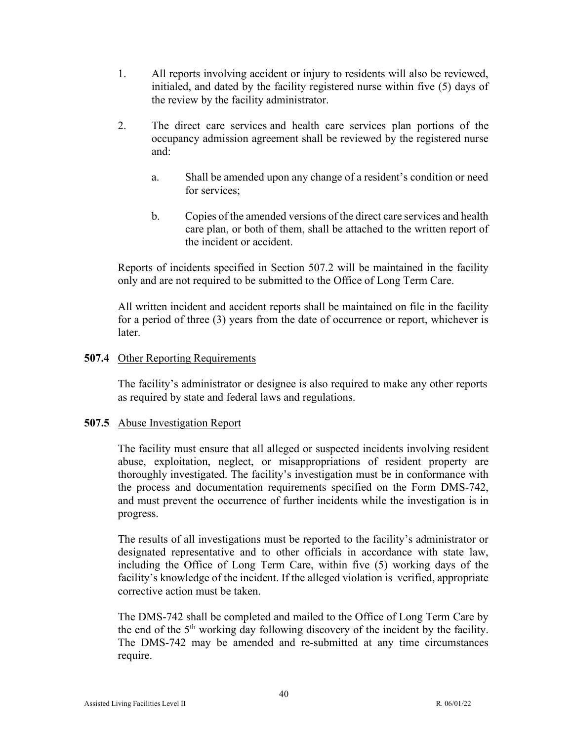1. All reports involving accident or injury to residents will also be reviewed, initialed, and dated by the facility registered nurse within five (5) days of the review by the facility administrator.

2. The direct care services and health care services plan portions of the occupancy admission agreement shall be reviewed by the registered nurse and:

   a. Shall be amended upon any change of a resident's condition or need for services;

   b. Copies of the amended versions of the direct care services and health care plan, or both of them, shall be attached to the written report of the incident or accident.

Reports of incidents specified in Section 507.2 will be maintained in the facility only and are not required to be submitted to the Office of Long Term Care.

All written incident and accident reports shall be maintained on file in the facility for a period of three (3) years from the date of occurrence or report, whichever is later.

**507.4** Other Reporting Requirements

The facility's administrator or designee is also required to make any other reports as required by state and federal laws and regulations.

**507.5** Abuse Investigation Report

The facility must ensure that all alleged or suspected incidents involving resident abuse, exploitation, neglect, or misappropriations of resident property are thoroughly investigated. The facility's investigation must be in conformance with the process and documentation requirements specified on the Form DMS-742, and must prevent the occurrence of further incidents while the investigation is in progress.

The results of all investigations must be reported to the facility's administrator or designated representative and to other officials in accordance with state law, including the Office of Long Term Care, within five (5) working days of the facility's knowledge of the incident. If the alleged violation is verified, appropriate corrective action must be taken.

The DMS-742 shall be completed and mailed to the Office of Long Term Care by the end of the 5th working day following discovery of the incident by the facility. The DMS-742 may be amended and re-submitted at any time circumstances require.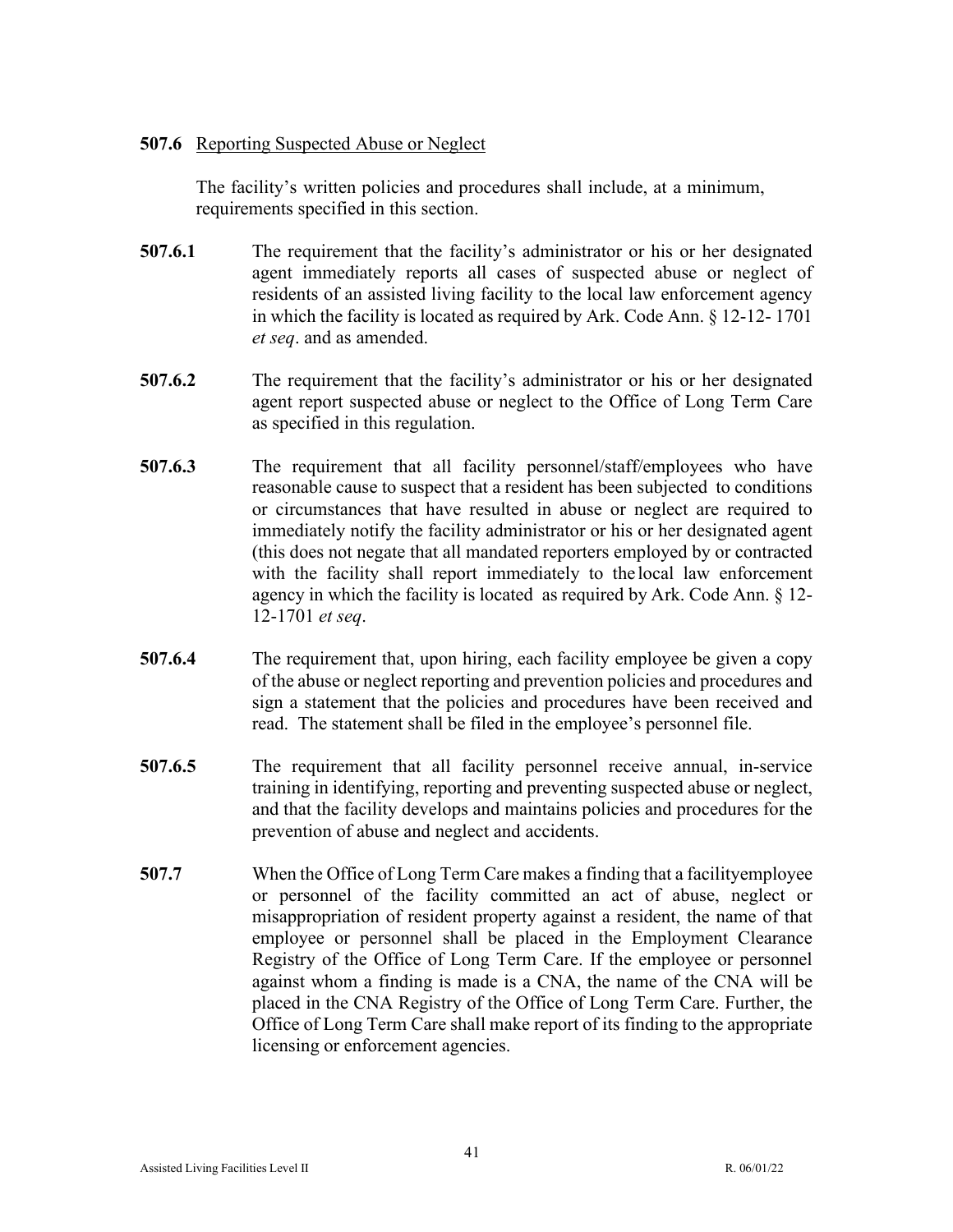**507.6** Reporting Suspected Abuse or Neglect

The facility's written policies and procedures shall include, at a minimum, requirements specified in this section.

**507.6.1** The requirement that the facility's administrator or his or her designated agent immediately reports all cases of suspected abuse or neglect of residents of an assisted living facility to the local law enforcement agency in which the facility is located as required by Ark. Code Ann. § 12-12- 1701 *et seq*. and as amended.

**507.6.2** The requirement that the facility's administrator or his or her designated agent report suspected abuse or neglect to the Office of Long Term Care as specified in this regulation.

**507.6.3** The requirement that all facility personnel/staff/employees who have reasonable cause to suspect that a resident has been subjected to conditions or circumstances that have resulted in abuse or neglect are required to immediately notify the facility administrator or his or her designated agent (this does not negate that all mandated reporters employed by or contracted with the facility shall report immediately to the local law enforcement agency in which the facility is located as required by Ark. Code Ann. § 12-12-1701 *et seq*.

**507.6.4** The requirement that, upon hiring, each facility employee be given a copy of the abuse or neglect reporting and prevention policies and procedures and sign a statement that the policies and procedures have been received and read. The statement shall be filed in the employee's personnel file.

**507.6.5** The requirement that all facility personnel receive annual, in-service training in identifying, reporting and preventing suspected abuse or neglect, and that the facility develops and maintains policies and procedures for the prevention of abuse and neglect and accidents.

**507.7** When the Office of Long Term Care makes a finding that a facilityemployee or personnel of the facility committed an act of abuse, neglect or misappropriation of resident property against a resident, the name of that employee or personnel shall be placed in the Employment Clearance Registry of the Office of Long Term Care. If the employee or personnel against whom a finding is made is a CNA, the name of the CNA will be placed in the CNA Registry of the Office of Long Term Care. Further, the Office of Long Term Care shall make report of its finding to the appropriate licensing or enforcement agencies.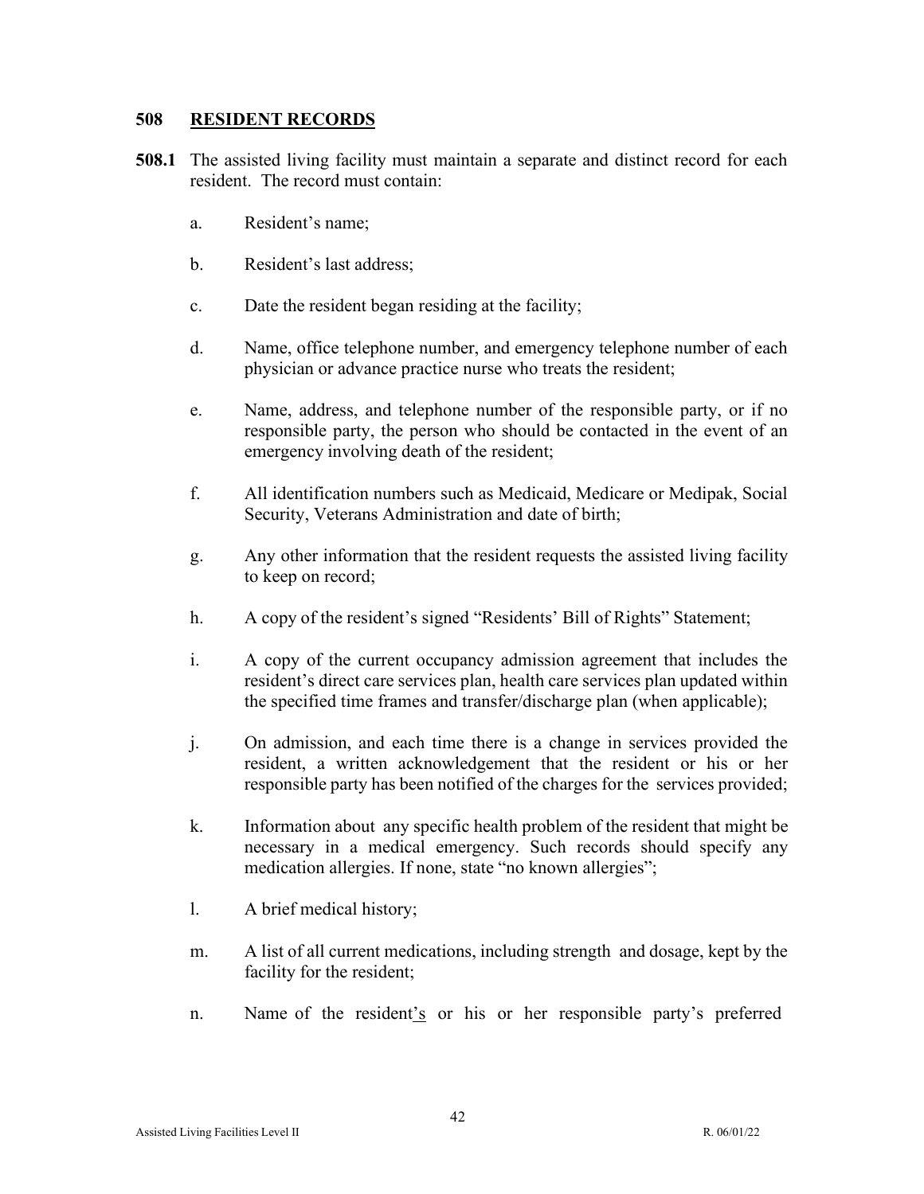## 508 RESIDENT RECORDS

**508.1** The assisted living facility must maintain a separate and distinct record for each resident. The record must contain:

a. Resident's name;

b. Resident's last address;

c. Date the resident began residing at the facility;

d. Name, office telephone number, and emergency telephone number of each physician or advance practice nurse who treats the resident;

e. Name, address, and telephone number of the responsible party, or if no responsible party, the person who should be contacted in the event of an emergency involving death of the resident;

f. All identification numbers such as Medicaid, Medicare or Medipak, Social Security, Veterans Administration and date of birth;

g. Any other information that the resident requests the assisted living facility to keep on record;

h. A copy of the resident's signed "Residents' Bill of Rights" Statement;

i. A copy of the current occupancy admission agreement that includes the resident's direct care services plan, health care services plan updated within the specified time frames and transfer/discharge plan (when applicable);

j. On admission, and each time there is a change in services provided the resident, a written acknowledgement that the resident or his or her responsible party has been notified of the charges for the services provided;

k. Information about any specific health problem of the resident that might be necessary in a medical emergency. Such records should specify any medication allergies. If none, state "no known allergies";

l. A brief medical history;

m. A list of all current medications, including strength and dosage, kept by the facility for the resident;

n. Name of the resident's or his or her responsible party's preferred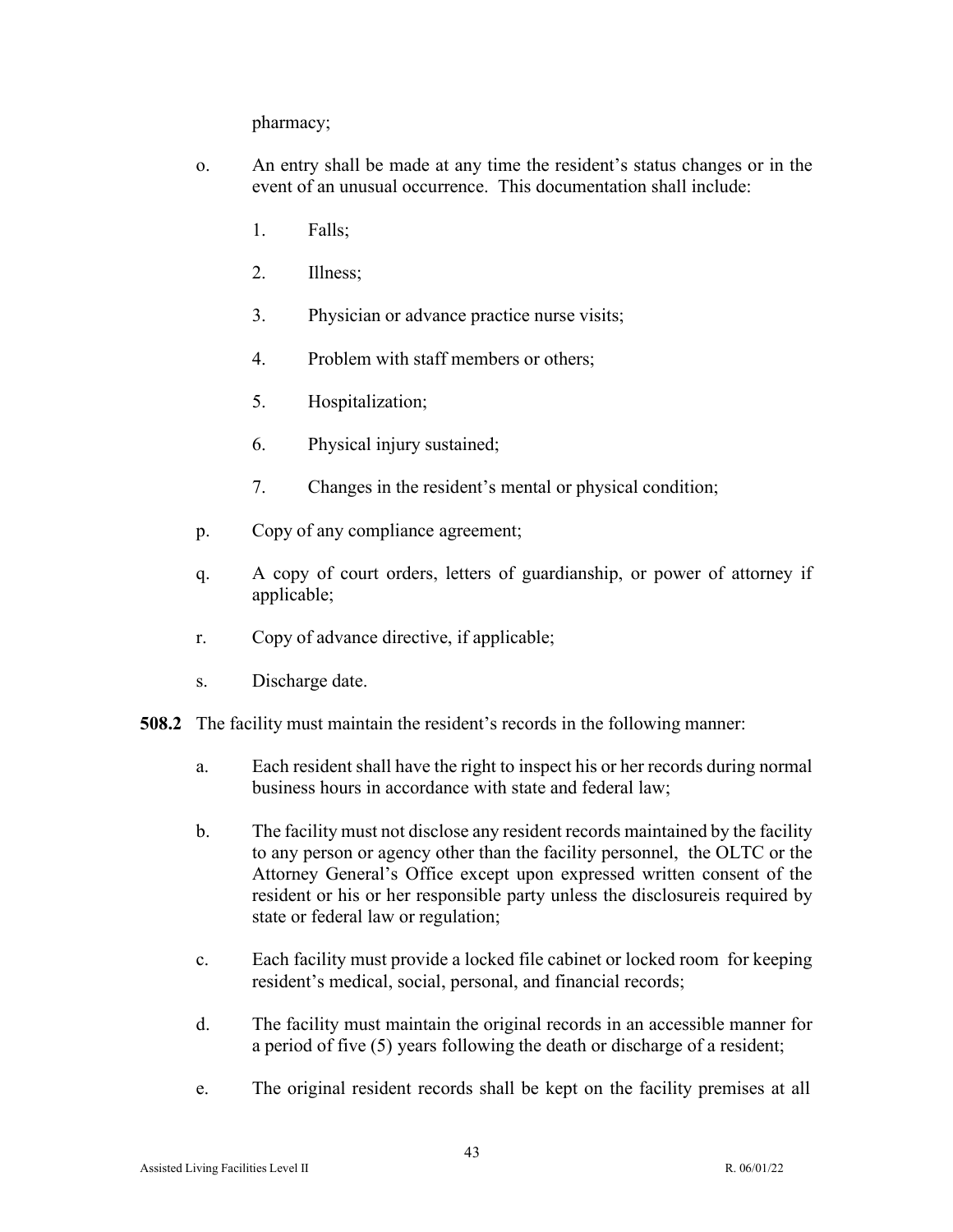pharmacy;

o. An entry shall be made at any time the resident's status changes or in the event of an unusual occurrence. This documentation shall include:

   1. Falls;

   2. Illness;

   3. Physician or advance practice nurse visits;

   4. Problem with staff members or others;

   5. Hospitalization;

   6. Physical injury sustained;

   7. Changes in the resident's mental or physical condition;

p. Copy of any compliance agreement;

q. A copy of court orders, letters of guardianship, or power of attorney if applicable;

r. Copy of advance directive, if applicable;

s. Discharge date.

**508.2** The facility must maintain the resident's records in the following manner:

a. Each resident shall have the right to inspect his or her records during normal business hours in accordance with state and federal law;

b. The facility must not disclose any resident records maintained by the facility to any person or agency other than the facility personnel, the OLTC or the Attorney General's Office except upon expressed written consent of the resident or his or her responsible party unless the disclosureis required by state or federal law or regulation;

c. Each facility must provide a locked file cabinet or locked room for keeping resident's medical, social, personal, and financial records;

d. The facility must maintain the original records in an accessible manner for a period of five (5) years following the death or discharge of a resident;

e. The original resident records shall be kept on the facility premises at all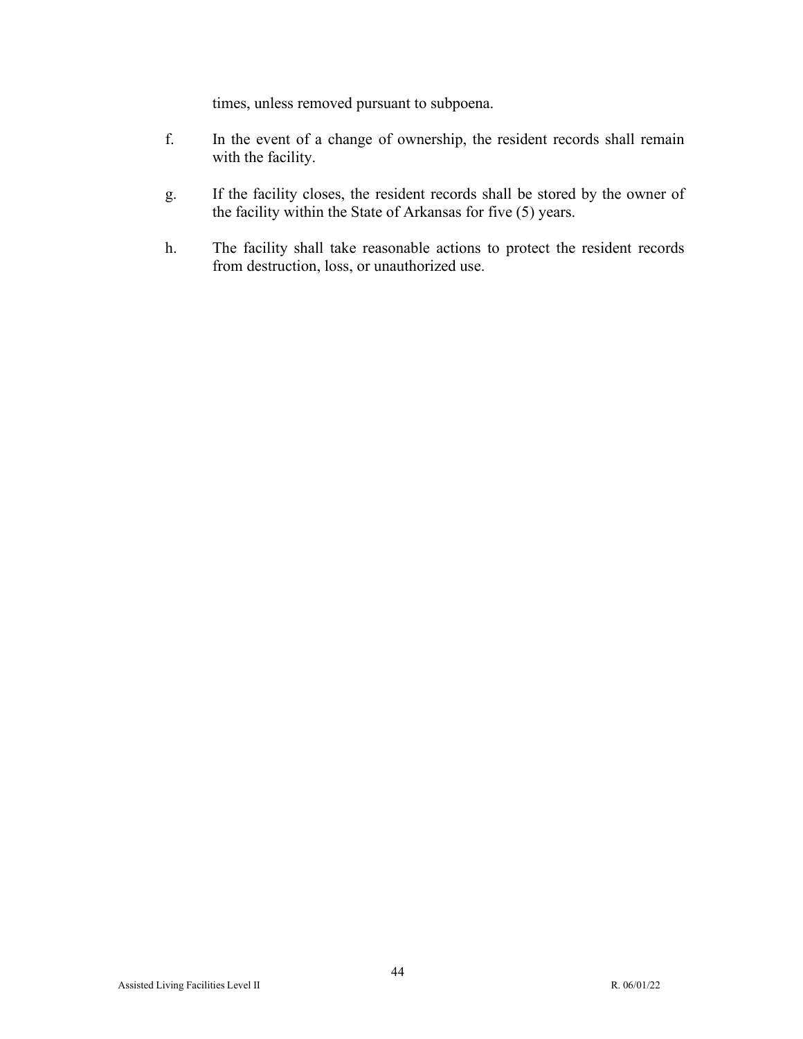times, unless removed pursuant to subpoena.

f. In the event of a change of ownership, the resident records shall remain with the facility.

g. If the facility closes, the resident records shall be stored by the owner of the facility within the State of Arkansas for five (5) years.

h. The facility shall take reasonable actions to protect the resident records from destruction, loss, or unauthorized use.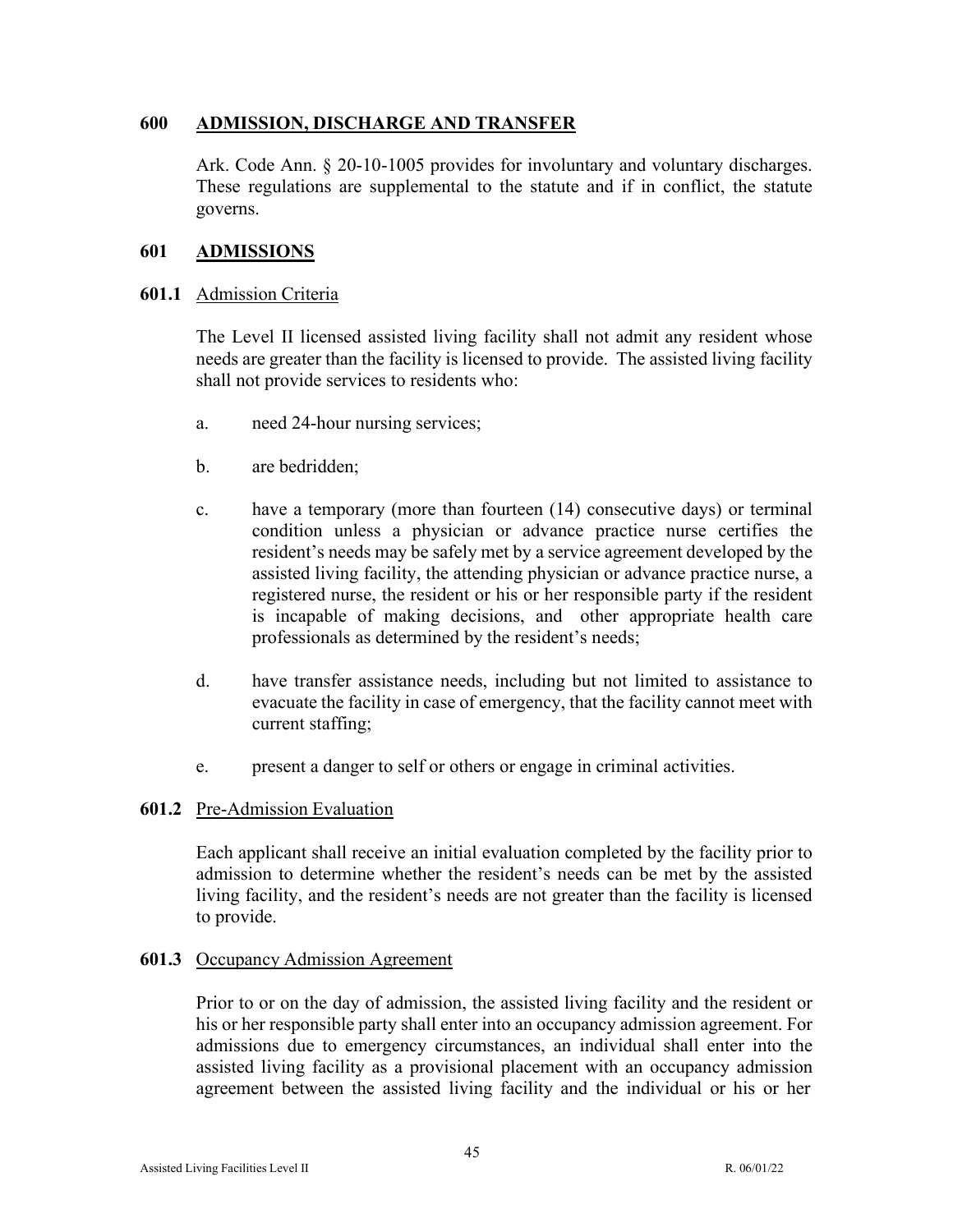## 600 ADMISSION, DISCHARGE AND TRANSFER

Ark. Code Ann. § 20-10-1005 provides for involuntary and voluntary discharges. These regulations are supplemental to the statute and if in conflict, the statute governs.

## 601 ADMISSIONS

### 601.1 Admission Criteria

The Level II licensed assisted living facility shall not admit any resident whose needs are greater than the facility is licensed to provide. The assisted living facility shall not provide services to residents who:

a. need 24-hour nursing services;

b. are bedridden;

c. have a temporary (more than fourteen (14) consecutive days) or terminal condition unless a physician or advance practice nurse certifies the resident's needs may be safely met by a service agreement developed by the assisted living facility, the attending physician or advance practice nurse, a registered nurse, the resident or his or her responsible party if the resident is incapable of making decisions, and other appropriate health care professionals as determined by the resident's needs;

d. have transfer assistance needs, including but not limited to assistance to evacuate the facility in case of emergency, that the facility cannot meet with current staffing;

e. present a danger to self or others or engage in criminal activities.

### 601.2 Pre-Admission Evaluation

Each applicant shall receive an initial evaluation completed by the facility prior to admission to determine whether the resident's needs can be met by the assisted living facility, and the resident's needs are not greater than the facility is licensed to provide.

### 601.3 Occupancy Admission Agreement

Prior to or on the day of admission, the assisted living facility and the resident or his or her responsible party shall enter into an occupancy admission agreement. For admissions due to emergency circumstances, an individual shall enter into the assisted living facility as a provisional placement with an occupancy admission agreement between the assisted living facility and the individual or his or her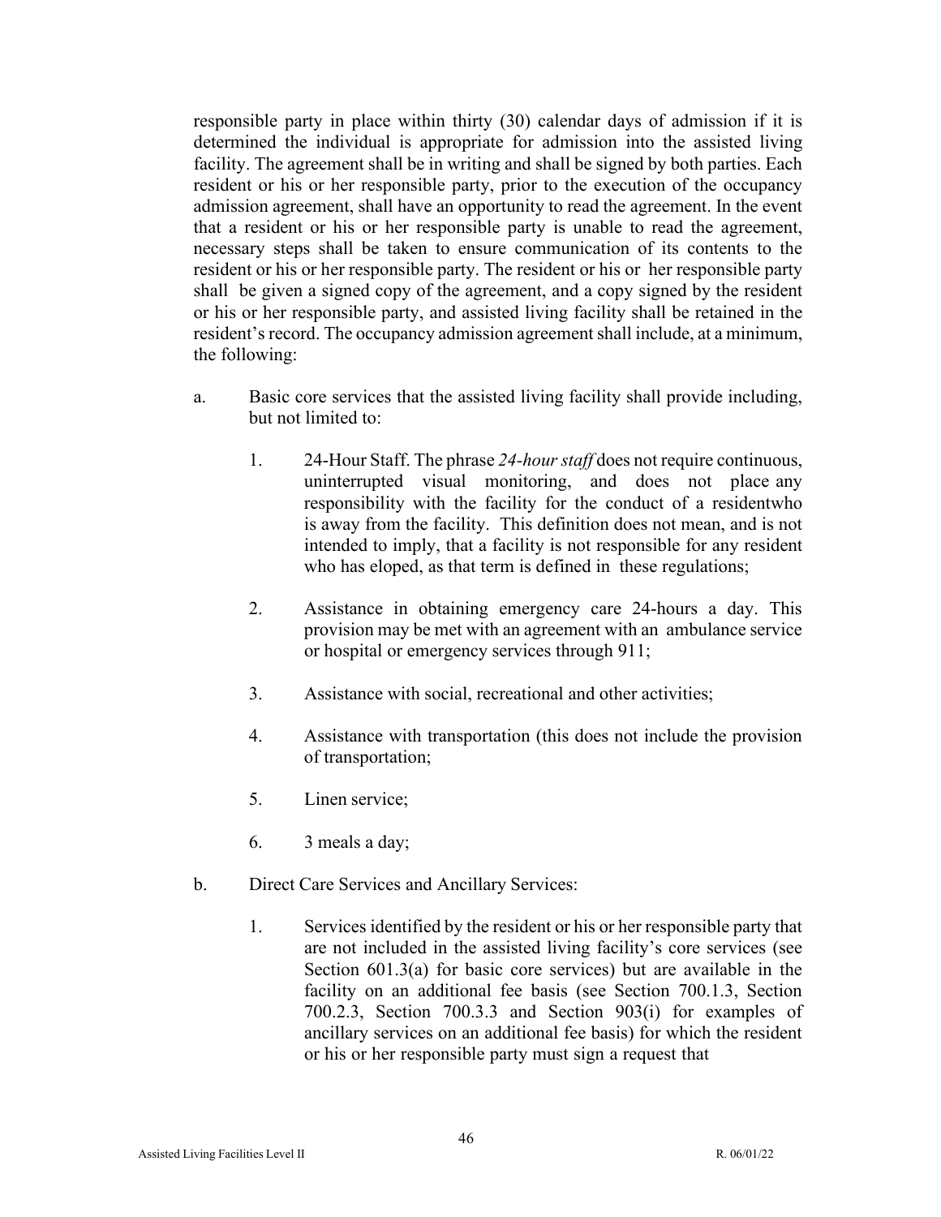responsible party in place within thirty (30) calendar days of admission if it is determined the individual is appropriate for admission into the assisted living facility. The agreement shall be in writing and shall be signed by both parties. Each resident or his or her responsible party, prior to the execution of the occupancy admission agreement, shall have an opportunity to read the agreement. In the event that a resident or his or her responsible party is unable to read the agreement, necessary steps shall be taken to ensure communication of its contents to the resident or his or her responsible party. The resident or his or her responsible party shall be given a signed copy of the agreement, and a copy signed by the resident or his or her responsible party, and assisted living facility shall be retained in the resident's record. The occupancy admission agreement shall include, at a minimum, the following:

a. Basic core services that the assisted living facility shall provide including, but not limited to:

   1. 24-Hour Staff. The phrase *24-hour staff* does not require continuous, uninterrupted visual monitoring, and does not place any responsibility with the facility for the conduct of a residentwho is away from the facility. This definition does not mean, and is not intended to imply, that a facility is not responsible for any resident who has eloped, as that term is defined in these regulations;

   2. Assistance in obtaining emergency care 24-hours a day. This provision may be met with an agreement with an ambulance service or hospital or emergency services through 911;

   3. Assistance with social, recreational and other activities;

   4. Assistance with transportation (this does not include the provision of transportation;

   5. Linen service;

   6. 3 meals a day;

b. Direct Care Services and Ancillary Services:

   1. Services identified by the resident or his or her responsible party that are not included in the assisted living facility's core services (see Section 601.3(a) for basic core services) but are available in the facility on an additional fee basis (see Section 700.1.3, Section 700.2.3, Section 700.3.3 and Section 903(i) for examples of ancillary services on an additional fee basis) for which the resident or his or her responsible party must sign a request that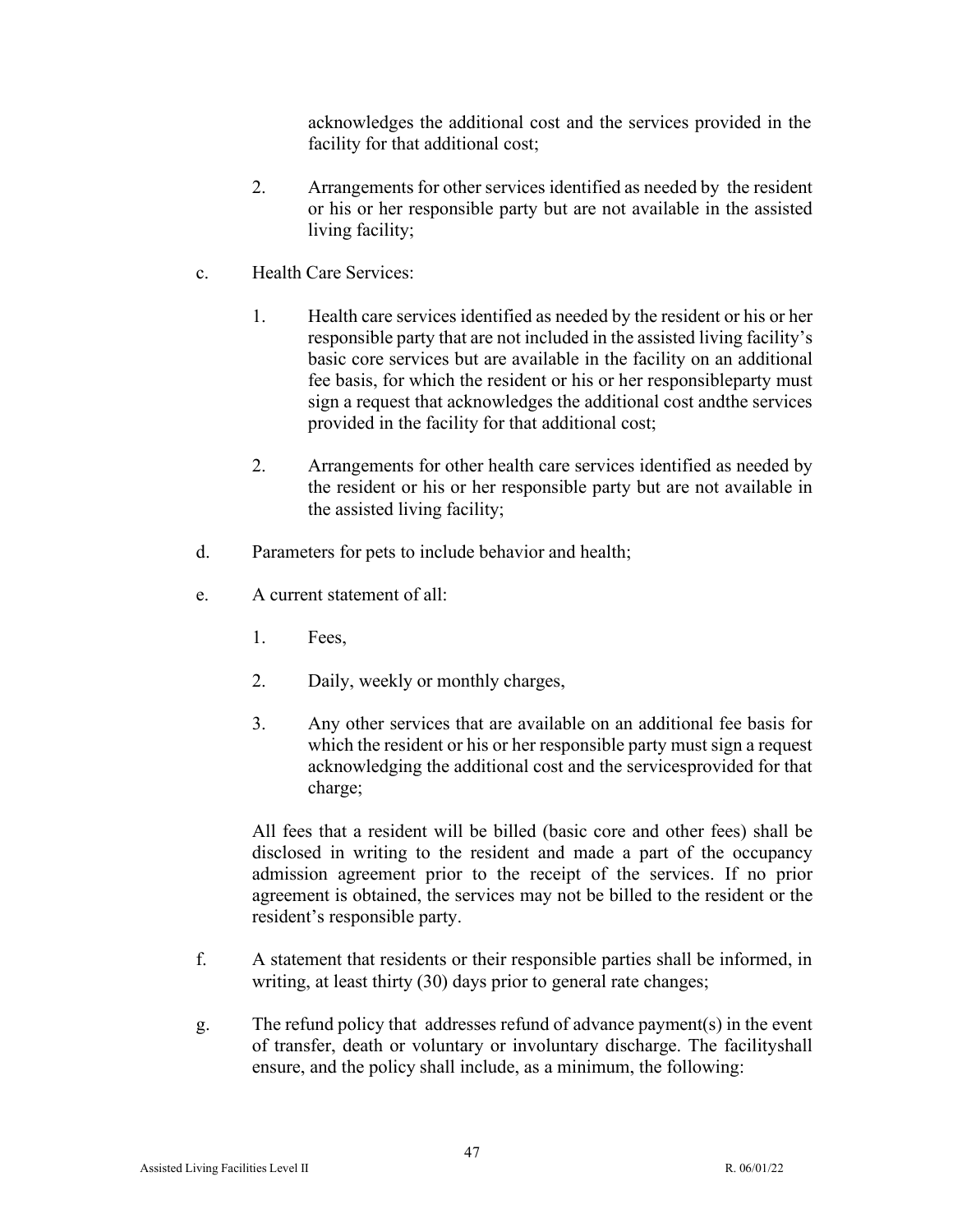acknowledges the additional cost and the services provided in the facility for that additional cost;

2. Arrangements for other services identified as needed by the resident or his or her responsible party but are not available in the assisted living facility;

c. Health Care Services:

1. Health care services identified as needed by the resident or his or her responsible party that are not included in the assisted living facility's basic core services but are available in the facility on an additional fee basis, for which the resident or his or her responsibleparty must sign a request that acknowledges the additional cost andthe services provided in the facility for that additional cost;

2. Arrangements for other health care services identified as needed by the resident or his or her responsible party but are not available in the assisted living facility;

d. Parameters for pets to include behavior and health;

e. A current statement of all:

1. Fees,

2. Daily, weekly or monthly charges,

3. Any other services that are available on an additional fee basis for which the resident or his or her responsible party must sign a request acknowledging the additional cost and the servicesprovided for that charge;

All fees that a resident will be billed (basic core and other fees) shall be disclosed in writing to the resident and made a part of the occupancy admission agreement prior to the receipt of the services. If no prior agreement is obtained, the services may not be billed to the resident or the resident's responsible party.

f. A statement that residents or their responsible parties shall be informed, in writing, at least thirty (30) days prior to general rate changes;

g. The refund policy that addresses refund of advance payment(s) in the event of transfer, death or voluntary or involuntary discharge. The facilityshall ensure, and the policy shall include, as a minimum, the following: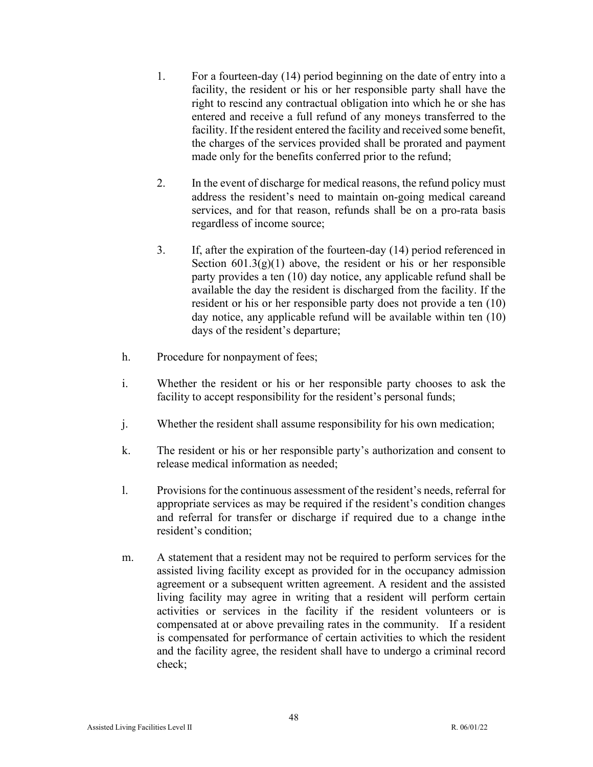1. For a fourteen-day (14) period beginning on the date of entry into a facility, the resident or his or her responsible party shall have the right to rescind any contractual obligation into which he or she has entered and receive a full refund of any moneys transferred to the facility. If the resident entered the facility and received some benefit, the charges of the services provided shall be prorated and payment made only for the benefits conferred prior to the refund;

2. In the event of discharge for medical reasons, the refund policy must address the resident's need to maintain on-going medical careand services, and for that reason, refunds shall be on a pro-rata basis regardless of income source;

3. If, after the expiration of the fourteen-day (14) period referenced in Section 601.3(g)(1) above, the resident or his or her responsible party provides a ten (10) day notice, any applicable refund shall be available the day the resident is discharged from the facility. If the resident or his or her responsible party does not provide a ten (10) day notice, any applicable refund will be available within ten (10) days of the resident's departure;

h. Procedure for nonpayment of fees;

i. Whether the resident or his or her responsible party chooses to ask the facility to accept responsibility for the resident's personal funds;

j. Whether the resident shall assume responsibility for his own medication;

k. The resident or his or her responsible party's authorization and consent to release medical information as needed;

l. Provisions for the continuous assessment of the resident's needs, referral for appropriate services as may be required if the resident's condition changes and referral for transfer or discharge if required due to a change inthe resident's condition;

m. A statement that a resident may not be required to perform services for the assisted living facility except as provided for in the occupancy admission agreement or a subsequent written agreement. A resident and the assisted living facility may agree in writing that a resident will perform certain activities or services in the facility if the resident volunteers or is compensated at or above prevailing rates in the community. If a resident is compensated for performance of certain activities to which the resident and the facility agree, the resident shall have to undergo a criminal record check;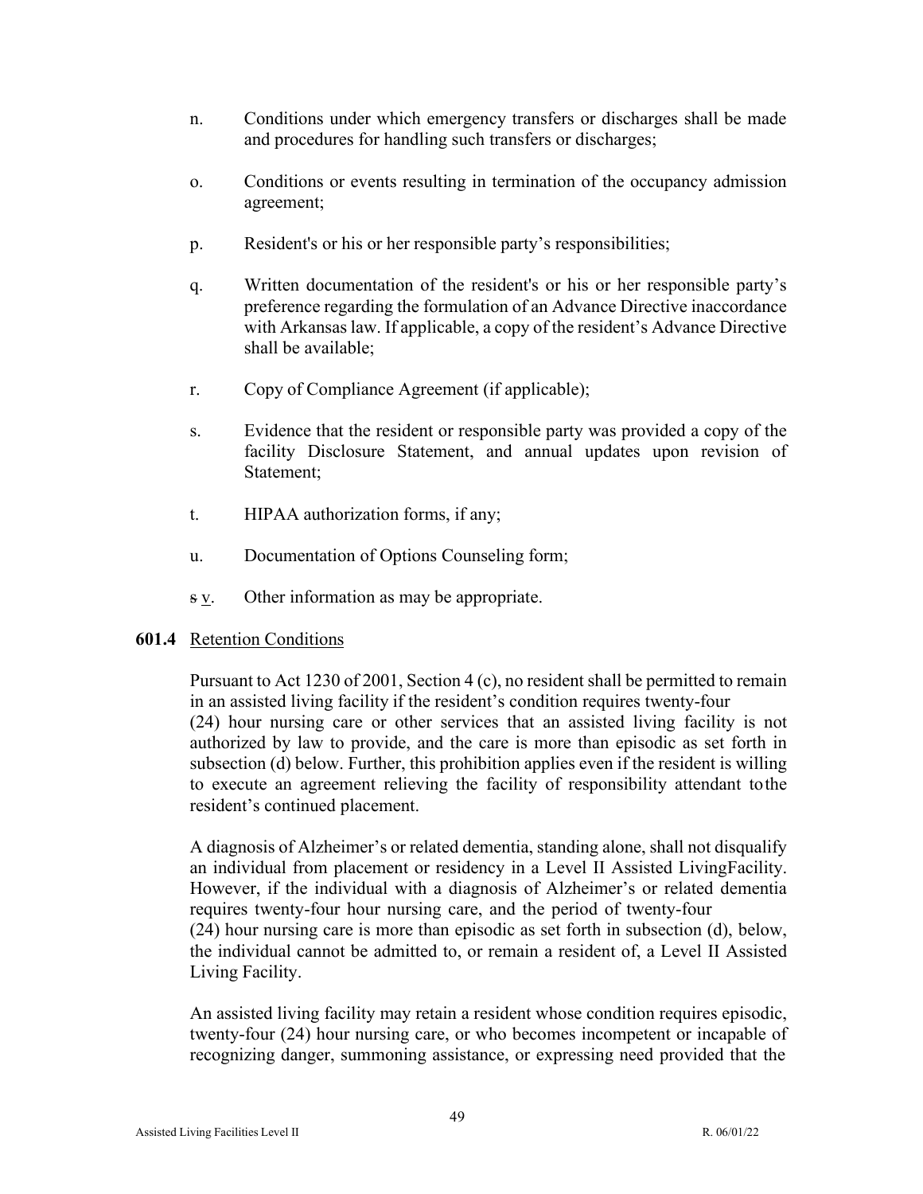n. Conditions under which emergency transfers or discharges shall be made and procedures for handling such transfers or discharges;

o. Conditions or events resulting in termination of the occupancy admission agreement;

p. Resident's or his or her responsible party's responsibilities;

q. Written documentation of the resident's or his or her responsible party's preference regarding the formulation of an Advance Directive inaccordance with Arkansas law. If applicable, a copy of the resident's Advance Directive shall be available;

r. Copy of Compliance Agreement (if applicable);

s. Evidence that the resident or responsible party was provided a copy of the facility Disclosure Statement, and annual updates upon revision of Statement;

t. HIPAA authorization forms, if any;

u. Documentation of Options Counseling form;

~~s~~ v. Other information as may be appropriate.

**601.4** Retention Conditions

Pursuant to Act 1230 of 2001, Section 4 (c), no resident shall be permitted to remain in an assisted living facility if the resident's condition requires twenty-four (24) hour nursing care or other services that an assisted living facility is not authorized by law to provide, and the care is more than episodic as set forth in subsection (d) below. Further, this prohibition applies even if the resident is willing to execute an agreement relieving the facility of responsibility attendant tothe resident's continued placement.

A diagnosis of Alzheimer's or related dementia, standing alone, shall not disqualify an individual from placement or residency in a Level II Assisted LivingFacility. However, if the individual with a diagnosis of Alzheimer's or related dementia requires twenty-four hour nursing care, and the period of twenty-four (24) hour nursing care is more than episodic as set forth in subsection (d), below, the individual cannot be admitted to, or remain a resident of, a Level II Assisted Living Facility.

An assisted living facility may retain a resident whose condition requires episodic, twenty-four (24) hour nursing care, or who becomes incompetent or incapable of recognizing danger, summoning assistance, or expressing need provided that the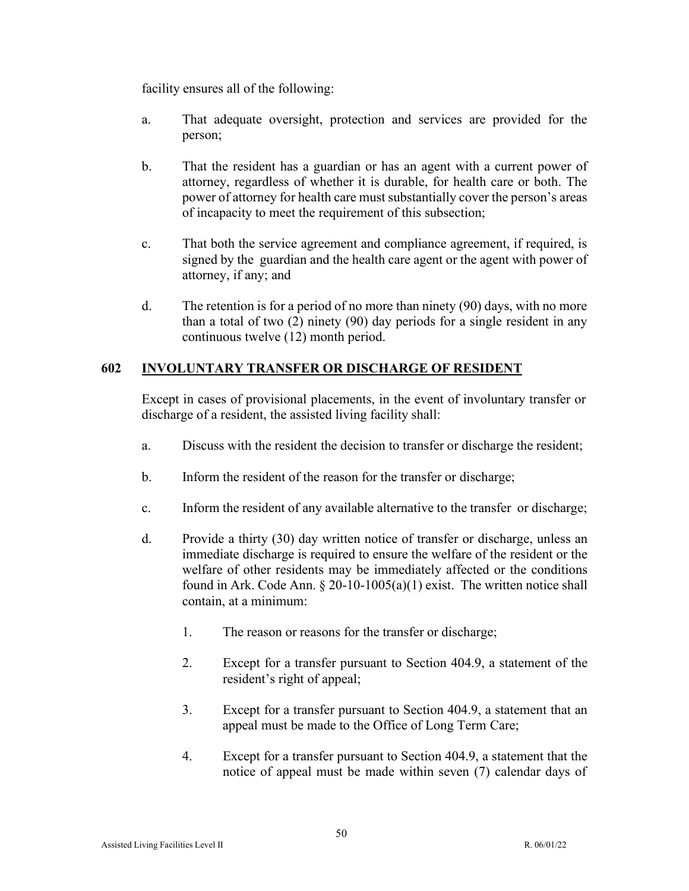facility ensures all of the following:

a. That adequate oversight, protection and services are provided for the person;

b. That the resident has a guardian or has an agent with a current power of attorney, regardless of whether it is durable, for health care or both. The power of attorney for health care must substantially cover the person's areas of incapacity to meet the requirement of this subsection;

c. That both the service agreement and compliance agreement, if required, is signed by the guardian and the health care agent or the agent with power of attorney, if any; and

d. The retention is for a period of no more than ninety (90) days, with no more than a total of two (2) ninety (90) day periods for a single resident in any continuous twelve (12) month period.

## 602 INVOLUNTARY TRANSFER OR DISCHARGE OF RESIDENT

Except in cases of provisional placements, in the event of involuntary transfer or discharge of a resident, the assisted living facility shall:

a. Discuss with the resident the decision to transfer or discharge the resident;

b. Inform the resident of the reason for the transfer or discharge;

c. Inform the resident of any available alternative to the transfer or discharge;

d. Provide a thirty (30) day written notice of transfer or discharge, unless an immediate discharge is required to ensure the welfare of the resident or the welfare of other residents may be immediately affected or the conditions found in Ark. Code Ann. § 20-10-1005(a)(1) exist. The written notice shall contain, at a minimum:

   1. The reason or reasons for the transfer or discharge;

   2. Except for a transfer pursuant to Section 404.9, a statement of the resident's right of appeal;

   3. Except for a transfer pursuant to Section 404.9, a statement that an appeal must be made to the Office of Long Term Care;

   4. Except for a transfer pursuant to Section 404.9, a statement that the notice of appeal must be made within seven (7) calendar days of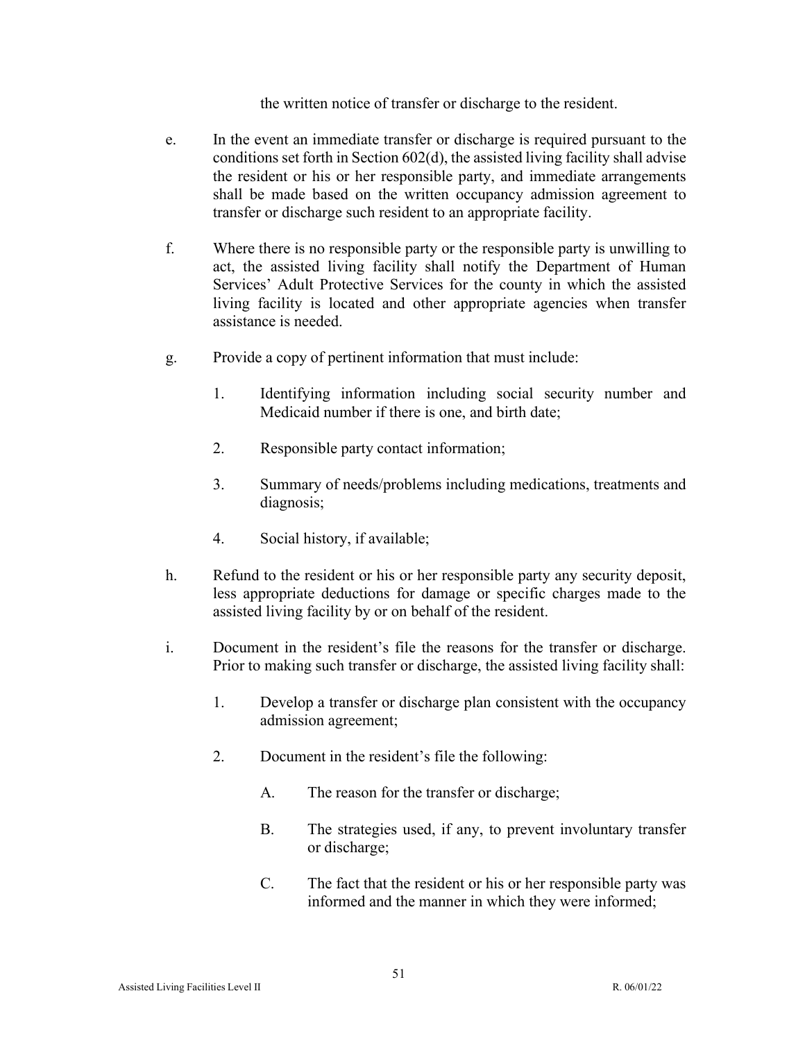the written notice of transfer or discharge to the resident.

e. In the event an immediate transfer or discharge is required pursuant to the conditions set forth in Section 602(d), the assisted living facility shall advise the resident or his or her responsible party, and immediate arrangements shall be made based on the written occupancy admission agreement to transfer or discharge such resident to an appropriate facility.

f. Where there is no responsible party or the responsible party is unwilling to act, the assisted living facility shall notify the Department of Human Services' Adult Protective Services for the county in which the assisted living facility is located and other appropriate agencies when transfer assistance is needed.

g. Provide a copy of pertinent information that must include:

   1. Identifying information including social security number and Medicaid number if there is one, and birth date;

   2. Responsible party contact information;

   3. Summary of needs/problems including medications, treatments and diagnosis;

   4. Social history, if available;

h. Refund to the resident or his or her responsible party any security deposit, less appropriate deductions for damage or specific charges made to the assisted living facility by or on behalf of the resident.

i. Document in the resident's file the reasons for the transfer or discharge. Prior to making such transfer or discharge, the assisted living facility shall:

   1. Develop a transfer or discharge plan consistent with the occupancy admission agreement;

   2. Document in the resident's file the following:

      A. The reason for the transfer or discharge;

      B. The strategies used, if any, to prevent involuntary transfer or discharge;

      C. The fact that the resident or his or her responsible party was informed and the manner in which they were informed;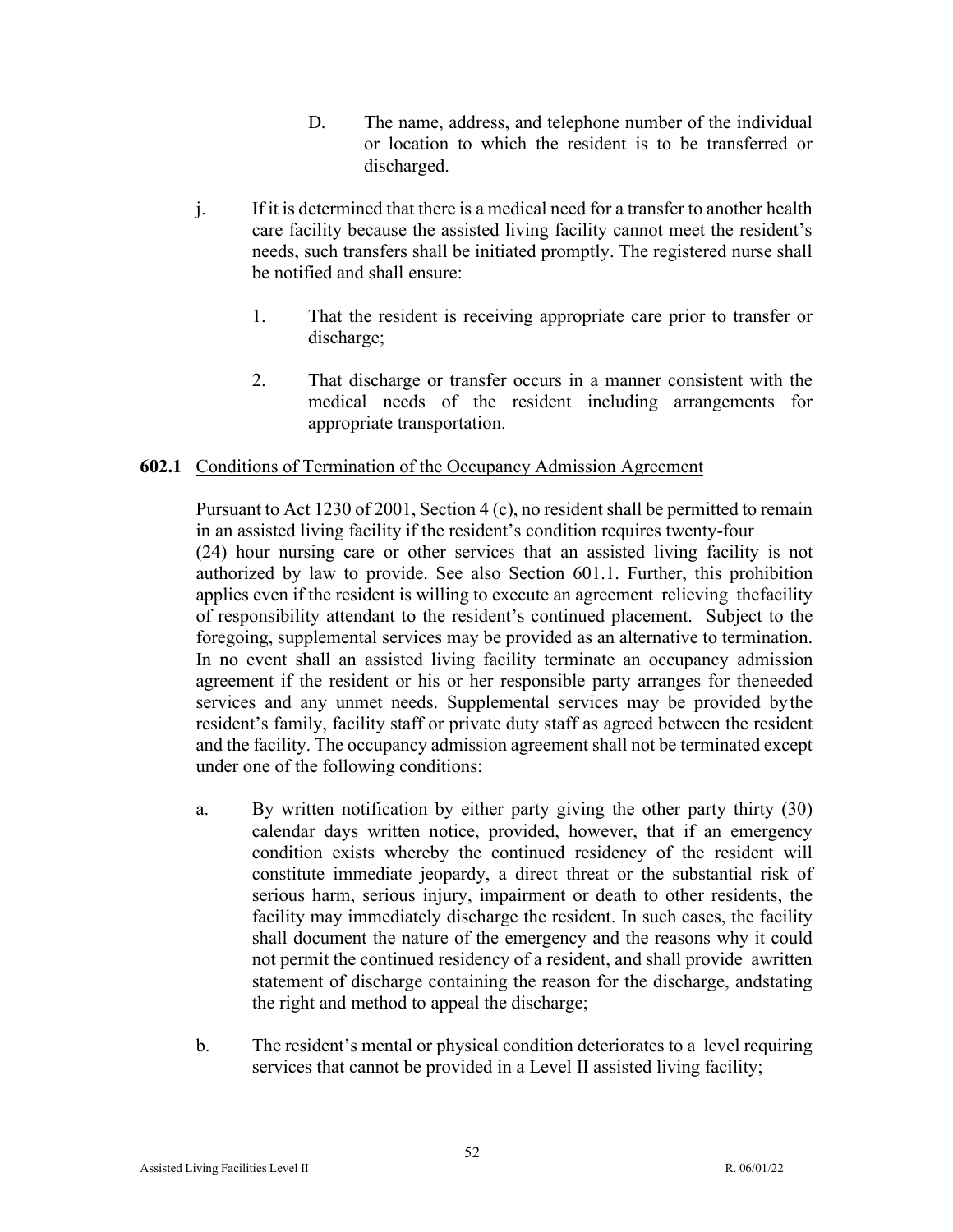D. The name, address, and telephone number of the individual or location to which the resident is to be transferred or discharged.

j. If it is determined that there is a medical need for a transfer to another health care facility because the assisted living facility cannot meet the resident's needs, such transfers shall be initiated promptly. The registered nurse shall be notified and shall ensure:

1. That the resident is receiving appropriate care prior to transfer or discharge;

2. That discharge or transfer occurs in a manner consistent with the medical needs of the resident including arrangements for appropriate transportation.

**602.1** Conditions of Termination of the Occupancy Admission Agreement

Pursuant to Act 1230 of 2001, Section 4 (c), no resident shall be permitted to remain in an assisted living facility if the resident's condition requires twenty-four (24) hour nursing care or other services that an assisted living facility is not authorized by law to provide. See also Section 601.1. Further, this prohibition applies even if the resident is willing to execute an agreement relieving thefacility of responsibility attendant to the resident's continued placement. Subject to the foregoing, supplemental services may be provided as an alternative to termination. In no event shall an assisted living facility terminate an occupancy admission agreement if the resident or his or her responsible party arranges for theneeded services and any unmet needs. Supplemental services may be provided bythe resident's family, facility staff or private duty staff as agreed between the resident and the facility. The occupancy admission agreement shall not be terminated except under one of the following conditions:

a. By written notification by either party giving the other party thirty (30) calendar days written notice, provided, however, that if an emergency condition exists whereby the continued residency of the resident will constitute immediate jeopardy, a direct threat or the substantial risk of serious harm, serious injury, impairment or death to other residents, the facility may immediately discharge the resident. In such cases, the facility shall document the nature of the emergency and the reasons why it could not permit the continued residency of a resident, and shall provide awritten statement of discharge containing the reason for the discharge, andstating the right and method to appeal the discharge;

b. The resident's mental or physical condition deteriorates to a level requiring services that cannot be provided in a Level II assisted living facility;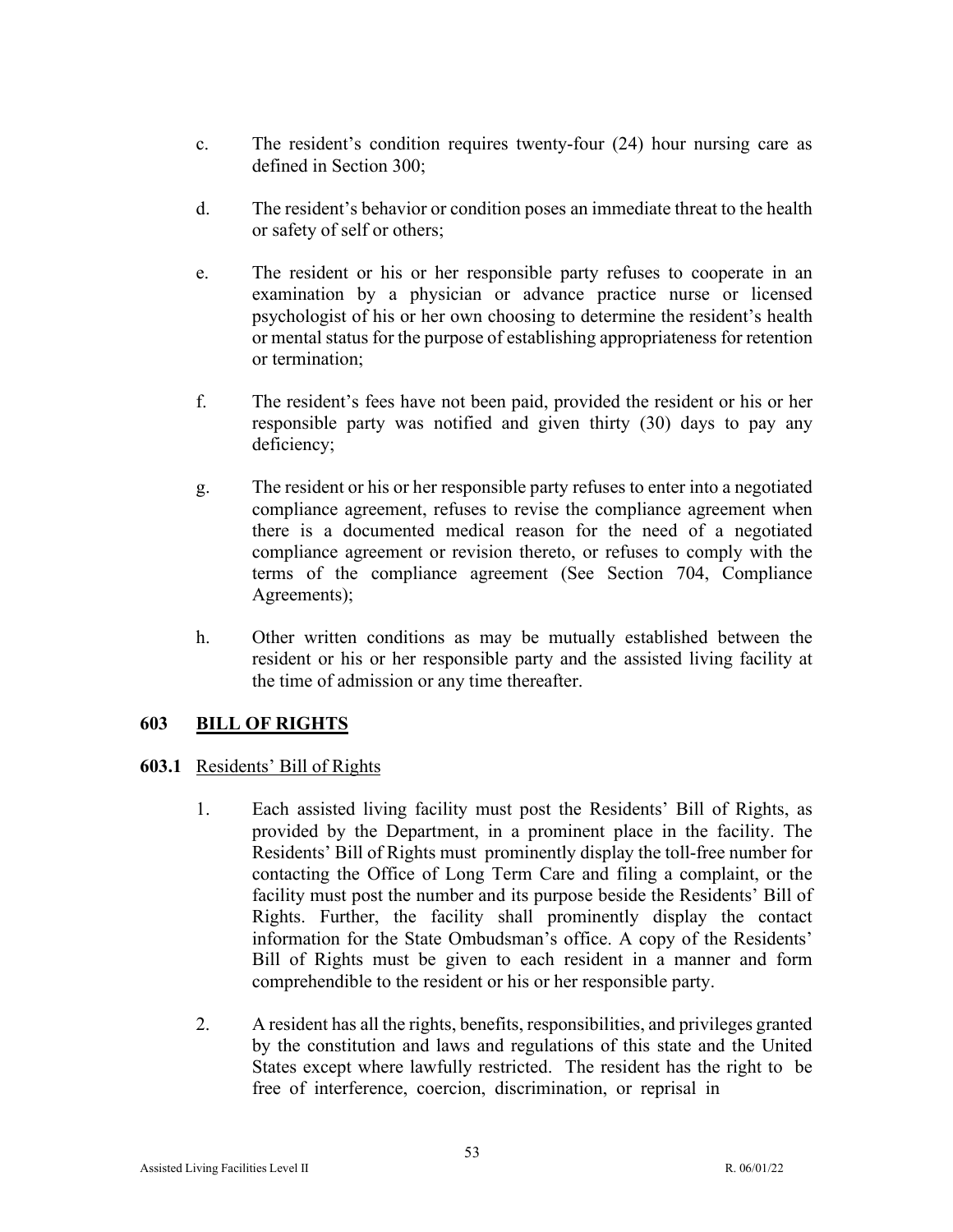c. The resident's condition requires twenty-four (24) hour nursing care as defined in Section 300;

d. The resident's behavior or condition poses an immediate threat to the health or safety of self or others;

e. The resident or his or her responsible party refuses to cooperate in an examination by a physician or advance practice nurse or licensed psychologist of his or her own choosing to determine the resident's health or mental status for the purpose of establishing appropriateness for retention or termination;

f. The resident's fees have not been paid, provided the resident or his or her responsible party was notified and given thirty (30) days to pay any deficiency;

g. The resident or his or her responsible party refuses to enter into a negotiated compliance agreement, refuses to revise the compliance agreement when there is a documented medical reason for the need of a negotiated compliance agreement or revision thereto, or refuses to comply with the terms of the compliance agreement (See Section 704, Compliance Agreements);

h. Other written conditions as may be mutually established between the resident or his or her responsible party and the assisted living facility at the time of admission or any time thereafter.

## 603 BILL OF RIGHTS

### 603.1 Residents' Bill of Rights

1. Each assisted living facility must post the Residents' Bill of Rights, as provided by the Department, in a prominent place in the facility. The Residents' Bill of Rights must prominently display the toll-free number for contacting the Office of Long Term Care and filing a complaint, or the facility must post the number and its purpose beside the Residents' Bill of Rights. Further, the facility shall prominently display the contact information for the State Ombudsman's office. A copy of the Residents' Bill of Rights must be given to each resident in a manner and form comprehendible to the resident or his or her responsible party.

2. A resident has all the rights, benefits, responsibilities, and privileges granted by the constitution and laws and regulations of this state and the United States except where lawfully restricted. The resident has the right to be free of interference, coercion, discrimination, or reprisal in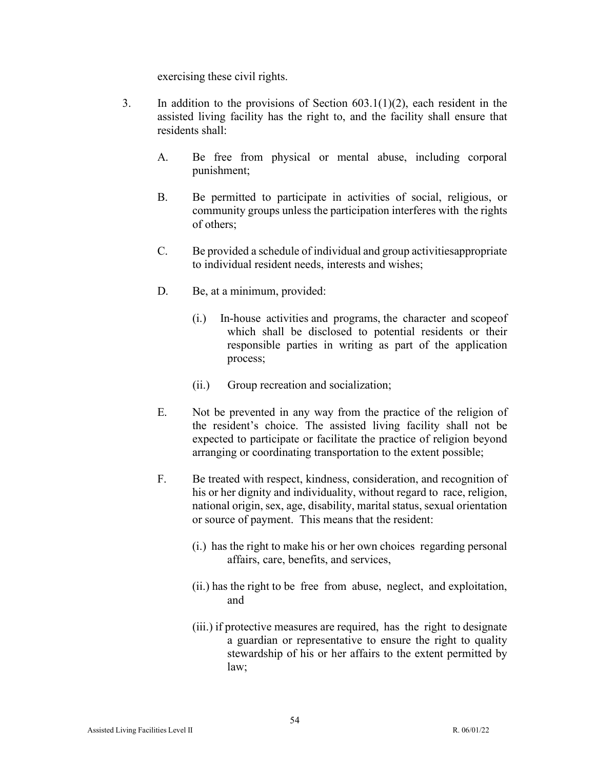exercising these civil rights.

3. In addition to the provisions of Section 603.1(1)(2), each resident in the assisted living facility has the right to, and the facility shall ensure that residents shall:

   A. Be free from physical or mental abuse, including corporal punishment;

   B. Be permitted to participate in activities of social, religious, or community groups unless the participation interferes with the rights of others;

   C. Be provided a schedule of individual and group activitiesappropriate to individual resident needs, interests and wishes;

   D. Be, at a minimum, provided:

      (i.) In-house activities and programs, the character and scopeof which shall be disclosed to potential residents or their responsible parties in writing as part of the application process;

      (ii.) Group recreation and socialization;

   E. Not be prevented in any way from the practice of the religion of the resident's choice. The assisted living facility shall not be expected to participate or facilitate the practice of religion beyond arranging or coordinating transportation to the extent possible;

   F. Be treated with respect, kindness, consideration, and recognition of his or her dignity and individuality, without regard to race, religion, national origin, sex, age, disability, marital status, sexual orientation or source of payment. This means that the resident:

      (i.) has the right to make his or her own choices regarding personal affairs, care, benefits, and services,

      (ii.) has the right to be free from abuse, neglect, and exploitation, and

      (iii.) if protective measures are required, has the right to designate a guardian or representative to ensure the right to quality stewardship of his or her affairs to the extent permitted by law;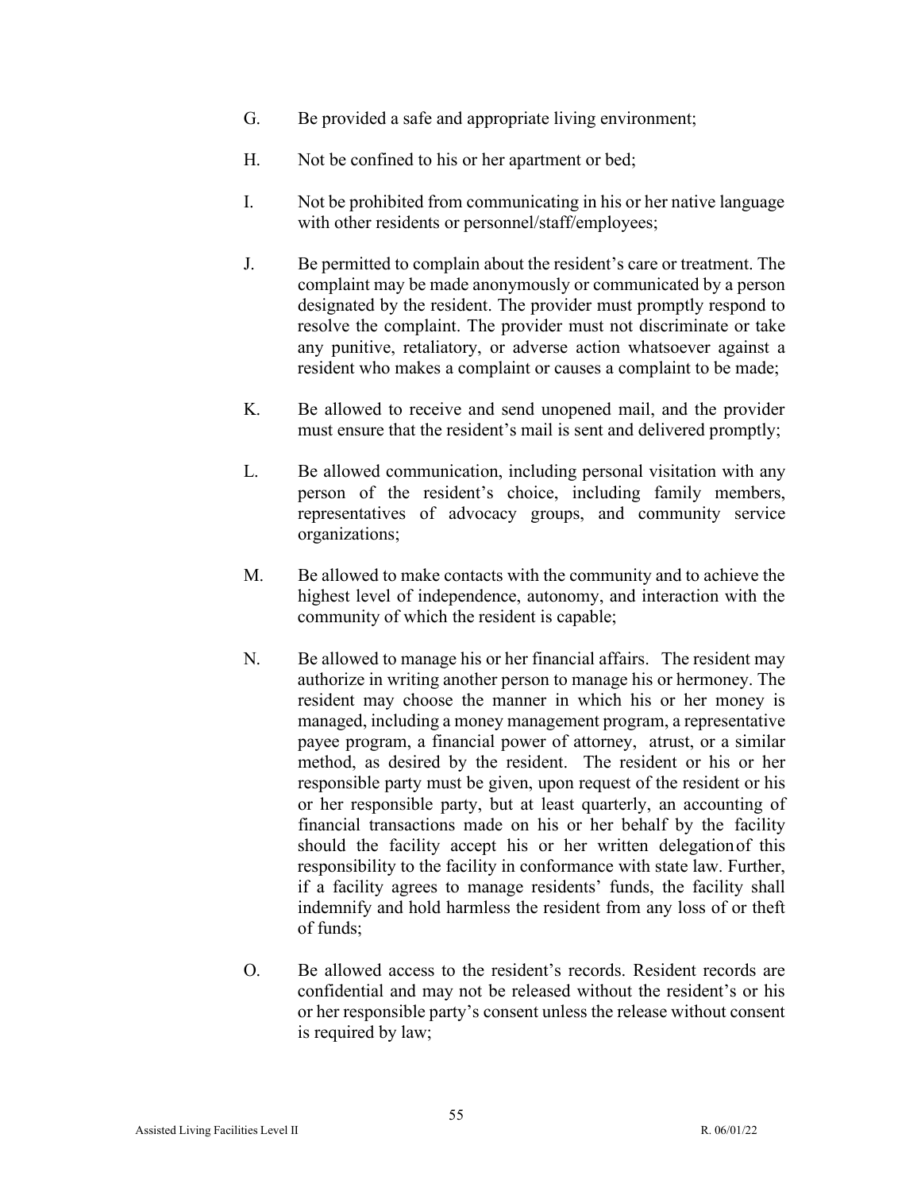G. Be provided a safe and appropriate living environment;

H. Not be confined to his or her apartment or bed;

I. Not be prohibited from communicating in his or her native language with other residents or personnel/staff/employees;

J. Be permitted to complain about the resident's care or treatment. The complaint may be made anonymously or communicated by a person designated by the resident. The provider must promptly respond to resolve the complaint. The provider must not discriminate or take any punitive, retaliatory, or adverse action whatsoever against a resident who makes a complaint or causes a complaint to be made;

K. Be allowed to receive and send unopened mail, and the provider must ensure that the resident's mail is sent and delivered promptly;

L. Be allowed communication, including personal visitation with any person of the resident's choice, including family members, representatives of advocacy groups, and community service organizations;

M. Be allowed to make contacts with the community and to achieve the highest level of independence, autonomy, and interaction with the community of which the resident is capable;

N. Be allowed to manage his or her financial affairs. The resident may authorize in writing another person to manage his or hermoney. The resident may choose the manner in which his or her money is managed, including a money management program, a representative payee program, a financial power of attorney, atrust, or a similar method, as desired by the resident. The resident or his or her responsible party must be given, upon request of the resident or his or her responsible party, but at least quarterly, an accounting of financial transactions made on his or her behalf by the facility should the facility accept his or her written delegationof this responsibility to the facility in conformance with state law. Further, if a facility agrees to manage residents' funds, the facility shall indemnify and hold harmless the resident from any loss of or theft of funds;

O. Be allowed access to the resident's records. Resident records are confidential and may not be released without the resident's or his or her responsible party's consent unless the release without consent is required by law;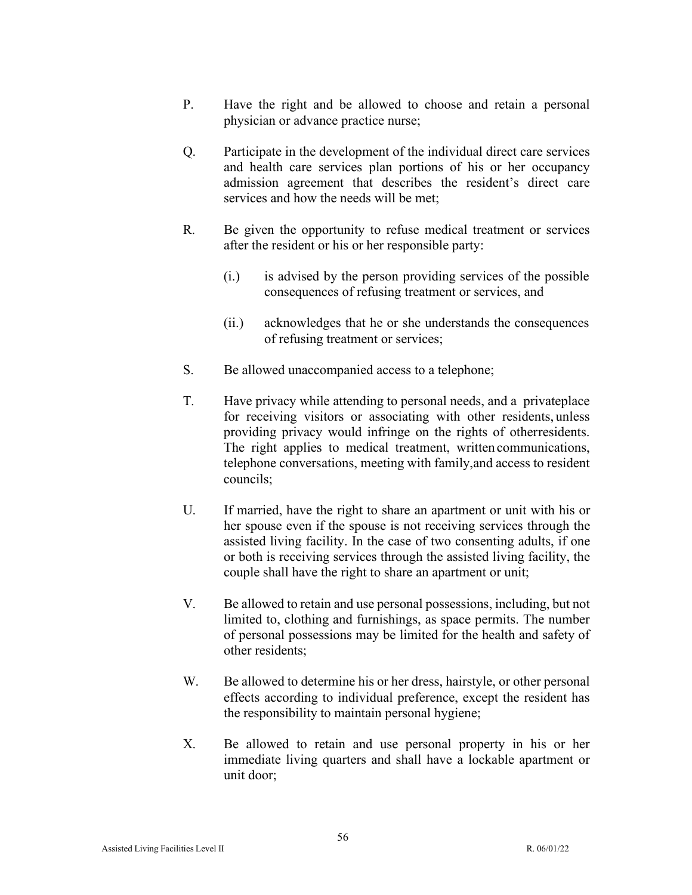P. Have the right and be allowed to choose and retain a personal physician or advance practice nurse;

Q. Participate in the development of the individual direct care services and health care services plan portions of his or her occupancy admission agreement that describes the resident's direct care services and how the needs will be met;

R. Be given the opportunity to refuse medical treatment or services after the resident or his or her responsible party:

   (i.) is advised by the person providing services of the possible consequences of refusing treatment or services, and

   (ii.) acknowledges that he or she understands the consequences of refusing treatment or services;

S. Be allowed unaccompanied access to a telephone;

T. Have privacy while attending to personal needs, and a privateplace for receiving visitors or associating with other residents, unless providing privacy would infringe on the rights of otherresidents. The right applies to medical treatment, written communications, telephone conversations, meeting with family,and access to resident councils;

U. If married, have the right to share an apartment or unit with his or her spouse even if the spouse is not receiving services through the assisted living facility. In the case of two consenting adults, if one or both is receiving services through the assisted living facility, the couple shall have the right to share an apartment or unit;

V. Be allowed to retain and use personal possessions, including, but not limited to, clothing and furnishings, as space permits. The number of personal possessions may be limited for the health and safety of other residents;

W. Be allowed to determine his or her dress, hairstyle, or other personal effects according to individual preference, except the resident has the responsibility to maintain personal hygiene;

X. Be allowed to retain and use personal property in his or her immediate living quarters and shall have a lockable apartment or unit door;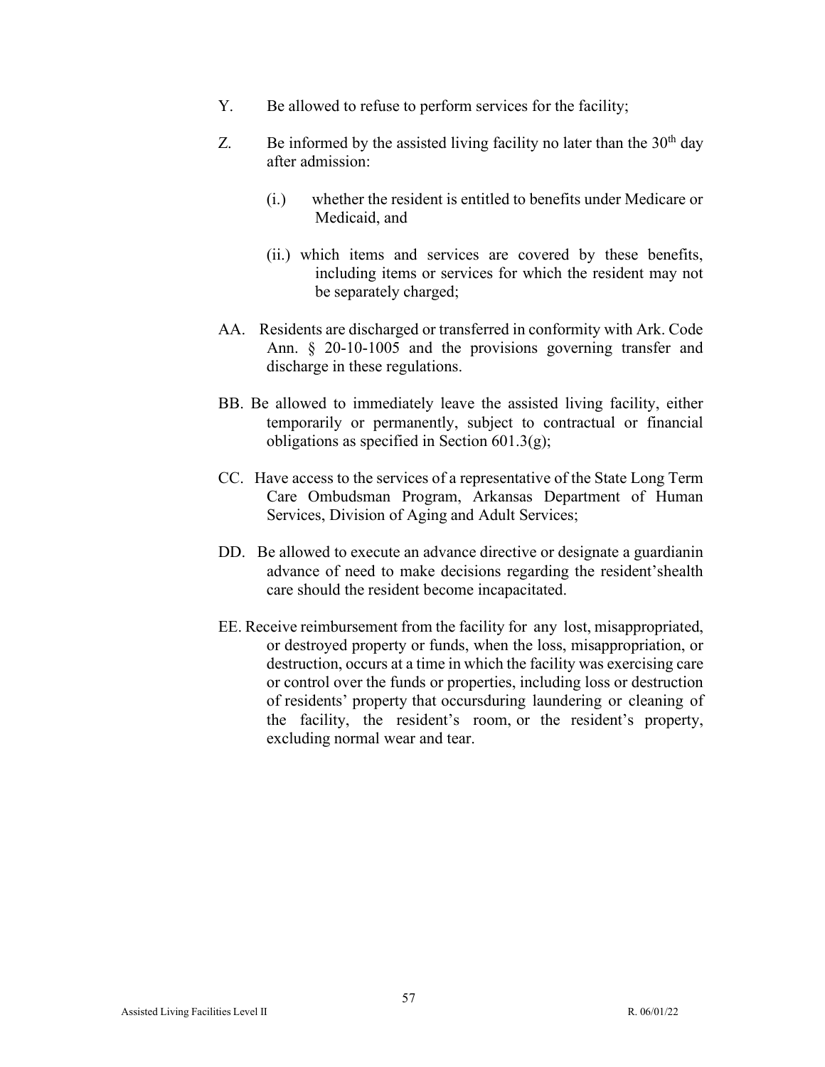Y. Be allowed to refuse to perform services for the facility;

Z. Be informed by the assisted living facility no later than the 30th day after admission:

(i.) whether the resident is entitled to benefits under Medicare or Medicaid, and

(ii.) which items and services are covered by these benefits, including items or services for which the resident may not be separately charged;

AA. Residents are discharged or transferred in conformity with Ark. Code Ann. § 20-10-1005 and the provisions governing transfer and discharge in these regulations.

BB. Be allowed to immediately leave the assisted living facility, either temporarily or permanently, subject to contractual or financial obligations as specified in Section 601.3(g);

CC. Have access to the services of a representative of the State Long Term Care Ombudsman Program, Arkansas Department of Human Services, Division of Aging and Adult Services;

DD. Be allowed to execute an advance directive or designate a guardianin advance of need to make decisions regarding the resident'shealth care should the resident become incapacitated.

EE. Receive reimbursement from the facility for any lost, misappropriated, or destroyed property or funds, when the loss, misappropriation, or destruction, occurs at a time in which the facility was exercising care or control over the funds or properties, including loss or destruction of residents' property that occursduring laundering or cleaning of the facility, the resident's room, or the resident's property, excluding normal wear and tear.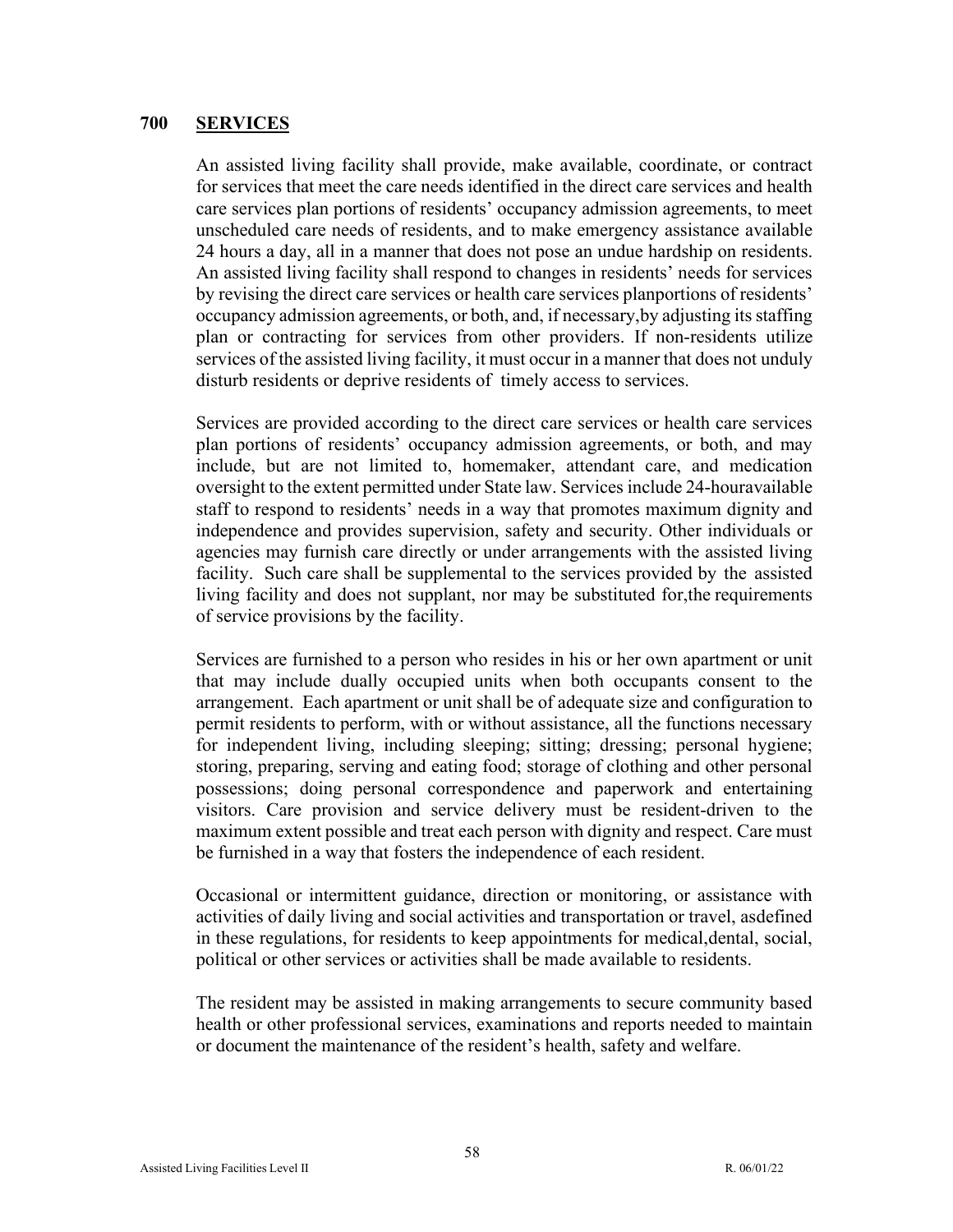## 700 SERVICES

An assisted living facility shall provide, make available, coordinate, or contract for services that meet the care needs identified in the direct care services and health care services plan portions of residents' occupancy admission agreements, to meet unscheduled care needs of residents, and to make emergency assistance available 24 hours a day, all in a manner that does not pose an undue hardship on residents. An assisted living facility shall respond to changes in residents' needs for services by revising the direct care services or health care services planportions of residents' occupancy admission agreements, or both, and, if necessary,by adjusting its staffing plan or contracting for services from other providers. If non-residents utilize services of the assisted living facility, it must occur in a manner that does not unduly disturb residents or deprive residents of timely access to services.

Services are provided according to the direct care services or health care services plan portions of residents' occupancy admission agreements, or both, and may include, but are not limited to, homemaker, attendant care, and medication oversight to the extent permitted under State law. Services include 24-houravailable staff to respond to residents' needs in a way that promotes maximum dignity and independence and provides supervision, safety and security. Other individuals or agencies may furnish care directly or under arrangements with the assisted living facility. Such care shall be supplemental to the services provided by the assisted living facility and does not supplant, nor may be substituted for,the requirements of service provisions by the facility.

Services are furnished to a person who resides in his or her own apartment or unit that may include dually occupied units when both occupants consent to the arrangement. Each apartment or unit shall be of adequate size and configuration to permit residents to perform, with or without assistance, all the functions necessary for independent living, including sleeping; sitting; dressing; personal hygiene; storing, preparing, serving and eating food; storage of clothing and other personal possessions; doing personal correspondence and paperwork and entertaining visitors. Care provision and service delivery must be resident-driven to the maximum extent possible and treat each person with dignity and respect. Care must be furnished in a way that fosters the independence of each resident.

Occasional or intermittent guidance, direction or monitoring, or assistance with activities of daily living and social activities and transportation or travel, asdefined in these regulations, for residents to keep appointments for medical,dental, social, political or other services or activities shall be made available to residents.

The resident may be assisted in making arrangements to secure community based health or other professional services, examinations and reports needed to maintain or document the maintenance of the resident's health, safety and welfare.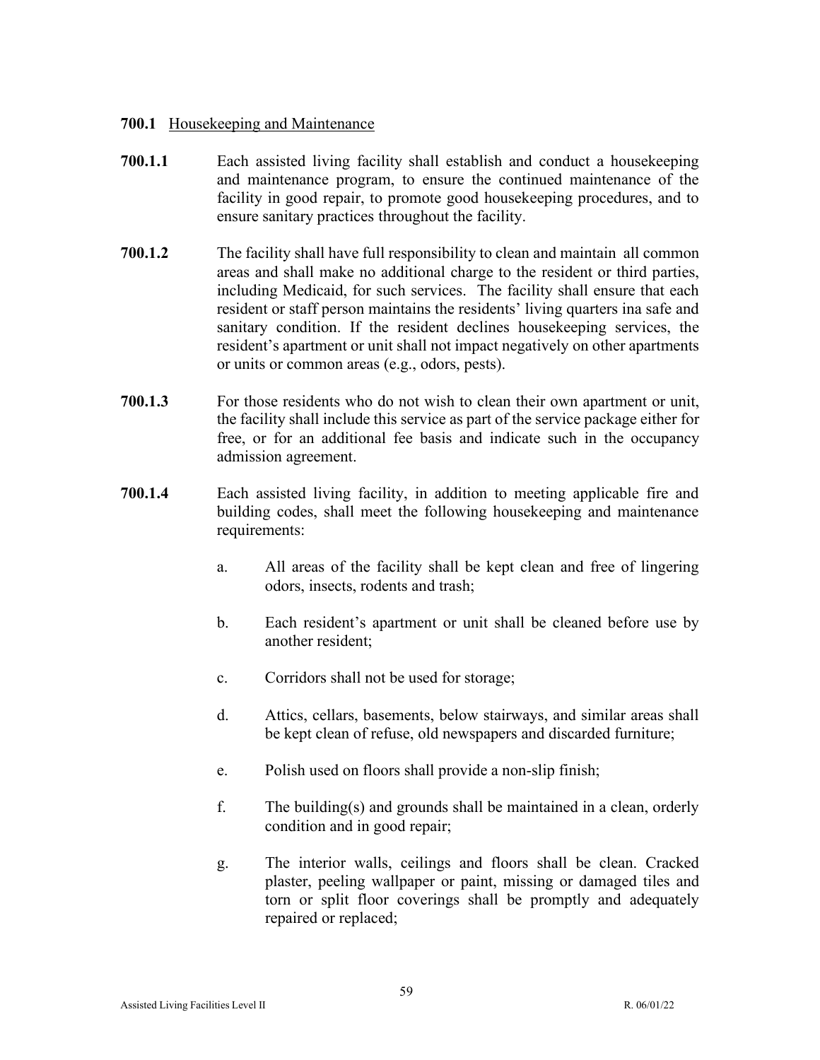**700.1** Housekeeping and Maintenance

**700.1.1** Each assisted living facility shall establish and conduct a housekeeping and maintenance program, to ensure the continued maintenance of the facility in good repair, to promote good housekeeping procedures, and to ensure sanitary practices throughout the facility.

**700.1.2** The facility shall have full responsibility to clean and maintain all common areas and shall make no additional charge to the resident or third parties, including Medicaid, for such services. The facility shall ensure that each resident or staff person maintains the residents' living quarters ina safe and sanitary condition. If the resident declines housekeeping services, the resident's apartment or unit shall not impact negatively on other apartments or units or common areas (e.g., odors, pests).

**700.1.3** For those residents who do not wish to clean their own apartment or unit, the facility shall include this service as part of the service package either for free, or for an additional fee basis and indicate such in the occupancy admission agreement.

**700.1.4** Each assisted living facility, in addition to meeting applicable fire and building codes, shall meet the following housekeeping and maintenance requirements:

a. All areas of the facility shall be kept clean and free of lingering odors, insects, rodents and trash;

b. Each resident's apartment or unit shall be cleaned before use by another resident;

c. Corridors shall not be used for storage;

d. Attics, cellars, basements, below stairways, and similar areas shall be kept clean of refuse, old newspapers and discarded furniture;

e. Polish used on floors shall provide a non-slip finish;

f. The building(s) and grounds shall be maintained in a clean, orderly condition and in good repair;

g. The interior walls, ceilings and floors shall be clean. Cracked plaster, peeling wallpaper or paint, missing or damaged tiles and torn or split floor coverings shall be promptly and adequately repaired or replaced;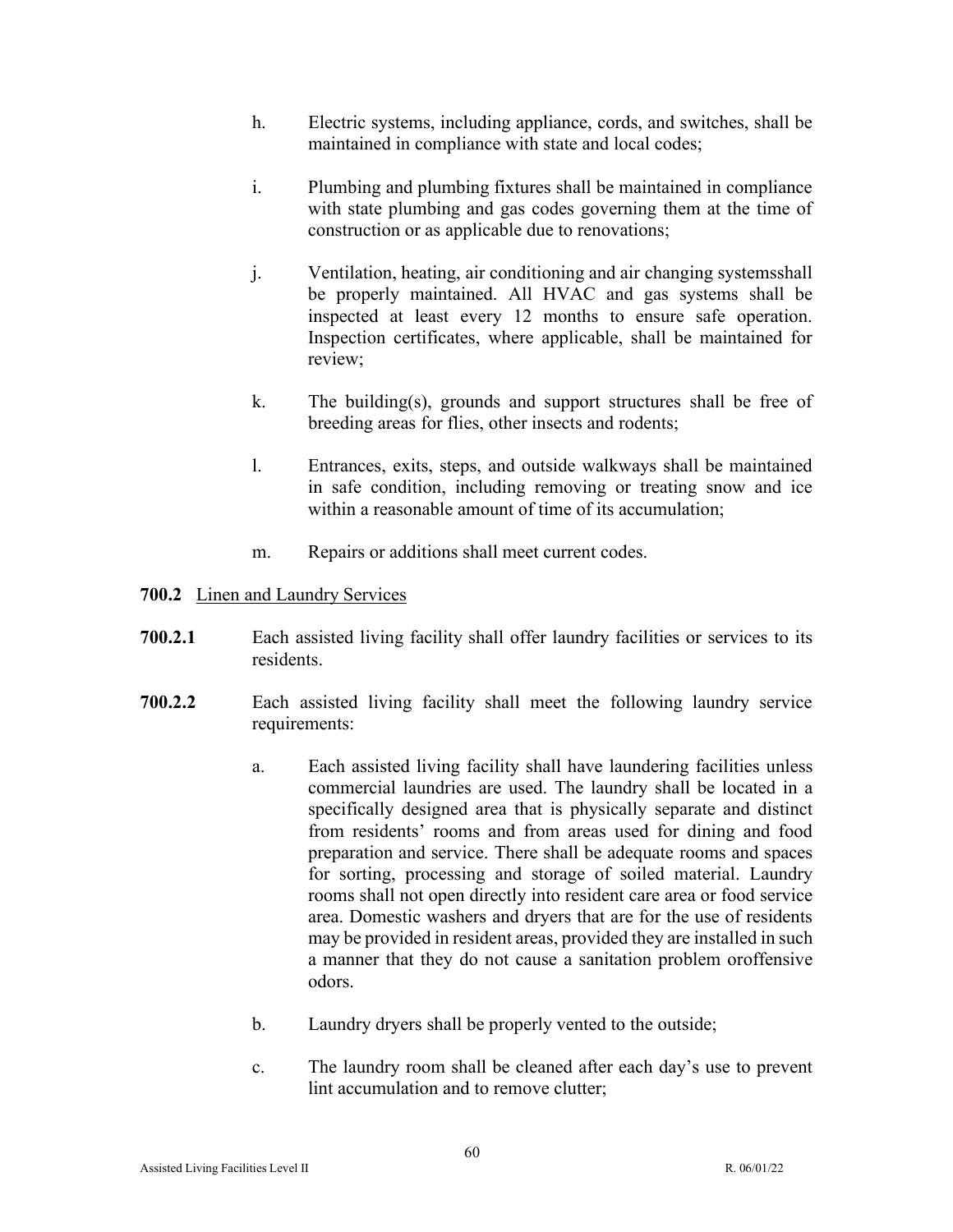h. Electric systems, including appliance, cords, and switches, shall be maintained in compliance with state and local codes;

i. Plumbing and plumbing fixtures shall be maintained in compliance with state plumbing and gas codes governing them at the time of construction or as applicable due to renovations;

j. Ventilation, heating, air conditioning and air changing systemsshall be properly maintained. All HVAC and gas systems shall be inspected at least every 12 months to ensure safe operation. Inspection certificates, where applicable, shall be maintained for review;

k. The building(s), grounds and support structures shall be free of breeding areas for flies, other insects and rodents;

l. Entrances, exits, steps, and outside walkways shall be maintained in safe condition, including removing or treating snow and ice within a reasonable amount of time of its accumulation;

m. Repairs or additions shall meet current codes.

**700.2** Linen and Laundry Services

**700.2.1** Each assisted living facility shall offer laundry facilities or services to its residents.

**700.2.2** Each assisted living facility shall meet the following laundry service requirements:

a. Each assisted living facility shall have laundering facilities unless commercial laundries are used. The laundry shall be located in a specifically designed area that is physically separate and distinct from residents' rooms and from areas used for dining and food preparation and service. There shall be adequate rooms and spaces for sorting, processing and storage of soiled material. Laundry rooms shall not open directly into resident care area or food service area. Domestic washers and dryers that are for the use of residents may be provided in resident areas, provided they are installed in such a manner that they do not cause a sanitation problem oroffensive odors.

b. Laundry dryers shall be properly vented to the outside;

c. The laundry room shall be cleaned after each day's use to prevent lint accumulation and to remove clutter;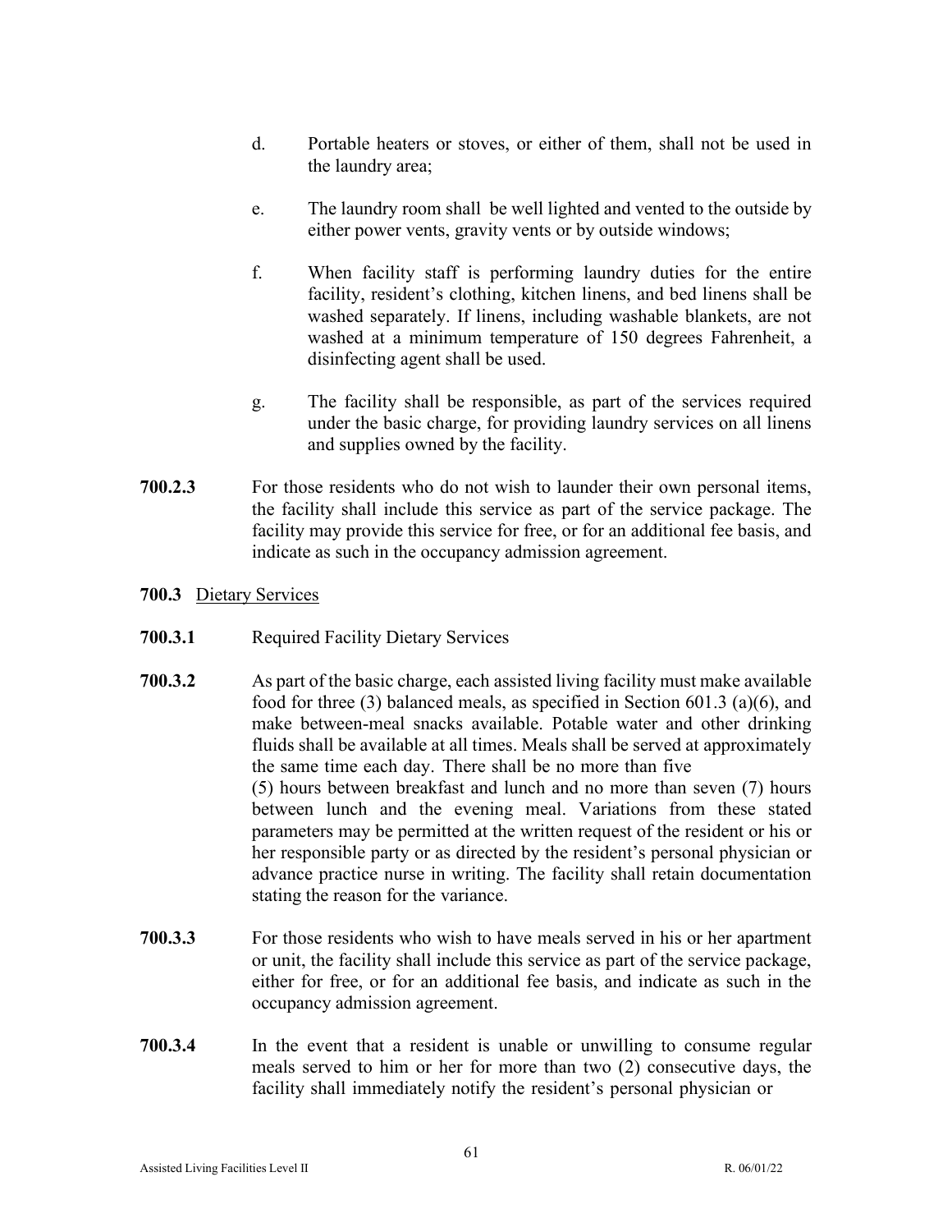d. Portable heaters or stoves, or either of them, shall not be used in the laundry area;

e. The laundry room shall be well lighted and vented to the outside by either power vents, gravity vents or by outside windows;

f. When facility staff is performing laundry duties for the entire facility, resident's clothing, kitchen linens, and bed linens shall be washed separately. If linens, including washable blankets, are not washed at a minimum temperature of 150 degrees Fahrenheit, a disinfecting agent shall be used.

g. The facility shall be responsible, as part of the services required under the basic charge, for providing laundry services on all linens and supplies owned by the facility.

**700.2.3** For those residents who do not wish to launder their own personal items, the facility shall include this service as part of the service package. The facility may provide this service for free, or for an additional fee basis, and indicate as such in the occupancy admission agreement.

**700.3** Dietary Services

**700.3.1** Required Facility Dietary Services

**700.3.2** As part of the basic charge, each assisted living facility must make available food for three (3) balanced meals, as specified in Section 601.3 (a)(6), and make between-meal snacks available. Potable water and other drinking fluids shall be available at all times. Meals shall be served at approximately the same time each day. There shall be no more than five (5) hours between breakfast and lunch and no more than seven (7) hours between lunch and the evening meal. Variations from these stated parameters may be permitted at the written request of the resident or his or her responsible party or as directed by the resident's personal physician or advance practice nurse in writing. The facility shall retain documentation stating the reason for the variance.

**700.3.3** For those residents who wish to have meals served in his or her apartment or unit, the facility shall include this service as part of the service package, either for free, or for an additional fee basis, and indicate as such in the occupancy admission agreement.

**700.3.4** In the event that a resident is unable or unwilling to consume regular meals served to him or her for more than two (2) consecutive days, the facility shall immediately notify the resident's personal physician or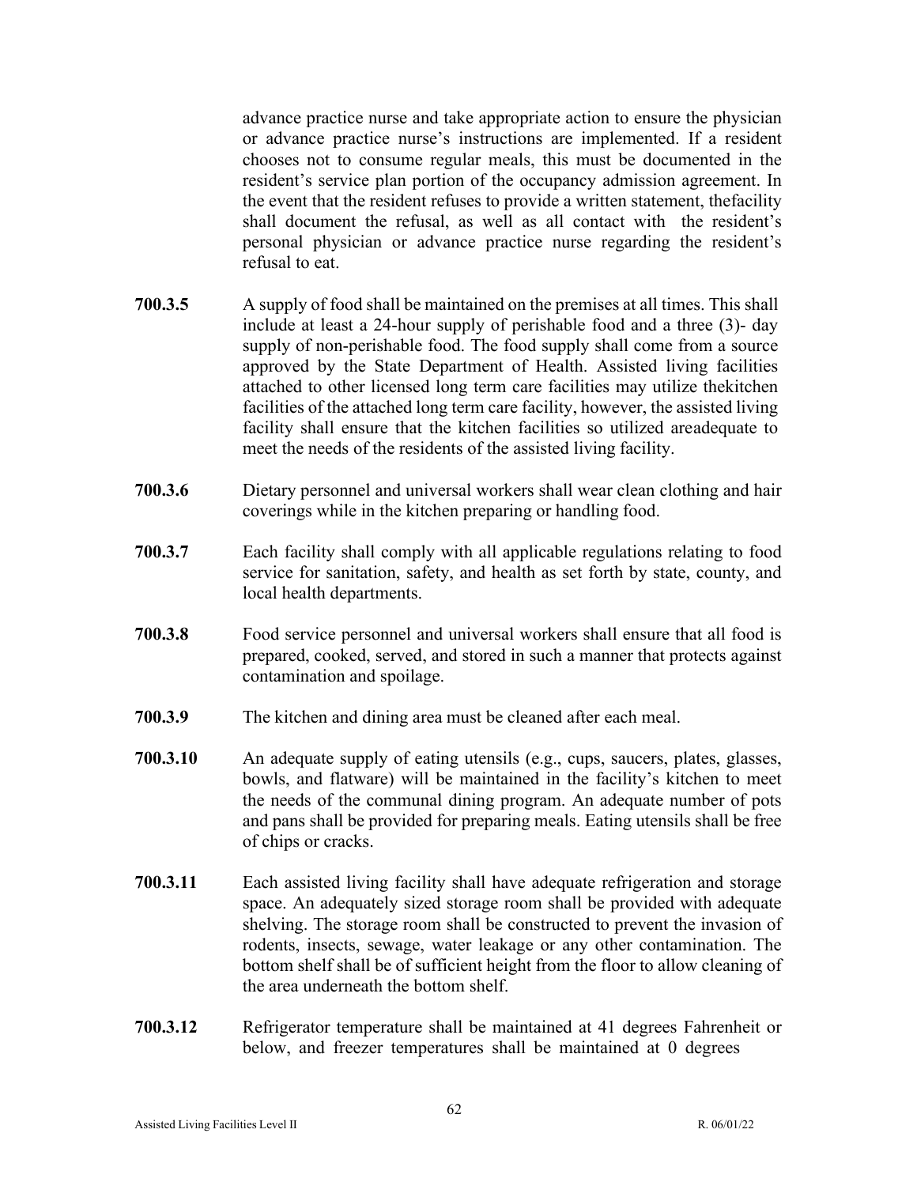advance practice nurse and take appropriate action to ensure the physician or advance practice nurse's instructions are implemented. If a resident chooses not to consume regular meals, this must be documented in the resident's service plan portion of the occupancy admission agreement. In the event that the resident refuses to provide a written statement, thefacility shall document the refusal, as well as all contact with the resident's personal physician or advance practice nurse regarding the resident's refusal to eat.

**700.3.5** A supply of food shall be maintained on the premises at all times. This shall include at least a 24-hour supply of perishable food and a three (3)- day supply of non-perishable food. The food supply shall come from a source approved by the State Department of Health. Assisted living facilities attached to other licensed long term care facilities may utilize thekitchen facilities of the attached long term care facility, however, the assisted living facility shall ensure that the kitchen facilities so utilized areadequate to meet the needs of the residents of the assisted living facility.

**700.3.6** Dietary personnel and universal workers shall wear clean clothing and hair coverings while in the kitchen preparing or handling food.

**700.3.7** Each facility shall comply with all applicable regulations relating to food service for sanitation, safety, and health as set forth by state, county, and local health departments.

**700.3.8** Food service personnel and universal workers shall ensure that all food is prepared, cooked, served, and stored in such a manner that protects against contamination and spoilage.

**700.3.9** The kitchen and dining area must be cleaned after each meal.

**700.3.10** An adequate supply of eating utensils (e.g., cups, saucers, plates, glasses, bowls, and flatware) will be maintained in the facility's kitchen to meet the needs of the communal dining program. An adequate number of pots and pans shall be provided for preparing meals. Eating utensils shall be free of chips or cracks.

**700.3.11** Each assisted living facility shall have adequate refrigeration and storage space. An adequately sized storage room shall be provided with adequate shelving. The storage room shall be constructed to prevent the invasion of rodents, insects, sewage, water leakage or any other contamination. The bottom shelf shall be of sufficient height from the floor to allow cleaning of the area underneath the bottom shelf.

**700.3.12** Refrigerator temperature shall be maintained at 41 degrees Fahrenheit or below, and freezer temperatures shall be maintained at 0 degrees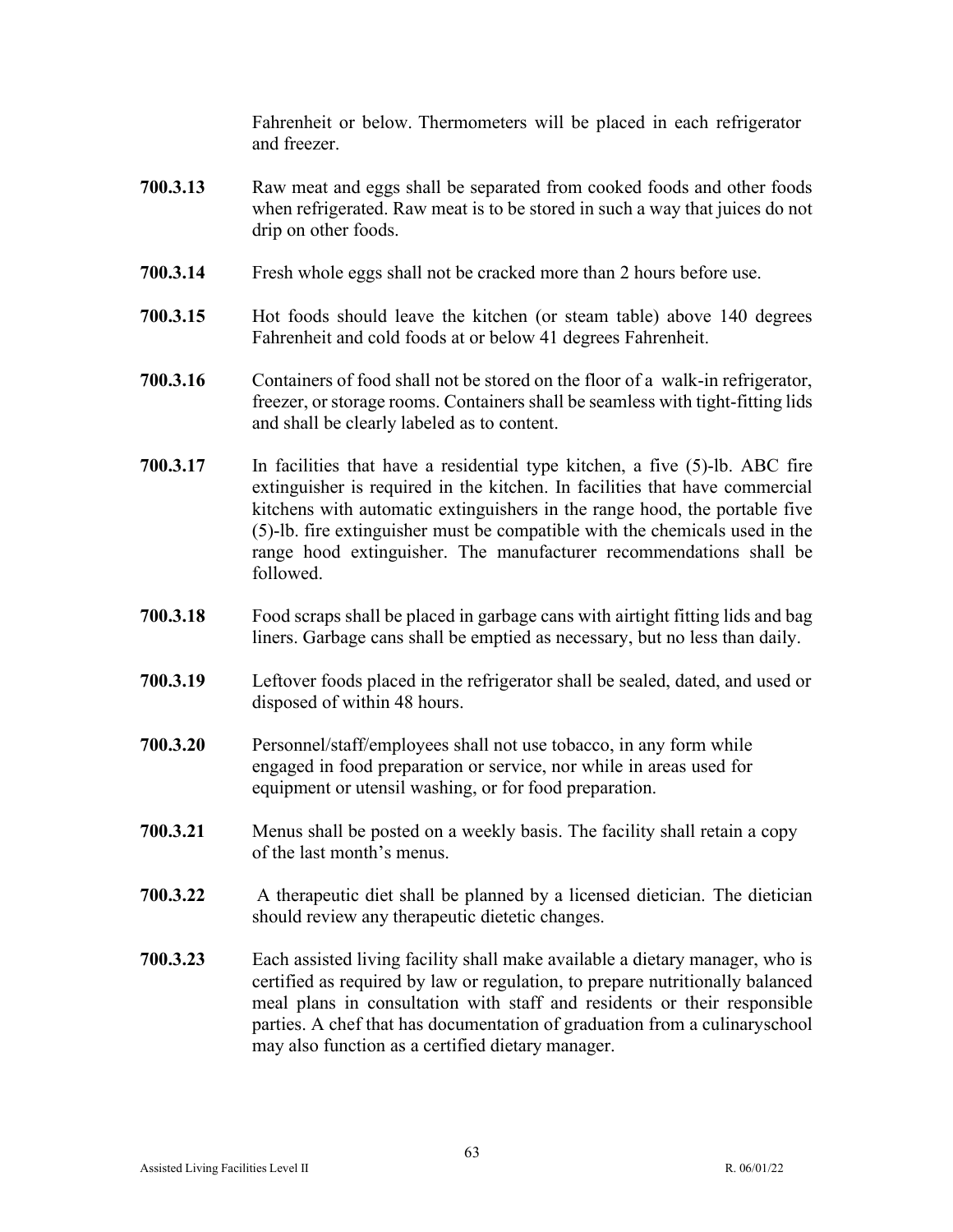Fahrenheit or below. Thermometers will be placed in each refrigerator and freezer.

**700.3.13** Raw meat and eggs shall be separated from cooked foods and other foods when refrigerated. Raw meat is to be stored in such a way that juices do not drip on other foods.

**700.3.14** Fresh whole eggs shall not be cracked more than 2 hours before use.

**700.3.15** Hot foods should leave the kitchen (or steam table) above 140 degrees Fahrenheit and cold foods at or below 41 degrees Fahrenheit.

**700.3.16** Containers of food shall not be stored on the floor of a walk-in refrigerator, freezer, or storage rooms. Containers shall be seamless with tight-fitting lids and shall be clearly labeled as to content.

**700.3.17** In facilities that have a residential type kitchen, a five (5)-lb. ABC fire extinguisher is required in the kitchen. In facilities that have commercial kitchens with automatic extinguishers in the range hood, the portable five (5)-lb. fire extinguisher must be compatible with the chemicals used in the range hood extinguisher. The manufacturer recommendations shall be followed.

**700.3.18** Food scraps shall be placed in garbage cans with airtight fitting lids and bag liners. Garbage cans shall be emptied as necessary, but no less than daily.

**700.3.19** Leftover foods placed in the refrigerator shall be sealed, dated, and used or disposed of within 48 hours.

**700.3.20** Personnel/staff/employees shall not use tobacco, in any form while engaged in food preparation or service, nor while in areas used for equipment or utensil washing, or for food preparation.

**700.3.21** Menus shall be posted on a weekly basis. The facility shall retain a copy of the last month's menus.

**700.3.22** A therapeutic diet shall be planned by a licensed dietician. The dietician should review any therapeutic dietetic changes.

**700.3.23** Each assisted living facility shall make available a dietary manager, who is certified as required by law or regulation, to prepare nutritionally balanced meal plans in consultation with staff and residents or their responsible parties. A chef that has documentation of graduation from a culinaryschool may also function as a certified dietary manager.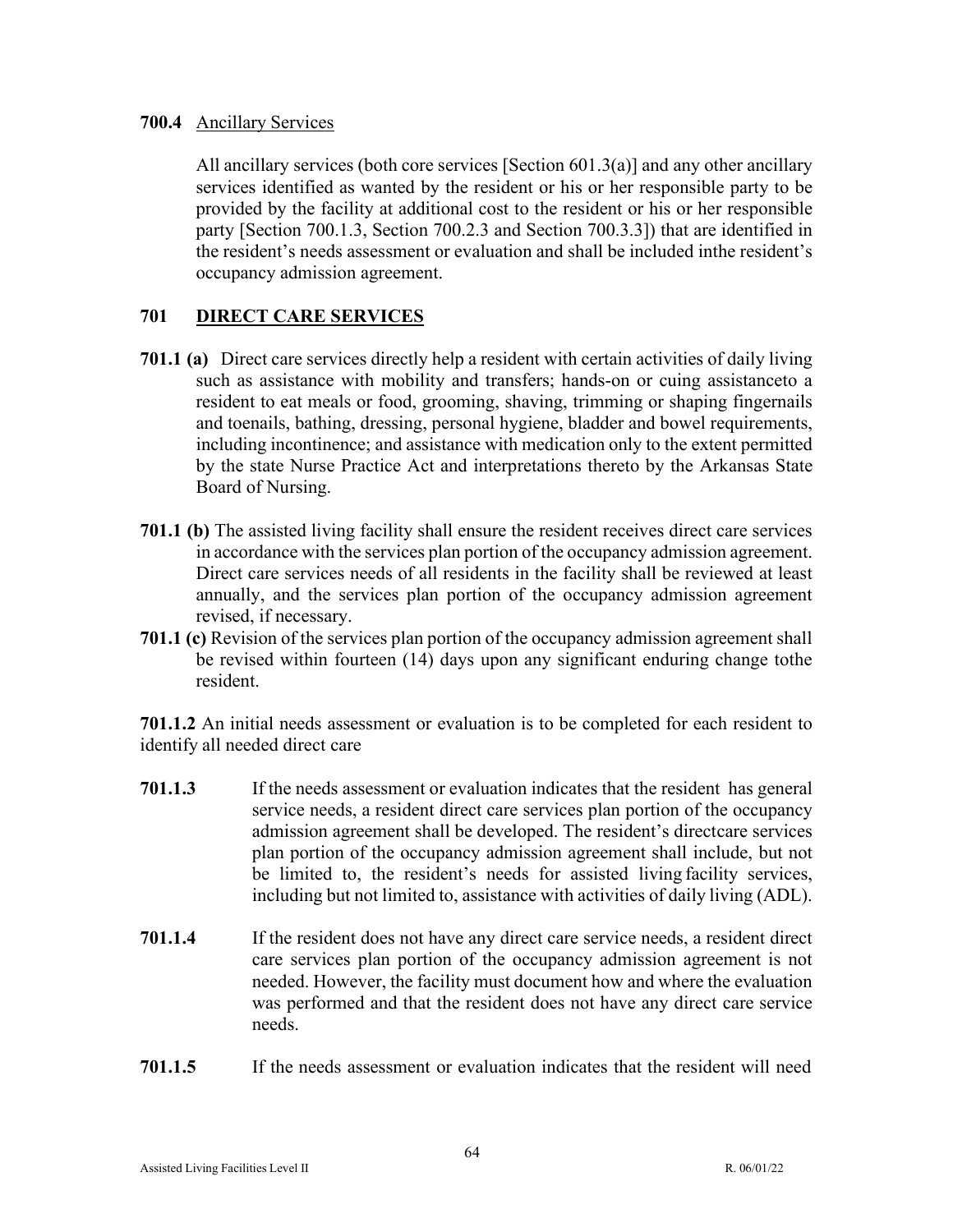**700.4** Ancillary Services

All ancillary services (both core services [Section 601.3(a)] and any other ancillary services identified as wanted by the resident or his or her responsible party to be provided by the facility at additional cost to the resident or his or her responsible party [Section 700.1.3, Section 700.2.3 and Section 700.3.3]) that are identified in the resident's needs assessment or evaluation and shall be included inthe resident's occupancy admission agreement.

## 701 DIRECT CARE SERVICES

**701.1 (a)** Direct care services directly help a resident with certain activities of daily living such as assistance with mobility and transfers; hands-on or cuing assistanceto a resident to eat meals or food, grooming, shaving, trimming or shaping fingernails and toenails, bathing, dressing, personal hygiene, bladder and bowel requirements, including incontinence; and assistance with medication only to the extent permitted by the state Nurse Practice Act and interpretations thereto by the Arkansas State Board of Nursing.

**701.1 (b)** The assisted living facility shall ensure the resident receives direct care services in accordance with the services plan portion of the occupancy admission agreement. Direct care services needs of all residents in the facility shall be reviewed at least annually, and the services plan portion of the occupancy admission agreement revised, if necessary.

**701.1 (c)** Revision of the services plan portion of the occupancy admission agreement shall be revised within fourteen (14) days upon any significant enduring change tothe resident.

**701.1.2** An initial needs assessment or evaluation is to be completed for each resident to identify all needed direct care

**701.1.3** If the needs assessment or evaluation indicates that the resident has general service needs, a resident direct care services plan portion of the occupancy admission agreement shall be developed. The resident's directcare services plan portion of the occupancy admission agreement shall include, but not be limited to, the resident's needs for assisted living facility services, including but not limited to, assistance with activities of daily living (ADL).

**701.1.4** If the resident does not have any direct care service needs, a resident direct care services plan portion of the occupancy admission agreement is not needed. However, the facility must document how and where the evaluation was performed and that the resident does not have any direct care service needs.

**701.1.5** If the needs assessment or evaluation indicates that the resident will need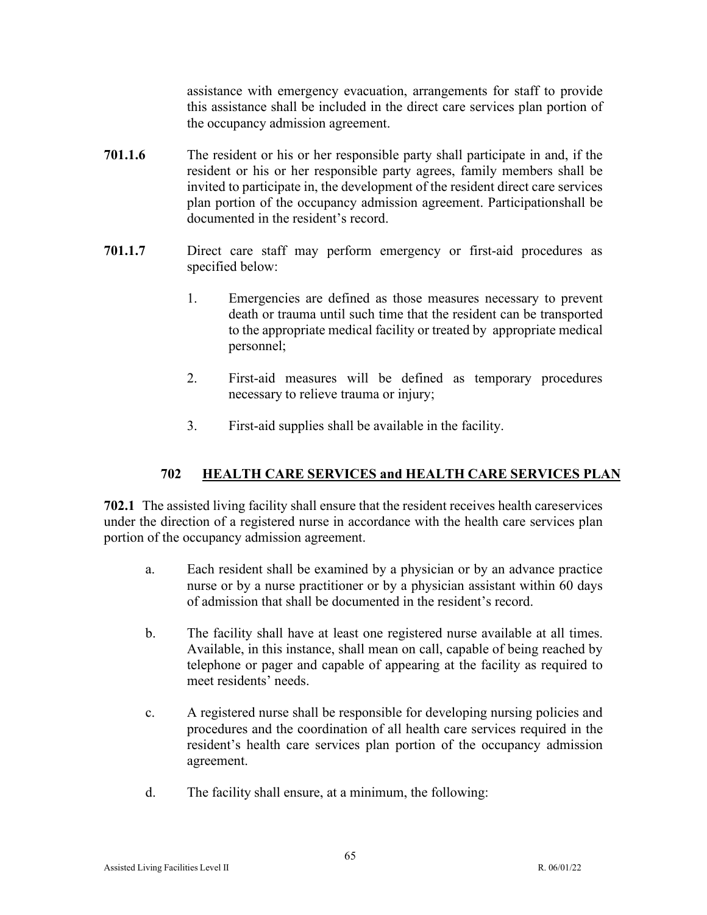assistance with emergency evacuation, arrangements for staff to provide this assistance shall be included in the direct care services plan portion of the occupancy admission agreement.

**701.1.6** The resident or his or her responsible party shall participate in and, if the resident or his or her responsible party agrees, family members shall be invited to participate in, the development of the resident direct care services plan portion of the occupancy admission agreement. Participationshall be documented in the resident's record.

**701.1.7** Direct care staff may perform emergency or first-aid procedures as specified below:

1. Emergencies are defined as those measures necessary to prevent death or trauma until such time that the resident can be transported to the appropriate medical facility or treated by appropriate medical personnel;

2. First-aid measures will be defined as temporary procedures necessary to relieve trauma or injury;

3. First-aid supplies shall be available in the facility.

## 702 HEALTH CARE SERVICES and HEALTH CARE SERVICES PLAN

**702.1** The assisted living facility shall ensure that the resident receives health careservices under the direction of a registered nurse in accordance with the health care services plan portion of the occupancy admission agreement.

a. Each resident shall be examined by a physician or by an advance practice nurse or by a nurse practitioner or by a physician assistant within 60 days of admission that shall be documented in the resident's record.

b. The facility shall have at least one registered nurse available at all times. Available, in this instance, shall mean on call, capable of being reached by telephone or pager and capable of appearing at the facility as required to meet residents' needs.

c. A registered nurse shall be responsible for developing nursing policies and procedures and the coordination of all health care services required in the resident's health care services plan portion of the occupancy admission agreement.

d. The facility shall ensure, at a minimum, the following: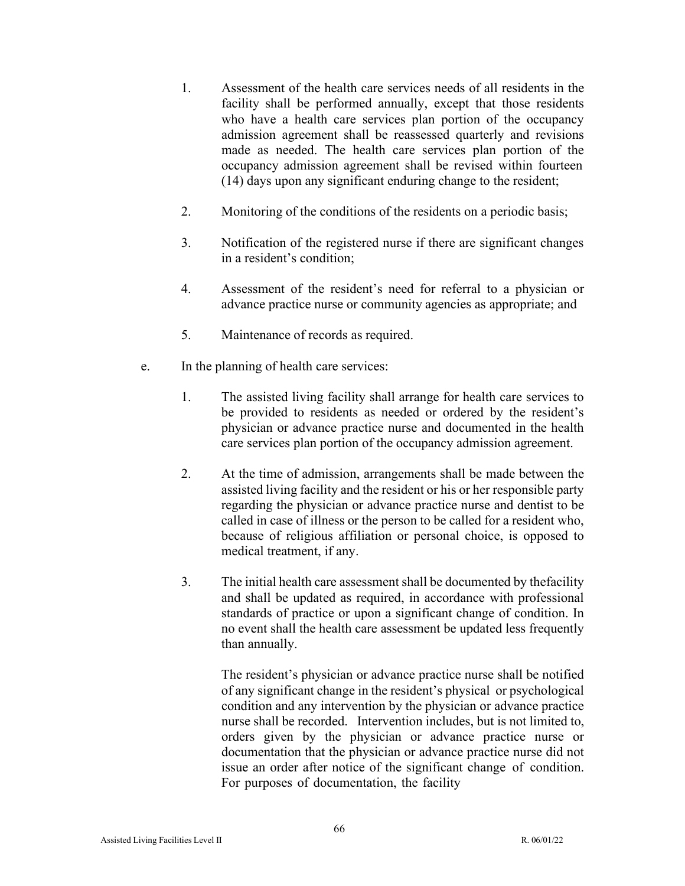1. Assessment of the health care services needs of all residents in the facility shall be performed annually, except that those residents who have a health care services plan portion of the occupancy admission agreement shall be reassessed quarterly and revisions made as needed. The health care services plan portion of the occupancy admission agreement shall be revised within fourteen (14) days upon any significant enduring change to the resident;

2. Monitoring of the conditions of the residents on a periodic basis;

3. Notification of the registered nurse if there are significant changes in a resident's condition;

4. Assessment of the resident's need for referral to a physician or advance practice nurse or community agencies as appropriate; and

5. Maintenance of records as required.

e. In the planning of health care services:

1. The assisted living facility shall arrange for health care services to be provided to residents as needed or ordered by the resident's physician or advance practice nurse and documented in the health care services plan portion of the occupancy admission agreement.

2. At the time of admission, arrangements shall be made between the assisted living facility and the resident or his or her responsible party regarding the physician or advance practice nurse and dentist to be called in case of illness or the person to be called for a resident who, because of religious affiliation or personal choice, is opposed to medical treatment, if any.

3. The initial health care assessment shall be documented by thefacility and shall be updated as required, in accordance with professional standards of practice or upon a significant change of condition. In no event shall the health care assessment be updated less frequently than annually.

   The resident's physician or advance practice nurse shall be notified of any significant change in the resident's physical or psychological condition and any intervention by the physician or advance practice nurse shall be recorded. Intervention includes, but is not limited to, orders given by the physician or advance practice nurse or documentation that the physician or advance practice nurse did not issue an order after notice of the significant change of condition. For purposes of documentation, the facility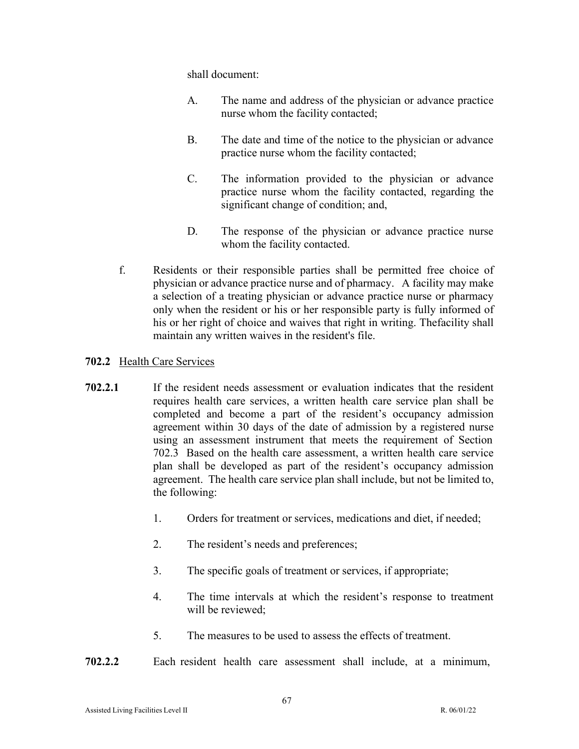shall document:

A. The name and address of the physician or advance practice nurse whom the facility contacted;

B. The date and time of the notice to the physician or advance practice nurse whom the facility contacted;

C. The information provided to the physician or advance practice nurse whom the facility contacted, regarding the significant change of condition; and,

D. The response of the physician or advance practice nurse whom the facility contacted.

f. Residents or their responsible parties shall be permitted free choice of physician or advance practice nurse and of pharmacy. A facility may make a selection of a treating physician or advance practice nurse or pharmacy only when the resident or his or her responsible party is fully informed of his or her right of choice and waives that right in writing. Thefacility shall maintain any written waives in the resident's file.

**702.2** Health Care Services

**702.2.1** If the resident needs assessment or evaluation indicates that the resident requires health care services, a written health care service plan shall be completed and become a part of the resident's occupancy admission agreement within 30 days of the date of admission by a registered nurse using an assessment instrument that meets the requirement of Section 702.3 Based on the health care assessment, a written health care service plan shall be developed as part of the resident's occupancy admission agreement. The health care service plan shall include, but not be limited to, the following:

1. Orders for treatment or services, medications and diet, if needed;

2. The resident's needs and preferences;

3. The specific goals of treatment or services, if appropriate;

4. The time intervals at which the resident's response to treatment will be reviewed;

5. The measures to be used to assess the effects of treatment.

**702.2.2** Each resident health care assessment shall include, at a minimum,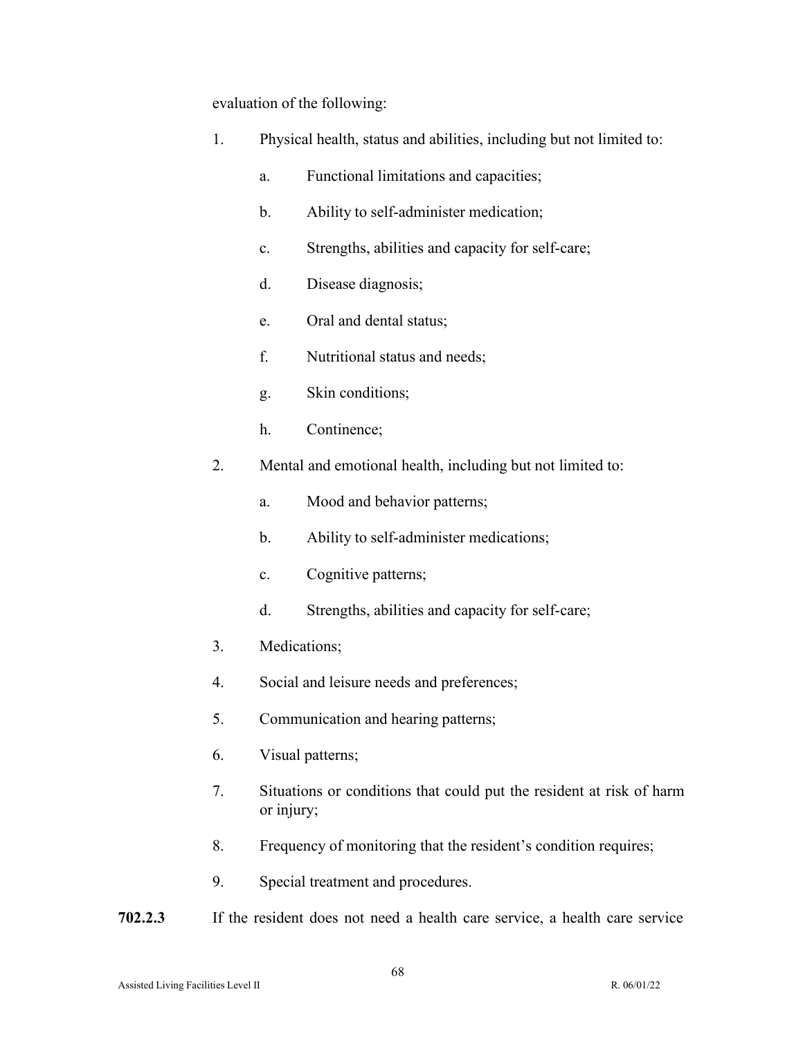evaluation of the following:

1. Physical health, status and abilities, including but not limited to:

   a. Functional limitations and capacities;

   b. Ability to self-administer medication;

   c. Strengths, abilities and capacity for self-care;

   d. Disease diagnosis;

   e. Oral and dental status;

   f. Nutritional status and needs;

   g. Skin conditions;

   h. Continence;

2. Mental and emotional health, including but not limited to:

   a. Mood and behavior patterns;

   b. Ability to self-administer medications;

   c. Cognitive patterns;

   d. Strengths, abilities and capacity for self-care;

3. Medications;

4. Social and leisure needs and preferences;

5. Communication and hearing patterns;

6. Visual patterns;

7. Situations or conditions that could put the resident at risk of harm or injury;

8. Frequency of monitoring that the resident's condition requires;

9. Special treatment and procedures.

**702.2.3** If the resident does not need a health care service, a health care service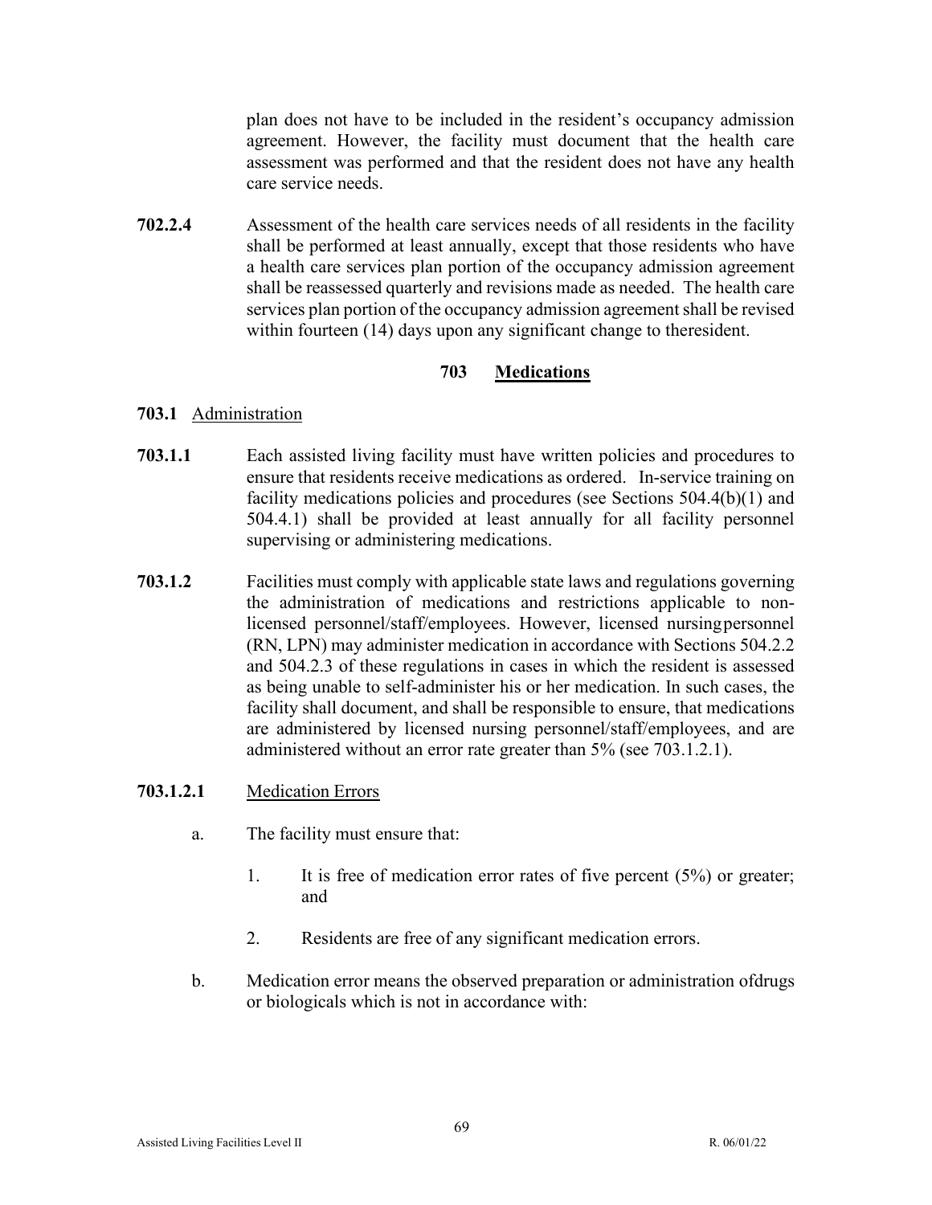plan does not have to be included in the resident's occupancy admission agreement. However, the facility must document that the health care assessment was performed and that the resident does not have any health care service needs.

**702.2.4** Assessment of the health care services needs of all residents in the facility shall be performed at least annually, except that those residents who have a health care services plan portion of the occupancy admission agreement shall be reassessed quarterly and revisions made as needed. The health care services plan portion of the occupancy admission agreement shall be revised within fourteen (14) days upon any significant change to theresident.

## 703 Medications

**703.1** Administration

**703.1.1** Each assisted living facility must have written policies and procedures to ensure that residents receive medications as ordered. In-service training on facility medications policies and procedures (see Sections 504.4(b)(1) and 504.4.1) shall be provided at least annually for all facility personnel supervising or administering medications.

**703.1.2** Facilities must comply with applicable state laws and regulations governing the administration of medications and restrictions applicable to non-licensed personnel/staff/employees. However, licensed nursingpersonnel (RN, LPN) may administer medication in accordance with Sections 504.2.2 and 504.2.3 of these regulations in cases in which the resident is assessed as being unable to self-administer his or her medication. In such cases, the facility shall document, and shall be responsible to ensure, that medications are administered by licensed nursing personnel/staff/employees, and are administered without an error rate greater than 5% (see 703.1.2.1).

**703.1.2.1** Medication Errors

a. The facility must ensure that:

   1. It is free of medication error rates of five percent (5%) or greater; and

   2. Residents are free of any significant medication errors.

b. Medication error means the observed preparation or administration ofdrugs or biologicals which is not in accordance with: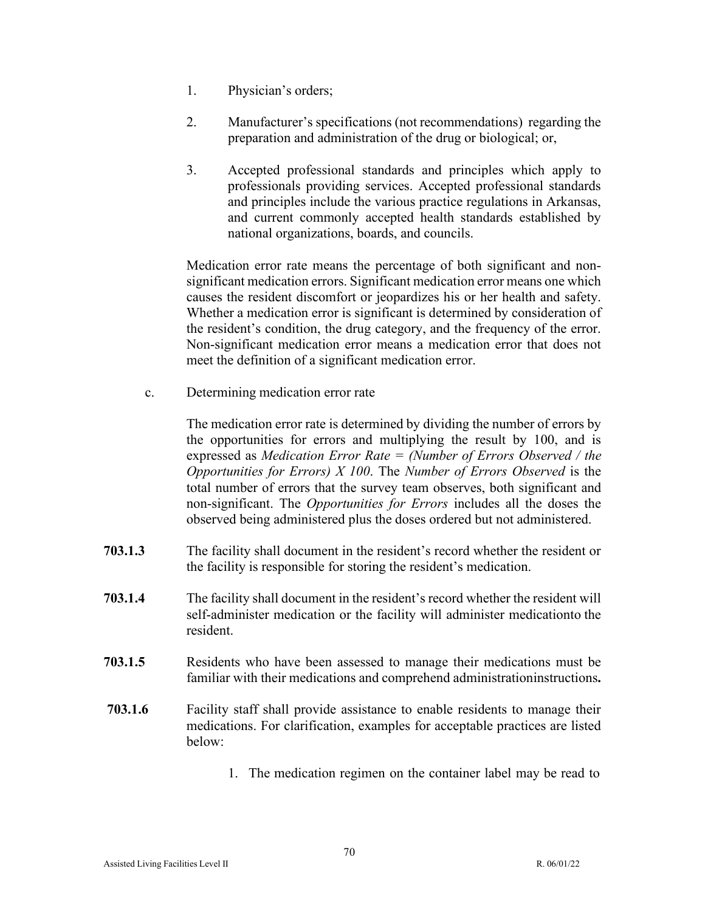1. Physician's orders;

2. Manufacturer's specifications (not recommendations) regarding the preparation and administration of the drug or biological; or,

3. Accepted professional standards and principles which apply to professionals providing services. Accepted professional standards and principles include the various practice regulations in Arkansas, and current commonly accepted health standards established by national organizations, boards, and councils.

Medication error rate means the percentage of both significant and non-significant medication errors. Significant medication error means one which causes the resident discomfort or jeopardizes his or her health and safety. Whether a medication error is significant is determined by consideration of the resident's condition, the drug category, and the frequency of the error. Non-significant medication error means a medication error that does not meet the definition of a significant medication error.

c. Determining medication error rate

The medication error rate is determined by dividing the number of errors by the opportunities for errors and multiplying the result by 100, and is expressed as *Medication Error Rate = (Number of Errors Observed / the Opportunities for Errors) X 100*. The *Number of Errors Observed* is the total number of errors that the survey team observes, both significant and non-significant. The *Opportunities for Errors* includes all the doses the observed being administered plus the doses ordered but not administered.

**703.1.3** The facility shall document in the resident's record whether the resident or the facility is responsible for storing the resident's medication.

**703.1.4** The facility shall document in the resident's record whether the resident will self-administer medication or the facility will administer medicationto the resident.

**703.1.5** Residents who have been assessed to manage their medications must be familiar with their medications and comprehend administrationinstructions**.**

**703.1.6** Facility staff shall provide assistance to enable residents to manage their medications. For clarification, examples for acceptable practices are listed below:

1. The medication regimen on the container label may be read to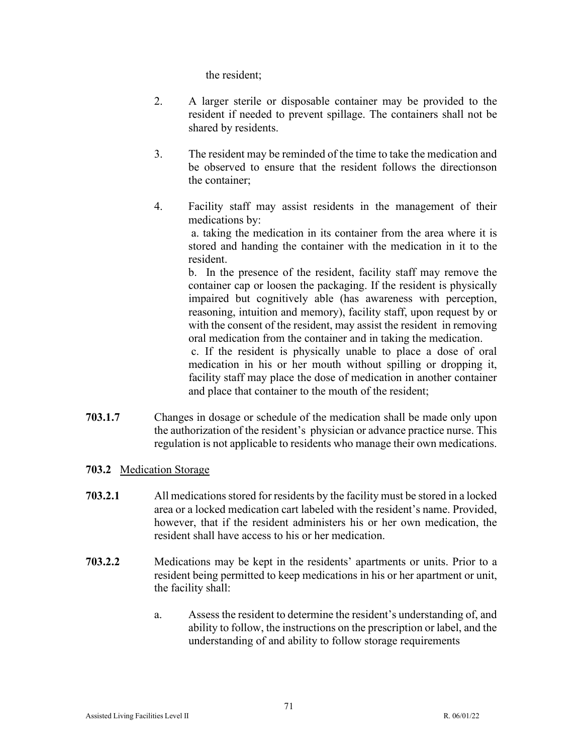the resident;

2. A larger sterile or disposable container may be provided to the resident if needed to prevent spillage. The containers shall not be shared by residents.

3. The resident may be reminded of the time to take the medication and be observed to ensure that the resident follows the directionson the container;

4. Facility staff may assist residents in the management of their medications by:

   a. taking the medication in its container from the area where it is stored and handing the container with the medication in it to the resident.

   b. In the presence of the resident, facility staff may remove the container cap or loosen the packaging. If the resident is physically impaired but cognitively able (has awareness with perception, reasoning, intuition and memory), facility staff, upon request by or with the consent of the resident, may assist the resident in removing oral medication from the container and in taking the medication.

   c. If the resident is physically unable to place a dose of oral medication in his or her mouth without spilling or dropping it, facility staff may place the dose of medication in another container and place that container to the mouth of the resident;

**703.1.7** Changes in dosage or schedule of the medication shall be made only upon the authorization of the resident's physician or advance practice nurse. This regulation is not applicable to residents who manage their own medications.

**703.2** Medication Storage

**703.2.1** All medications stored for residents by the facility must be stored in a locked area or a locked medication cart labeled with the resident's name. Provided, however, that if the resident administers his or her own medication, the resident shall have access to his or her medication.

**703.2.2** Medications may be kept in the residents' apartments or units. Prior to a resident being permitted to keep medications in his or her apartment or unit, the facility shall:

a. Assess the resident to determine the resident's understanding of, and ability to follow, the instructions on the prescription or label, and the understanding of and ability to follow storage requirements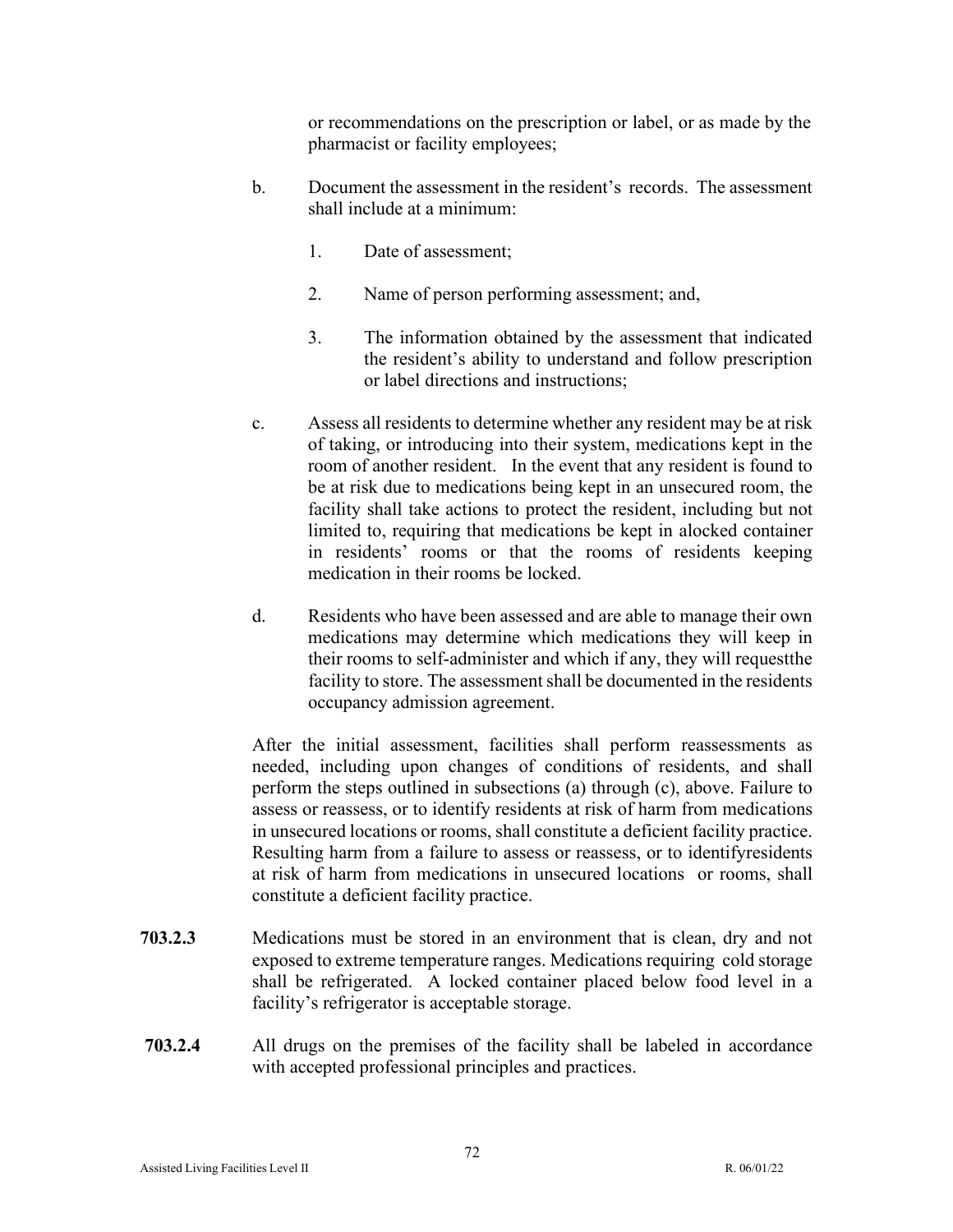or recommendations on the prescription or label, or as made by the pharmacist or facility employees;

b. Document the assessment in the resident's records. The assessment shall include at a minimum:

   1. Date of assessment;

   2. Name of person performing assessment; and,

   3. The information obtained by the assessment that indicated the resident's ability to understand and follow prescription or label directions and instructions;

c. Assess all residents to determine whether any resident may be at risk of taking, or introducing into their system, medications kept in the room of another resident. In the event that any resident is found to be at risk due to medications being kept in an unsecured room, the facility shall take actions to protect the resident, including but not limited to, requiring that medications be kept in alocked container in residents' rooms or that the rooms of residents keeping medication in their rooms be locked.

d. Residents who have been assessed and are able to manage their own medications may determine which medications they will keep in their rooms to self-administer and which if any, they will requestthe facility to store. The assessment shall be documented in the residents occupancy admission agreement.

After the initial assessment, facilities shall perform reassessments as needed, including upon changes of conditions of residents, and shall perform the steps outlined in subsections (a) through (c), above. Failure to assess or reassess, or to identify residents at risk of harm from medications in unsecured locations or rooms, shall constitute a deficient facility practice. Resulting harm from a failure to assess or reassess, or to identifyresidents at risk of harm from medications in unsecured locations or rooms, shall constitute a deficient facility practice.

**703.2.3** Medications must be stored in an environment that is clean, dry and not exposed to extreme temperature ranges. Medications requiring cold storage shall be refrigerated. A locked container placed below food level in a facility's refrigerator is acceptable storage.

**703.2.4** All drugs on the premises of the facility shall be labeled in accordance with accepted professional principles and practices.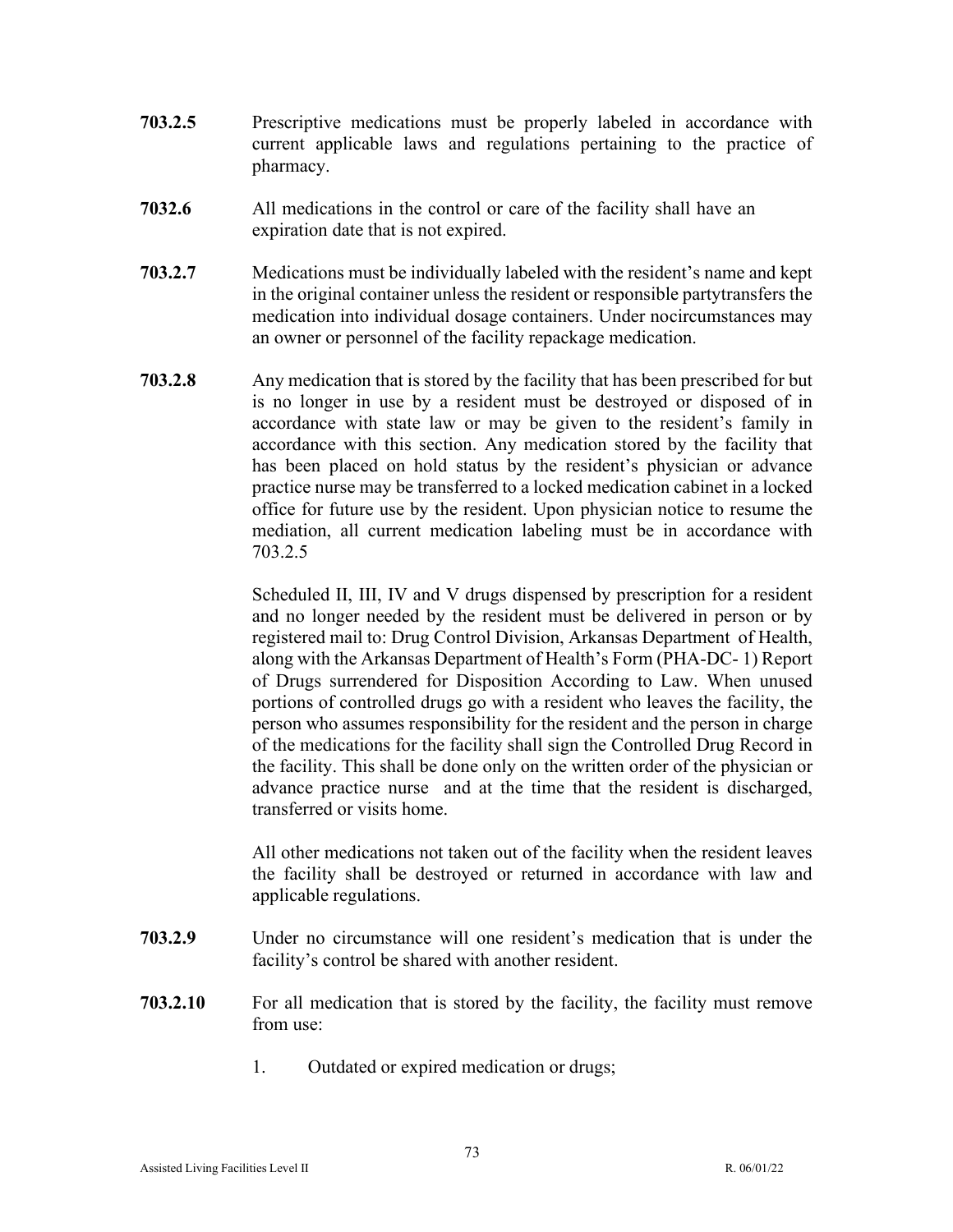**703.2.5** Prescriptive medications must be properly labeled in accordance with current applicable laws and regulations pertaining to the practice of pharmacy.

**7032.6** All medications in the control or care of the facility shall have an expiration date that is not expired.

**703.2.7** Medications must be individually labeled with the resident's name and kept in the original container unless the resident or responsible partytransfers the medication into individual dosage containers. Under nocircumstances may an owner or personnel of the facility repackage medication.

**703.2.8** Any medication that is stored by the facility that has been prescribed for but is no longer in use by a resident must be destroyed or disposed of in accordance with state law or may be given to the resident's family in accordance with this section. Any medication stored by the facility that has been placed on hold status by the resident's physician or advance practice nurse may be transferred to a locked medication cabinet in a locked office for future use by the resident. Upon physician notice to resume the mediation, all current medication labeling must be in accordance with 703.2.5

Scheduled II, III, IV and V drugs dispensed by prescription for a resident and no longer needed by the resident must be delivered in person or by registered mail to: Drug Control Division, Arkansas Department of Health, along with the Arkansas Department of Health's Form (PHA-DC- 1) Report of Drugs surrendered for Disposition According to Law. When unused portions of controlled drugs go with a resident who leaves the facility, the person who assumes responsibility for the resident and the person in charge of the medications for the facility shall sign the Controlled Drug Record in the facility. This shall be done only on the written order of the physician or advance practice nurse and at the time that the resident is discharged, transferred or visits home.

All other medications not taken out of the facility when the resident leaves the facility shall be destroyed or returned in accordance with law and applicable regulations.

**703.2.9** Under no circumstance will one resident's medication that is under the facility's control be shared with another resident.

**703.2.10** For all medication that is stored by the facility, the facility must remove from use:

1. Outdated or expired medication or drugs;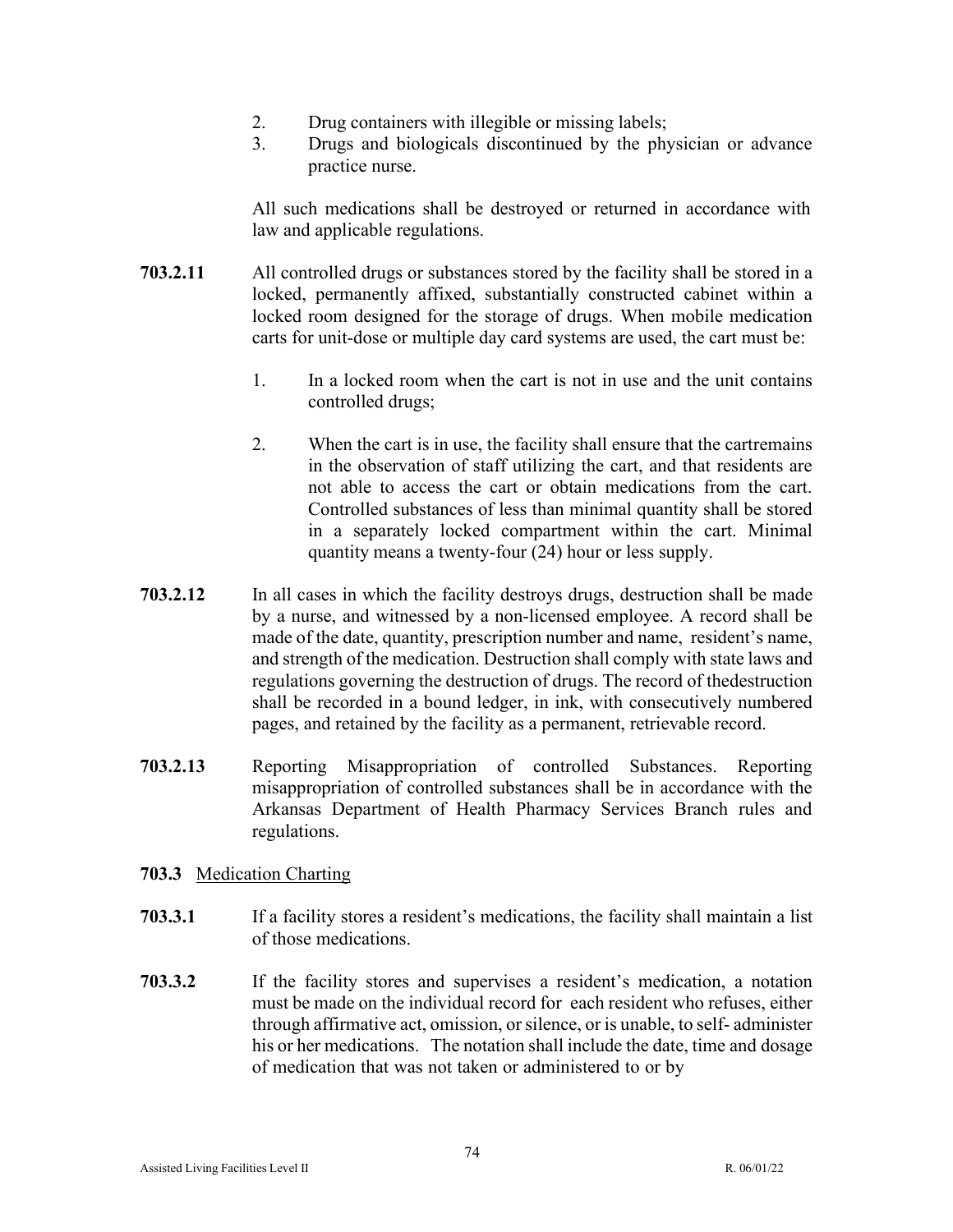2. Drug containers with illegible or missing labels;
3. Drugs and biologicals discontinued by the physician or advance practice nurse.

All such medications shall be destroyed or returned in accordance with law and applicable regulations.

**703.2.11** All controlled drugs or substances stored by the facility shall be stored in a locked, permanently affixed, substantially constructed cabinet within a locked room designed for the storage of drugs. When mobile medication carts for unit-dose or multiple day card systems are used, the cart must be:

1. In a locked room when the cart is not in use and the unit contains controlled drugs;

2. When the cart is in use, the facility shall ensure that the cartremains in the observation of staff utilizing the cart, and that residents are not able to access the cart or obtain medications from the cart. Controlled substances of less than minimal quantity shall be stored in a separately locked compartment within the cart. Minimal quantity means a twenty-four (24) hour or less supply.

**703.2.12** In all cases in which the facility destroys drugs, destruction shall be made by a nurse, and witnessed by a non-licensed employee. A record shall be made of the date, quantity, prescription number and name, resident's name, and strength of the medication. Destruction shall comply with state laws and regulations governing the destruction of drugs. The record of thedestruction shall be recorded in a bound ledger, in ink, with consecutively numbered pages, and retained by the facility as a permanent, retrievable record.

**703.2.13** Reporting Misappropriation of controlled Substances. Reporting misappropriation of controlled substances shall be in accordance with the Arkansas Department of Health Pharmacy Services Branch rules and regulations.

**703.3** Medication Charting

**703.3.1** If a facility stores a resident's medications, the facility shall maintain a list of those medications.

**703.3.2** If the facility stores and supervises a resident's medication, a notation must be made on the individual record for each resident who refuses, either through affirmative act, omission, or silence, or is unable, to self- administer his or her medications. The notation shall include the date, time and dosage of medication that was not taken or administered to or by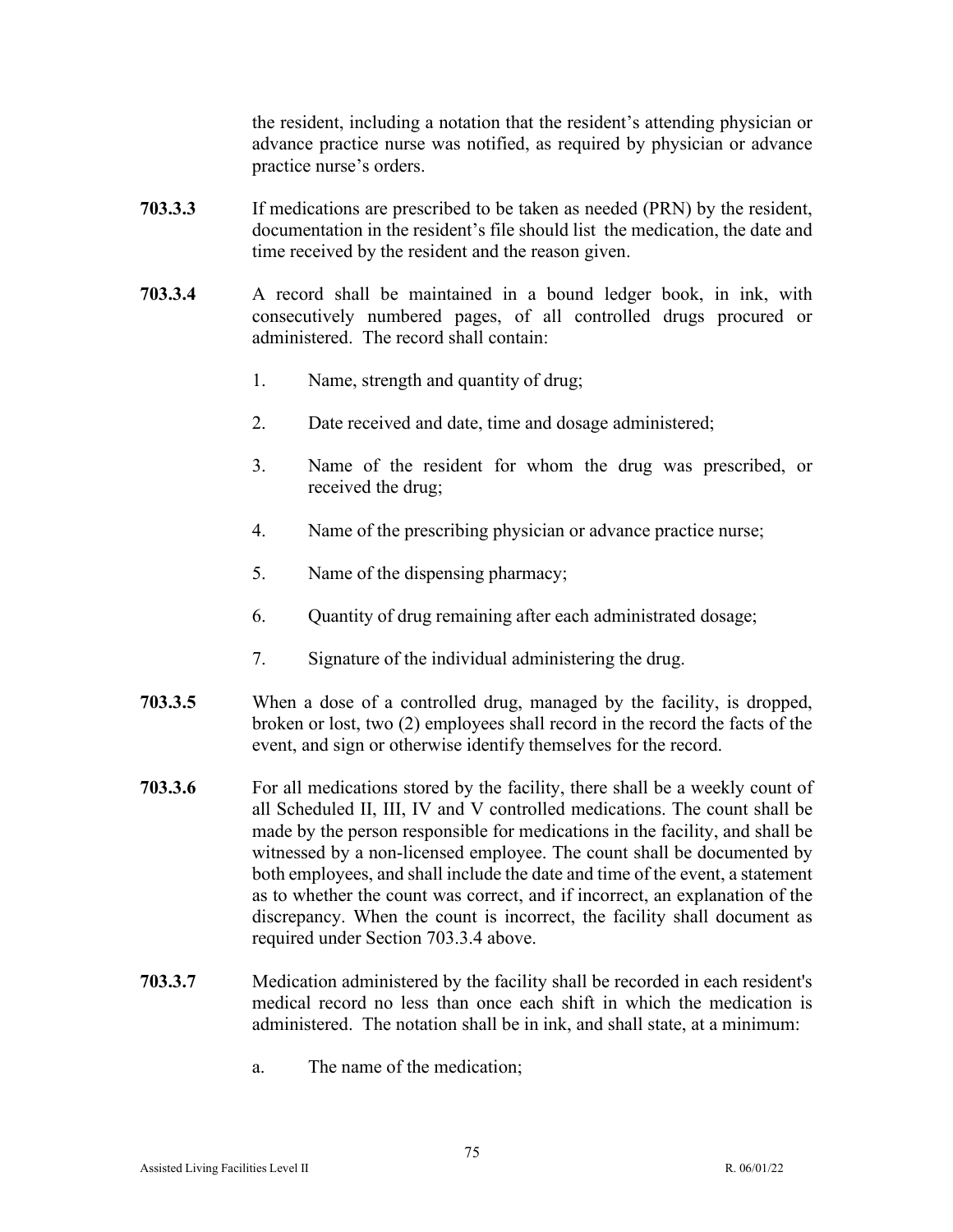the resident, including a notation that the resident's attending physician or advance practice nurse was notified, as required by physician or advance practice nurse's orders.

**703.3.3** If medications are prescribed to be taken as needed (PRN) by the resident, documentation in the resident's file should list the medication, the date and time received by the resident and the reason given.

**703.3.4** A record shall be maintained in a bound ledger book, in ink, with consecutively numbered pages, of all controlled drugs procured or administered. The record shall contain:

1. Name, strength and quantity of drug;
2. Date received and date, time and dosage administered;
3. Name of the resident for whom the drug was prescribed, or received the drug;
4. Name of the prescribing physician or advance practice nurse;
5. Name of the dispensing pharmacy;
6. Quantity of drug remaining after each administrated dosage;
7. Signature of the individual administering the drug.

**703.3.5** When a dose of a controlled drug, managed by the facility, is dropped, broken or lost, two (2) employees shall record in the record the facts of the event, and sign or otherwise identify themselves for the record.

**703.3.6** For all medications stored by the facility, there shall be a weekly count of all Scheduled II, III, IV and V controlled medications. The count shall be made by the person responsible for medications in the facility, and shall be witnessed by a non-licensed employee. The count shall be documented by both employees, and shall include the date and time of the event, a statement as to whether the count was correct, and if incorrect, an explanation of the discrepancy. When the count is incorrect, the facility shall document as required under Section 703.3.4 above.

**703.3.7** Medication administered by the facility shall be recorded in each resident's medical record no less than once each shift in which the medication is administered. The notation shall be in ink, and shall state, at a minimum:

a. The name of the medication;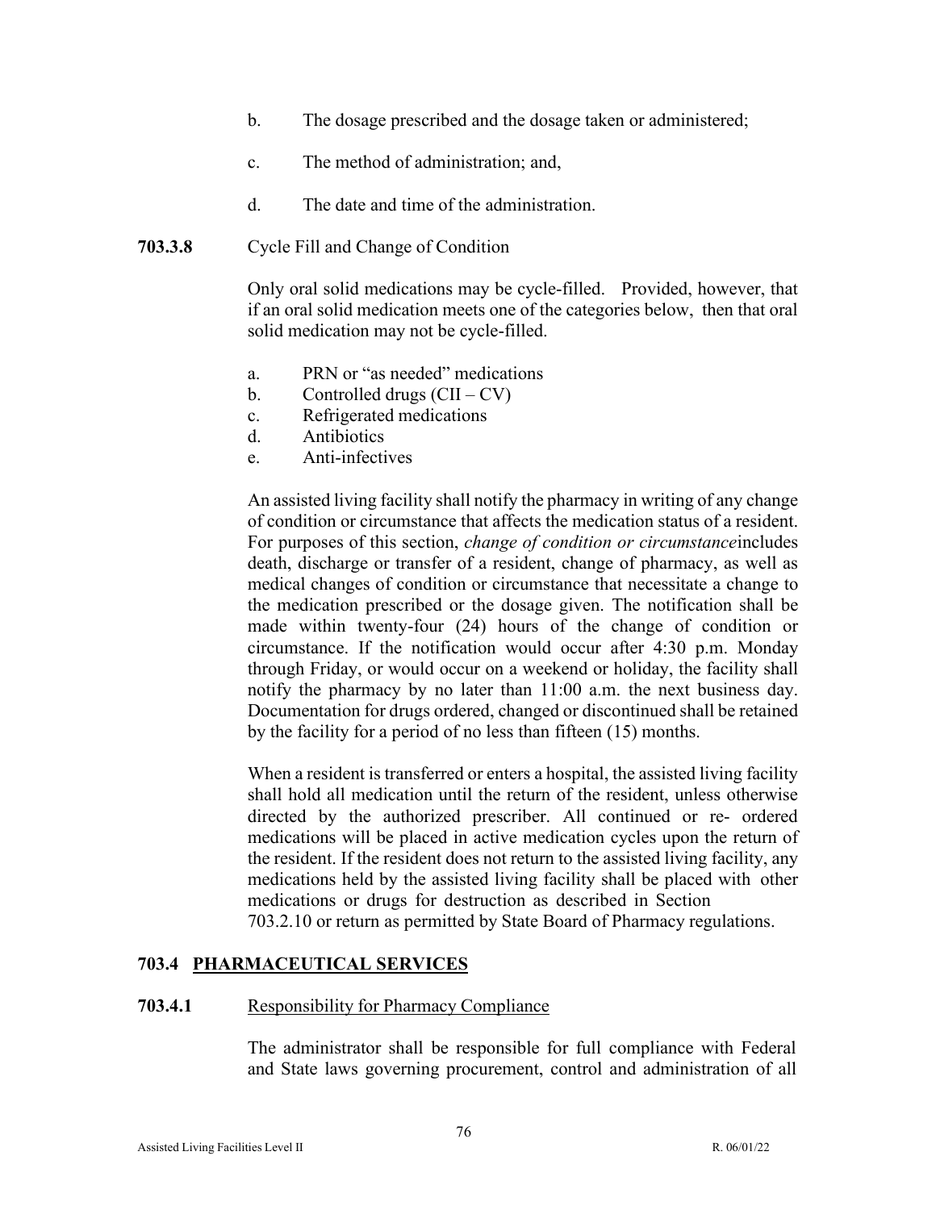b. The dosage prescribed and the dosage taken or administered;

c. The method of administration; and,

d. The date and time of the administration.

**703.3.8** Cycle Fill and Change of Condition

Only oral solid medications may be cycle-filled. Provided, however, that if an oral solid medication meets one of the categories below, then that oral solid medication may not be cycle-filled.

a. PRN or "as needed" medications
b. Controlled drugs (CII – CV)
c. Refrigerated medications
d. Antibiotics
e. Anti-infectives

An assisted living facility shall notify the pharmacy in writing of any change of condition or circumstance that affects the medication status of a resident. For purposes of this section, *change of condition or circumstance*includes death, discharge or transfer of a resident, change of pharmacy, as well as medical changes of condition or circumstance that necessitate a change to the medication prescribed or the dosage given. The notification shall be made within twenty-four (24) hours of the change of condition or circumstance. If the notification would occur after 4:30 p.m. Monday through Friday, or would occur on a weekend or holiday, the facility shall notify the pharmacy by no later than 11:00 a.m. the next business day. Documentation for drugs ordered, changed or discontinued shall be retained by the facility for a period of no less than fifteen (15) months.

When a resident is transferred or enters a hospital, the assisted living facility shall hold all medication until the return of the resident, unless otherwise directed by the authorized prescriber. All continued or re- ordered medications will be placed in active medication cycles upon the return of the resident. If the resident does not return to the assisted living facility, any medications held by the assisted living facility shall be placed with other medications or drugs for destruction as described in Section 703.2.10 or return as permitted by State Board of Pharmacy regulations.

## 703.4 PHARMACEUTICAL SERVICES

**703.4.1** Responsibility for Pharmacy Compliance

The administrator shall be responsible for full compliance with Federal and State laws governing procurement, control and administration of all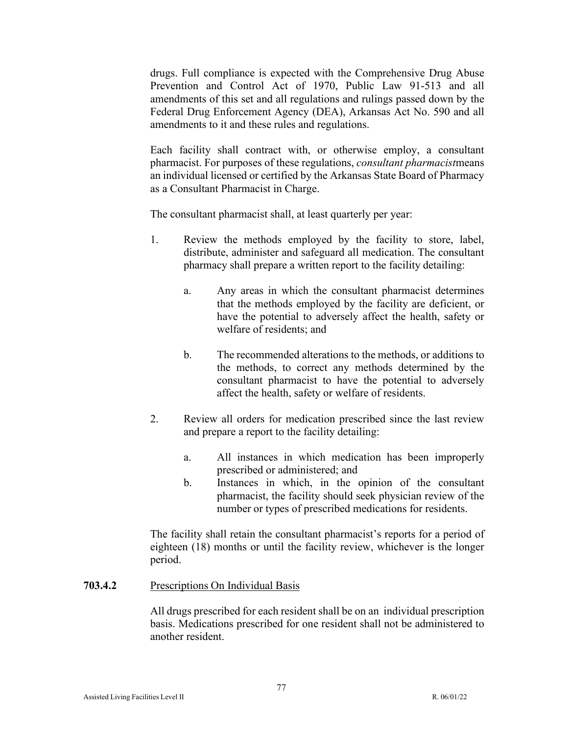drugs. Full compliance is expected with the Comprehensive Drug Abuse Prevention and Control Act of 1970, Public Law 91-513 and all amendments of this set and all regulations and rulings passed down by the Federal Drug Enforcement Agency (DEA), Arkansas Act No. 590 and all amendments to it and these rules and regulations.

Each facility shall contract with, or otherwise employ, a consultant pharmacist. For purposes of these regulations, *consultant pharmacist*means an individual licensed or certified by the Arkansas State Board of Pharmacy as a Consultant Pharmacist in Charge.

The consultant pharmacist shall, at least quarterly per year:

1. Review the methods employed by the facility to store, label, distribute, administer and safeguard all medication. The consultant pharmacy shall prepare a written report to the facility detailing:

   a. Any areas in which the consultant pharmacist determines that the methods employed by the facility are deficient, or have the potential to adversely affect the health, safety or welfare of residents; and

   b. The recommended alterations to the methods, or additions to the methods, to correct any methods determined by the consultant pharmacist to have the potential to adversely affect the health, safety or welfare of residents.

2. Review all orders for medication prescribed since the last review and prepare a report to the facility detailing:

   a. All instances in which medication has been improperly prescribed or administered; and
   b. Instances in which, in the opinion of the consultant pharmacist, the facility should seek physician review of the number or types of prescribed medications for residents.

The facility shall retain the consultant pharmacist's reports for a period of eighteen (18) months or until the facility review, whichever is the longer period.

**703.4.2** Prescriptions On Individual Basis

All drugs prescribed for each resident shall be on an individual prescription basis. Medications prescribed for one resident shall not be administered to another resident.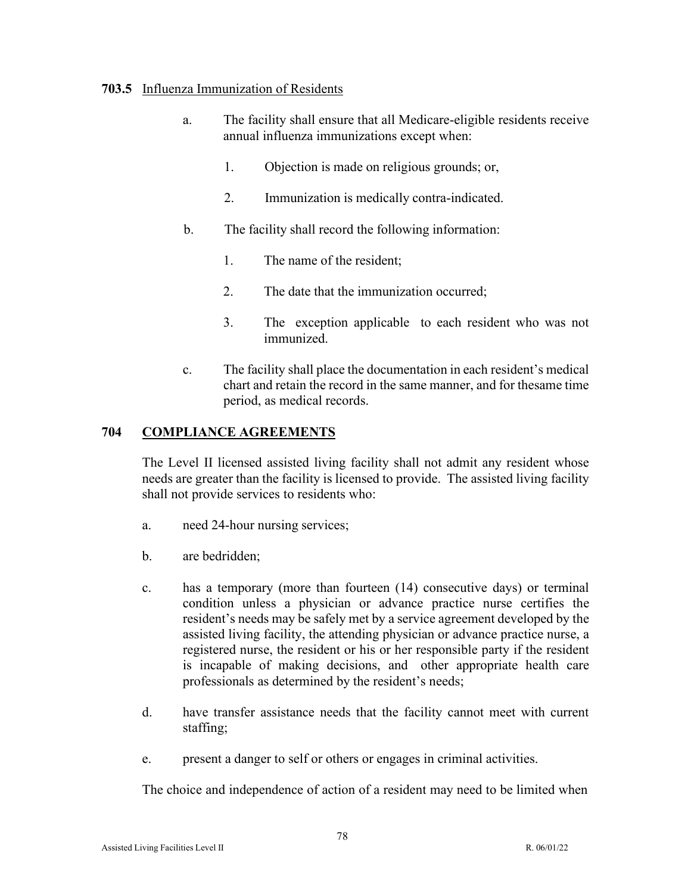**703.5** Influenza Immunization of Residents

a. The facility shall ensure that all Medicare-eligible residents receive annual influenza immunizations except when:

1. Objection is made on religious grounds; or,

2. Immunization is medically contra-indicated.

b. The facility shall record the following information:

1. The name of the resident;

2. The date that the immunization occurred;

3. The exception applicable to each resident who was not immunized.

c. The facility shall place the documentation in each resident's medical chart and retain the record in the same manner, and for thesame time period, as medical records.

## 704 COMPLIANCE AGREEMENTS

The Level II licensed assisted living facility shall not admit any resident whose needs are greater than the facility is licensed to provide. The assisted living facility shall not provide services to residents who:

a. need 24-hour nursing services;

b. are bedridden;

c. has a temporary (more than fourteen (14) consecutive days) or terminal condition unless a physician or advance practice nurse certifies the resident's needs may be safely met by a service agreement developed by the assisted living facility, the attending physician or advance practice nurse, a registered nurse, the resident or his or her responsible party if the resident is incapable of making decisions, and other appropriate health care professionals as determined by the resident's needs;

d. have transfer assistance needs that the facility cannot meet with current staffing;

e. present a danger to self or others or engages in criminal activities.

The choice and independence of action of a resident may need to be limited when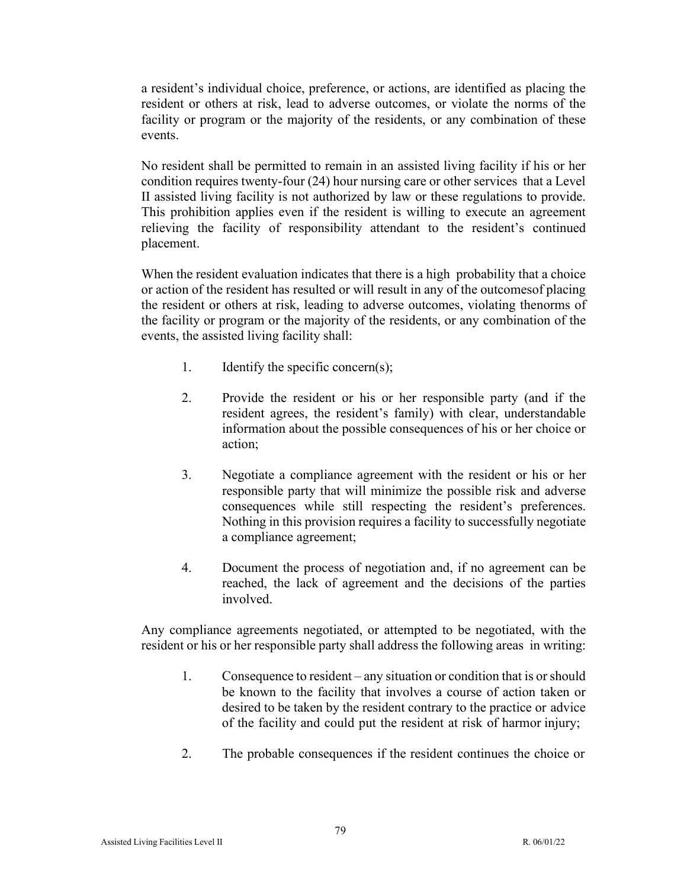a resident's individual choice, preference, or actions, are identified as placing the resident or others at risk, lead to adverse outcomes, or violate the norms of the facility or program or the majority of the residents, or any combination of these events.

No resident shall be permitted to remain in an assisted living facility if his or her condition requires twenty-four (24) hour nursing care or other services that a Level II assisted living facility is not authorized by law or these regulations to provide. This prohibition applies even if the resident is willing to execute an agreement relieving the facility of responsibility attendant to the resident's continued placement.

When the resident evaluation indicates that there is a high probability that a choice or action of the resident has resulted or will result in any of the outcomesof placing the resident or others at risk, leading to adverse outcomes, violating thenorms of the facility or program or the majority of the residents, or any combination of the events, the assisted living facility shall:

1. Identify the specific concern(s);
2. Provide the resident or his or her responsible party (and if the resident agrees, the resident's family) with clear, understandable information about the possible consequences of his or her choice or action;
3. Negotiate a compliance agreement with the resident or his or her responsible party that will minimize the possible risk and adverse consequences while still respecting the resident's preferences. Nothing in this provision requires a facility to successfully negotiate a compliance agreement;
4. Document the process of negotiation and, if no agreement can be reached, the lack of agreement and the decisions of the parties involved.

Any compliance agreements negotiated, or attempted to be negotiated, with the resident or his or her responsible party shall address the following areas in writing:

1. Consequence to resident – any situation or condition that is or should be known to the facility that involves a course of action taken or desired to be taken by the resident contrary to the practice or advice of the facility and could put the resident at risk of harmor injury;
2. The probable consequences if the resident continues the choice or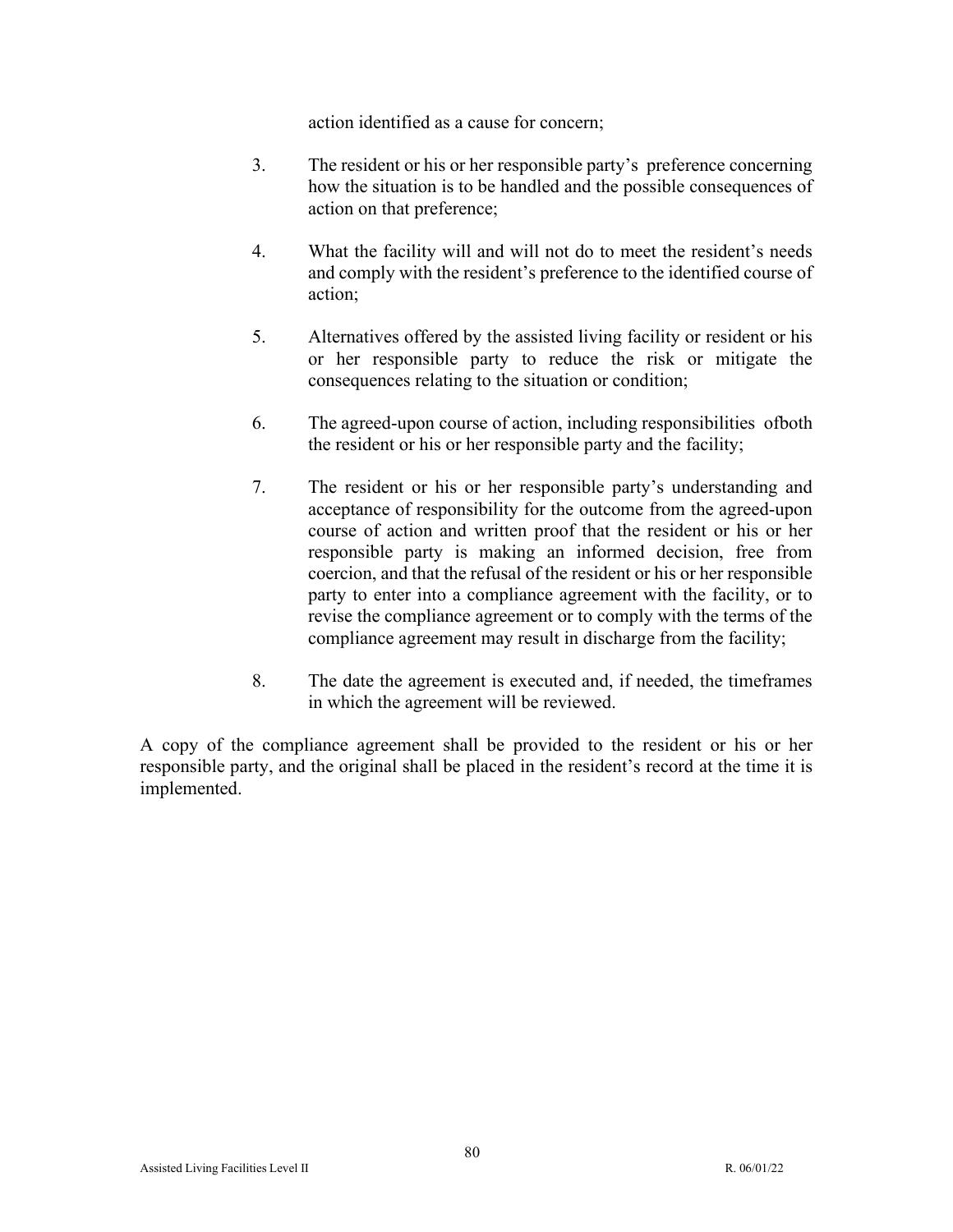action identified as a cause for concern;

3. The resident or his or her responsible party's preference concerning how the situation is to be handled and the possible consequences of action on that preference;

4. What the facility will and will not do to meet the resident's needs and comply with the resident's preference to the identified course of action;

5. Alternatives offered by the assisted living facility or resident or his or her responsible party to reduce the risk or mitigate the consequences relating to the situation or condition;

6. The agreed-upon course of action, including responsibilities ofboth the resident or his or her responsible party and the facility;

7. The resident or his or her responsible party's understanding and acceptance of responsibility for the outcome from the agreed-upon course of action and written proof that the resident or his or her responsible party is making an informed decision, free from coercion, and that the refusal of the resident or his or her responsible party to enter into a compliance agreement with the facility, or to revise the compliance agreement or to comply with the terms of the compliance agreement may result in discharge from the facility;

8. The date the agreement is executed and, if needed, the timeframes in which the agreement will be reviewed.

A copy of the compliance agreement shall be provided to the resident or his or her responsible party, and the original shall be placed in the resident's record at the time it is implemented.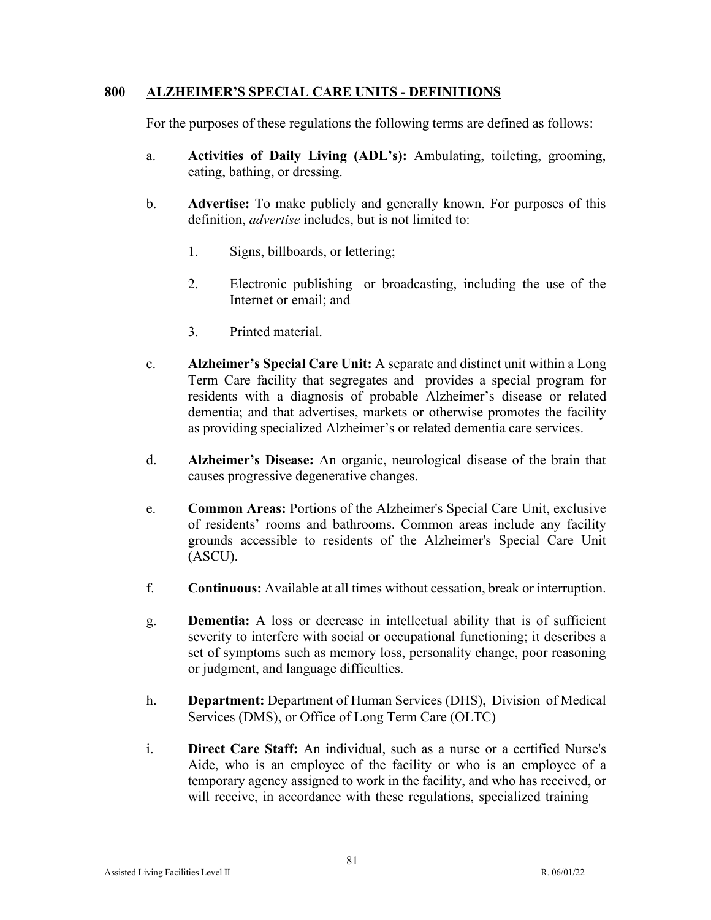## 800 ALZHEIMER'S SPECIAL CARE UNITS - DEFINITIONS

For the purposes of these regulations the following terms are defined as follows:

a. **Activities of Daily Living (ADL's):** Ambulating, toileting, grooming, eating, bathing, or dressing.

b. **Advertise:** To make publicly and generally known. For purposes of this definition, *advertise* includes, but is not limited to:

   1. Signs, billboards, or lettering;

   2. Electronic publishing or broadcasting, including the use of the Internet or email; and

   3. Printed material.

c. **Alzheimer's Special Care Unit:** A separate and distinct unit within a Long Term Care facility that segregates and provides a special program for residents with a diagnosis of probable Alzheimer's disease or related dementia; and that advertises, markets or otherwise promotes the facility as providing specialized Alzheimer's or related dementia care services.

d. **Alzheimer's Disease:** An organic, neurological disease of the brain that causes progressive degenerative changes.

e. **Common Areas:** Portions of the Alzheimer's Special Care Unit, exclusive of residents' rooms and bathrooms. Common areas include any facility grounds accessible to residents of the Alzheimer's Special Care Unit (ASCU).

f. **Continuous:** Available at all times without cessation, break or interruption.

g. **Dementia:** A loss or decrease in intellectual ability that is of sufficient severity to interfere with social or occupational functioning; it describes a set of symptoms such as memory loss, personality change, poor reasoning or judgment, and language difficulties.

h. **Department:** Department of Human Services (DHS), Division of Medical Services (DMS), or Office of Long Term Care (OLTC)

i. **Direct Care Staff:** An individual, such as a nurse or a certified Nurse's Aide, who is an employee of the facility or who is an employee of a temporary agency assigned to work in the facility, and who has received, or will receive, in accordance with these regulations, specialized training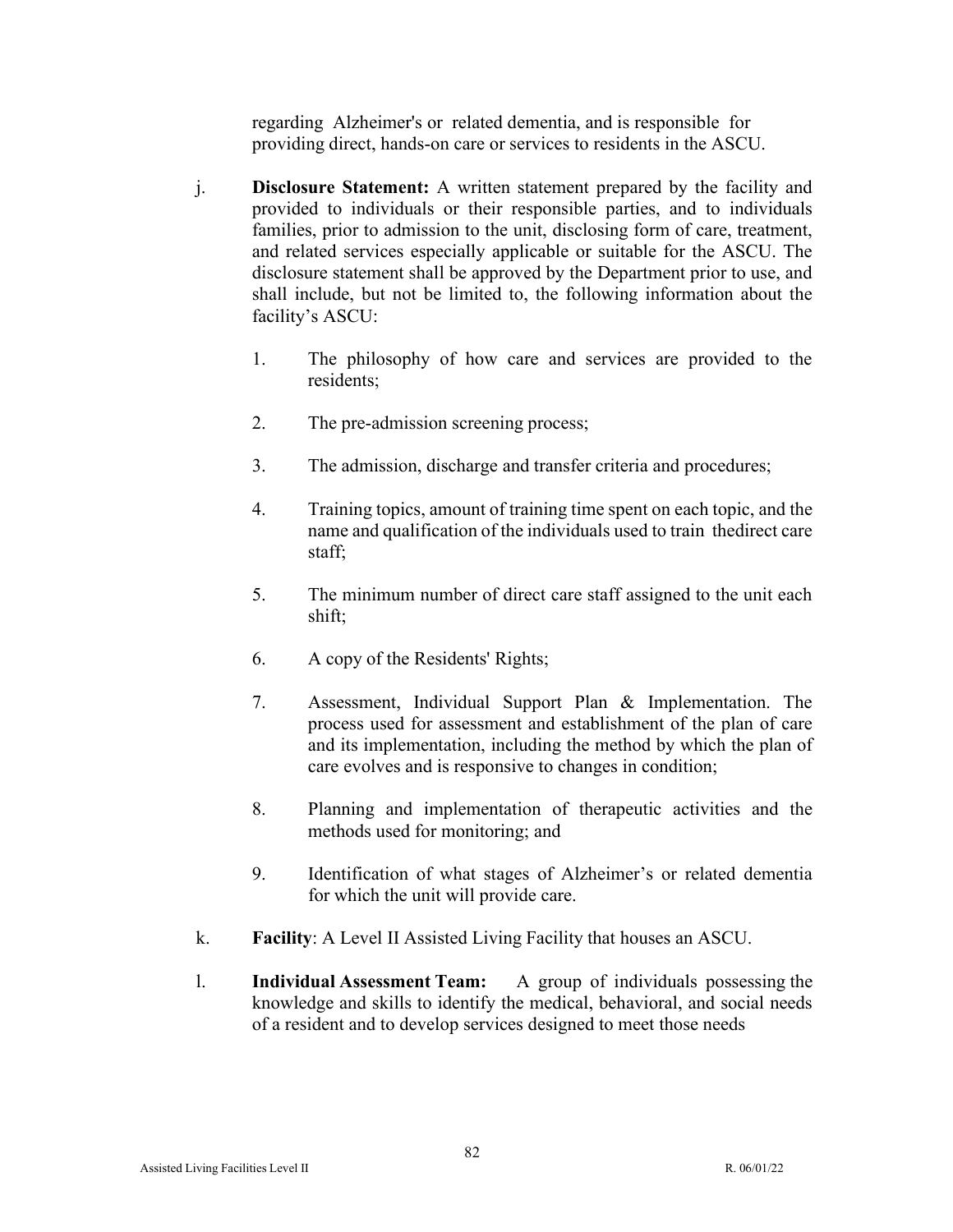regarding Alzheimer's or related dementia, and is responsible for providing direct, hands-on care or services to residents in the ASCU.

j. **Disclosure Statement:** A written statement prepared by the facility and provided to individuals or their responsible parties, and to individuals families, prior to admission to the unit, disclosing form of care, treatment, and related services especially applicable or suitable for the ASCU. The disclosure statement shall be approved by the Department prior to use, and shall include, but not be limited to, the following information about the facility's ASCU:

   1. The philosophy of how care and services are provided to the residents;

   2. The pre-admission screening process;

   3. The admission, discharge and transfer criteria and procedures;

   4. Training topics, amount of training time spent on each topic, and the name and qualification of the individuals used to train thedirect care staff;

   5. The minimum number of direct care staff assigned to the unit each shift;

   6. A copy of the Residents' Rights;

   7. Assessment, Individual Support Plan & Implementation. The process used for assessment and establishment of the plan of care and its implementation, including the method by which the plan of care evolves and is responsive to changes in condition;

   8. Planning and implementation of therapeutic activities and the methods used for monitoring; and

   9. Identification of what stages of Alzheimer's or related dementia for which the unit will provide care.

k. **Facility**: A Level II Assisted Living Facility that houses an ASCU.

l. **Individual Assessment Team:** A group of individuals possessing the knowledge and skills to identify the medical, behavioral, and social needs of a resident and to develop services designed to meet those needs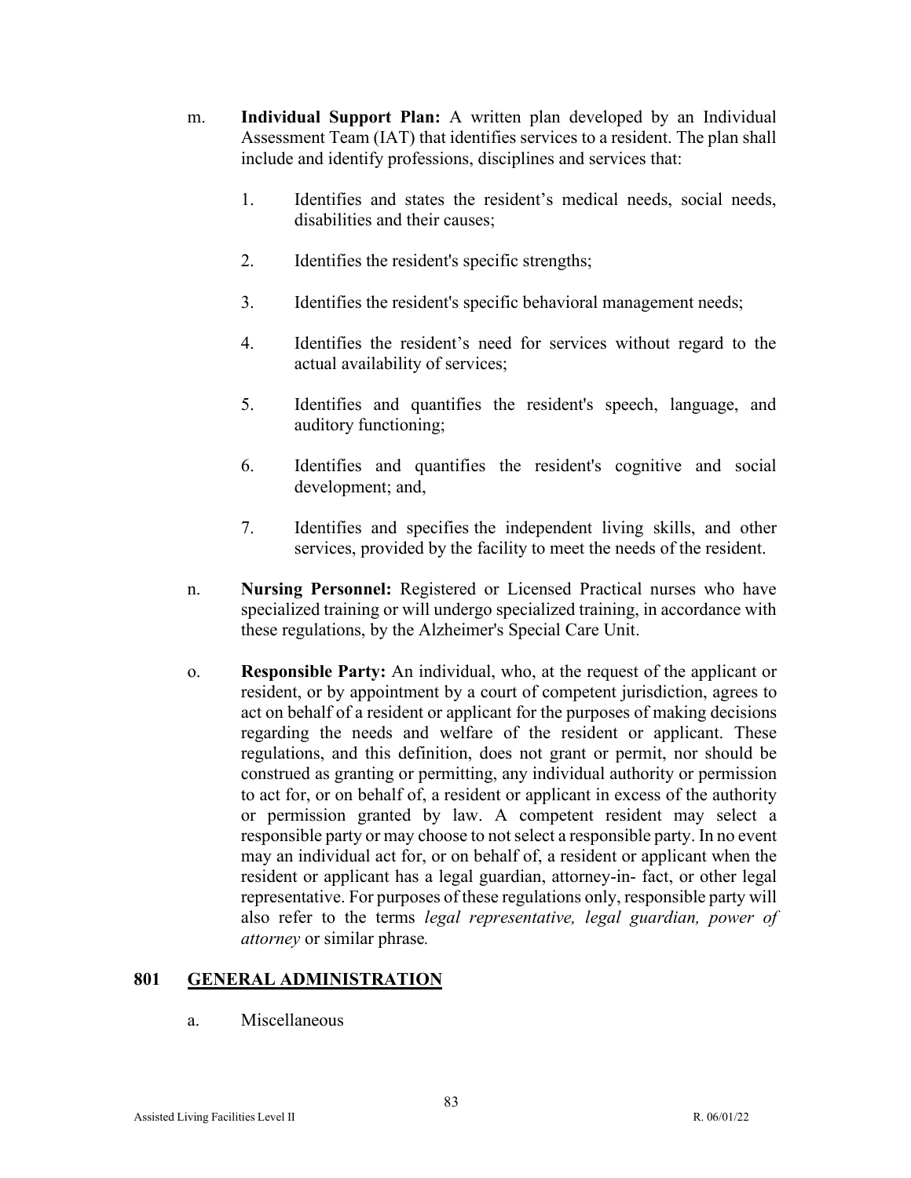m. **Individual Support Plan:** A written plan developed by an Individual Assessment Team (IAT) that identifies services to a resident. The plan shall include and identify professions, disciplines and services that:

1. Identifies and states the resident's medical needs, social needs, disabilities and their causes;

2. Identifies the resident's specific strengths;

3. Identifies the resident's specific behavioral management needs;

4. Identifies the resident's need for services without regard to the actual availability of services;

5. Identifies and quantifies the resident's speech, language, and auditory functioning;

6. Identifies and quantifies the resident's cognitive and social development; and,

7. Identifies and specifies the independent living skills, and other services, provided by the facility to meet the needs of the resident.

n. **Nursing Personnel:** Registered or Licensed Practical nurses who have specialized training or will undergo specialized training, in accordance with these regulations, by the Alzheimer's Special Care Unit.

o. **Responsible Party:** An individual, who, at the request of the applicant or resident, or by appointment by a court of competent jurisdiction, agrees to act on behalf of a resident or applicant for the purposes of making decisions regarding the needs and welfare of the resident or applicant. These regulations, and this definition, does not grant or permit, nor should be construed as granting or permitting, any individual authority or permission to act for, or on behalf of, a resident or applicant in excess of the authority or permission granted by law. A competent resident may select a responsible party or may choose to not select a responsible party. In no event may an individual act for, or on behalf of, a resident or applicant when the resident or applicant has a legal guardian, attorney-in- fact, or other legal representative. For purposes of these regulations only, responsible party will also refer to the terms *legal representative, legal guardian, power of attorney* or similar phrase*.*

## 801 GENERAL ADMINISTRATION

a. Miscellaneous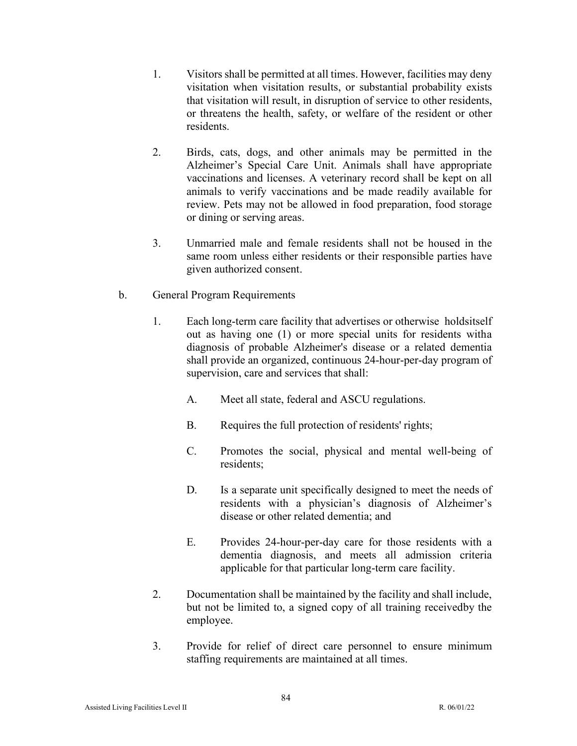1. Visitors shall be permitted at all times. However, facilities may deny visitation when visitation results, or substantial probability exists that visitation will result, in disruption of service to other residents, or threatens the health, safety, or welfare of the resident or other residents.

2. Birds, cats, dogs, and other animals may be permitted in the Alzheimer's Special Care Unit. Animals shall have appropriate vaccinations and licenses. A veterinary record shall be kept on all animals to verify vaccinations and be made readily available for review. Pets may not be allowed in food preparation, food storage or dining or serving areas.

3. Unmarried male and female residents shall not be housed in the same room unless either residents or their responsible parties have given authorized consent.

b. General Program Requirements

1. Each long-term care facility that advertises or otherwise holdsitself out as having one (1) or more special units for residents witha diagnosis of probable Alzheimer's disease or a related dementia shall provide an organized, continuous 24-hour-per-day program of supervision, care and services that shall:

   A. Meet all state, federal and ASCU regulations.

   B. Requires the full protection of residents' rights;

   C. Promotes the social, physical and mental well-being of residents;

   D. Is a separate unit specifically designed to meet the needs of residents with a physician's diagnosis of Alzheimer's disease or other related dementia; and

   E. Provides 24-hour-per-day care for those residents with a dementia diagnosis, and meets all admission criteria applicable for that particular long-term care facility.

2. Documentation shall be maintained by the facility and shall include, but not be limited to, a signed copy of all training receivedby the employee.

3. Provide for relief of direct care personnel to ensure minimum staffing requirements are maintained at all times.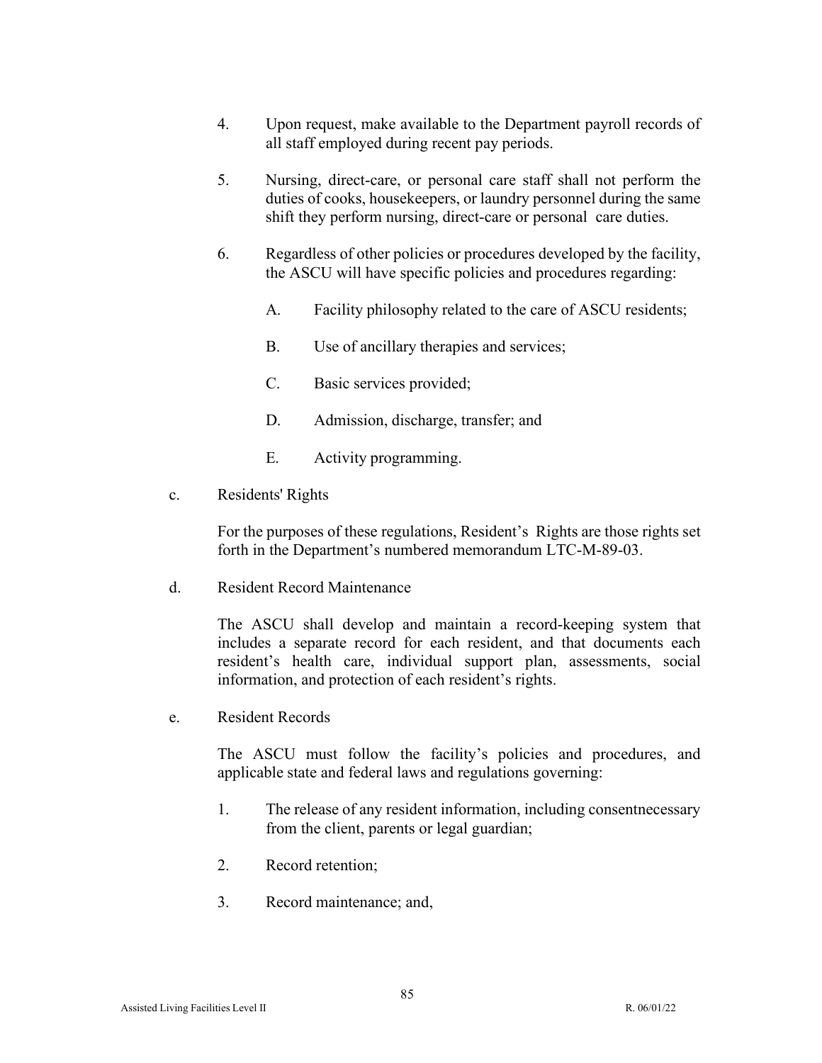4. Upon request, make available to the Department payroll records of all staff employed during recent pay periods.

5. Nursing, direct-care, or personal care staff shall not perform the duties of cooks, housekeepers, or laundry personnel during the same shift they perform nursing, direct-care or personal care duties.

6. Regardless of other policies or procedures developed by the facility, the ASCU will have specific policies and procedures regarding:

   A. Facility philosophy related to the care of ASCU residents;

   B. Use of ancillary therapies and services;

   C. Basic services provided;

   D. Admission, discharge, transfer; and

   E. Activity programming.

c. Residents' Rights

For the purposes of these regulations, Resident's Rights are those rights set forth in the Department's numbered memorandum LTC-M-89-03.

d. Resident Record Maintenance

The ASCU shall develop and maintain a record-keeping system that includes a separate record for each resident, and that documents each resident's health care, individual support plan, assessments, social information, and protection of each resident's rights.

e. Resident Records

The ASCU must follow the facility's policies and procedures, and applicable state and federal laws and regulations governing:

1. The release of any resident information, including consentnecessary from the client, parents or legal guardian;

2. Record retention;

3. Record maintenance; and,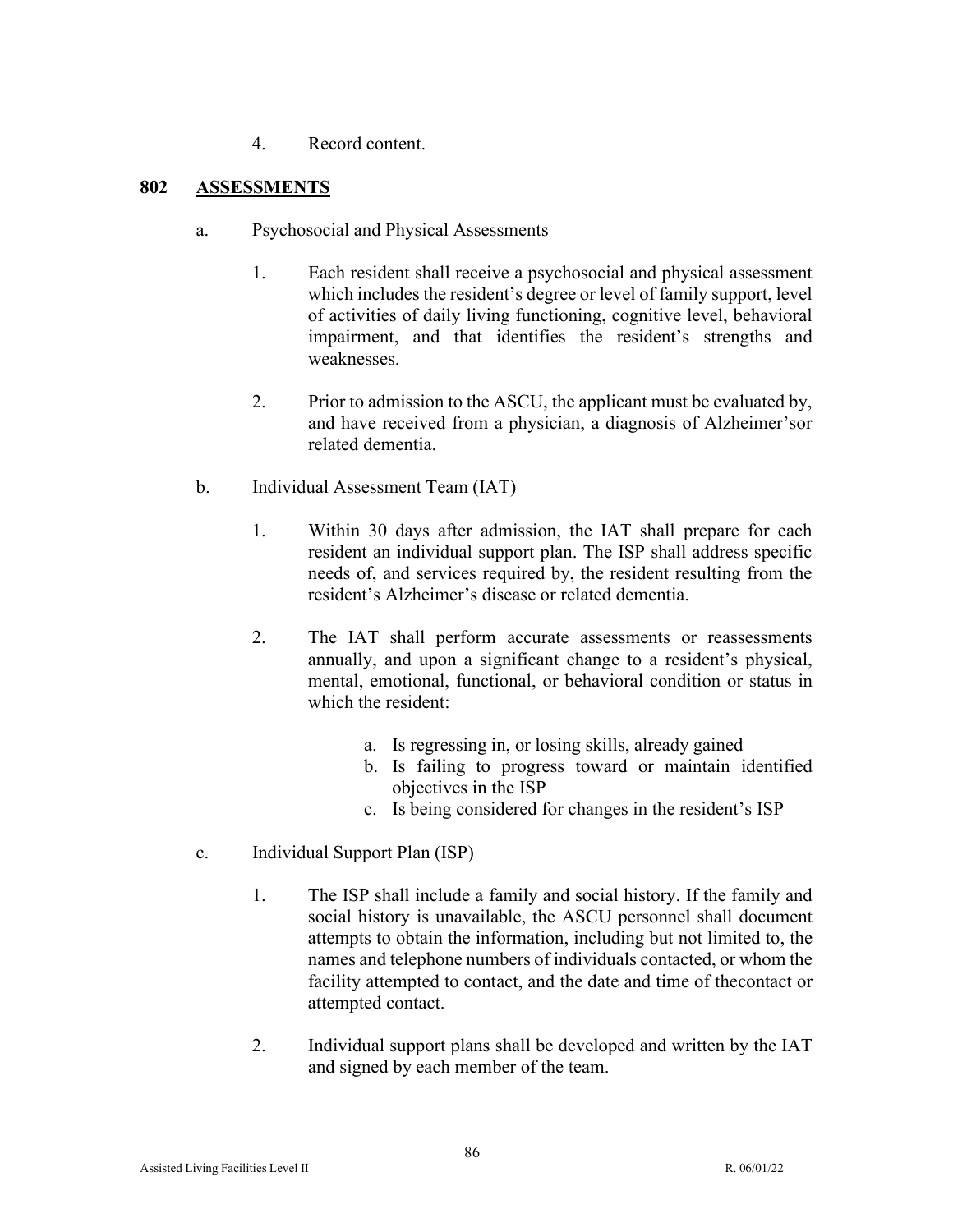4. Record content.

## 802 ASSESSMENTS

a. Psychosocial and Physical Assessments

1. Each resident shall receive a psychosocial and physical assessment which includes the resident's degree or level of family support, level of activities of daily living functioning, cognitive level, behavioral impairment, and that identifies the resident's strengths and weaknesses.

2. Prior to admission to the ASCU, the applicant must be evaluated by, and have received from a physician, a diagnosis of Alzheimer'sor related dementia.

b. Individual Assessment Team (IAT)

1. Within 30 days after admission, the IAT shall prepare for each resident an individual support plan. The ISP shall address specific needs of, and services required by, the resident resulting from the resident's Alzheimer's disease or related dementia.

2. The IAT shall perform accurate assessments or reassessments annually, and upon a significant change to a resident's physical, mental, emotional, functional, or behavioral condition or status in which the resident:

   a. Is regressing in, or losing skills, already gained
   b. Is failing to progress toward or maintain identified objectives in the ISP
   c. Is being considered for changes in the resident's ISP

c. Individual Support Plan (ISP)

1. The ISP shall include a family and social history. If the family and social history is unavailable, the ASCU personnel shall document attempts to obtain the information, including but not limited to, the names and telephone numbers of individuals contacted, or whom the facility attempted to contact, and the date and time of thecontact or attempted contact.

2. Individual support plans shall be developed and written by the IAT and signed by each member of the team.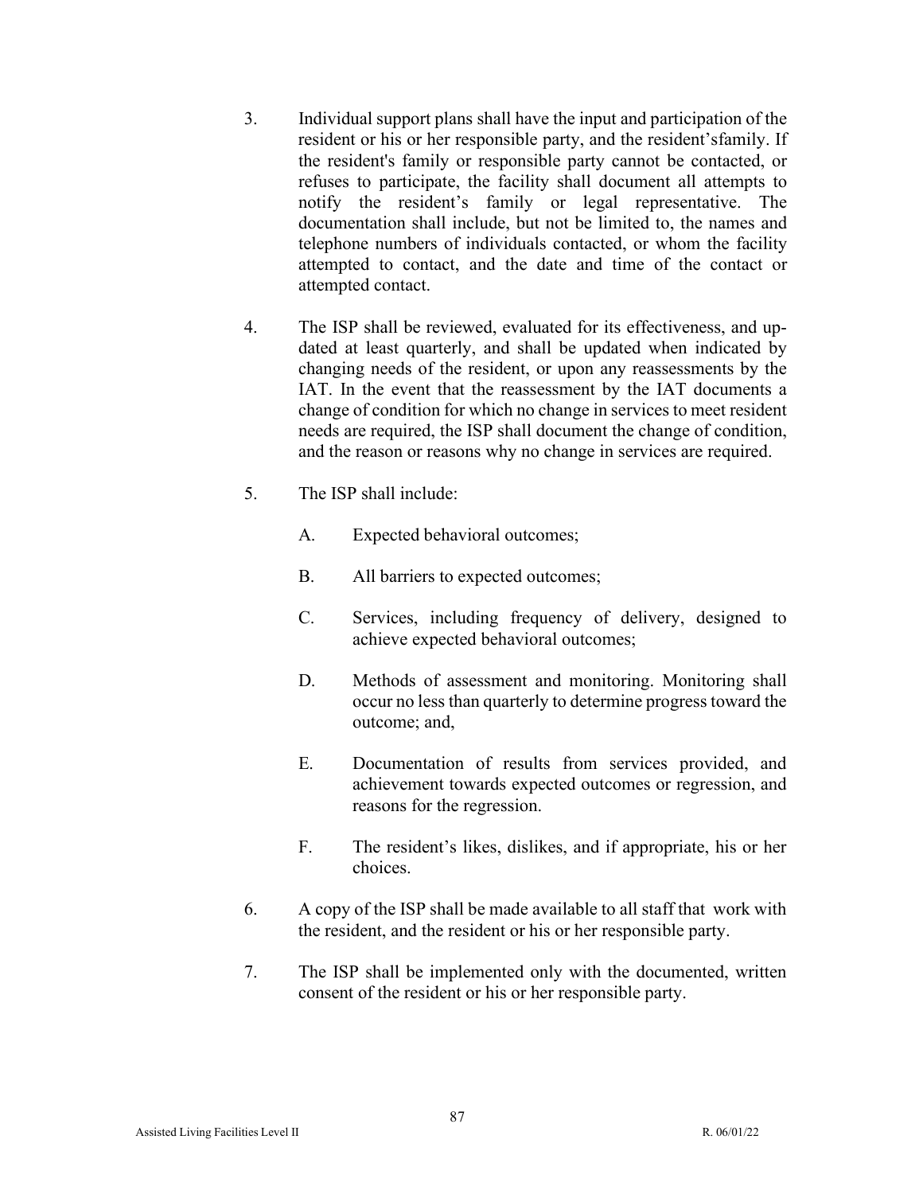3. Individual support plans shall have the input and participation of the resident or his or her responsible party, and the resident'sfamily. If the resident's family or responsible party cannot be contacted, or refuses to participate, the facility shall document all attempts to notify the resident's family or legal representative. The documentation shall include, but not be limited to, the names and telephone numbers of individuals contacted, or whom the facility attempted to contact, and the date and time of the contact or attempted contact.

4. The ISP shall be reviewed, evaluated for its effectiveness, and up-dated at least quarterly, and shall be updated when indicated by changing needs of the resident, or upon any reassessments by the IAT. In the event that the reassessment by the IAT documents a change of condition for which no change in services to meet resident needs are required, the ISP shall document the change of condition, and the reason or reasons why no change in services are required.

5. The ISP shall include:

   A. Expected behavioral outcomes;

   B. All barriers to expected outcomes;

   C. Services, including frequency of delivery, designed to achieve expected behavioral outcomes;

   D. Methods of assessment and monitoring. Monitoring shall occur no less than quarterly to determine progress toward the outcome; and,

   E. Documentation of results from services provided, and achievement towards expected outcomes or regression, and reasons for the regression.

   F. The resident's likes, dislikes, and if appropriate, his or her choices.

6. A copy of the ISP shall be made available to all staff that work with the resident, and the resident or his or her responsible party.

7. The ISP shall be implemented only with the documented, written consent of the resident or his or her responsible party.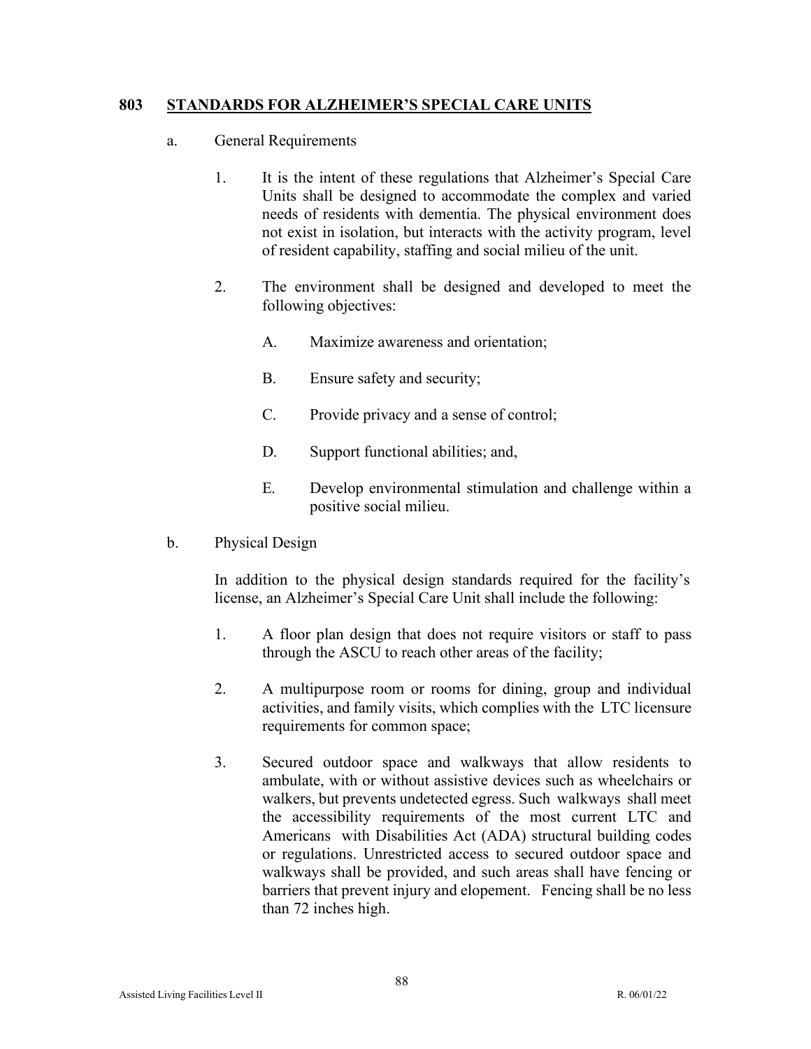## 803 STANDARDS FOR ALZHEIMER'S SPECIAL CARE UNITS

a. General Requirements

1. It is the intent of these regulations that Alzheimer's Special Care Units shall be designed to accommodate the complex and varied needs of residents with dementia. The physical environment does not exist in isolation, but interacts with the activity program, level of resident capability, staffing and social milieu of the unit.

2. The environment shall be designed and developed to meet the following objectives:

   A. Maximize awareness and orientation;

   B. Ensure safety and security;

   C. Provide privacy and a sense of control;

   D. Support functional abilities; and,

   E. Develop environmental stimulation and challenge within a positive social milieu.

b. Physical Design

In addition to the physical design standards required for the facility's license, an Alzheimer's Special Care Unit shall include the following:

1. A floor plan design that does not require visitors or staff to pass through the ASCU to reach other areas of the facility;

2. A multipurpose room or rooms for dining, group and individual activities, and family visits, which complies with the LTC licensure requirements for common space;

3. Secured outdoor space and walkways that allow residents to ambulate, with or without assistive devices such as wheelchairs or walkers, but prevents undetected egress. Such walkways shall meet the accessibility requirements of the most current LTC and Americans with Disabilities Act (ADA) structural building codes or regulations. Unrestricted access to secured outdoor space and walkways shall be provided, and such areas shall have fencing or barriers that prevent injury and elopement. Fencing shall be no less than 72 inches high.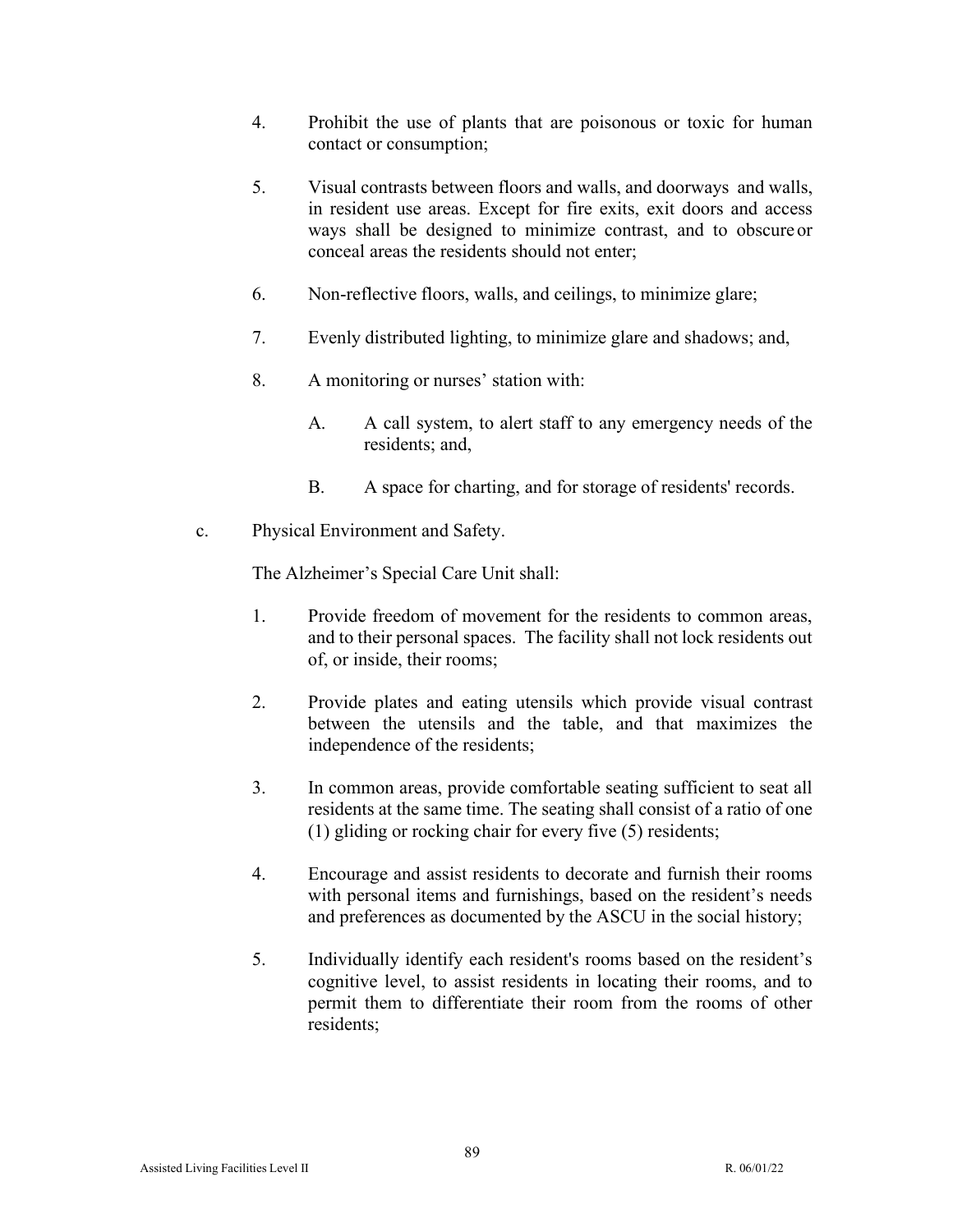4. Prohibit the use of plants that are poisonous or toxic for human contact or consumption;

5. Visual contrasts between floors and walls, and doorways and walls, in resident use areas. Except for fire exits, exit doors and access ways shall be designed to minimize contrast, and to obscure or conceal areas the residents should not enter;

6. Non-reflective floors, walls, and ceilings, to minimize glare;

7. Evenly distributed lighting, to minimize glare and shadows; and,

8. A monitoring or nurses' station with:

    A. A call system, to alert staff to any emergency needs of the residents; and,

    B. A space for charting, and for storage of residents' records.

c. Physical Environment and Safety.

The Alzheimer's Special Care Unit shall:

1. Provide freedom of movement for the residents to common areas, and to their personal spaces. The facility shall not lock residents out of, or inside, their rooms;

2. Provide plates and eating utensils which provide visual contrast between the utensils and the table, and that maximizes the independence of the residents;

3. In common areas, provide comfortable seating sufficient to seat all residents at the same time. The seating shall consist of a ratio of one (1) gliding or rocking chair for every five (5) residents;

4. Encourage and assist residents to decorate and furnish their rooms with personal items and furnishings, based on the resident's needs and preferences as documented by the ASCU in the social history;

5. Individually identify each resident's rooms based on the resident's cognitive level, to assist residents in locating their rooms, and to permit them to differentiate their room from the rooms of other residents;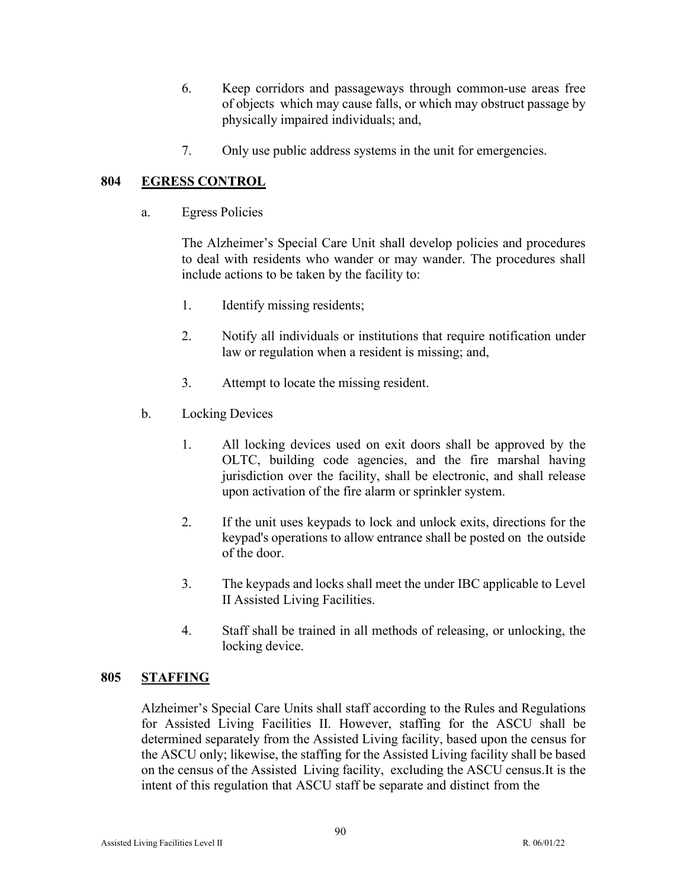6. Keep corridors and passageways through common-use areas free of objects which may cause falls, or which may obstruct passage by physically impaired individuals; and,

7. Only use public address systems in the unit for emergencies.

## 804 EGRESS CONTROL

a. Egress Policies

The Alzheimer's Special Care Unit shall develop policies and procedures to deal with residents who wander or may wander. The procedures shall include actions to be taken by the facility to:

1. Identify missing residents;

2. Notify all individuals or institutions that require notification under law or regulation when a resident is missing; and,

3. Attempt to locate the missing resident.

b. Locking Devices

1. All locking devices used on exit doors shall be approved by the OLTC, building code agencies, and the fire marshal having jurisdiction over the facility, shall be electronic, and shall release upon activation of the fire alarm or sprinkler system.

2. If the unit uses keypads to lock and unlock exits, directions for the keypad's operations to allow entrance shall be posted on the outside of the door.

3. The keypads and locks shall meet the under IBC applicable to Level II Assisted Living Facilities.

4. Staff shall be trained in all methods of releasing, or unlocking, the locking device.

## 805 STAFFING

Alzheimer's Special Care Units shall staff according to the Rules and Regulations for Assisted Living Facilities II. However, staffing for the ASCU shall be determined separately from the Assisted Living facility, based upon the census for the ASCU only; likewise, the staffing for the Assisted Living facility shall be based on the census of the Assisted Living facility, excluding the ASCU census.It is the intent of this regulation that ASCU staff be separate and distinct from the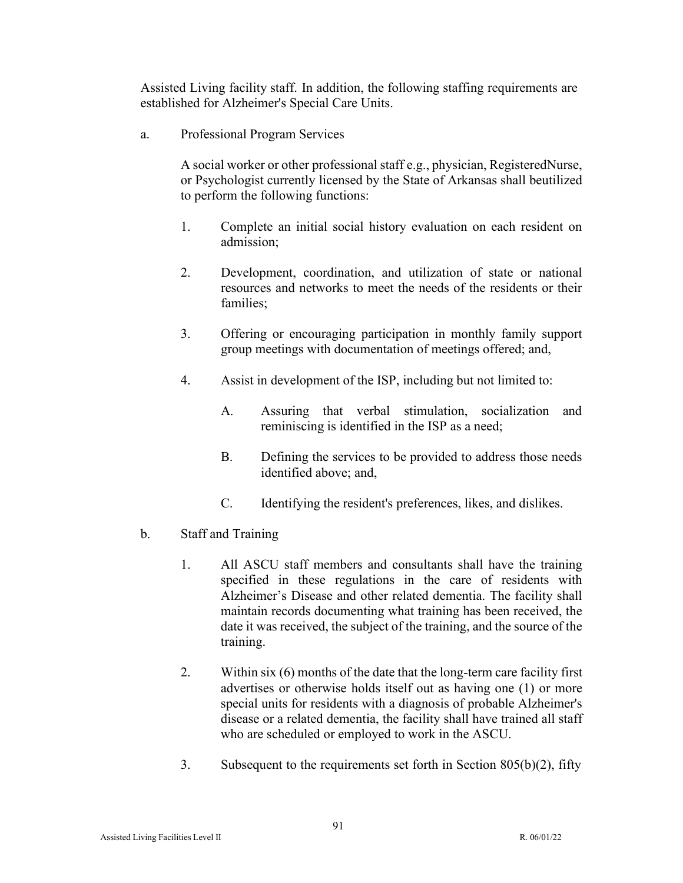Assisted Living facility staff. In addition, the following staffing requirements are established for Alzheimer's Special Care Units.

a. Professional Program Services

A social worker or other professional staff e.g., physician, RegisteredNurse, or Psychologist currently licensed by the State of Arkansas shall beutilized to perform the following functions:

1. Complete an initial social history evaluation on each resident on admission;

2. Development, coordination, and utilization of state or national resources and networks to meet the needs of the residents or their families;

3. Offering or encouraging participation in monthly family support group meetings with documentation of meetings offered; and,

4. Assist in development of the ISP, including but not limited to:

   A. Assuring that verbal stimulation, socialization and reminiscing is identified in the ISP as a need;

   B. Defining the services to be provided to address those needs identified above; and,

   C. Identifying the resident's preferences, likes, and dislikes.

b. Staff and Training

1. All ASCU staff members and consultants shall have the training specified in these regulations in the care of residents with Alzheimer's Disease and other related dementia. The facility shall maintain records documenting what training has been received, the date it was received, the subject of the training, and the source of the training.

2. Within six (6) months of the date that the long-term care facility first advertises or otherwise holds itself out as having one (1) or more special units for residents with a diagnosis of probable Alzheimer's disease or a related dementia, the facility shall have trained all staff who are scheduled or employed to work in the ASCU.

3. Subsequent to the requirements set forth in Section 805(b)(2), fifty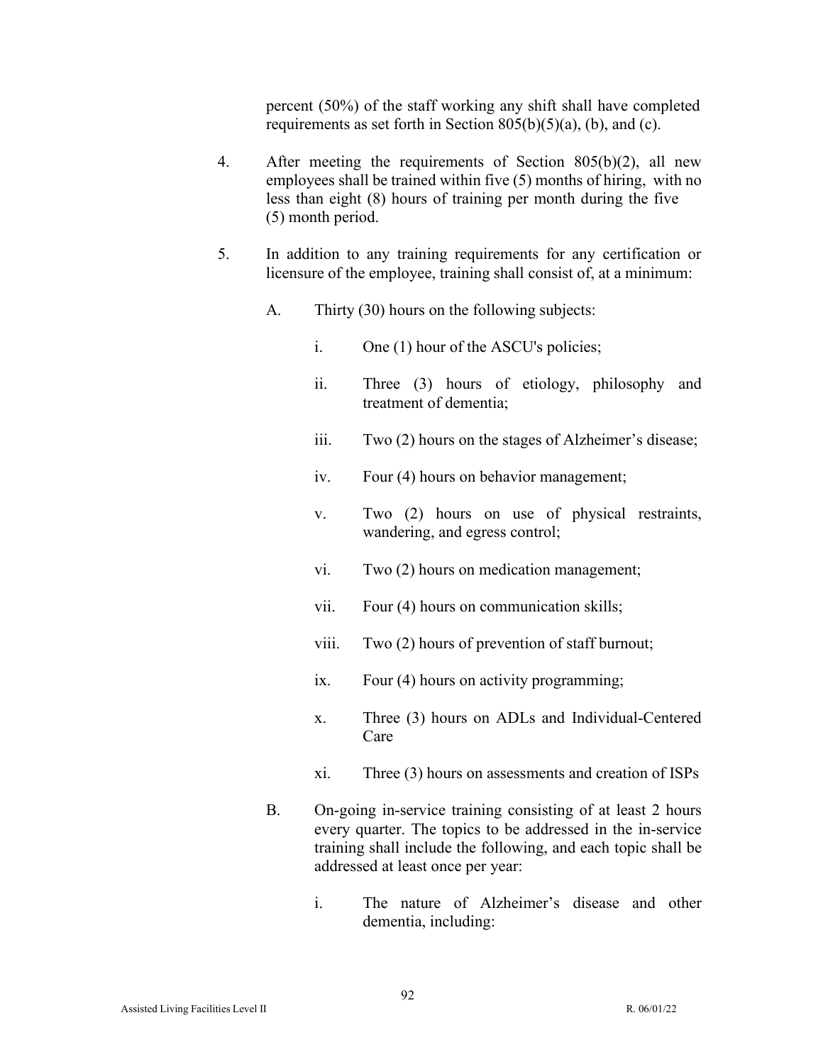percent (50%) of the staff working any shift shall have completed requirements as set forth in Section 805(b)(5)(a), (b), and (c).

4. After meeting the requirements of Section 805(b)(2), all new employees shall be trained within five (5) months of hiring, with no less than eight (8) hours of training per month during the five (5) month period.

5. In addition to any training requirements for any certification or licensure of the employee, training shall consist of, at a minimum:

   A. Thirty (30) hours on the following subjects:

      i. One (1) hour of the ASCU's policies;

      ii. Three (3) hours of etiology, philosophy and treatment of dementia;

      iii. Two (2) hours on the stages of Alzheimer's disease;

      iv. Four (4) hours on behavior management;

      v. Two (2) hours on use of physical restraints, wandering, and egress control;

      vi. Two (2) hours on medication management;

      vii. Four (4) hours on communication skills;

      viii. Two (2) hours of prevention of staff burnout;

      ix. Four (4) hours on activity programming;

      x. Three (3) hours on ADLs and Individual-Centered Care

      xi. Three (3) hours on assessments and creation of ISPs

   B. On-going in-service training consisting of at least 2 hours every quarter. The topics to be addressed in the in-service training shall include the following, and each topic shall be addressed at least once per year:

      i. The nature of Alzheimer's disease and other dementia, including: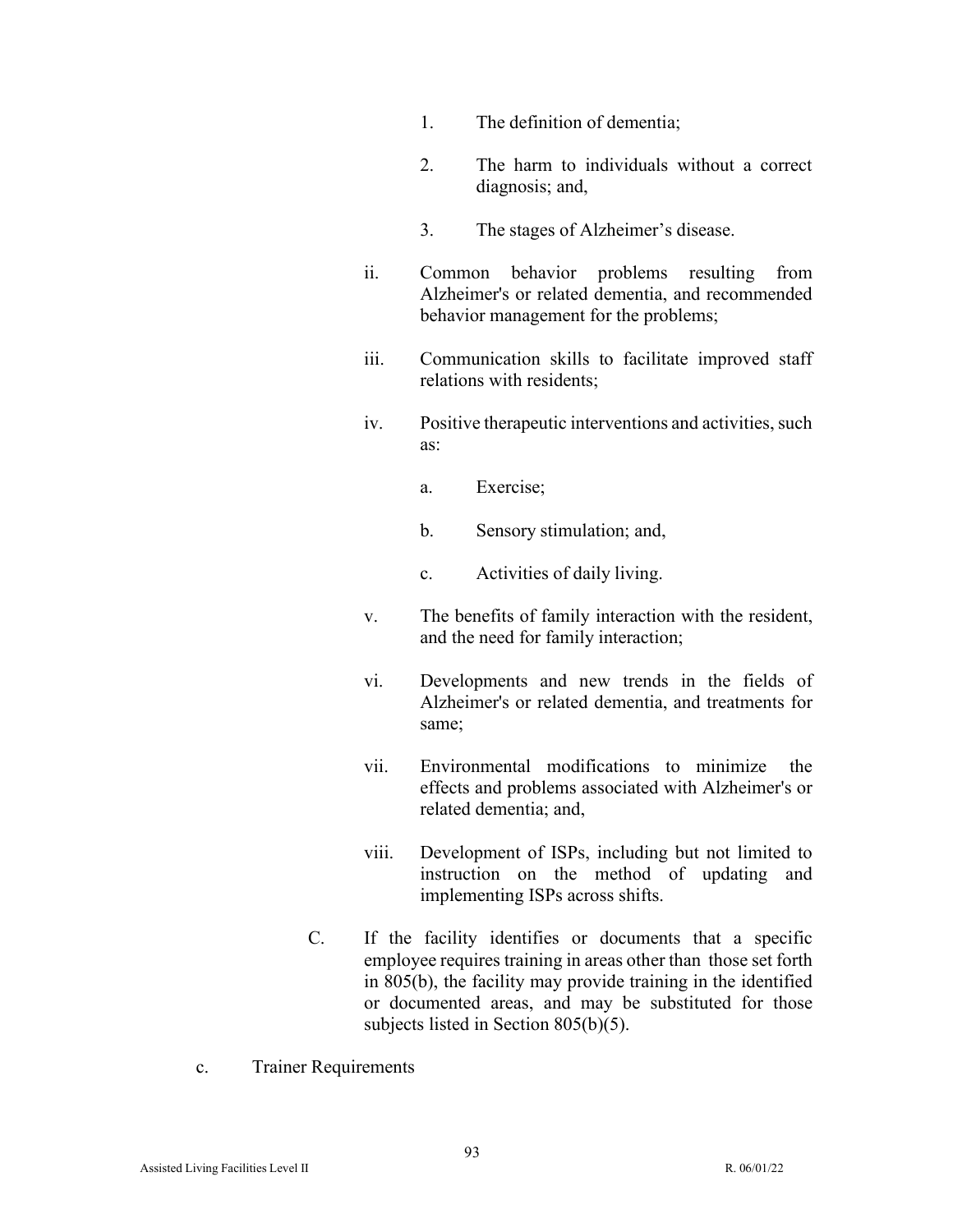1. The definition of dementia;

2. The harm to individuals without a correct diagnosis; and,

3. The stages of Alzheimer's disease.

ii. Common behavior problems resulting from Alzheimer's or related dementia, and recommended behavior management for the problems;

iii. Communication skills to facilitate improved staff relations with residents;

iv. Positive therapeutic interventions and activities, such as:

a. Exercise;

b. Sensory stimulation; and,

c. Activities of daily living.

v. The benefits of family interaction with the resident, and the need for family interaction;

vi. Developments and new trends in the fields of Alzheimer's or related dementia, and treatments for same;

vii. Environmental modifications to minimize the effects and problems associated with Alzheimer's or related dementia; and,

viii. Development of ISPs, including but not limited to instruction on the method of updating and implementing ISPs across shifts.

C. If the facility identifies or documents that a specific employee requires training in areas other than those set forth in 805(b), the facility may provide training in the identified or documented areas, and may be substituted for those subjects listed in Section 805(b)(5).

c. Trainer Requirements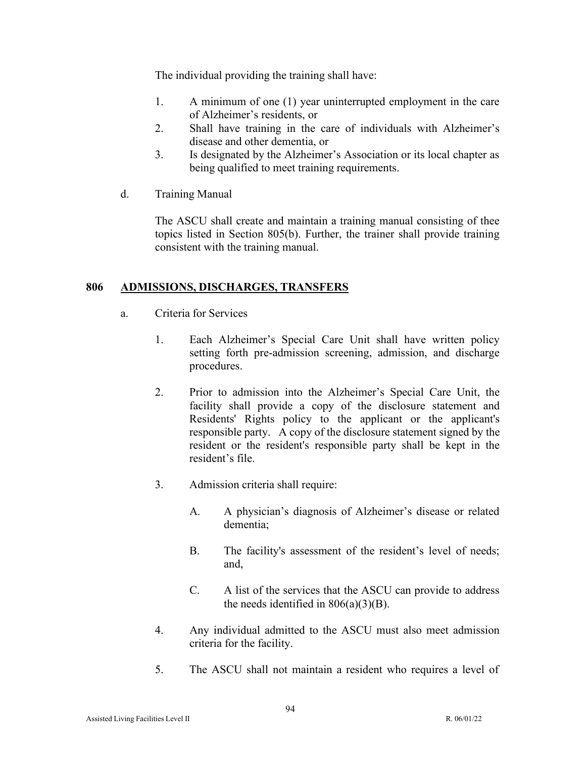The individual providing the training shall have:

1. A minimum of one (1) year uninterrupted employment in the care of Alzheimer's residents, or
2. Shall have training in the care of individuals with Alzheimer's disease and other dementia, or
3. Is designated by the Alzheimer's Association or its local chapter as being qualified to meet training requirements.

d. Training Manual

The ASCU shall create and maintain a training manual consisting of thee topics listed in Section 805(b). Further, the trainer shall provide training consistent with the training manual.

## 806 ADMISSIONS, DISCHARGES, TRANSFERS

a. Criteria for Services

1. Each Alzheimer's Special Care Unit shall have written policy setting forth pre-admission screening, admission, and discharge procedures.

2. Prior to admission into the Alzheimer's Special Care Unit, the facility shall provide a copy of the disclosure statement and Residents' Rights policy to the applicant or the applicant's responsible party. A copy of the disclosure statement signed by the resident or the resident's responsible party shall be kept in the resident's file.

3. Admission criteria shall require:

   A. A physician's diagnosis of Alzheimer's disease or related dementia;

   B. The facility's assessment of the resident's level of needs; and,

   C. A list of the services that the ASCU can provide to address the needs identified in 806(a)(3)(B).

4. Any individual admitted to the ASCU must also meet admission criteria for the facility.

5. The ASCU shall not maintain a resident who requires a level of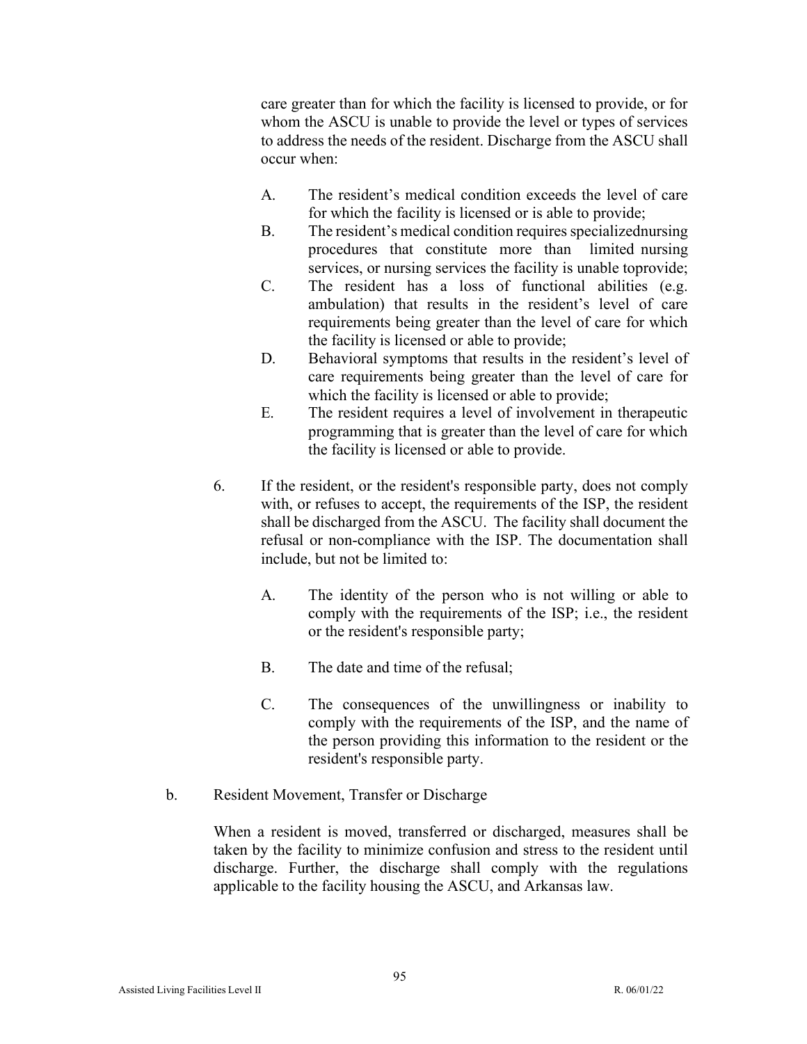care greater than for which the facility is licensed to provide, or for whom the ASCU is unable to provide the level or types of services to address the needs of the resident. Discharge from the ASCU shall occur when:

A. The resident's medical condition exceeds the level of care for which the facility is licensed or is able to provide;

B. The resident's medical condition requires specializednursing procedures that constitute more than limited nursing services, or nursing services the facility is unable toprovide;

C. The resident has a loss of functional abilities (e.g. ambulation) that results in the resident's level of care requirements being greater than the level of care for which the facility is licensed or able to provide;

D. Behavioral symptoms that results in the resident's level of care requirements being greater than the level of care for which the facility is licensed or able to provide;

E. The resident requires a level of involvement in therapeutic programming that is greater than the level of care for which the facility is licensed or able to provide.

6. If the resident, or the resident's responsible party, does not comply with, or refuses to accept, the requirements of the ISP, the resident shall be discharged from the ASCU. The facility shall document the refusal or non-compliance with the ISP. The documentation shall include, but not be limited to:

A. The identity of the person who is not willing or able to comply with the requirements of the ISP; i.e., the resident or the resident's responsible party;

B. The date and time of the refusal;

C. The consequences of the unwillingness or inability to comply with the requirements of the ISP, and the name of the person providing this information to the resident or the resident's responsible party.

b. Resident Movement, Transfer or Discharge

When a resident is moved, transferred or discharged, measures shall be taken by the facility to minimize confusion and stress to the resident until discharge. Further, the discharge shall comply with the regulations applicable to the facility housing the ASCU, and Arkansas law.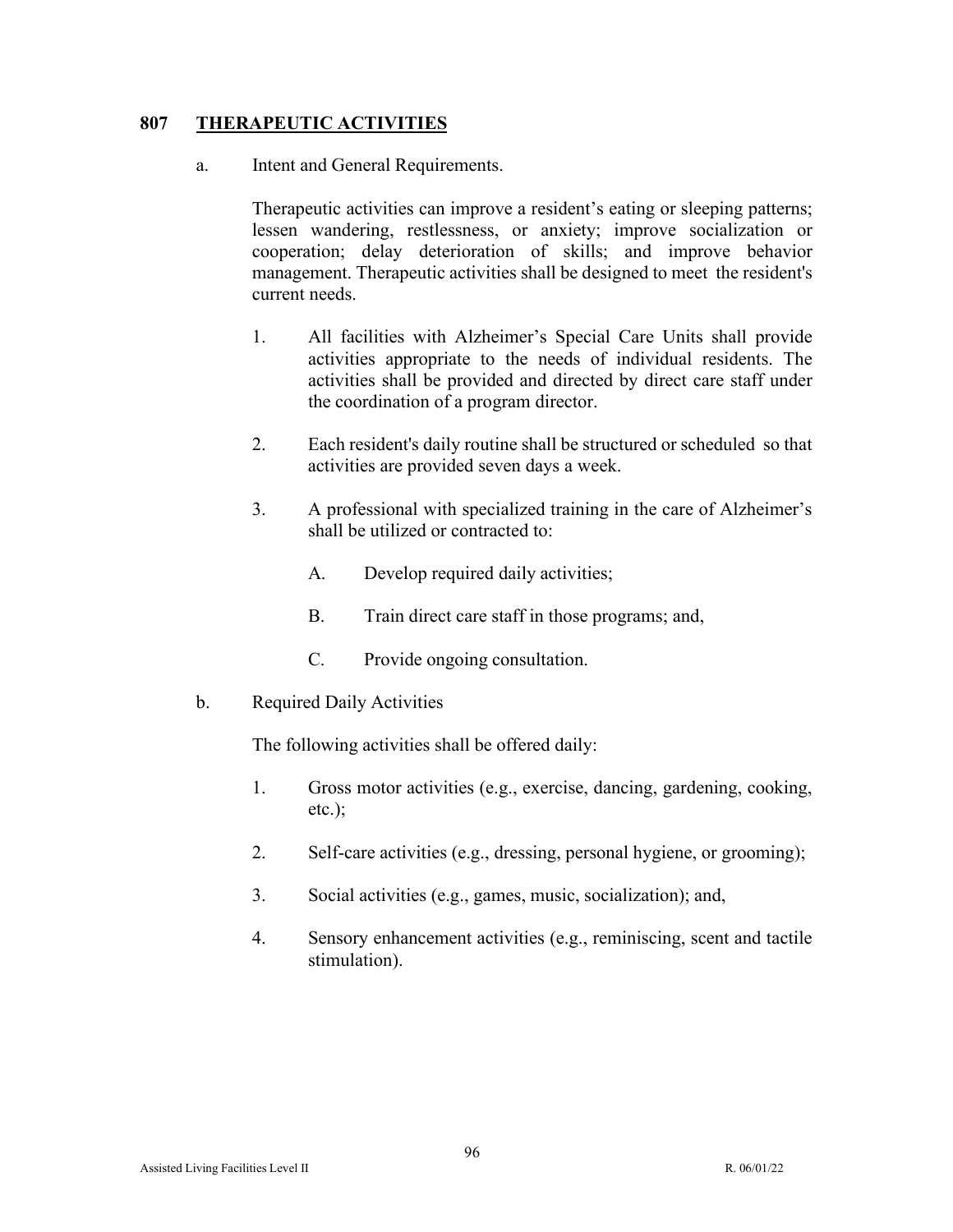## 807 THERAPEUTIC ACTIVITIES

a. Intent and General Requirements.

Therapeutic activities can improve a resident's eating or sleeping patterns; lessen wandering, restlessness, or anxiety; improve socialization or cooperation; delay deterioration of skills; and improve behavior management. Therapeutic activities shall be designed to meet the resident's current needs.

1. All facilities with Alzheimer's Special Care Units shall provide activities appropriate to the needs of individual residents. The activities shall be provided and directed by direct care staff under the coordination of a program director.

2. Each resident's daily routine shall be structured or scheduled so that activities are provided seven days a week.

3. A professional with specialized training in the care of Alzheimer's shall be utilized or contracted to:

   A. Develop required daily activities;

   B. Train direct care staff in those programs; and,

   C. Provide ongoing consultation.

b. Required Daily Activities

The following activities shall be offered daily:

1. Gross motor activities (e.g., exercise, dancing, gardening, cooking, etc.);

2. Self-care activities (e.g., dressing, personal hygiene, or grooming);

3. Social activities (e.g., games, music, socialization); and,

4. Sensory enhancement activities (e.g., reminiscing, scent and tactile stimulation).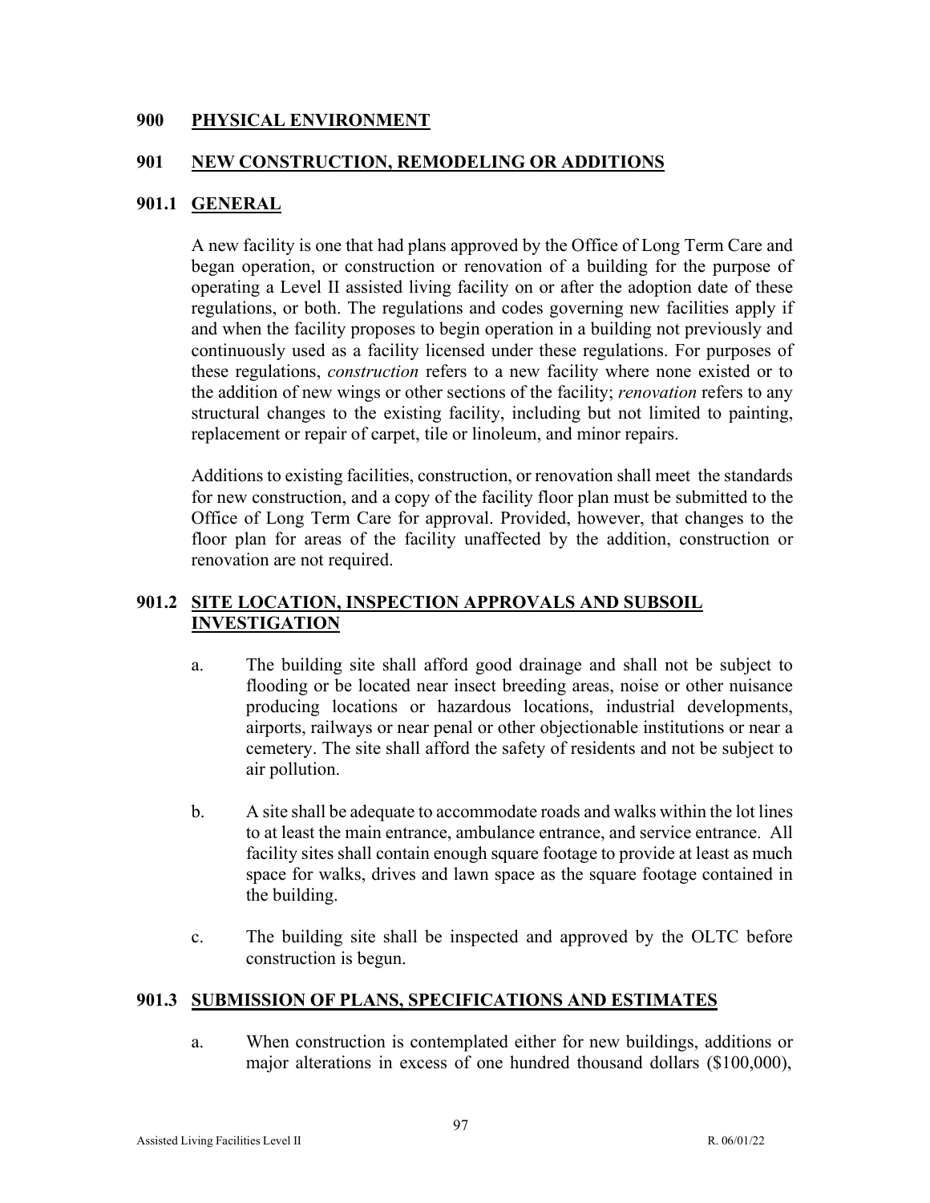## 900 PHYSICAL ENVIRONMENT

## 901 NEW CONSTRUCTION, REMODELING OR ADDITIONS

### 901.1 GENERAL

A new facility is one that had plans approved by the Office of Long Term Care and began operation, or construction or renovation of a building for the purpose of operating a Level II assisted living facility on or after the adoption date of these regulations, or both. The regulations and codes governing new facilities apply if and when the facility proposes to begin operation in a building not previously and continuously used as a facility licensed under these regulations. For purposes of these regulations, *construction* refers to a new facility where none existed or to the addition of new wings or other sections of the facility; *renovation* refers to any structural changes to the existing facility, including but not limited to painting, replacement or repair of carpet, tile or linoleum, and minor repairs.

Additions to existing facilities, construction, or renovation shall meet the standards for new construction, and a copy of the facility floor plan must be submitted to the Office of Long Term Care for approval. Provided, however, that changes to the floor plan for areas of the facility unaffected by the addition, construction or renovation are not required.

### 901.2 SITE LOCATION, INSPECTION APPROVALS AND SUBSOIL INVESTIGATION

a. The building site shall afford good drainage and shall not be subject to flooding or be located near insect breeding areas, noise or other nuisance producing locations or hazardous locations, industrial developments, airports, railways or near penal or other objectionable institutions or near a cemetery. The site shall afford the safety of residents and not be subject to air pollution.

b. A site shall be adequate to accommodate roads and walks within the lot lines to at least the main entrance, ambulance entrance, and service entrance. All facility sites shall contain enough square footage to provide at least as much space for walks, drives and lawn space as the square footage contained in the building.

c. The building site shall be inspected and approved by the OLTC before construction is begun.

### 901.3 SUBMISSION OF PLANS, SPECIFICATIONS AND ESTIMATES

a. When construction is contemplated either for new buildings, additions or major alterations in excess of one hundred thousand dollars ($100,000),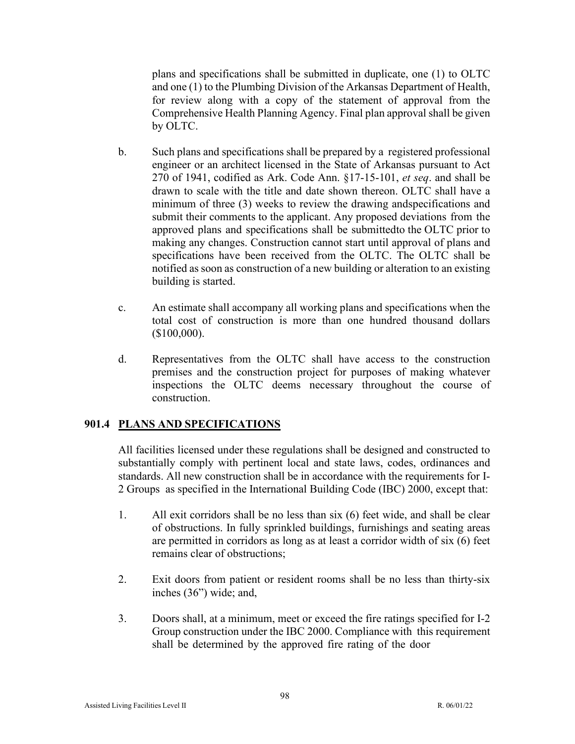plans and specifications shall be submitted in duplicate, one (1) to OLTC and one (1) to the Plumbing Division of the Arkansas Department of Health, for review along with a copy of the statement of approval from the Comprehensive Health Planning Agency. Final plan approval shall be given by OLTC.

b. Such plans and specifications shall be prepared by a registered professional engineer or an architect licensed in the State of Arkansas pursuant to Act 270 of 1941, codified as Ark. Code Ann. §17-15-101, *et seq*. and shall be drawn to scale with the title and date shown thereon. OLTC shall have a minimum of three (3) weeks to review the drawing andspecifications and submit their comments to the applicant. Any proposed deviations from the approved plans and specifications shall be submittedto the OLTC prior to making any changes. Construction cannot start until approval of plans and specifications have been received from the OLTC. The OLTC shall be notified as soon as construction of a new building or alteration to an existing building is started.

c. An estimate shall accompany all working plans and specifications when the total cost of construction is more than one hundred thousand dollars ($100,000).

d. Representatives from the OLTC shall have access to the construction premises and the construction project for purposes of making whatever inspections the OLTC deems necessary throughout the course of construction.

## 901.4 PLANS AND SPECIFICATIONS

All facilities licensed under these regulations shall be designed and constructed to substantially comply with pertinent local and state laws, codes, ordinances and standards. All new construction shall be in accordance with the requirements for I-2 Groups as specified in the International Building Code (IBC) 2000, except that:

1. All exit corridors shall be no less than six (6) feet wide, and shall be clear of obstructions. In fully sprinkled buildings, furnishings and seating areas are permitted in corridors as long as at least a corridor width of six (6) feet remains clear of obstructions;

2. Exit doors from patient or resident rooms shall be no less than thirty-six inches (36”) wide; and,

3. Doors shall, at a minimum, meet or exceed the fire ratings specified for I-2 Group construction under the IBC 2000. Compliance with this requirement shall be determined by the approved fire rating of the door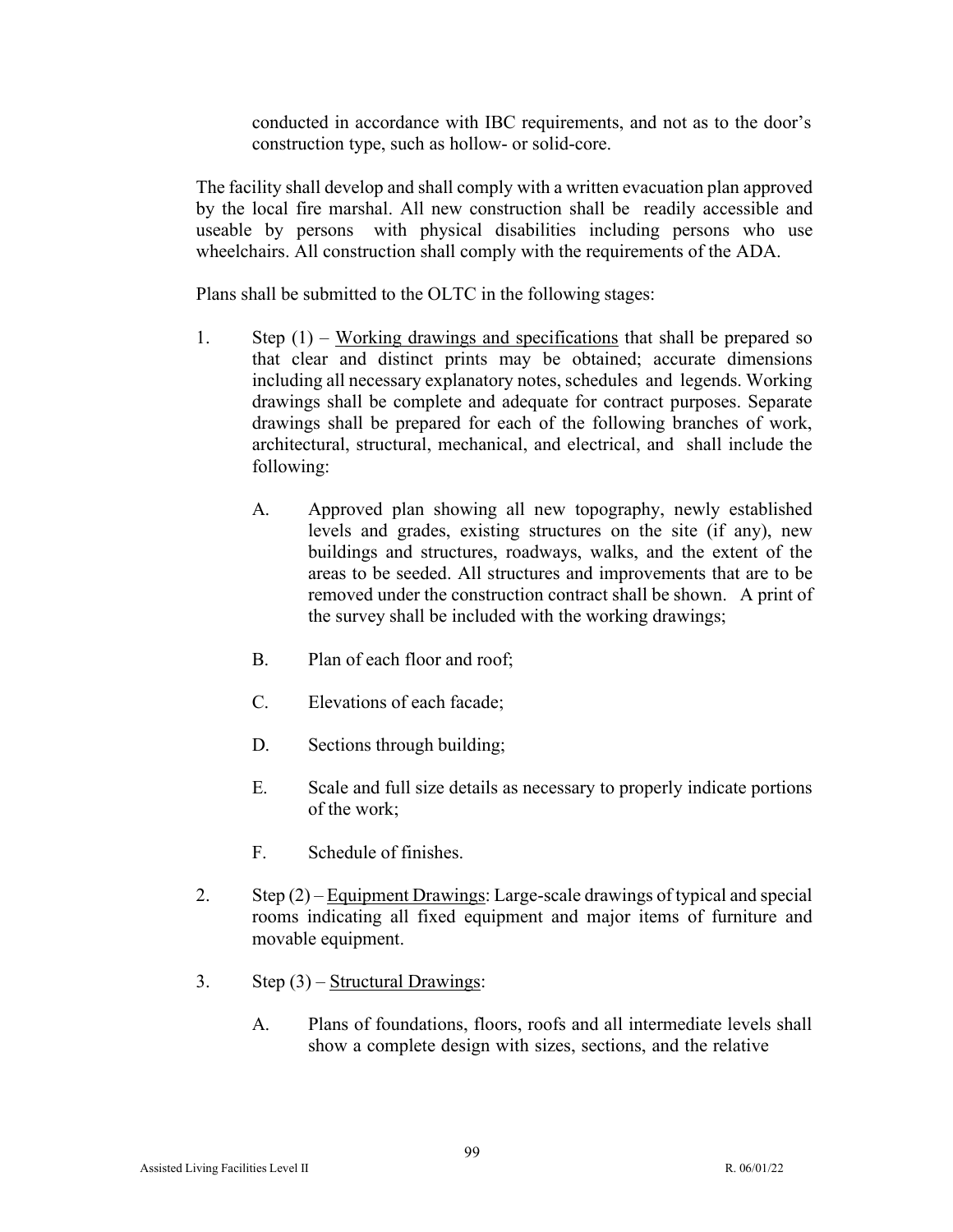conducted in accordance with IBC requirements, and not as to the door's construction type, such as hollow- or solid-core.

The facility shall develop and shall comply with a written evacuation plan approved by the local fire marshal. All new construction shall be readily accessible and useable by persons with physical disabilities including persons who use wheelchairs. All construction shall comply with the requirements of the ADA.

Plans shall be submitted to the OLTC in the following stages:

1. Step (1) – <u>Working drawings and specifications</u> that shall be prepared so that clear and distinct prints may be obtained; accurate dimensions including all necessary explanatory notes, schedules and legends. Working drawings shall be complete and adequate for contract purposes. Separate drawings shall be prepared for each of the following branches of work, architectural, structural, mechanical, and electrical, and shall include the following:

   A. Approved plan showing all new topography, newly established levels and grades, existing structures on the site (if any), new buildings and structures, roadways, walks, and the extent of the areas to be seeded. All structures and improvements that are to be removed under the construction contract shall be shown. A print of the survey shall be included with the working drawings;

   B. Plan of each floor and roof;

   C. Elevations of each facade;

   D. Sections through building;

   E. Scale and full size details as necessary to properly indicate portions of the work;

   F. Schedule of finishes.

2. Step (2) – <u>Equipment Drawings</u>: Large-scale drawings of typical and special rooms indicating all fixed equipment and major items of furniture and movable equipment.

3. Step (3) – <u>Structural Drawings</u>:

   A. Plans of foundations, floors, roofs and all intermediate levels shall show a complete design with sizes, sections, and the relative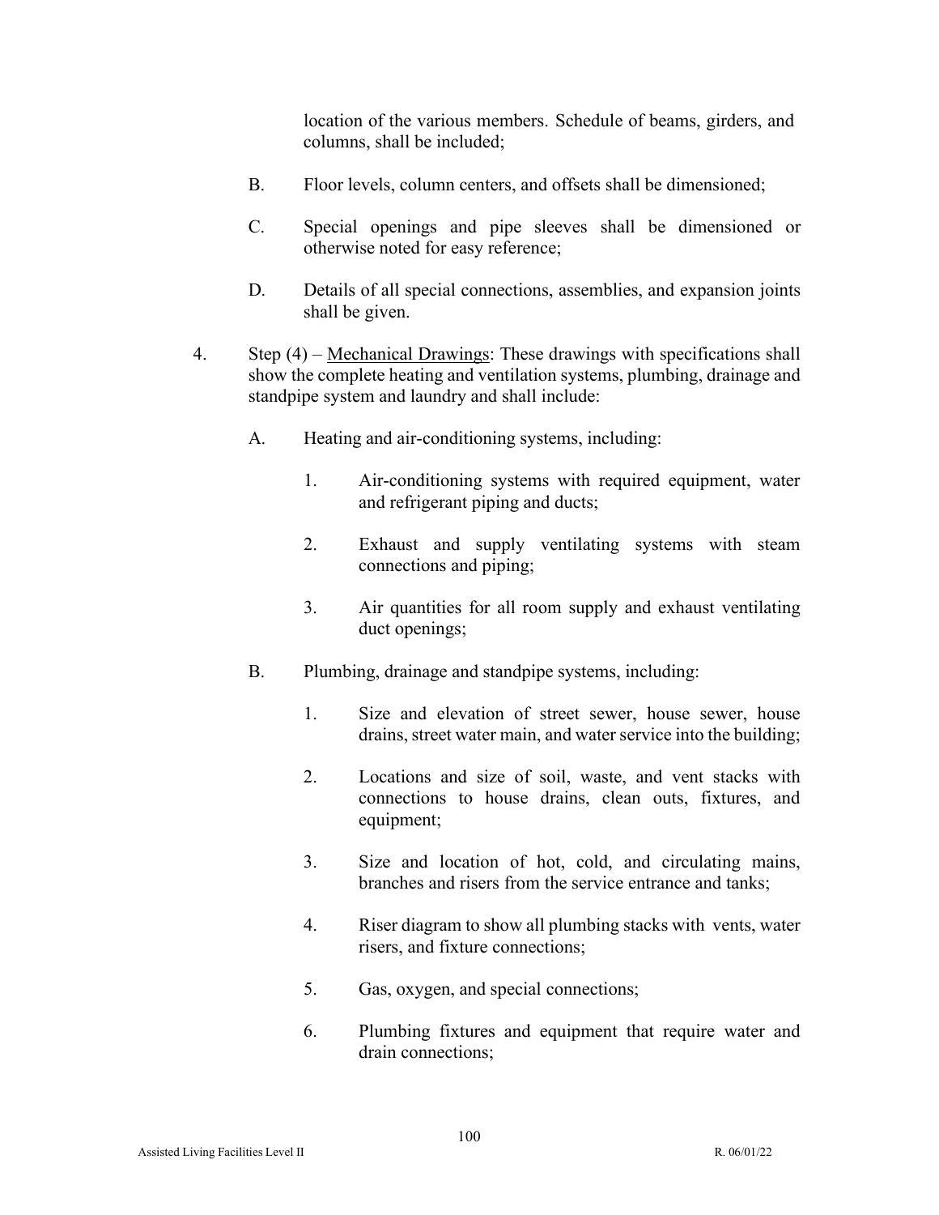location of the various members. Schedule of beams, girders, and columns, shall be included;

B. Floor levels, column centers, and offsets shall be dimensioned;

C. Special openings and pipe sleeves shall be dimensioned or otherwise noted for easy reference;

D. Details of all special connections, assemblies, and expansion joints shall be given.

4. Step (4) – <u>Mechanical Drawings</u>: These drawings with specifications shall show the complete heating and ventilation systems, plumbing, drainage and standpipe system and laundry and shall include:

   A. Heating and air-conditioning systems, including:

      1. Air-conditioning systems with required equipment, water and refrigerant piping and ducts;

      2. Exhaust and supply ventilating systems with steam connections and piping;

      3. Air quantities for all room supply and exhaust ventilating duct openings;

   B. Plumbing, drainage and standpipe systems, including:

      1. Size and elevation of street sewer, house sewer, house drains, street water main, and water service into the building;

      2. Locations and size of soil, waste, and vent stacks with connections to house drains, clean outs, fixtures, and equipment;

      3. Size and location of hot, cold, and circulating mains, branches and risers from the service entrance and tanks;

      4. Riser diagram to show all plumbing stacks with vents, water risers, and fixture connections;

      5. Gas, oxygen, and special connections;

      6. Plumbing fixtures and equipment that require water and drain connections;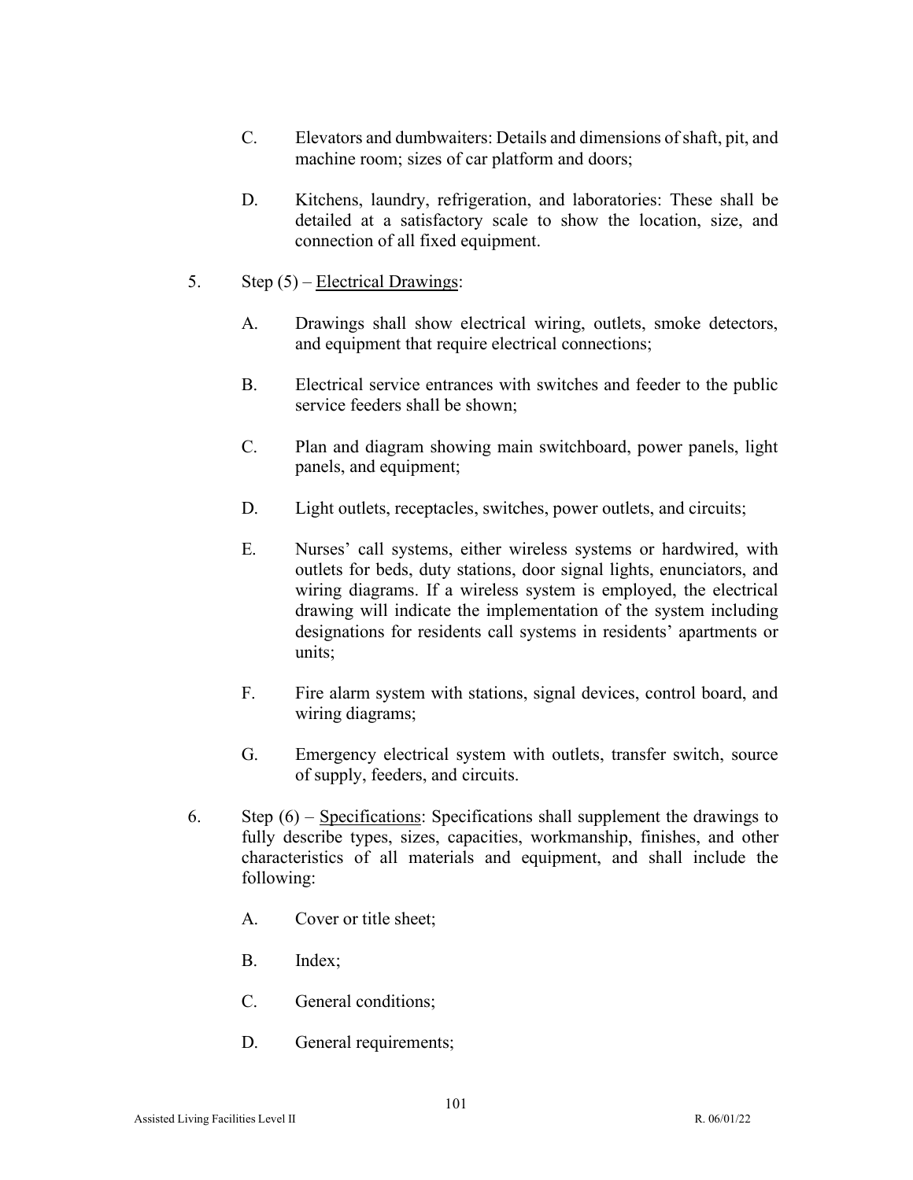C. Elevators and dumbwaiters: Details and dimensions of shaft, pit, and machine room; sizes of car platform and doors;

D. Kitchens, laundry, refrigeration, and laboratories: These shall be detailed at a satisfactory scale to show the location, size, and connection of all fixed equipment.

5. Step (5) – <u>Electrical Drawings</u>:

   A. Drawings shall show electrical wiring, outlets, smoke detectors, and equipment that require electrical connections;

   B. Electrical service entrances with switches and feeder to the public service feeders shall be shown;

   C. Plan and diagram showing main switchboard, power panels, light panels, and equipment;

   D. Light outlets, receptacles, switches, power outlets, and circuits;

   E. Nurses' call systems, either wireless systems or hardwired, with outlets for beds, duty stations, door signal lights, enunciators, and wiring diagrams. If a wireless system is employed, the electrical drawing will indicate the implementation of the system including designations for residents call systems in residents' apartments or units;

   F. Fire alarm system with stations, signal devices, control board, and wiring diagrams;

   G. Emergency electrical system with outlets, transfer switch, source of supply, feeders, and circuits.

6. Step (6) – <u>Specifications</u>: Specifications shall supplement the drawings to fully describe types, sizes, capacities, workmanship, finishes, and other characteristics of all materials and equipment, and shall include the following:

   A. Cover or title sheet;

   B. Index;

   C. General conditions;

   D. General requirements;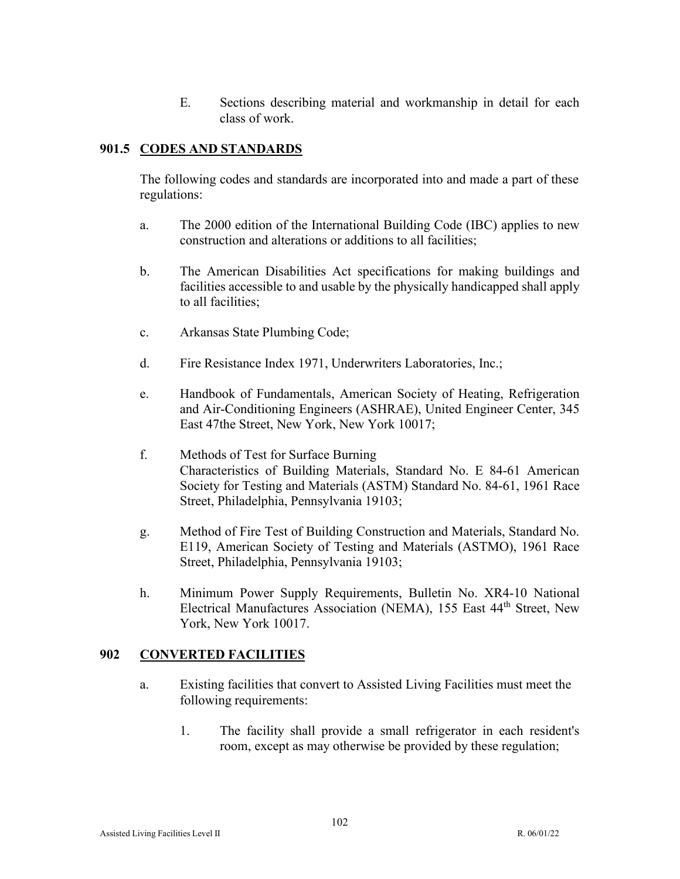E. Sections describing material and workmanship in detail for each class of work.

## 901.5 CODES AND STANDARDS

The following codes and standards are incorporated into and made a part of these regulations:

a. The 2000 edition of the International Building Code (IBC) applies to new construction and alterations or additions to all facilities;

b. The American Disabilities Act specifications for making buildings and facilities accessible to and usable by the physically handicapped shall apply to all facilities;

c. Arkansas State Plumbing Code;

d. Fire Resistance Index 1971, Underwriters Laboratories, Inc.;

e. Handbook of Fundamentals, American Society of Heating, Refrigeration and Air-Conditioning Engineers (ASHRAE), United Engineer Center, 345 East 47the Street, New York, New York 10017;

f. Methods of Test for Surface Burning Characteristics of Building Materials, Standard No. E 84-61 American Society for Testing and Materials (ASTM) Standard No. 84-61, 1961 Race Street, Philadelphia, Pennsylvania 19103;

g. Method of Fire Test of Building Construction and Materials, Standard No. E119, American Society of Testing and Materials (ASTMO), 1961 Race Street, Philadelphia, Pennsylvania 19103;

h. Minimum Power Supply Requirements, Bulletin No. XR4-10 National Electrical Manufactures Association (NEMA), 155 East 44th Street, New York, New York 10017.

## 902 CONVERTED FACILITIES

a. Existing facilities that convert to Assisted Living Facilities must meet the following requirements:

   1. The facility shall provide a small refrigerator in each resident's room, except as may otherwise be provided by these regulation;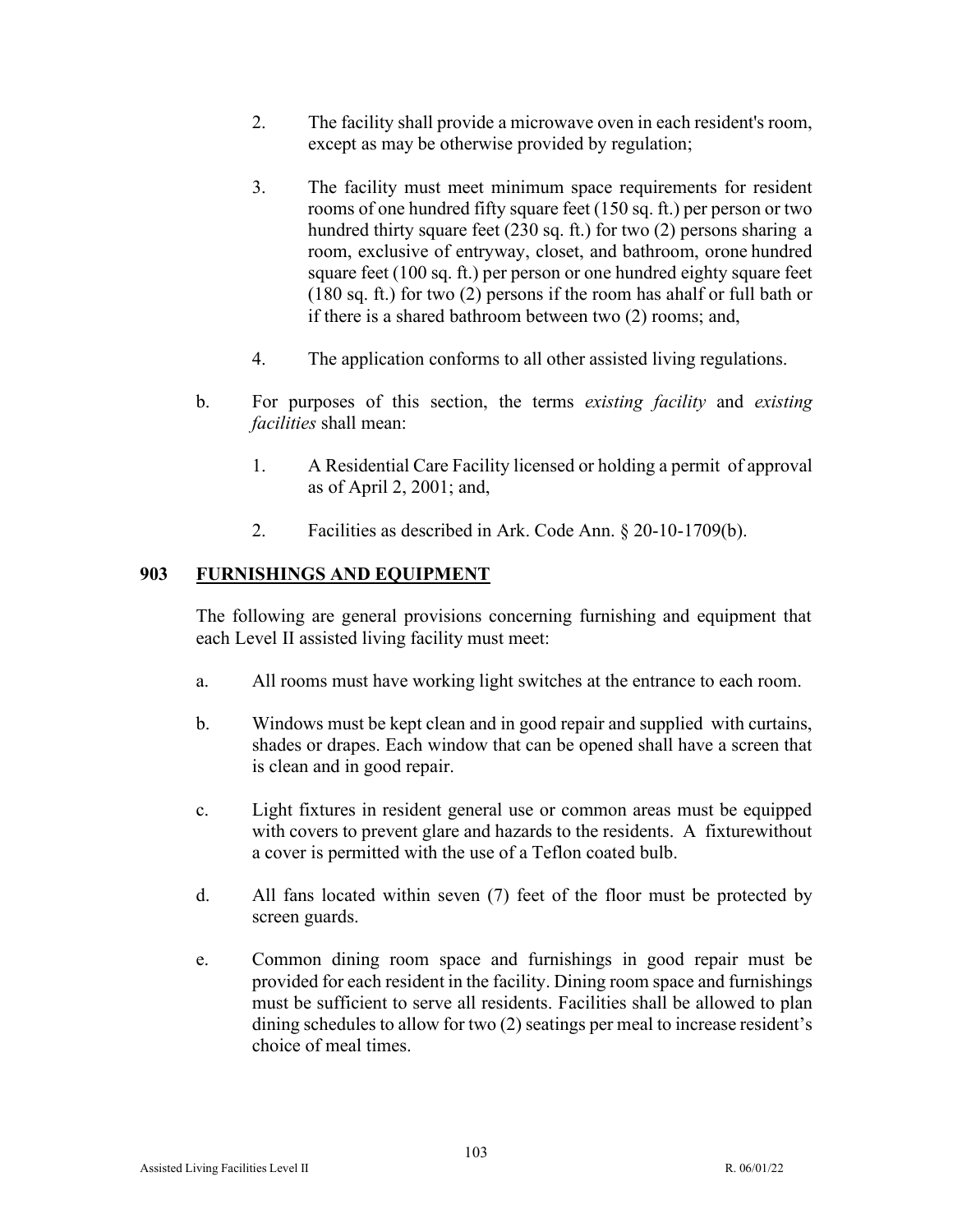2. The facility shall provide a microwave oven in each resident's room, except as may be otherwise provided by regulation;

3. The facility must meet minimum space requirements for resident rooms of one hundred fifty square feet (150 sq. ft.) per person or two hundred thirty square feet (230 sq. ft.) for two (2) persons sharing a room, exclusive of entryway, closet, and bathroom, orone hundred square feet (100 sq. ft.) per person or one hundred eighty square feet (180 sq. ft.) for two (2) persons if the room has ahalf or full bath or if there is a shared bathroom between two (2) rooms; and,

4. The application conforms to all other assisted living regulations.

b. For purposes of this section, the terms *existing facility* and *existing facilities* shall mean:

1. A Residential Care Facility licensed or holding a permit of approval as of April 2, 2001; and,

2. Facilities as described in Ark. Code Ann. § 20-10-1709(b).

## 903 FURNISHINGS AND EQUIPMENT

The following are general provisions concerning furnishing and equipment that each Level II assisted living facility must meet:

a. All rooms must have working light switches at the entrance to each room.

b. Windows must be kept clean and in good repair and supplied with curtains, shades or drapes. Each window that can be opened shall have a screen that is clean and in good repair.

c. Light fixtures in resident general use or common areas must be equipped with covers to prevent glare and hazards to the residents. A fixturewithout a cover is permitted with the use of a Teflon coated bulb.

d. All fans located within seven (7) feet of the floor must be protected by screen guards.

e. Common dining room space and furnishings in good repair must be provided for each resident in the facility. Dining room space and furnishings must be sufficient to serve all residents. Facilities shall be allowed to plan dining schedules to allow for two (2) seatings per meal to increase resident's choice of meal times.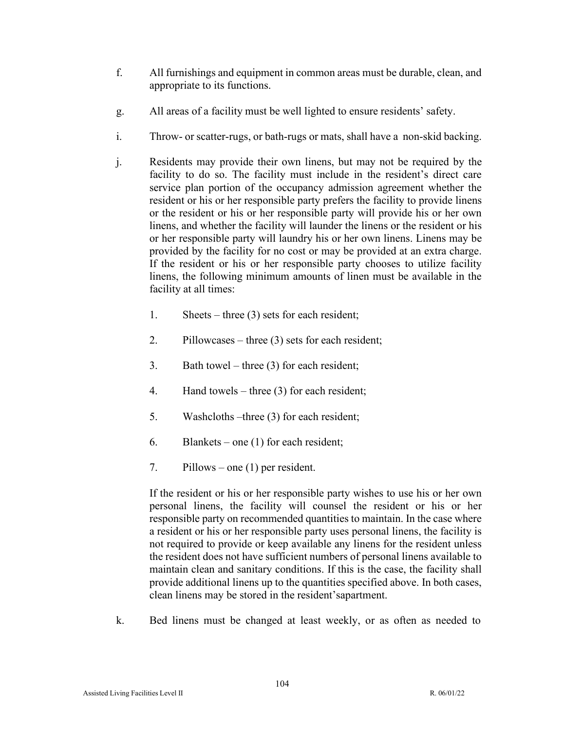f. All furnishings and equipment in common areas must be durable, clean, and appropriate to its functions.

g. All areas of a facility must be well lighted to ensure residents' safety.

i. Throw- or scatter-rugs, or bath-rugs or mats, shall have a non-skid backing.

j. Residents may provide their own linens, but may not be required by the facility to do so. The facility must include in the resident's direct care service plan portion of the occupancy admission agreement whether the resident or his or her responsible party prefers the facility to provide linens or the resident or his or her responsible party will provide his or her own linens, and whether the facility will launder the linens or the resident or his or her responsible party will laundry his or her own linens. Linens may be provided by the facility for no cost or may be provided at an extra charge. If the resident or his or her responsible party chooses to utilize facility linens, the following minimum amounts of linen must be available in the facility at all times:

1. Sheets – three (3) sets for each resident;

2. Pillowcases – three (3) sets for each resident;

3. Bath towel – three (3) for each resident;

4. Hand towels – three (3) for each resident;

5. Washcloths –three (3) for each resident;

6. Blankets – one (1) for each resident;

7. Pillows – one (1) per resident.

If the resident or his or her responsible party wishes to use his or her own personal linens, the facility will counsel the resident or his or her responsible party on recommended quantities to maintain. In the case where a resident or his or her responsible party uses personal linens, the facility is not required to provide or keep available any linens for the resident unless the resident does not have sufficient numbers of personal linens available to maintain clean and sanitary conditions. If this is the case, the facility shall provide additional linens up to the quantities specified above. In both cases, clean linens may be stored in the resident'sapartment.

k. Bed linens must be changed at least weekly, or as often as needed to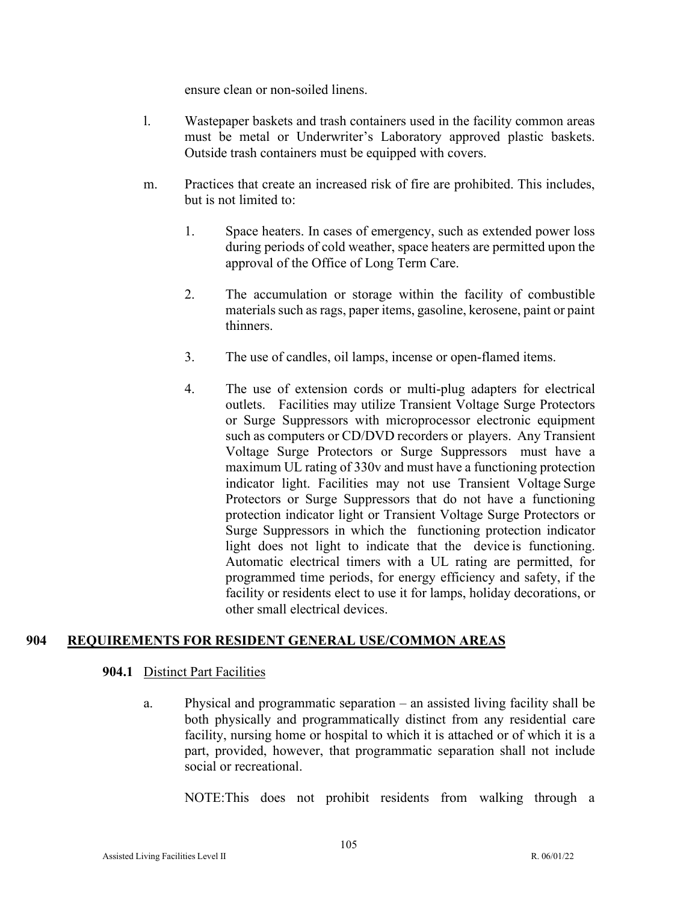ensure clean or non-soiled linens.

l. Wastepaper baskets and trash containers used in the facility common areas must be metal or Underwriter's Laboratory approved plastic baskets. Outside trash containers must be equipped with covers.

m. Practices that create an increased risk of fire are prohibited. This includes, but is not limited to:

   1. Space heaters. In cases of emergency, such as extended power loss during periods of cold weather, space heaters are permitted upon the approval of the Office of Long Term Care.

   2. The accumulation or storage within the facility of combustible materials such as rags, paper items, gasoline, kerosene, paint or paint thinners.

   3. The use of candles, oil lamps, incense or open-flamed items.

   4. The use of extension cords or multi-plug adapters for electrical outlets. Facilities may utilize Transient Voltage Surge Protectors or Surge Suppressors with microprocessor electronic equipment such as computers or CD/DVD recorders or players. Any Transient Voltage Surge Protectors or Surge Suppressors must have a maximum UL rating of 330v and must have a functioning protection indicator light. Facilities may not use Transient Voltage Surge Protectors or Surge Suppressors that do not have a functioning protection indicator light or Transient Voltage Surge Protectors or Surge Suppressors in which the functioning protection indicator light does not light to indicate that the device is functioning. Automatic electrical timers with a UL rating are permitted, for programmed time periods, for energy efficiency and safety, if the facility or residents elect to use it for lamps, holiday decorations, or other small electrical devices.

## 904 REQUIREMENTS FOR RESIDENT GENERAL USE/COMMON AREAS

### 904.1 Distinct Part Facilities

a. Physical and programmatic separation – an assisted living facility shall be both physically and programmatically distinct from any residential care facility, nursing home or hospital to which it is attached or of which it is a part, provided, however, that programmatic separation shall not include social or recreational.

   NOTE:This does not prohibit residents from walking through a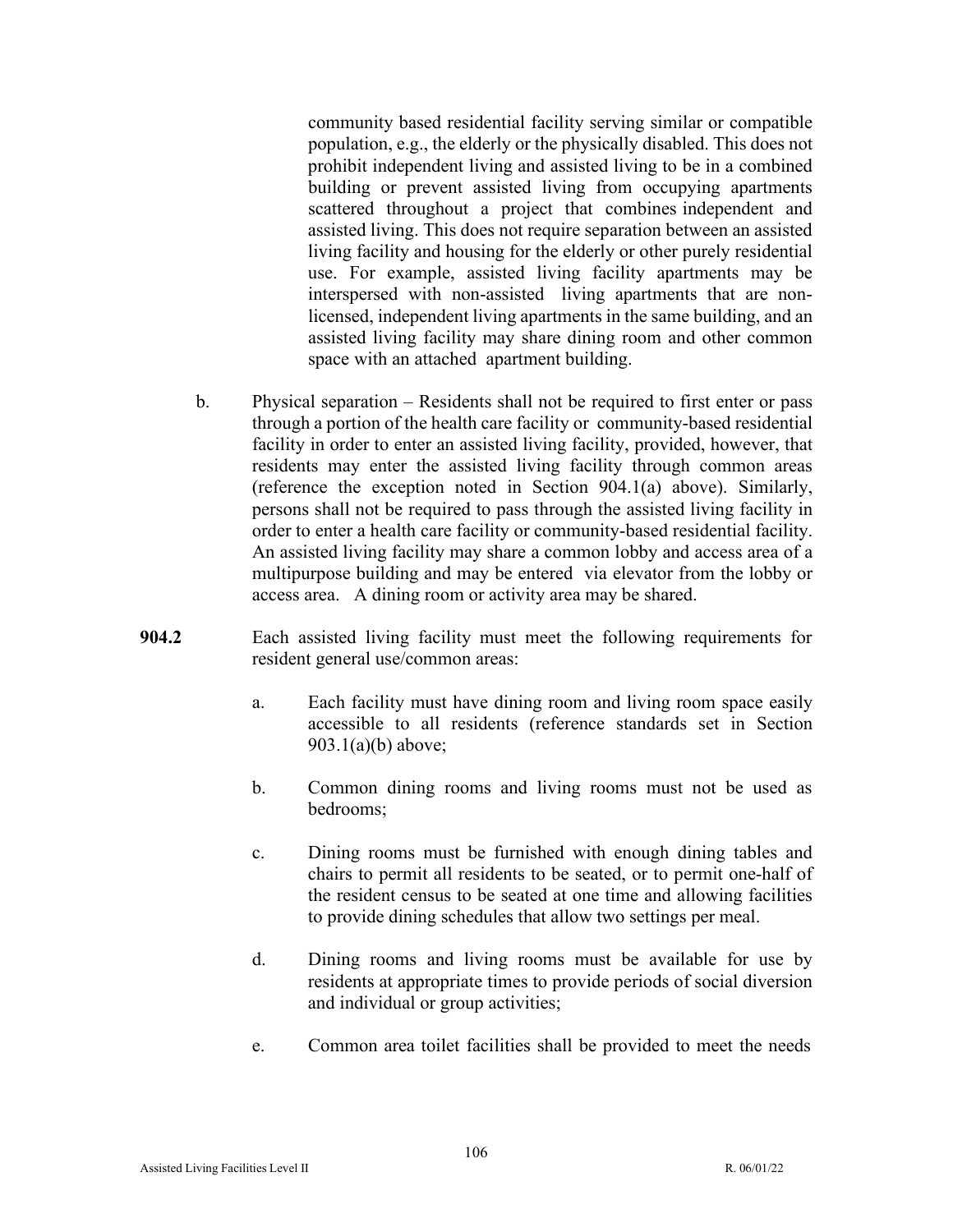community based residential facility serving similar or compatible population, e.g., the elderly or the physically disabled. This does not prohibit independent living and assisted living to be in a combined building or prevent assisted living from occupying apartments scattered throughout a project that combines independent and assisted living. This does not require separation between an assisted living facility and housing for the elderly or other purely residential use. For example, assisted living facility apartments may be interspersed with non-assisted living apartments that are non-licensed, independent living apartments in the same building, and an assisted living facility may share dining room and other common space with an attached apartment building.

b. Physical separation – Residents shall not be required to first enter or pass through a portion of the health care facility or community-based residential facility in order to enter an assisted living facility, provided, however, that residents may enter the assisted living facility through common areas (reference the exception noted in Section 904.1(a) above). Similarly, persons shall not be required to pass through the assisted living facility in order to enter a health care facility or community-based residential facility. An assisted living facility may share a common lobby and access area of a multipurpose building and may be entered via elevator from the lobby or access area. A dining room or activity area may be shared.

**904.2** Each assisted living facility must meet the following requirements for resident general use/common areas:

a. Each facility must have dining room and living room space easily accessible to all residents (reference standards set in Section 903.1(a)(b) above;

b. Common dining rooms and living rooms must not be used as bedrooms;

c. Dining rooms must be furnished with enough dining tables and chairs to permit all residents to be seated, or to permit one-half of the resident census to be seated at one time and allowing facilities to provide dining schedules that allow two settings per meal.

d. Dining rooms and living rooms must be available for use by residents at appropriate times to provide periods of social diversion and individual or group activities;

e. Common area toilet facilities shall be provided to meet the needs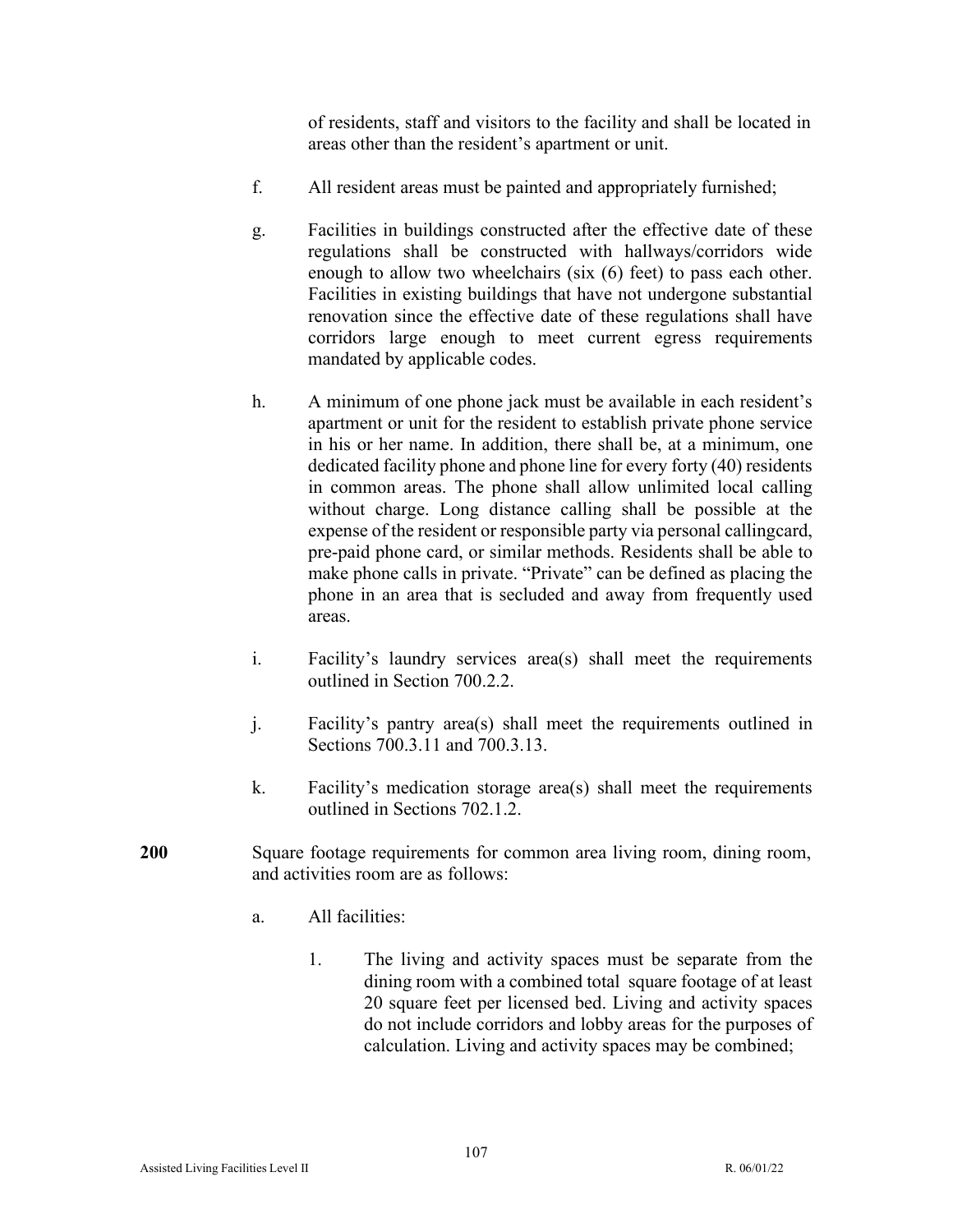of residents, staff and visitors to the facility and shall be located in areas other than the resident's apartment or unit.

f. All resident areas must be painted and appropriately furnished;

g. Facilities in buildings constructed after the effective date of these regulations shall be constructed with hallways/corridors wide enough to allow two wheelchairs (six (6) feet) to pass each other. Facilities in existing buildings that have not undergone substantial renovation since the effective date of these regulations shall have corridors large enough to meet current egress requirements mandated by applicable codes.

h. A minimum of one phone jack must be available in each resident's apartment or unit for the resident to establish private phone service in his or her name. In addition, there shall be, at a minimum, one dedicated facility phone and phone line for every forty (40) residents in common areas. The phone shall allow unlimited local calling without charge. Long distance calling shall be possible at the expense of the resident or responsible party via personal callingcard, pre-paid phone card, or similar methods. Residents shall be able to make phone calls in private. "Private" can be defined as placing the phone in an area that is secluded and away from frequently used areas.

i. Facility's laundry services area(s) shall meet the requirements outlined in Section 700.2.2.

j. Facility's pantry area(s) shall meet the requirements outlined in Sections 700.3.11 and 700.3.13.

k. Facility's medication storage area(s) shall meet the requirements outlined in Sections 702.1.2.

**200** Square footage requirements for common area living room, dining room, and activities room are as follows:

a. All facilities:

1. The living and activity spaces must be separate from the dining room with a combined total square footage of at least 20 square feet per licensed bed. Living and activity spaces do not include corridors and lobby areas for the purposes of calculation. Living and activity spaces may be combined;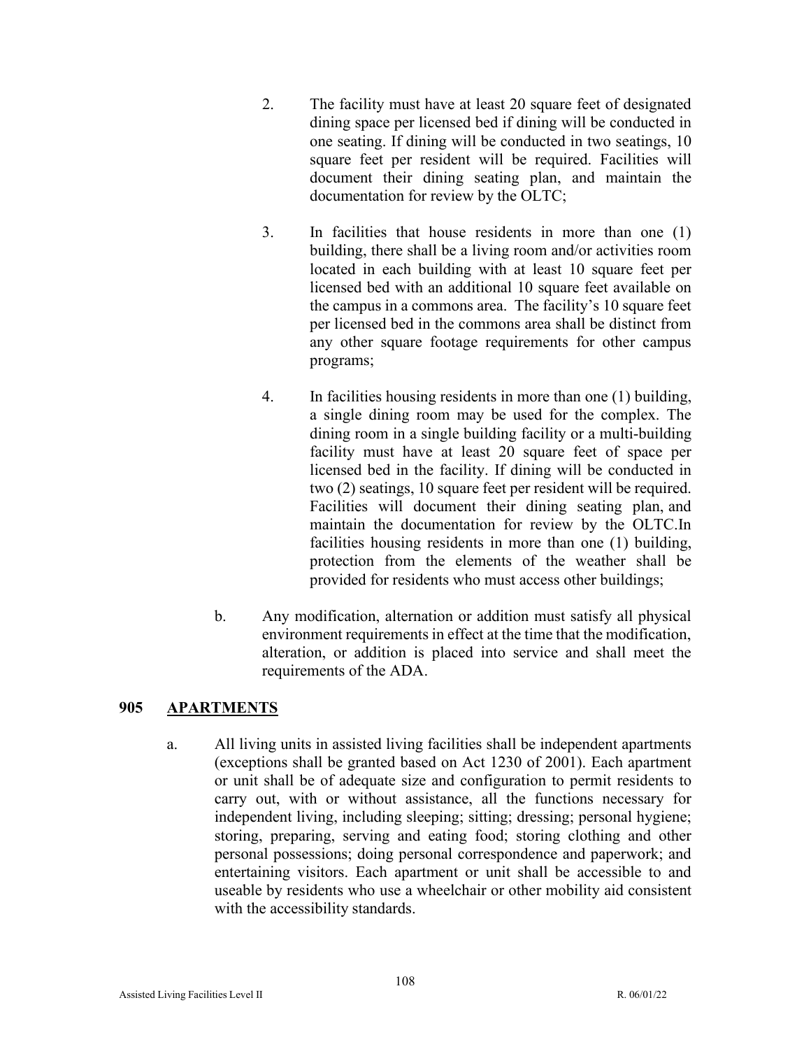2. The facility must have at least 20 square feet of designated dining space per licensed bed if dining will be conducted in one seating. If dining will be conducted in two seatings, 10 square feet per resident will be required. Facilities will document their dining seating plan, and maintain the documentation for review by the OLTC;

3. In facilities that house residents in more than one (1) building, there shall be a living room and/or activities room located in each building with at least 10 square feet per licensed bed with an additional 10 square feet available on the campus in a commons area. The facility's 10 square feet per licensed bed in the commons area shall be distinct from any other square footage requirements for other campus programs;

4. In facilities housing residents in more than one (1) building, a single dining room may be used for the complex. The dining room in a single building facility or a multi-building facility must have at least 20 square feet of space per licensed bed in the facility. If dining will be conducted in two (2) seatings, 10 square feet per resident will be required. Facilities will document their dining seating plan, and maintain the documentation for review by the OLTC.In facilities housing residents in more than one (1) building, protection from the elements of the weather shall be provided for residents who must access other buildings;

b. Any modification, alternation or addition must satisfy all physical environment requirements in effect at the time that the modification, alteration, or addition is placed into service and shall meet the requirements of the ADA.

## 905 APARTMENTS

a. All living units in assisted living facilities shall be independent apartments (exceptions shall be granted based on Act 1230 of 2001). Each apartment or unit shall be of adequate size and configuration to permit residents to carry out, with or without assistance, all the functions necessary for independent living, including sleeping; sitting; dressing; personal hygiene; storing, preparing, serving and eating food; storing clothing and other personal possessions; doing personal correspondence and paperwork; and entertaining visitors. Each apartment or unit shall be accessible to and useable by residents who use a wheelchair or other mobility aid consistent with the accessibility standards.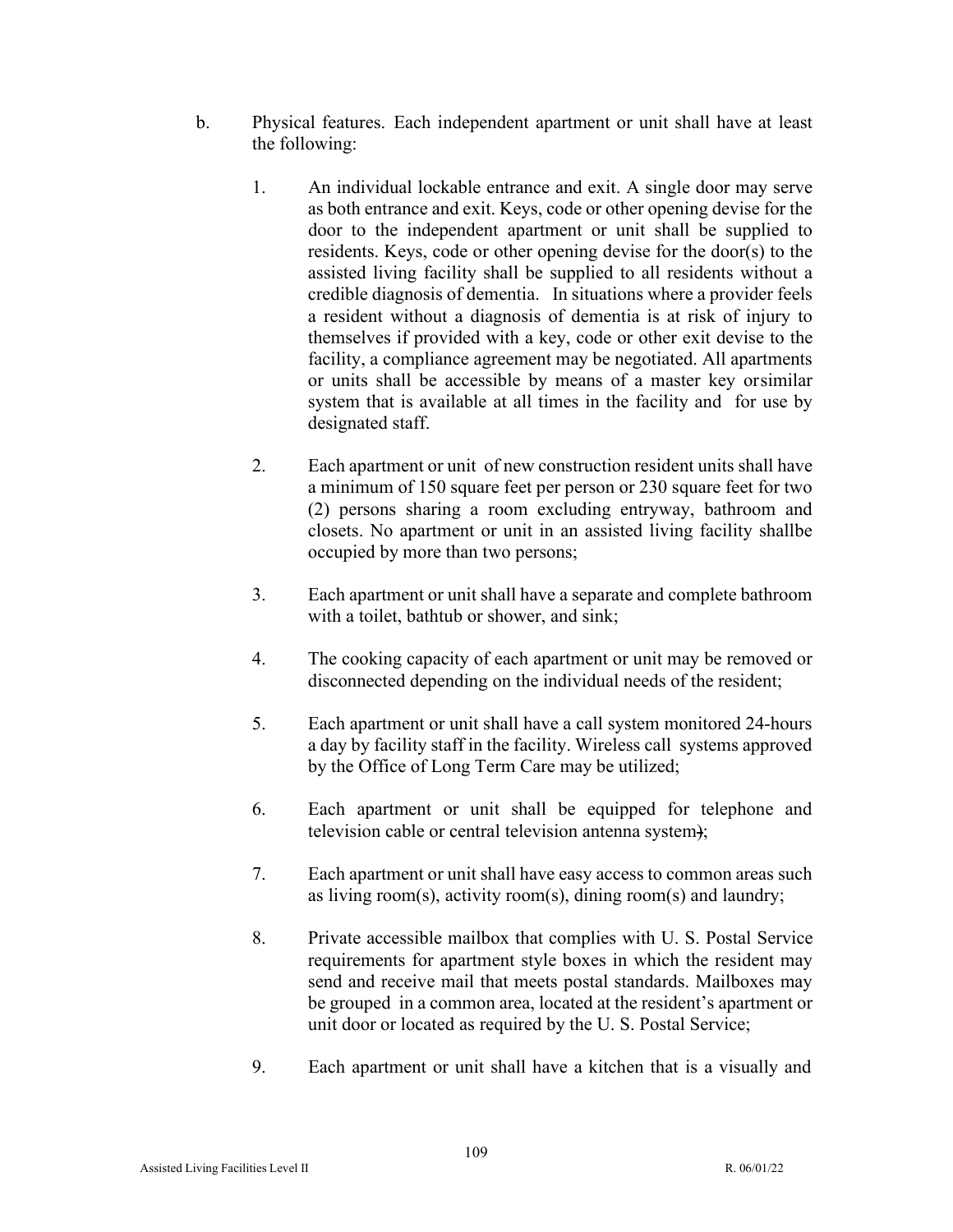b. Physical features. Each independent apartment or unit shall have at least the following:

1. An individual lockable entrance and exit. A single door may serve as both entrance and exit. Keys, code or other opening devise for the door to the independent apartment or unit shall be supplied to residents. Keys, code or other opening devise for the door(s) to the assisted living facility shall be supplied to all residents without a credible diagnosis of dementia. In situations where a provider feels a resident without a diagnosis of dementia is at risk of injury to themselves if provided with a key, code or other exit devise to the facility, a compliance agreement may be negotiated. All apartments or units shall be accessible by means of a master key orsimilar system that is available at all times in the facility and for use by designated staff.

2. Each apartment or unit of new construction resident units shall have a minimum of 150 square feet per person or 230 square feet for two (2) persons sharing a room excluding entryway, bathroom and closets. No apartment or unit in an assisted living facility shallbe occupied by more than two persons;

3. Each apartment or unit shall have a separate and complete bathroom with a toilet, bathtub or shower, and sink;

4. The cooking capacity of each apartment or unit may be removed or disconnected depending on the individual needs of the resident;

5. Each apartment or unit shall have a call system monitored 24-hours a day by facility staff in the facility. Wireless call systems approved by the Office of Long Term Care may be utilized;

6. Each apartment or unit shall be equipped for telephone and television cable or central television antenna system);

7. Each apartment or unit shall have easy access to common areas such as living room(s), activity room(s), dining room(s) and laundry;

8. Private accessible mailbox that complies with U. S. Postal Service requirements for apartment style boxes in which the resident may send and receive mail that meets postal standards. Mailboxes may be grouped in a common area, located at the resident's apartment or unit door or located as required by the U. S. Postal Service;

9. Each apartment or unit shall have a kitchen that is a visually and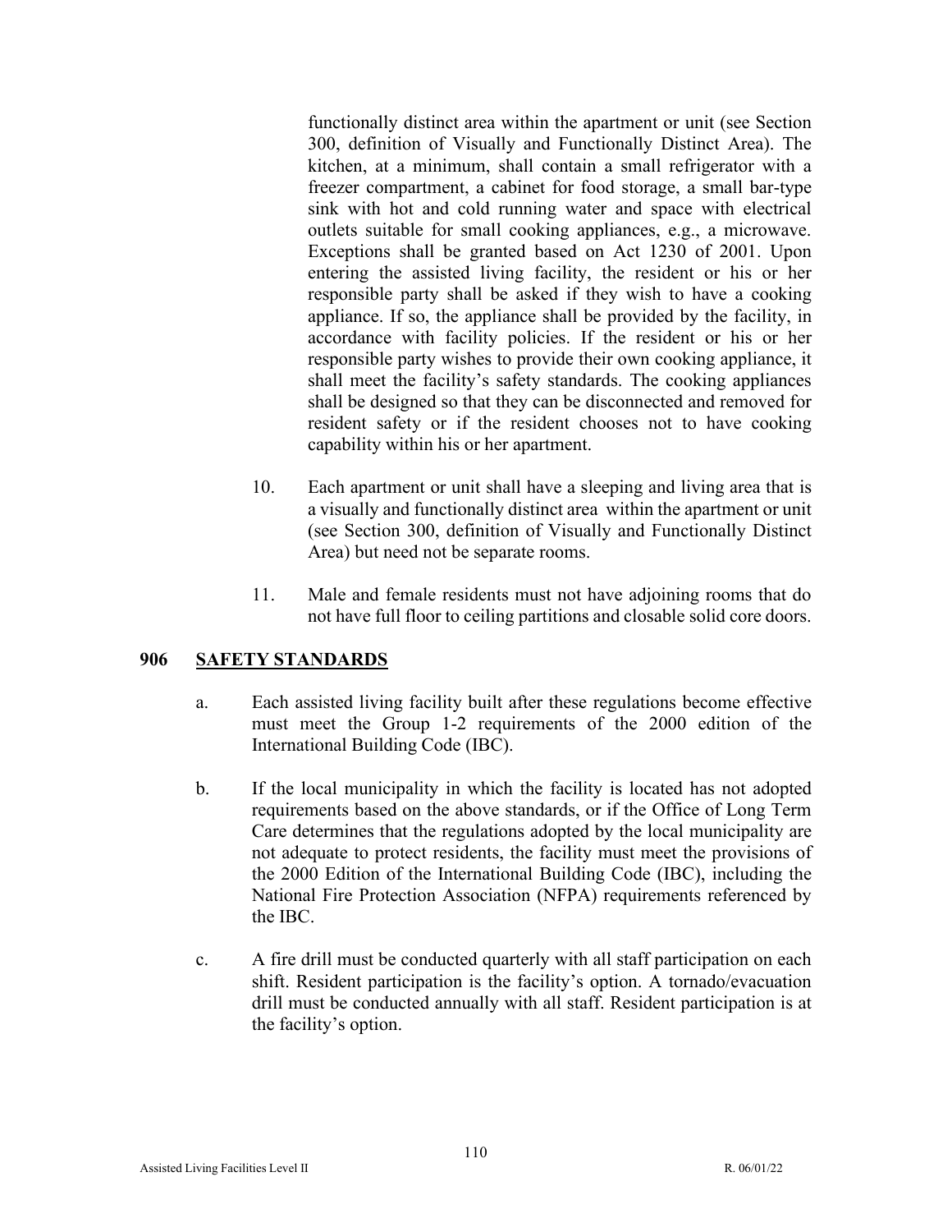functionally distinct area within the apartment or unit (see Section 300, definition of Visually and Functionally Distinct Area). The kitchen, at a minimum, shall contain a small refrigerator with a freezer compartment, a cabinet for food storage, a small bar-type sink with hot and cold running water and space with electrical outlets suitable for small cooking appliances, e.g., a microwave. Exceptions shall be granted based on Act 1230 of 2001. Upon entering the assisted living facility, the resident or his or her responsible party shall be asked if they wish to have a cooking appliance. If so, the appliance shall be provided by the facility, in accordance with facility policies. If the resident or his or her responsible party wishes to provide their own cooking appliance, it shall meet the facility's safety standards. The cooking appliances shall be designed so that they can be disconnected and removed for resident safety or if the resident chooses not to have cooking capability within his or her apartment.

10. Each apartment or unit shall have a sleeping and living area that is a visually and functionally distinct area within the apartment or unit (see Section 300, definition of Visually and Functionally Distinct Area) but need not be separate rooms.

11. Male and female residents must not have adjoining rooms that do not have full floor to ceiling partitions and closable solid core doors.

## 906 SAFETY STANDARDS

a. Each assisted living facility built after these regulations become effective must meet the Group 1-2 requirements of the 2000 edition of the International Building Code (IBC).

b. If the local municipality in which the facility is located has not adopted requirements based on the above standards, or if the Office of Long Term Care determines that the regulations adopted by the local municipality are not adequate to protect residents, the facility must meet the provisions of the 2000 Edition of the International Building Code (IBC), including the National Fire Protection Association (NFPA) requirements referenced by the IBC.

c. A fire drill must be conducted quarterly with all staff participation on each shift. Resident participation is the facility's option. A tornado/evacuation drill must be conducted annually with all staff. Resident participation is at the facility's option.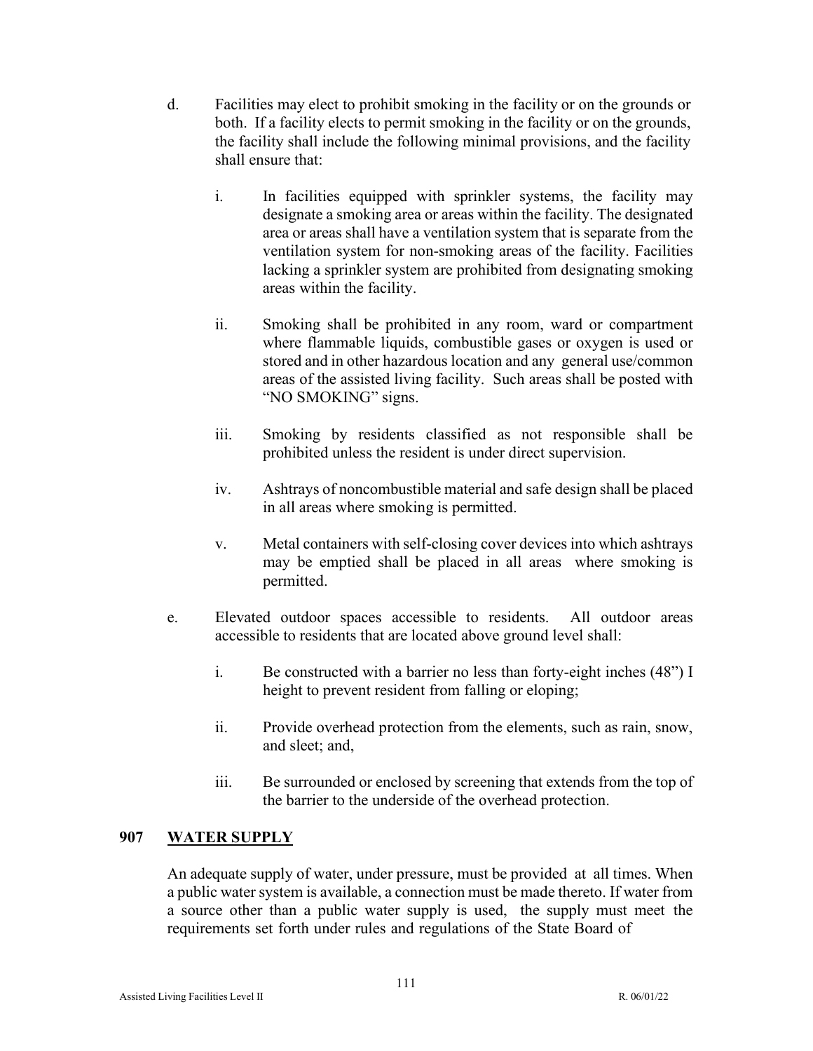d. Facilities may elect to prohibit smoking in the facility or on the grounds or both. If a facility elects to permit smoking in the facility or on the grounds, the facility shall include the following minimal provisions, and the facility shall ensure that:

   i. In facilities equipped with sprinkler systems, the facility may designate a smoking area or areas within the facility. The designated area or areas shall have a ventilation system that is separate from the ventilation system for non-smoking areas of the facility. Facilities lacking a sprinkler system are prohibited from designating smoking areas within the facility.

   ii. Smoking shall be prohibited in any room, ward or compartment where flammable liquids, combustible gases or oxygen is used or stored and in other hazardous location and any general use/common areas of the assisted living facility. Such areas shall be posted with "NO SMOKING" signs.

   iii. Smoking by residents classified as not responsible shall be prohibited unless the resident is under direct supervision.

   iv. Ashtrays of noncombustible material and safe design shall be placed in all areas where smoking is permitted.

   v. Metal containers with self-closing cover devices into which ashtrays may be emptied shall be placed in all areas where smoking is permitted.

e. Elevated outdoor spaces accessible to residents. All outdoor areas accessible to residents that are located above ground level shall:

   i. Be constructed with a barrier no less than forty-eight inches (48") I height to prevent resident from falling or eloping;

   ii. Provide overhead protection from the elements, such as rain, snow, and sleet; and,

   iii. Be surrounded or enclosed by screening that extends from the top of the barrier to the underside of the overhead protection.

## 907 WATER SUPPLY

An adequate supply of water, under pressure, must be provided at all times. When a public water system is available, a connection must be made thereto. If water from a source other than a public water supply is used, the supply must meet the requirements set forth under rules and regulations of the State Board of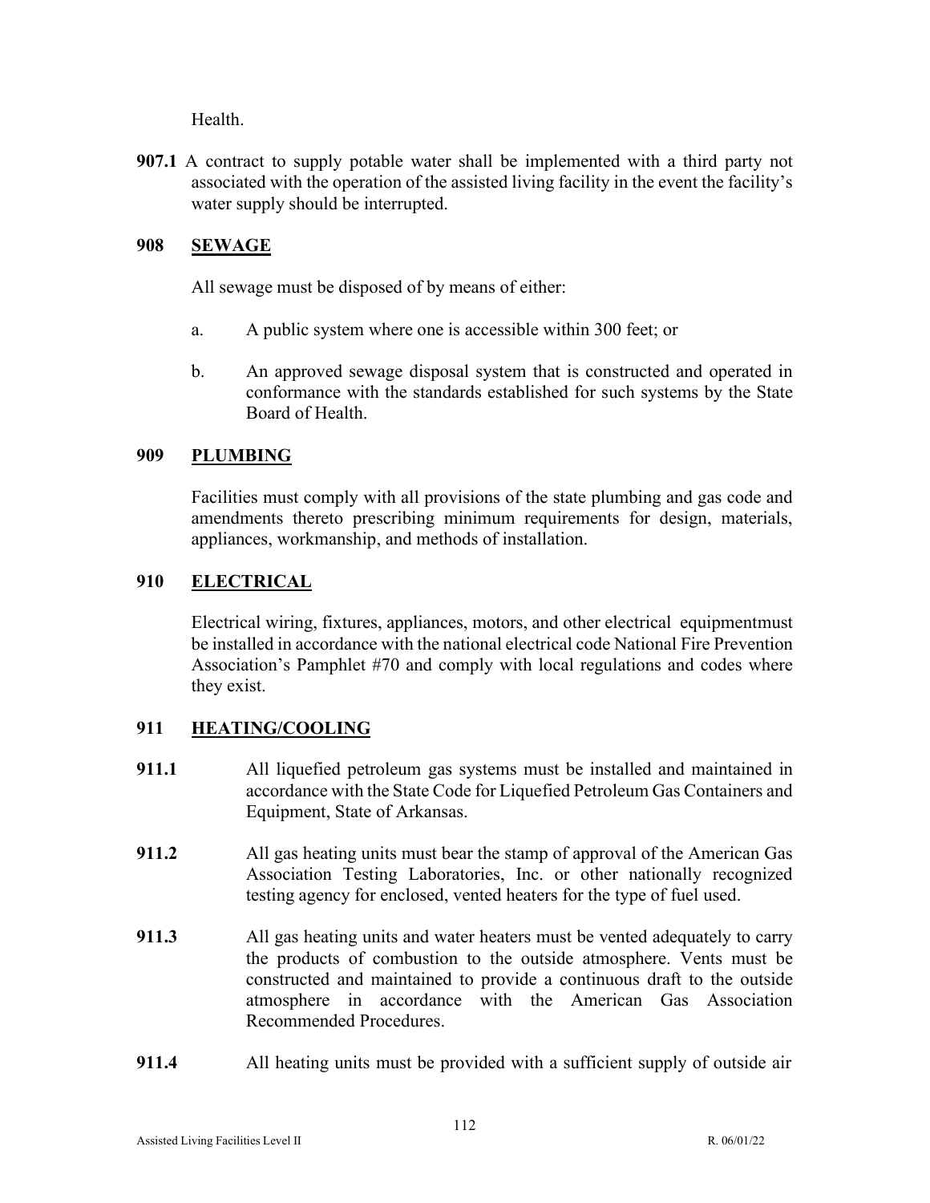Health.

**907.1** A contract to supply potable water shall be implemented with a third party not associated with the operation of the assisted living facility in the event the facility's water supply should be interrupted.

## 908 SEWAGE

All sewage must be disposed of by means of either:

a. A public system where one is accessible within 300 feet; or

b. An approved sewage disposal system that is constructed and operated in conformance with the standards established for such systems by the State Board of Health.

## 909 PLUMBING

Facilities must comply with all provisions of the state plumbing and gas code and amendments thereto prescribing minimum requirements for design, materials, appliances, workmanship, and methods of installation.

## 910 ELECTRICAL

Electrical wiring, fixtures, appliances, motors, and other electrical equipmentmust be installed in accordance with the national electrical code National Fire Prevention Association's Pamphlet #70 and comply with local regulations and codes where they exist.

## 911 HEATING/COOLING

**911.1** All liquefied petroleum gas systems must be installed and maintained in accordance with the State Code for Liquefied Petroleum Gas Containers and Equipment, State of Arkansas.

**911.2** All gas heating units must bear the stamp of approval of the American Gas Association Testing Laboratories, Inc. or other nationally recognized testing agency for enclosed, vented heaters for the type of fuel used.

**911.3** All gas heating units and water heaters must be vented adequately to carry the products of combustion to the outside atmosphere. Vents must be constructed and maintained to provide a continuous draft to the outside atmosphere in accordance with the American Gas Association Recommended Procedures.

**911.4** All heating units must be provided with a sufficient supply of outside air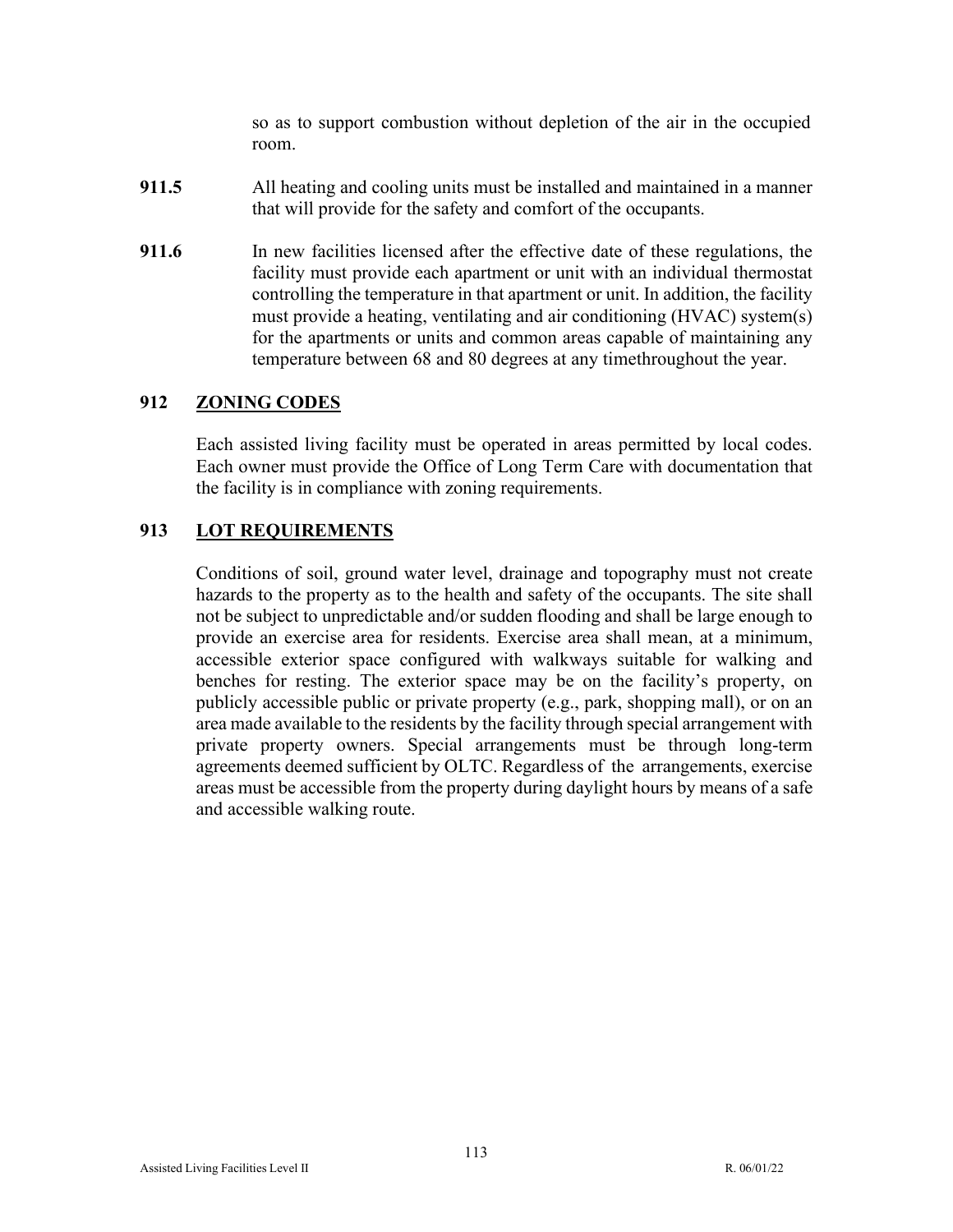so as to support combustion without depletion of the air in the occupied room.

**911.5** All heating and cooling units must be installed and maintained in a manner that will provide for the safety and comfort of the occupants.

**911.6** In new facilities licensed after the effective date of these regulations, the facility must provide each apartment or unit with an individual thermostat controlling the temperature in that apartment or unit. In addition, the facility must provide a heating, ventilating and air conditioning (HVAC) system(s) for the apartments or units and common areas capable of maintaining any temperature between 68 and 80 degrees at any timethroughout the year.

## 912 ZONING CODES

Each assisted living facility must be operated in areas permitted by local codes. Each owner must provide the Office of Long Term Care with documentation that the facility is in compliance with zoning requirements.

## 913 LOT REQUIREMENTS

Conditions of soil, ground water level, drainage and topography must not create hazards to the property as to the health and safety of the occupants. The site shall not be subject to unpredictable and/or sudden flooding and shall be large enough to provide an exercise area for residents. Exercise area shall mean, at a minimum, accessible exterior space configured with walkways suitable for walking and benches for resting. The exterior space may be on the facility's property, on publicly accessible public or private property (e.g., park, shopping mall), or on an area made available to the residents by the facility through special arrangement with private property owners. Special arrangements must be through long-term agreements deemed sufficient by OLTC. Regardless of the arrangements, exercise areas must be accessible from the property during daylight hours by means of a safe and accessible walking route.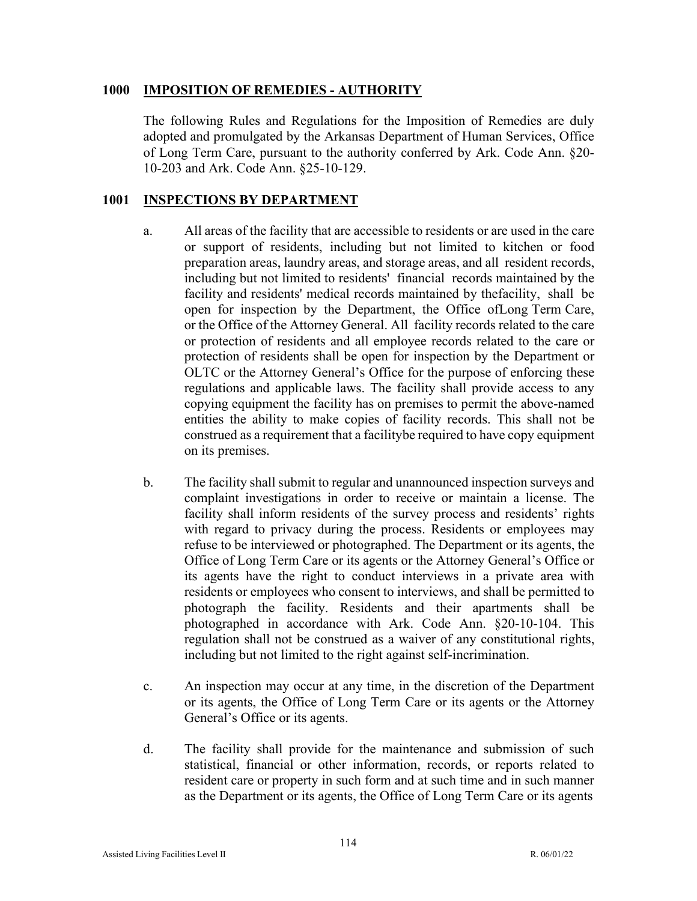## 1000 IMPOSITION OF REMEDIES - AUTHORITY

The following Rules and Regulations for the Imposition of Remedies are duly adopted and promulgated by the Arkansas Department of Human Services, Office of Long Term Care, pursuant to the authority conferred by Ark. Code Ann. §20-10-203 and Ark. Code Ann. §25-10-129.

## 1001 INSPECTIONS BY DEPARTMENT

a. All areas of the facility that are accessible to residents or are used in the care or support of residents, including but not limited to kitchen or food preparation areas, laundry areas, and storage areas, and all resident records, including but not limited to residents' financial records maintained by the facility and residents' medical records maintained by thefacility, shall be open for inspection by the Department, the Office ofLong Term Care, or the Office of the Attorney General. All facility records related to the care or protection of residents and all employee records related to the care or protection of residents shall be open for inspection by the Department or OLTC or the Attorney General's Office for the purpose of enforcing these regulations and applicable laws. The facility shall provide access to any copying equipment the facility has on premises to permit the above-named entities the ability to make copies of facility records. This shall not be construed as a requirement that a facilitybe required to have copy equipment on its premises.

b. The facility shall submit to regular and unannounced inspection surveys and complaint investigations in order to receive or maintain a license. The facility shall inform residents of the survey process and residents' rights with regard to privacy during the process. Residents or employees may refuse to be interviewed or photographed. The Department or its agents, the Office of Long Term Care or its agents or the Attorney General's Office or its agents have the right to conduct interviews in a private area with residents or employees who consent to interviews, and shall be permitted to photograph the facility. Residents and their apartments shall be photographed in accordance with Ark. Code Ann. §20-10-104. This regulation shall not be construed as a waiver of any constitutional rights, including but not limited to the right against self-incrimination.

c. An inspection may occur at any time, in the discretion of the Department or its agents, the Office of Long Term Care or its agents or the Attorney General's Office or its agents.

d. The facility shall provide for the maintenance and submission of such statistical, financial or other information, records, or reports related to resident care or property in such form and at such time and in such manner as the Department or its agents, the Office of Long Term Care or its agents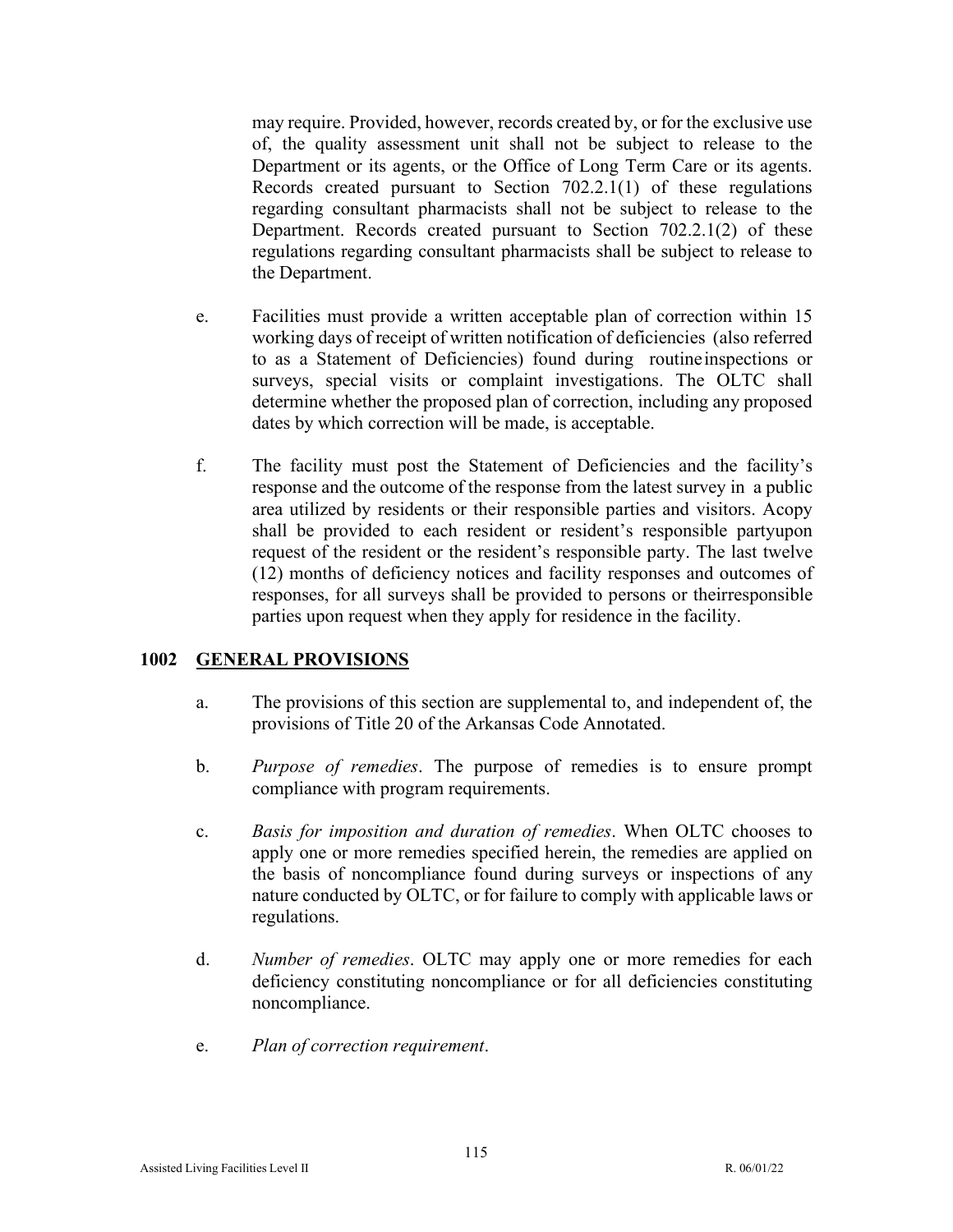may require. Provided, however, records created by, or for the exclusive use of, the quality assessment unit shall not be subject to release to the Department or its agents, or the Office of Long Term Care or its agents. Records created pursuant to Section 702.2.1(1) of these regulations regarding consultant pharmacists shall not be subject to release to the Department. Records created pursuant to Section 702.2.1(2) of these regulations regarding consultant pharmacists shall be subject to release to the Department.

e. Facilities must provide a written acceptable plan of correction within 15 working days of receipt of written notification of deficiencies (also referred to as a Statement of Deficiencies) found during routine inspections or surveys, special visits or complaint investigations. The OLTC shall determine whether the proposed plan of correction, including any proposed dates by which correction will be made, is acceptable.

f. The facility must post the Statement of Deficiencies and the facility's response and the outcome of the response from the latest survey in a public area utilized by residents or their responsible parties and visitors. A copy shall be provided to each resident or resident's responsible party upon request of the resident or the resident's responsible party. The last twelve (12) months of deficiency notices and facility responses and outcomes of responses, for all surveys shall be provided to persons or their responsible parties upon request when they apply for residence in the facility.

## 1002 GENERAL PROVISIONS

a. The provisions of this section are supplemental to, and independent of, the provisions of Title 20 of the Arkansas Code Annotated.

b. *Purpose of remedies*. The purpose of remedies is to ensure prompt compliance with program requirements.

c. *Basis for imposition and duration of remedies*. When OLTC chooses to apply one or more remedies specified herein, the remedies are applied on the basis of noncompliance found during surveys or inspections of any nature conducted by OLTC, or for failure to comply with applicable laws or regulations.

d. *Number of remedies*. OLTC may apply one or more remedies for each deficiency constituting noncompliance or for all deficiencies constituting noncompliance.

e. *Plan of correction requirement*.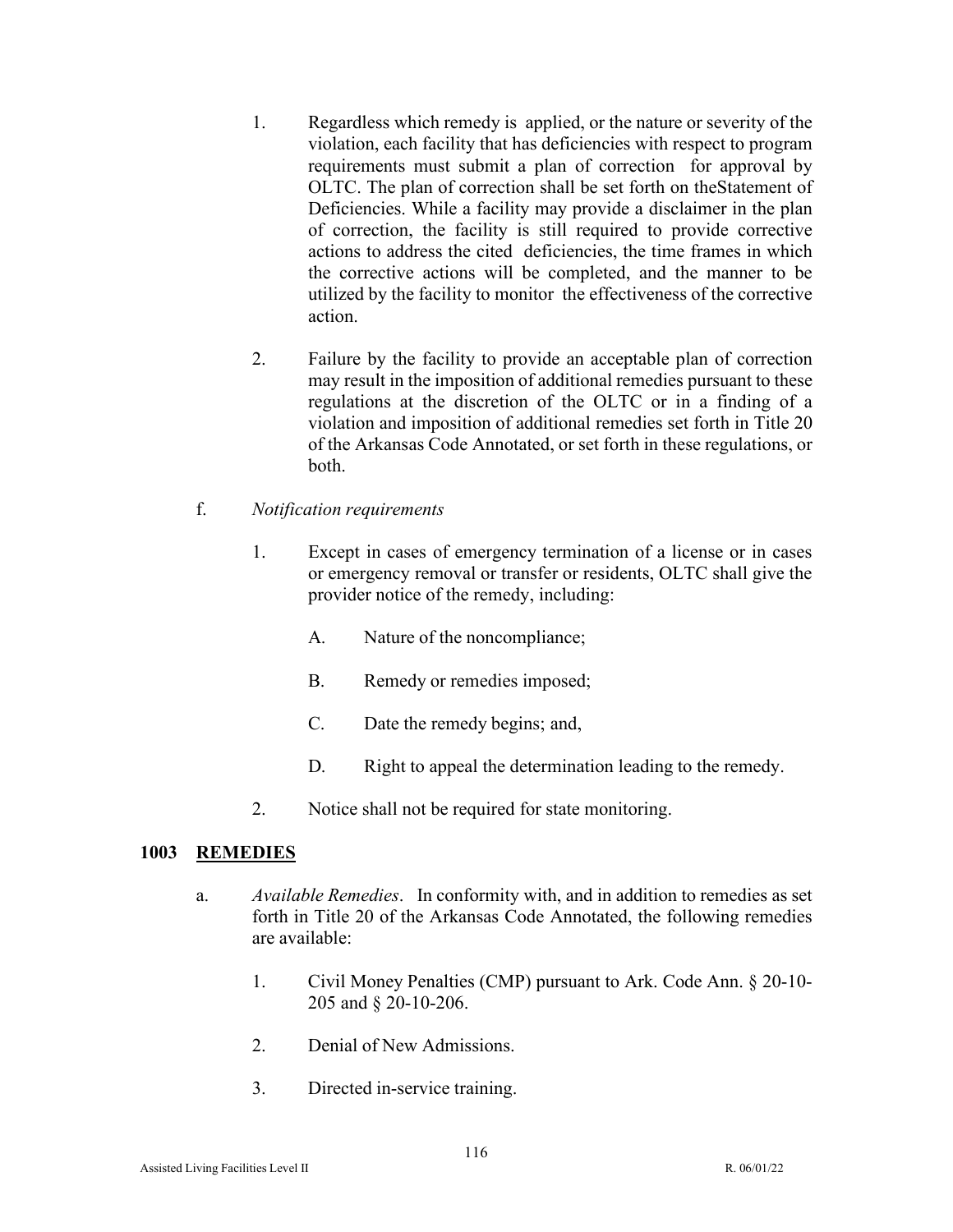1. Regardless which remedy is applied, or the nature or severity of the violation, each facility that has deficiencies with respect to program requirements must submit a plan of correction for approval by OLTC. The plan of correction shall be set forth on theStatement of Deficiencies. While a facility may provide a disclaimer in the plan of correction, the facility is still required to provide corrective actions to address the cited deficiencies, the time frames in which the corrective actions will be completed, and the manner to be utilized by the facility to monitor the effectiveness of the corrective action.

2. Failure by the facility to provide an acceptable plan of correction may result in the imposition of additional remedies pursuant to these regulations at the discretion of the OLTC or in a finding of a violation and imposition of additional remedies set forth in Title 20 of the Arkansas Code Annotated, or set forth in these regulations, or both.

f. *Notification requirements*

1. Except in cases of emergency termination of a license or in cases or emergency removal or transfer or residents, OLTC shall give the provider notice of the remedy, including:

   A. Nature of the noncompliance;

   B. Remedy or remedies imposed;

   C. Date the remedy begins; and,

   D. Right to appeal the determination leading to the remedy.

2. Notice shall not be required for state monitoring.

## 1003 REMEDIES

a. *Available Remedies*. In conformity with, and in addition to remedies as set forth in Title 20 of the Arkansas Code Annotated, the following remedies are available:

1. Civil Money Penalties (CMP) pursuant to Ark. Code Ann. § 20-10-205 and § 20-10-206.

2. Denial of New Admissions.

3. Directed in-service training.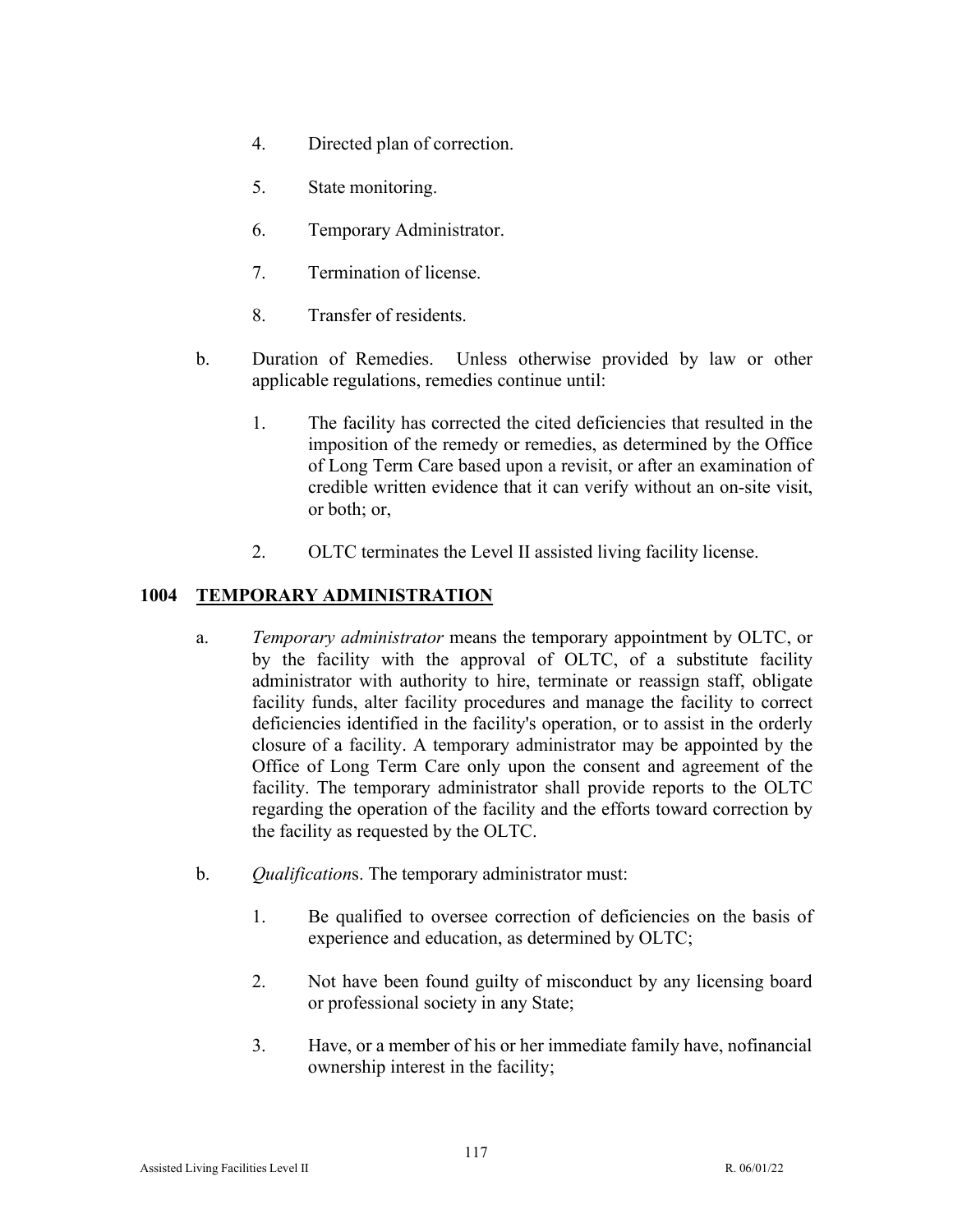4. Directed plan of correction.

5. State monitoring.

6. Temporary Administrator.

7. Termination of license.

8. Transfer of residents.

b. Duration of Remedies. Unless otherwise provided by law or other applicable regulations, remedies continue until:

   1. The facility has corrected the cited deficiencies that resulted in the imposition of the remedy or remedies, as determined by the Office of Long Term Care based upon a revisit, or after an examination of credible written evidence that it can verify without an on-site visit, or both; or,

   2. OLTC terminates the Level II assisted living facility license.

## 1004 TEMPORARY ADMINISTRATION

a. *Temporary administrator* means the temporary appointment by OLTC, or by the facility with the approval of OLTC, of a substitute facility administrator with authority to hire, terminate or reassign staff, obligate facility funds, alter facility procedures and manage the facility to correct deficiencies identified in the facility's operation, or to assist in the orderly closure of a facility. A temporary administrator may be appointed by the Office of Long Term Care only upon the consent and agreement of the facility. The temporary administrator shall provide reports to the OLTC regarding the operation of the facility and the efforts toward correction by the facility as requested by the OLTC.

b. *Qualification*s. The temporary administrator must:

   1. Be qualified to oversee correction of deficiencies on the basis of experience and education, as determined by OLTC;

   2. Not have been found guilty of misconduct by any licensing board or professional society in any State;

   3. Have, or a member of his or her immediate family have, nofinancial ownership interest in the facility;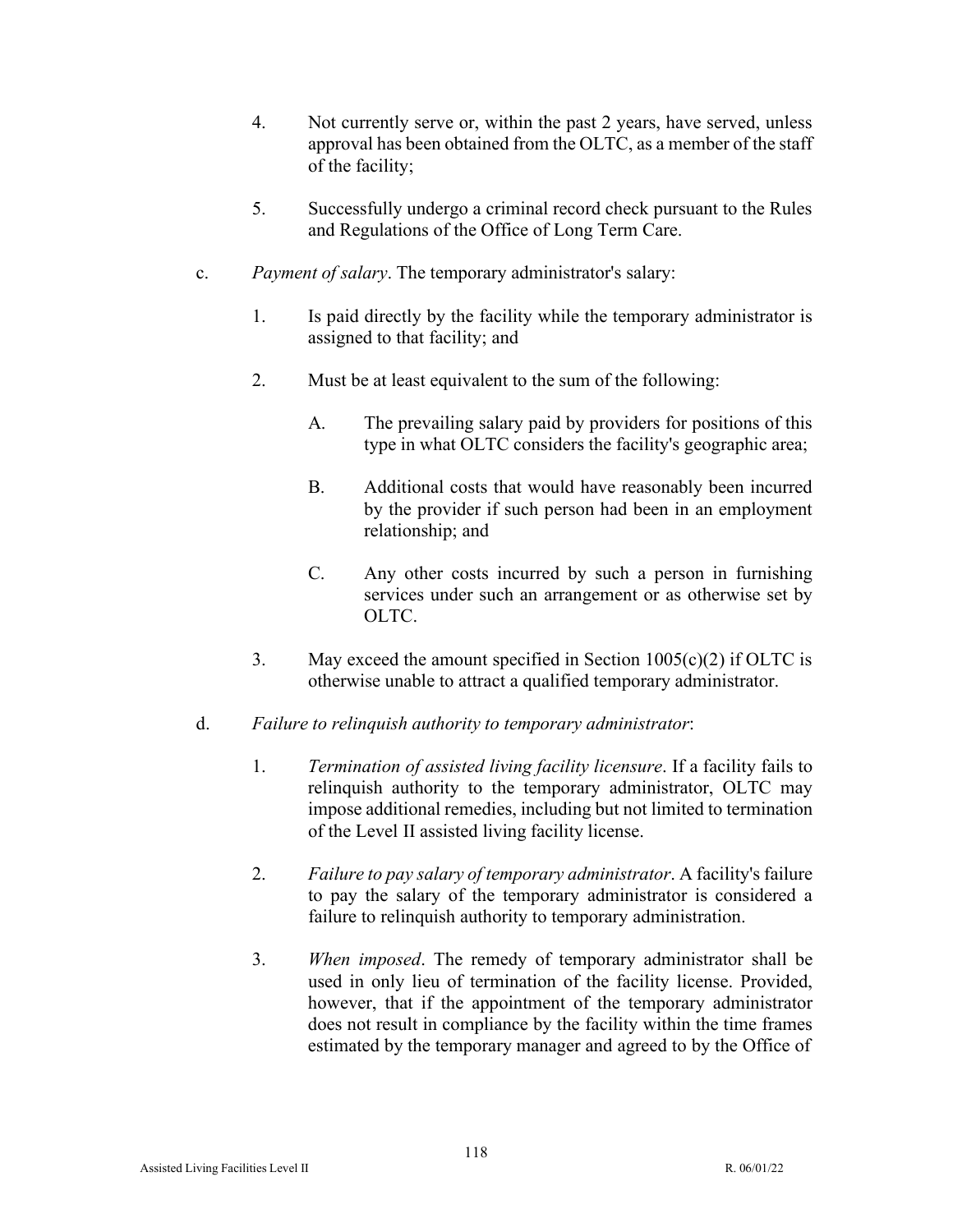4. Not currently serve or, within the past 2 years, have served, unless approval has been obtained from the OLTC, as a member of the staff of the facility;

5. Successfully undergo a criminal record check pursuant to the Rules and Regulations of the Office of Long Term Care.

c. *Payment of salary*. The temporary administrator's salary:

1. Is paid directly by the facility while the temporary administrator is assigned to that facility; and

2. Must be at least equivalent to the sum of the following:

    A. The prevailing salary paid by providers for positions of this type in what OLTC considers the facility's geographic area;

    B. Additional costs that would have reasonably been incurred by the provider if such person had been in an employment relationship; and

    C. Any other costs incurred by such a person in furnishing services under such an arrangement or as otherwise set by OLTC.

3. May exceed the amount specified in Section 1005(c)(2) if OLTC is otherwise unable to attract a qualified temporary administrator.

d. *Failure to relinquish authority to temporary administrator*:

1. *Termination of assisted living facility licensure*. If a facility fails to relinquish authority to the temporary administrator, OLTC may impose additional remedies, including but not limited to termination of the Level II assisted living facility license.

2. *Failure to pay salary of temporary administrator*. A facility's failure to pay the salary of the temporary administrator is considered a failure to relinquish authority to temporary administration.

3. *When imposed*. The remedy of temporary administrator shall be used in only lieu of termination of the facility license. Provided, however, that if the appointment of the temporary administrator does not result in compliance by the facility within the time frames estimated by the temporary manager and agreed to by the Office of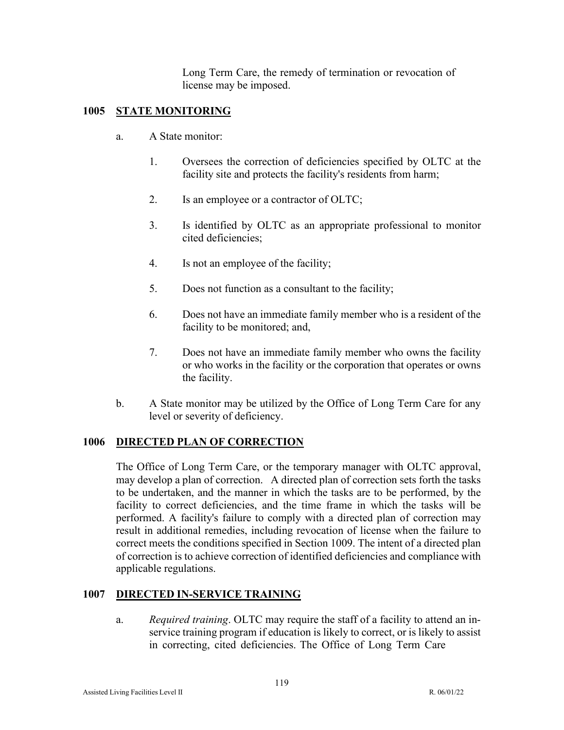Long Term Care, the remedy of termination or revocation of license may be imposed.

## 1005 STATE MONITORING

a. A State monitor:

1. Oversees the correction of deficiencies specified by OLTC at the facility site and protects the facility's residents from harm;

2. Is an employee or a contractor of OLTC;

3. Is identified by OLTC as an appropriate professional to monitor cited deficiencies;

4. Is not an employee of the facility;

5. Does not function as a consultant to the facility;

6. Does not have an immediate family member who is a resident of the facility to be monitored; and,

7. Does not have an immediate family member who owns the facility or who works in the facility or the corporation that operates or owns the facility.

b. A State monitor may be utilized by the Office of Long Term Care for any level or severity of deficiency.

## 1006 DIRECTED PLAN OF CORRECTION

The Office of Long Term Care, or the temporary manager with OLTC approval, may develop a plan of correction. A directed plan of correction sets forth the tasks to be undertaken, and the manner in which the tasks are to be performed, by the facility to correct deficiencies, and the time frame in which the tasks will be performed. A facility's failure to comply with a directed plan of correction may result in additional remedies, including revocation of license when the failure to correct meets the conditions specified in Section 1009. The intent of a directed plan of correction is to achieve correction of identified deficiencies and compliance with applicable regulations.

## 1007 DIRECTED IN-SERVICE TRAINING

a. *Required training*. OLTC may require the staff of a facility to attend an in-service training program if education is likely to correct, or is likely to assist in correcting, cited deficiencies. The Office of Long Term Care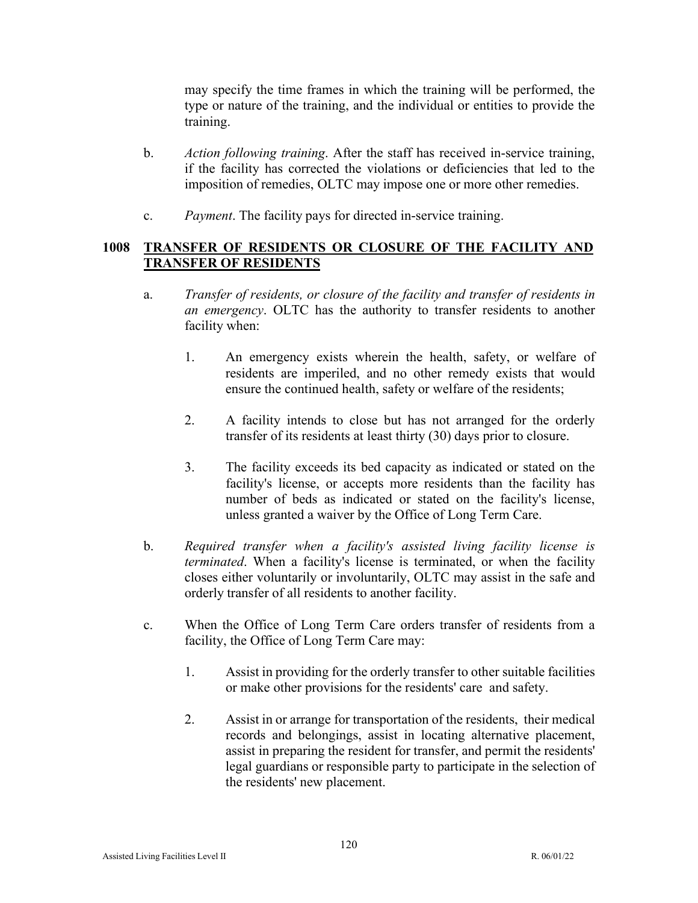may specify the time frames in which the training will be performed, the type or nature of the training, and the individual or entities to provide the training.

b. *Action following training*. After the staff has received in-service training, if the facility has corrected the violations or deficiencies that led to the imposition of remedies, OLTC may impose one or more other remedies.

c. *Payment*. The facility pays for directed in-service training.

## 1008 TRANSFER OF RESIDENTS OR CLOSURE OF THE FACILITY AND TRANSFER OF RESIDENTS

a. *Transfer of residents, or closure of the facility and transfer of residents in an emergency*. OLTC has the authority to transfer residents to another facility when:

1. An emergency exists wherein the health, safety, or welfare of residents are imperiled, and no other remedy exists that would ensure the continued health, safety or welfare of the residents;

2. A facility intends to close but has not arranged for the orderly transfer of its residents at least thirty (30) days prior to closure.

3. The facility exceeds its bed capacity as indicated or stated on the facility's license, or accepts more residents than the facility has number of beds as indicated or stated on the facility's license, unless granted a waiver by the Office of Long Term Care.

b. *Required transfer when a facility's assisted living facility license is terminated*. When a facility's license is terminated, or when the facility closes either voluntarily or involuntarily, OLTC may assist in the safe and orderly transfer of all residents to another facility.

c. When the Office of Long Term Care orders transfer of residents from a facility, the Office of Long Term Care may:

1. Assist in providing for the orderly transfer to other suitable facilities or make other provisions for the residents' care and safety.

2. Assist in or arrange for transportation of the residents, their medical records and belongings, assist in locating alternative placement, assist in preparing the resident for transfer, and permit the residents' legal guardians or responsible party to participate in the selection of the residents' new placement.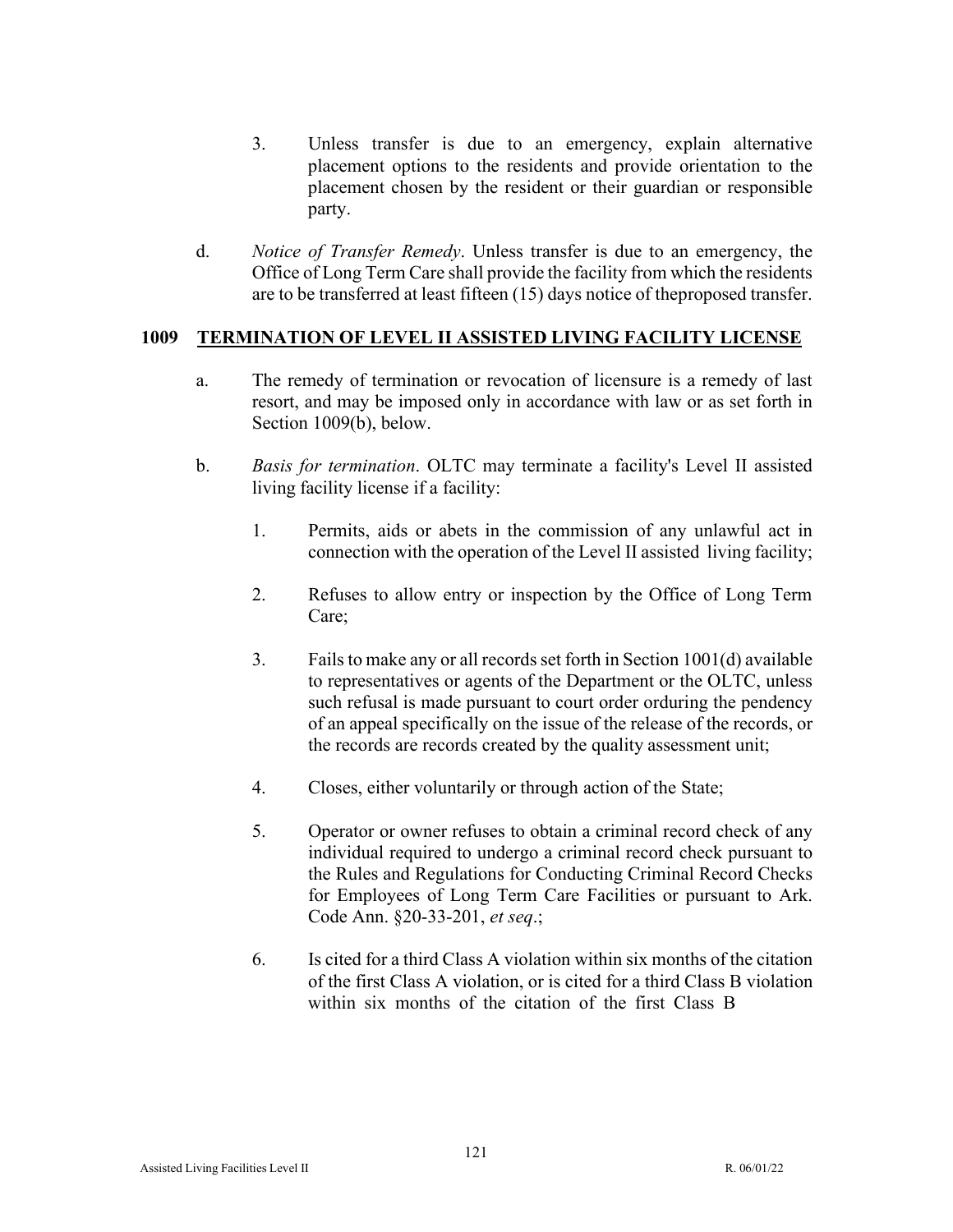3. Unless transfer is due to an emergency, explain alternative placement options to the residents and provide orientation to the placement chosen by the resident or their guardian or responsible party.

d. *Notice of Transfer Remedy*. Unless transfer is due to an emergency, the Office of Long Term Care shall provide the facility from which the residents are to be transferred at least fifteen (15) days notice of theproposed transfer.

## 1009 TERMINATION OF LEVEL II ASSISTED LIVING FACILITY LICENSE

a. The remedy of termination or revocation of licensure is a remedy of last resort, and may be imposed only in accordance with law or as set forth in Section 1009(b), below.

b. *Basis for termination*. OLTC may terminate a facility's Level II assisted living facility license if a facility:

1. Permits, aids or abets in the commission of any unlawful act in connection with the operation of the Level II assisted living facility;

2. Refuses to allow entry or inspection by the Office of Long Term Care;

3. Fails to make any or all records set forth in Section 1001(d) available to representatives or agents of the Department or the OLTC, unless such refusal is made pursuant to court order orduring the pendency of an appeal specifically on the issue of the release of the records, or the records are records created by the quality assessment unit;

4. Closes, either voluntarily or through action of the State;

5. Operator or owner refuses to obtain a criminal record check of any individual required to undergo a criminal record check pursuant to the Rules and Regulations for Conducting Criminal Record Checks for Employees of Long Term Care Facilities or pursuant to Ark. Code Ann. §20-33-201, *et seq*.;

6. Is cited for a third Class A violation within six months of the citation of the first Class A violation, or is cited for a third Class B violation within six months of the citation of the first Class B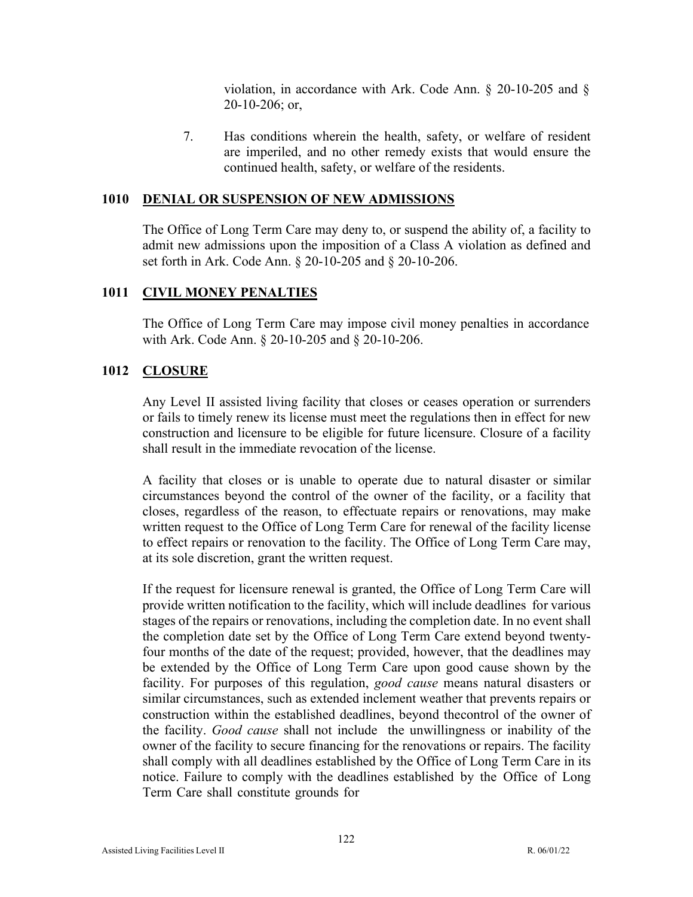violation, in accordance with Ark. Code Ann. § 20-10-205 and § 20-10-206; or,

7. Has conditions wherein the health, safety, or welfare of resident are imperiled, and no other remedy exists that would ensure the continued health, safety, or welfare of the residents.

## 1010 DENIAL OR SUSPENSION OF NEW ADMISSIONS

The Office of Long Term Care may deny to, or suspend the ability of, a facility to admit new admissions upon the imposition of a Class A violation as defined and set forth in Ark. Code Ann. § 20-10-205 and § 20-10-206.

## 1011 CIVIL MONEY PENALTIES

The Office of Long Term Care may impose civil money penalties in accordance with Ark. Code Ann. § 20-10-205 and § 20-10-206.

## 1012 CLOSURE

Any Level II assisted living facility that closes or ceases operation or surrenders or fails to timely renew its license must meet the regulations then in effect for new construction and licensure to be eligible for future licensure. Closure of a facility shall result in the immediate revocation of the license.

A facility that closes or is unable to operate due to natural disaster or similar circumstances beyond the control of the owner of the facility, or a facility that closes, regardless of the reason, to effectuate repairs or renovations, may make written request to the Office of Long Term Care for renewal of the facility license to effect repairs or renovation to the facility. The Office of Long Term Care may, at its sole discretion, grant the written request.

If the request for licensure renewal is granted, the Office of Long Term Care will provide written notification to the facility, which will include deadlines for various stages of the repairs or renovations, including the completion date. In no event shall the completion date set by the Office of Long Term Care extend beyond twenty-four months of the date of the request; provided, however, that the deadlines may be extended by the Office of Long Term Care upon good cause shown by the facility. For purposes of this regulation, *good cause* means natural disasters or similar circumstances, such as extended inclement weather that prevents repairs or construction within the established deadlines, beyond thecontrol of the owner of the facility. *Good cause* shall not include the unwillingness or inability of the owner of the facility to secure financing for the renovations or repairs. The facility shall comply with all deadlines established by the Office of Long Term Care in its notice. Failure to comply with the deadlines established by the Office of Long Term Care shall constitute grounds for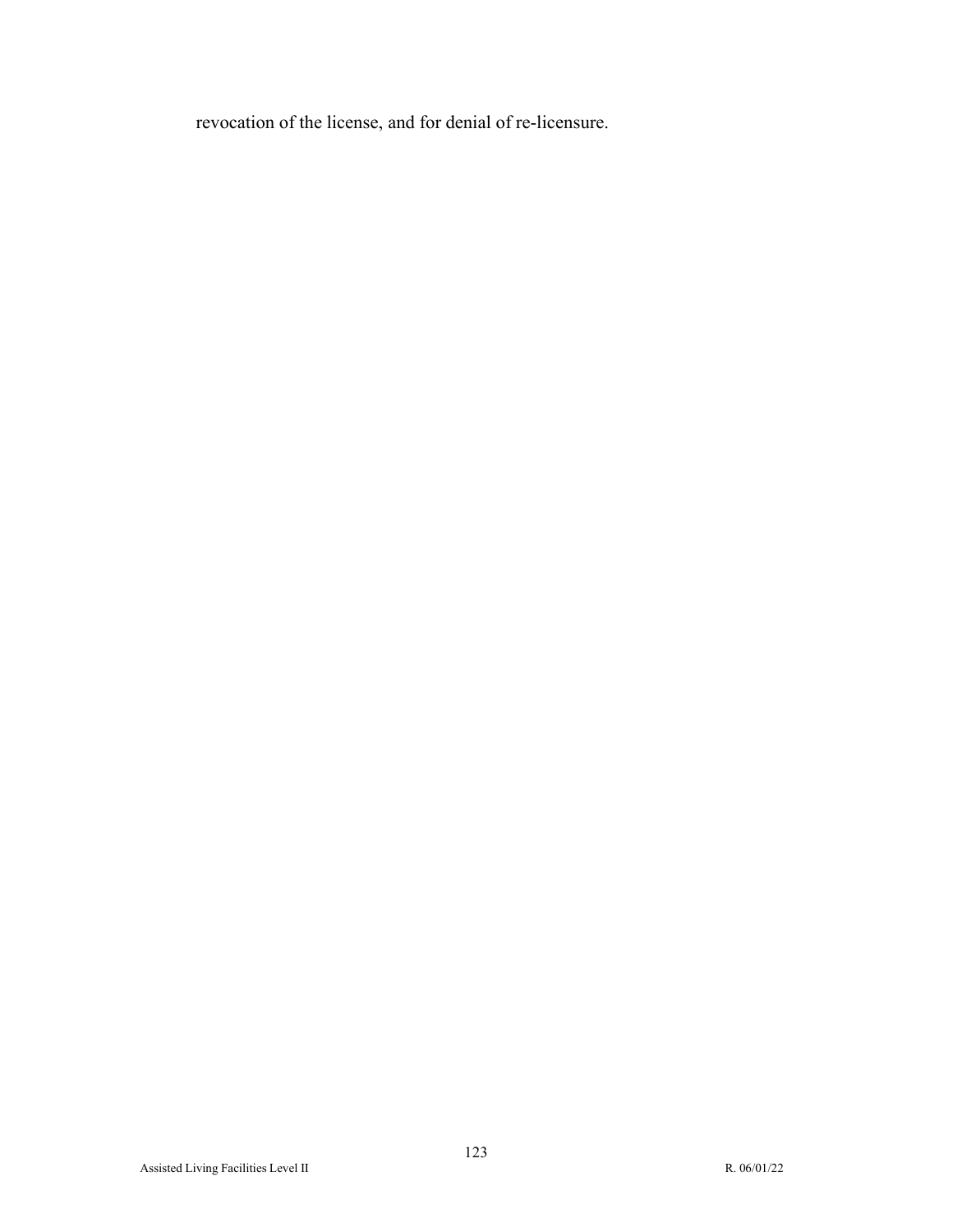revocation of the license, and for denial of re-licensure.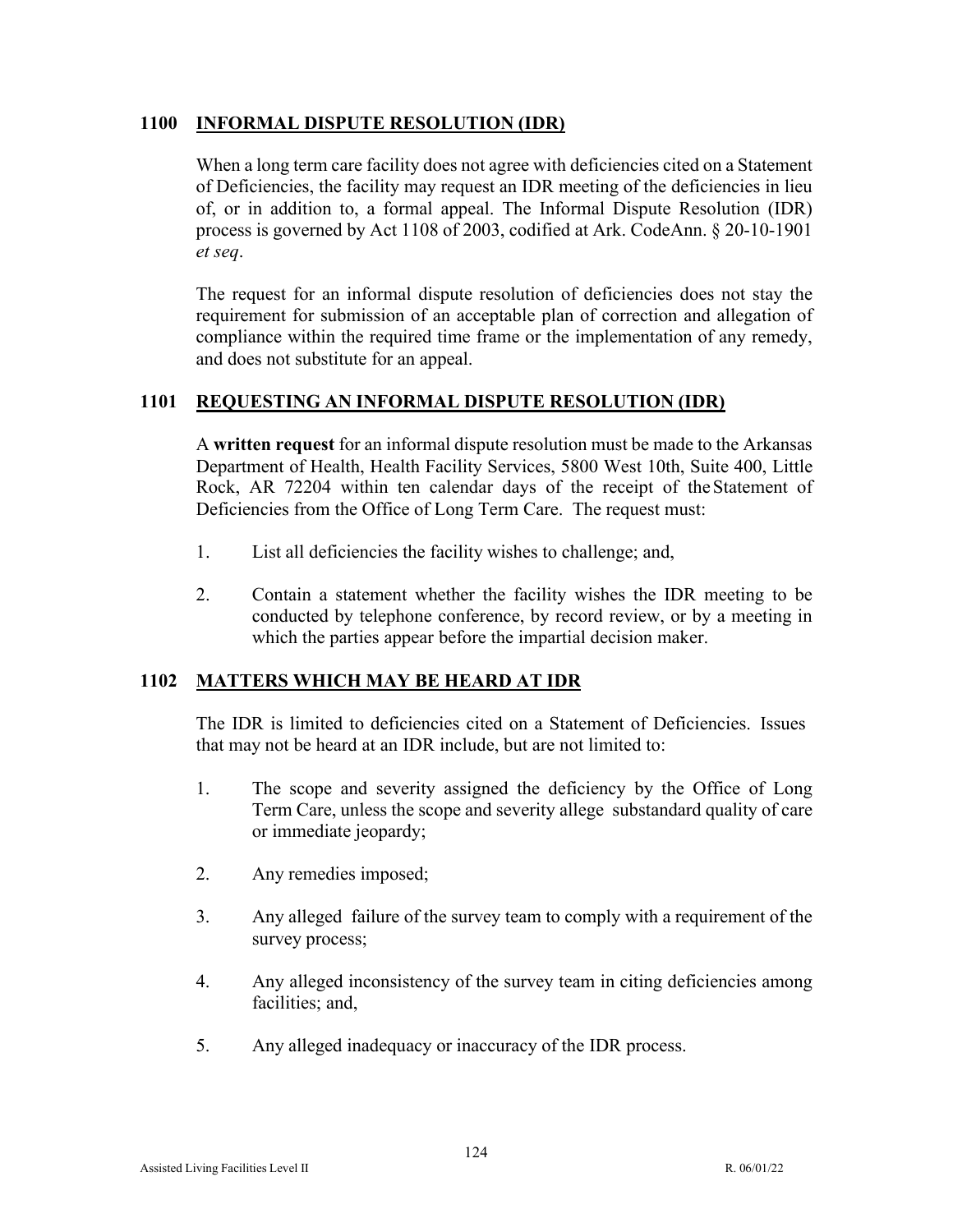## 1100 INFORMAL DISPUTE RESOLUTION (IDR)

When a long term care facility does not agree with deficiencies cited on a Statement of Deficiencies, the facility may request an IDR meeting of the deficiencies in lieu of, or in addition to, a formal appeal. The Informal Dispute Resolution (IDR) process is governed by Act 1108 of 2003, codified at Ark. CodeAnn. § 20-10-1901 *et seq*.

The request for an informal dispute resolution of deficiencies does not stay the requirement for submission of an acceptable plan of correction and allegation of compliance within the required time frame or the implementation of any remedy, and does not substitute for an appeal.

## 1101 REQUESTING AN INFORMAL DISPUTE RESOLUTION (IDR)

A **written request** for an informal dispute resolution must be made to the Arkansas Department of Health, Health Facility Services, 5800 West 10th, Suite 400, Little Rock, AR 72204 within ten calendar days of the receipt of the Statement of Deficiencies from the Office of Long Term Care. The request must:

1. List all deficiencies the facility wishes to challenge; and,
2. Contain a statement whether the facility wishes the IDR meeting to be conducted by telephone conference, by record review, or by a meeting in which the parties appear before the impartial decision maker.

## 1102 MATTERS WHICH MAY BE HEARD AT IDR

The IDR is limited to deficiencies cited on a Statement of Deficiencies. Issues that may not be heard at an IDR include, but are not limited to:

1. The scope and severity assigned the deficiency by the Office of Long Term Care, unless the scope and severity allege substandard quality of care or immediate jeopardy;
2. Any remedies imposed;
3. Any alleged failure of the survey team to comply with a requirement of the survey process;
4. Any alleged inconsistency of the survey team in citing deficiencies among facilities; and,
5. Any alleged inadequacy or inaccuracy of the IDR process.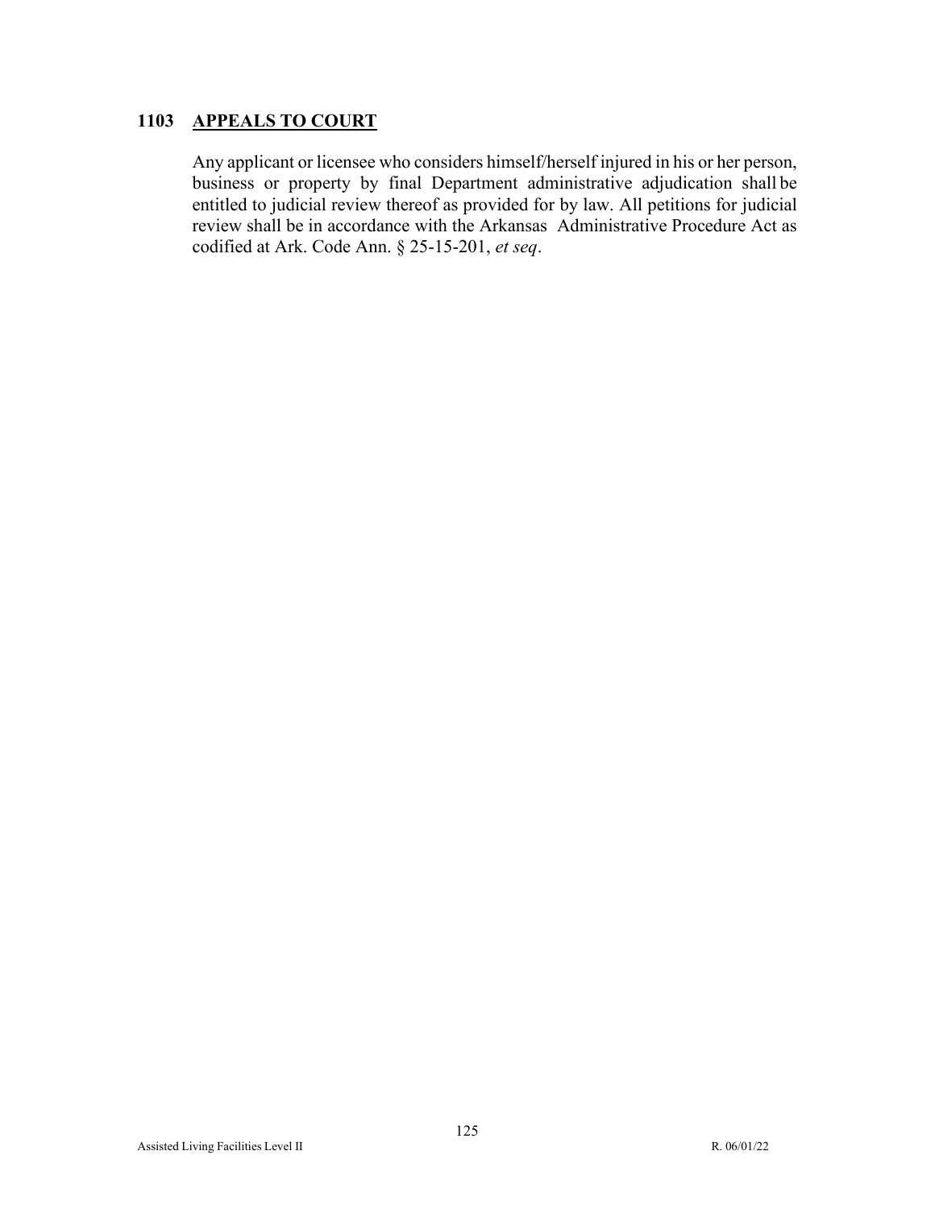## 1103 APPEALS TO COURT

Any applicant or licensee who considers himself/herself injured in his or her person, business or property by final Department administrative adjudication shall be entitled to judicial review thereof as provided for by law. All petitions for judicial review shall be in accordance with the Arkansas Administrative Procedure Act as codified at Ark. Code Ann. § 25-15-201, *et seq*.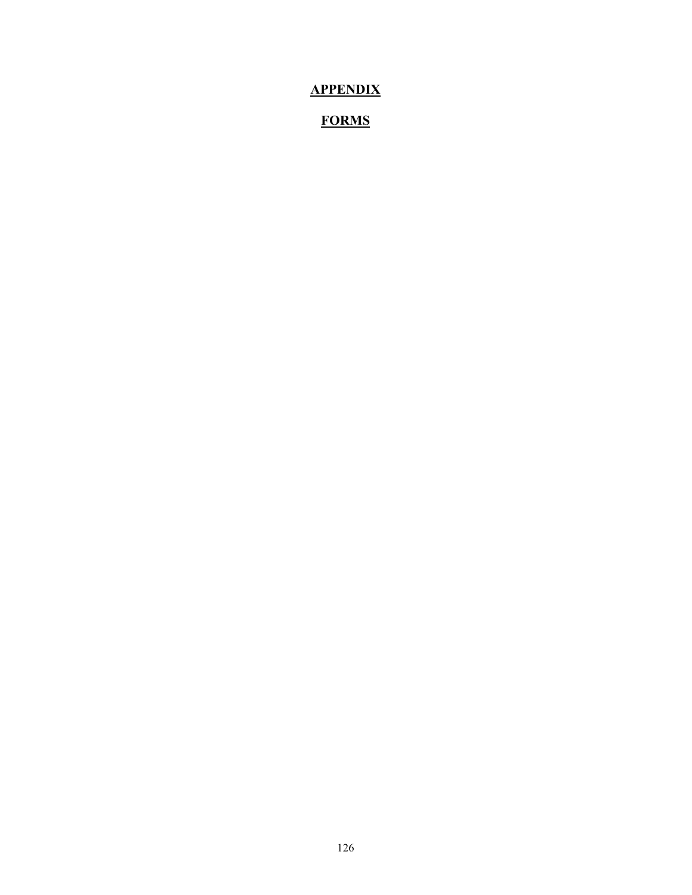# **APPENDIX**

## **FORMS**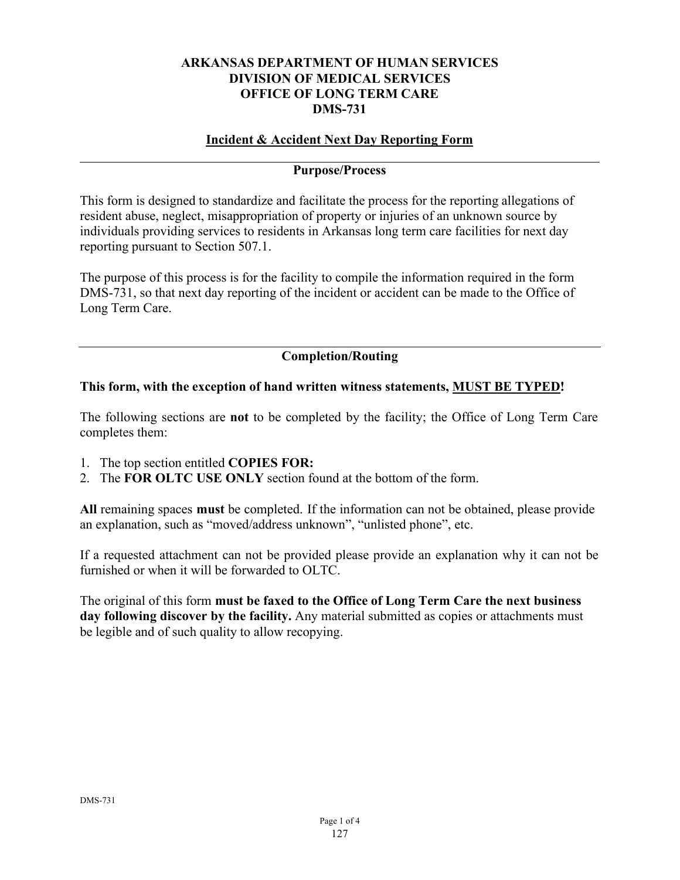**ARKANSAS DEPARTMENT OF HUMAN SERVICES**
**DIVISION OF MEDICAL SERVICES**
**OFFICE OF LONG TERM CARE**
**DMS-731**

## Incident & Accident Next Day Reporting Form

---

### Purpose/Process

This form is designed to standardize and facilitate the process for the reporting allegations of resident abuse, neglect, misappropriation of property or injuries of an unknown source by individuals providing services to residents in Arkansas long term care facilities for next day reporting pursuant to Section 507.1.

The purpose of this process is for the facility to compile the information required in the form DMS-731, so that next day reporting of the incident or accident can be made to the Office of Long Term Care.

---

### Completion/Routing

**This form, with the exception of hand written witness statements, MUST BE TYPED!**

The following sections are **not** to be completed by the facility; the Office of Long Term Care completes them:

1. The top section entitled **COPIES FOR:**
2. The **FOR OLTC USE ONLY** section found at the bottom of the form.

**All** remaining spaces **must** be completed. If the information can not be obtained, please provide an explanation, such as "moved/address unknown", "unlisted phone", etc.

If a requested attachment can not be provided please provide an explanation why it can not be furnished or when it will be forwarded to OLTC.

The original of this form **must be faxed to the Office of Long Term Care the next business day following discover by the facility.** Any material submitted as copies or attachments must be legible and of such quality to allow recopying.

DMS-731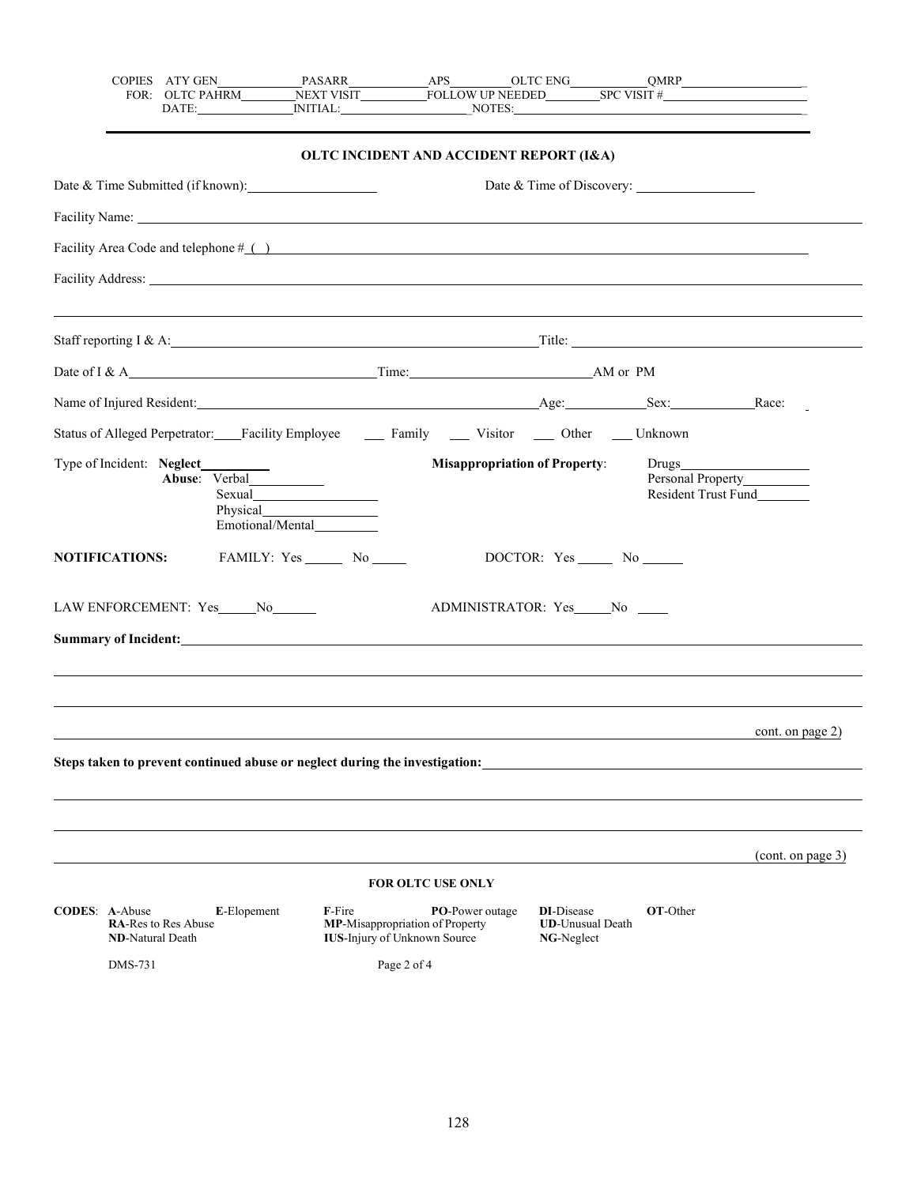COPIES FOR: ATY GEN\_\_\_\_\_\_\_\_\_\_ PASARR\_\_\_\_\_\_\_\_\_\_ APS\_\_\_\_\_\_\_\_ OLTC ENG\_\_\_\_\_\_\_\_\_\_ QMRP\_\_\_\_\_\_\_\_\_\_\_\_\_\_

OLTC PAHRM\_\_\_\_\_\_\_\_ NEXT VISIT\_\_\_\_\_\_\_\_ FOLLOW UP NEEDED\_\_\_\_\_\_\_\_ SPC VISIT #\_\_\_\_\_\_\_\_\_\_\_\_\_\_

DATE:\_\_\_\_\_\_\_\_\_\_\_\_ INITIAL:\_\_\_\_\_\_\_\_\_\_\_\_\_\_\_\_ NOTES:\_\_\_\_\_\_\_\_\_\_\_\_\_\_\_\_\_\_\_\_\_\_\_\_\_\_\_\_\_\_\_\_

---

## OLTC INCIDENT AND ACCIDENT REPORT (I&A)

Date & Time Submitted (if known):\_\_\_\_\_\_\_\_\_\_\_\_\_\_\_\_ Date & Time of Discovery: \_\_\_\_\_\_\_\_\_\_\_\_\_\_\_\_

Facility Name: \_\_\_\_\_\_\_\_\_\_\_\_\_\_\_\_\_\_\_\_\_\_\_\_\_\_\_\_\_\_\_\_\_\_\_\_\_\_\_\_\_\_\_\_\_\_\_\_\_\_\_\_

Facility Area Code and telephone # ( ) \_\_\_\_\_\_\_\_\_\_\_\_\_\_\_\_\_\_\_\_\_\_\_\_\_\_\_\_\_\_\_\_\_\_\_\_\_\_\_\_

Facility Address: \_\_\_\_\_\_\_\_\_\_\_\_\_\_\_\_\_\_\_\_\_\_\_\_\_\_\_\_\_\_\_\_\_\_\_\_\_\_\_\_\_\_\_\_\_\_\_\_\_\_\_\_

\_\_\_\_\_\_\_\_\_\_\_\_\_\_\_\_\_\_\_\_\_\_\_\_\_\_\_\_\_\_\_\_\_\_\_\_\_\_\_\_\_\_\_\_\_\_\_\_\_\_\_\_\_\_\_\_\_\_\_\_\_\_\_\_\_\_\_\_

Staff reporting I & A:\_\_\_\_\_\_\_\_\_\_\_\_\_\_\_\_\_\_\_\_\_\_\_\_\_\_\_\_\_\_\_\_ Title: \_\_\_\_\_\_\_\_\_\_\_\_\_\_\_\_\_\_\_\_\_\_\_\_

Date of I & A\_\_\_\_\_\_\_\_\_\_\_\_\_\_\_\_\_\_\_\_\_\_ Time:\_\_\_\_\_\_\_\_\_\_\_\_\_\_\_\_ AM or PM

Name of Injured Resident:\_\_\_\_\_\_\_\_\_\_\_\_\_\_\_\_\_\_\_\_\_\_\_\_\_\_\_\_ Age:\_\_\_\_\_\_\_ Sex:\_\_\_\_\_\_\_ Race: \_\_

Status of Alleged Perpetrator:\_\_\_\_Facility Employee \_\_\_ Family \_\_\_ Visitor \_\_\_ Other \_\_\_ Unknown

Type of Incident: **Neglect**\_\_\_\_\_\_\_\_\_\_

**Abuse**: Verbal\_\_\_\_\_\_\_\_\_\_

Sexual\_\_\_\_\_\_\_\_\_\_\_\_\_\_\_\_

Physical\_\_\_\_\_\_\_\_\_\_\_\_\_\_\_\_

Emotional/Mental\_\_\_\_\_\_\_\_\_\_

**Misappropriation of Property**: Drugs\_\_\_\_\_\_\_\_\_\_\_\_\_\_\_\_

Personal Property\_\_\_\_\_\_\_\_\_\_

Resident Trust Fund\_\_\_\_\_\_\_\_

**NOTIFICATIONS:** FAMILY: Yes \_\_\_\_\_ No \_\_\_\_\_ DOCTOR: Yes \_\_\_\_\_ No \_\_\_\_\_\_

LAW ENFORCEMENT: Yes\_\_\_\_\_No\_\_\_\_\_\_ ADMINISTRATOR: Yes\_\_\_\_\_No \_\_\_\_

**Summary of Incident:**\_\_\_\_\_\_\_\_\_\_\_\_\_\_\_\_\_\_\_\_\_\_\_\_\_\_\_\_\_\_\_\_\_\_\_\_\_\_\_\_\_\_\_\_\_\_\_\_\_\_\_\_

\_\_\_\_\_\_\_\_\_\_\_\_\_\_\_\_\_\_\_\_\_\_\_\_\_\_\_\_\_\_\_\_\_\_\_\_\_\_\_\_\_\_\_\_\_\_\_\_\_\_\_\_\_\_\_\_\_\_\_\_\_\_\_\_\_\_\_\_

\_\_\_\_\_\_\_\_\_\_\_\_\_\_\_\_\_\_\_\_\_\_\_\_\_\_\_\_\_\_\_\_\_\_\_\_\_\_\_\_\_\_\_\_\_\_\_\_\_\_\_\_\_\_\_\_\_\_\_\_\_\_\_\_\_\_\_\_

\_\_\_\_\_\_\_\_\_\_\_\_\_\_\_\_\_\_\_\_\_\_\_\_\_\_\_\_\_\_\_\_\_\_\_\_\_\_\_\_\_\_\_\_\_\_\_\_\_\_\_\_\_\_\_\_\_\_\_\_ cont. on page 2)

**Steps taken to prevent continued abuse or neglect during the investigation:**\_\_\_\_\_\_\_\_\_\_\_\_\_\_\_\_\_\_\_\_\_\_\_\_

\_\_\_\_\_\_\_\_\_\_\_\_\_\_\_\_\_\_\_\_\_\_\_\_\_\_\_\_\_\_\_\_\_\_\_\_\_\_\_\_\_\_\_\_\_\_\_\_\_\_\_\_\_\_\_\_\_\_\_\_\_\_\_\_\_\_\_\_

\_\_\_\_\_\_\_\_\_\_\_\_\_\_\_\_\_\_\_\_\_\_\_\_\_\_\_\_\_\_\_\_\_\_\_\_\_\_\_\_\_\_\_\_\_\_\_\_\_\_\_\_\_\_\_\_\_\_\_\_\_\_\_\_\_\_\_\_

\_\_\_\_\_\_\_\_\_\_\_\_\_\_\_\_\_\_\_\_\_\_\_\_\_\_\_\_\_\_\_\_\_\_\_\_\_\_\_\_\_\_\_\_\_\_\_\_\_\_\_\_\_\_\_\_\_\_\_\_ (cont. on page 3)

**FOR OLTC USE ONLY**

**CODES**: **A**-Abuse **E**-Elopement **F**-Fire **PO**-Power outage **DI**-Disease **OT**-Other

**RA**-Res to Res Abuse **MP**-Misappropriation of Property **UD**-Unusual Death

**ND**-Natural Death **IUS**-Injury of Unknown Source **NG**-Neglect

DMS-731 Page 2 of 4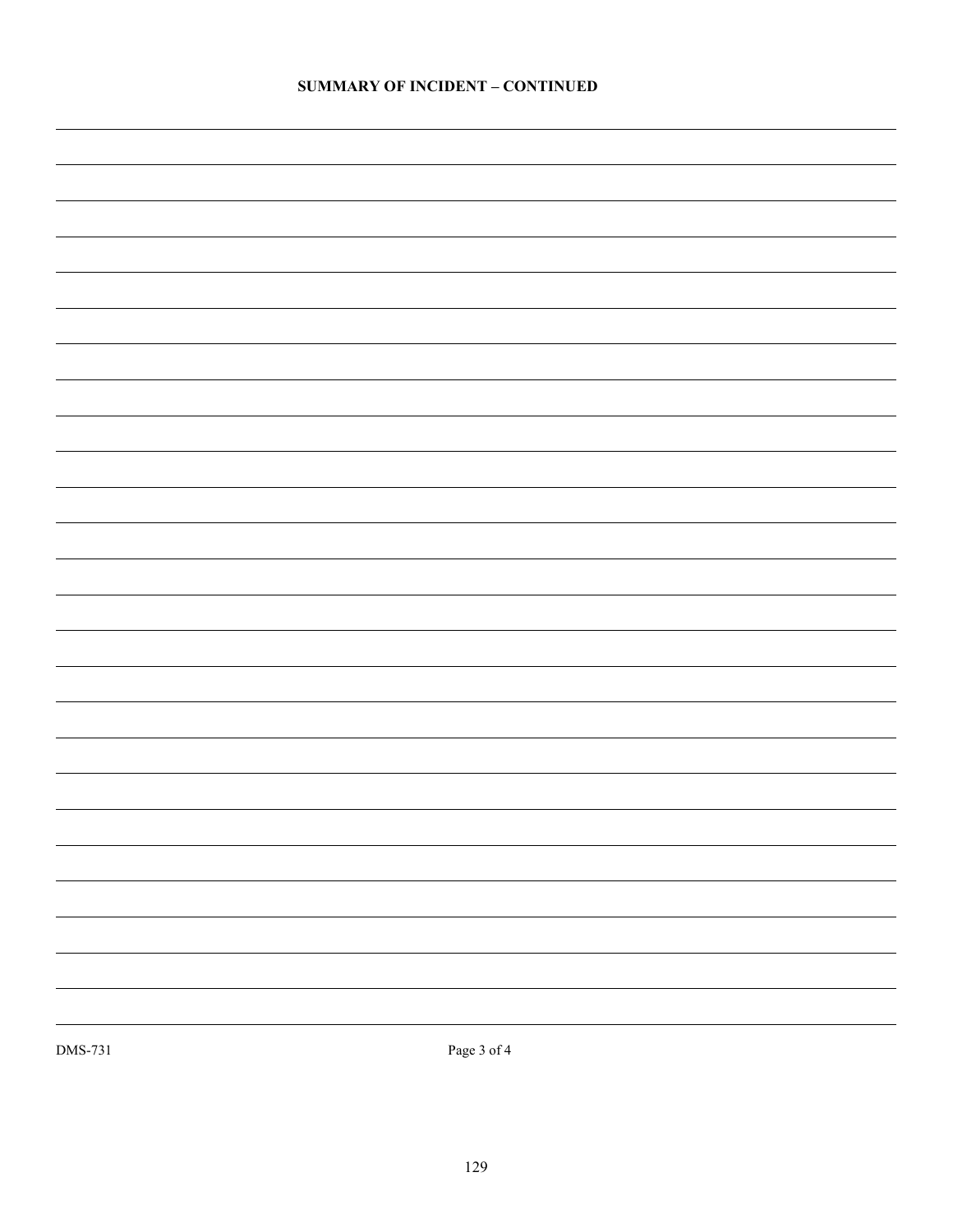**SUMMARY OF INCIDENT – CONTINUED**

DMS-731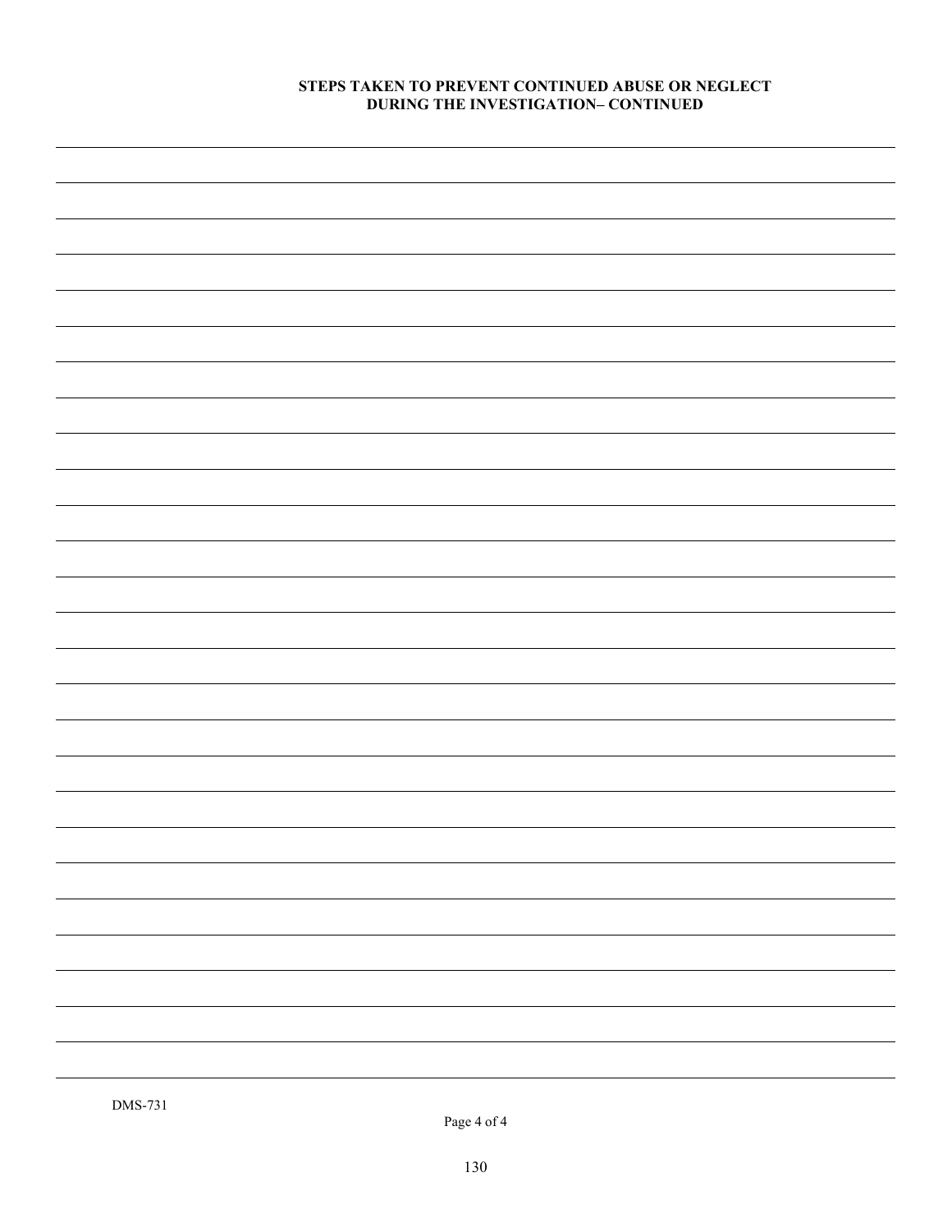**STEPS TAKEN TO PREVENT CONTINUED ABUSE OR NEGLECT DURING THE INVESTIGATION– CONTINUED**

DMS-731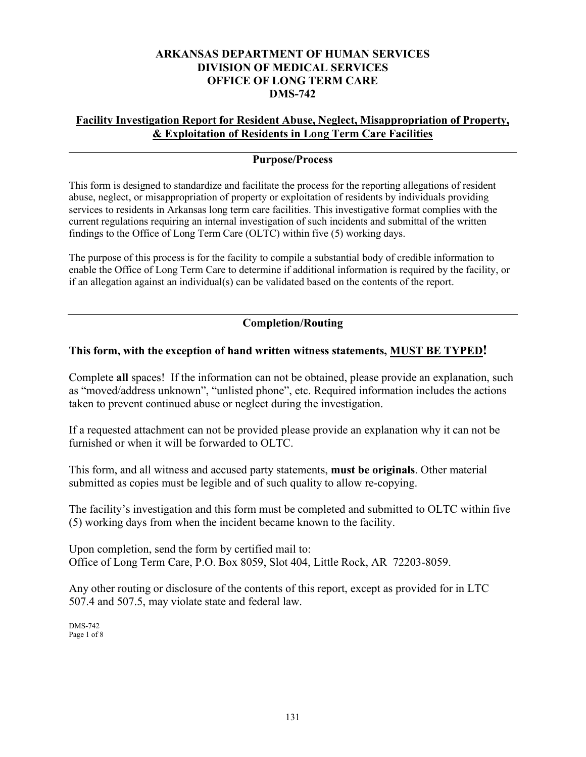**ARKANSAS DEPARTMENT OF HUMAN SERVICES**
**DIVISION OF MEDICAL SERVICES**
**OFFICE OF LONG TERM CARE**
**DMS-742**

## Facility Investigation Report for Resident Abuse, Neglect, Misappropriation of Property, & Exploitation of Residents in Long Term Care Facilities

---

### Purpose/Process

This form is designed to standardize and facilitate the process for the reporting allegations of resident abuse, neglect, or misappropriation of property or exploitation of residents by individuals providing services to residents in Arkansas long term care facilities. This investigative format complies with the current regulations requiring an internal investigation of such incidents and submittal of the written findings to the Office of Long Term Care (OLTC) within five (5) working days.

The purpose of this process is for the facility to compile a substantial body of credible information to enable the Office of Long Term Care to determine if additional information is required by the facility, or if an allegation against an individual(s) can be validated based on the contents of the report.

---

### Completion/Routing

**This form, with the exception of hand written witness statements, MUST BE TYPED!**

Complete **all** spaces! If the information can not be obtained, please provide an explanation, such as "moved/address unknown", "unlisted phone", etc. Required information includes the actions taken to prevent continued abuse or neglect during the investigation.

If a requested attachment can not be provided please provide an explanation why it can not be furnished or when it will be forwarded to OLTC.

This form, and all witness and accused party statements, **must be originals**. Other material submitted as copies must be legible and of such quality to allow re-copying.

The facility's investigation and this form must be completed and submitted to OLTC within five (5) working days from when the incident became known to the facility.

Upon completion, send the form by certified mail to:
Office of Long Term Care, P.O. Box 8059, Slot 404, Little Rock, AR 72203-8059.

Any other routing or disclosure of the contents of this report, except as provided for in LTC 507.4 and 507.5, may violate state and federal law.

DMS-742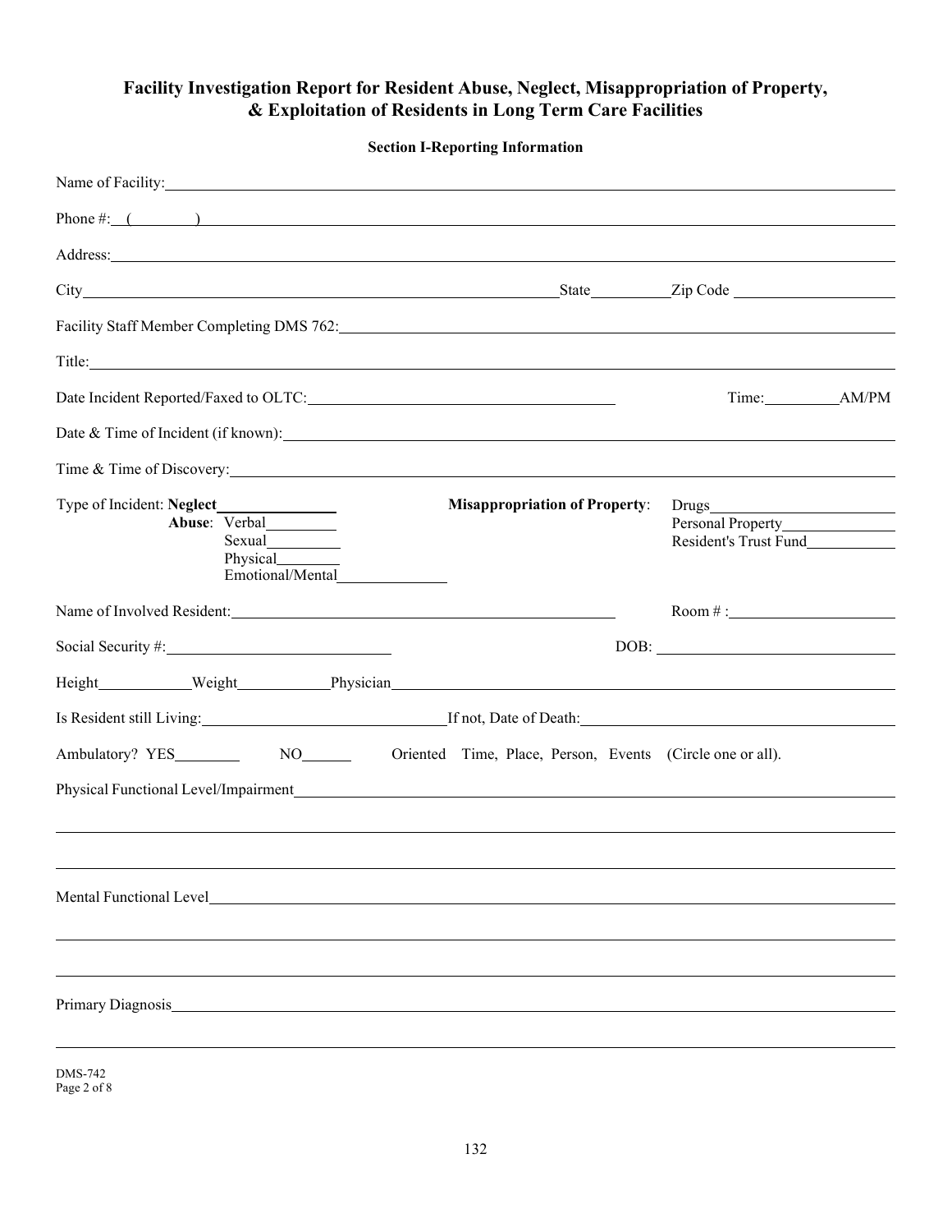## Facility Investigation Report for Resident Abuse, Neglect, Misappropriation of Property, & Exploitation of Residents in Long Term Care Facilities

### Section I-Reporting Information

Name of Facility: ____________________

Phone #: (______) ____________________

Address: ____________________

City ____________________ State __________ Zip Code ____________________

Facility Staff Member Completing DMS 762: ____________________

Title: ____________________

Date Incident Reported/Faxed to OLTC: ____________________ Time: __________ AM/PM

Date & Time of Incident (if known): ____________________

Time & Time of Discovery: ____________________

Type of Incident: **Neglect** ______________

**Abuse**: Verbal ________
Sexual ________
Physical ________
Emotional/Mental ________

**Misappropriation of Property**: Drugs ________
Personal Property ________
Resident's Trust Fund ________

Name of Involved Resident: ____________________ Room # : ____________________

Social Security #: ____________________ DOB: ____________________

Height __________ Weight __________ Physician ____________________

Is Resident still Living: ____________________ If not, Date of Death: ____________________

Ambulatory? YES ________ NO ______ Oriented Time, Place, Person, Events (Circle one or all).

Physical Functional Level/Impairment ____________________

____________________

____________________

Mental Functional Level ____________________

____________________

____________________

Primary Diagnosis ____________________

____________________

DMS-742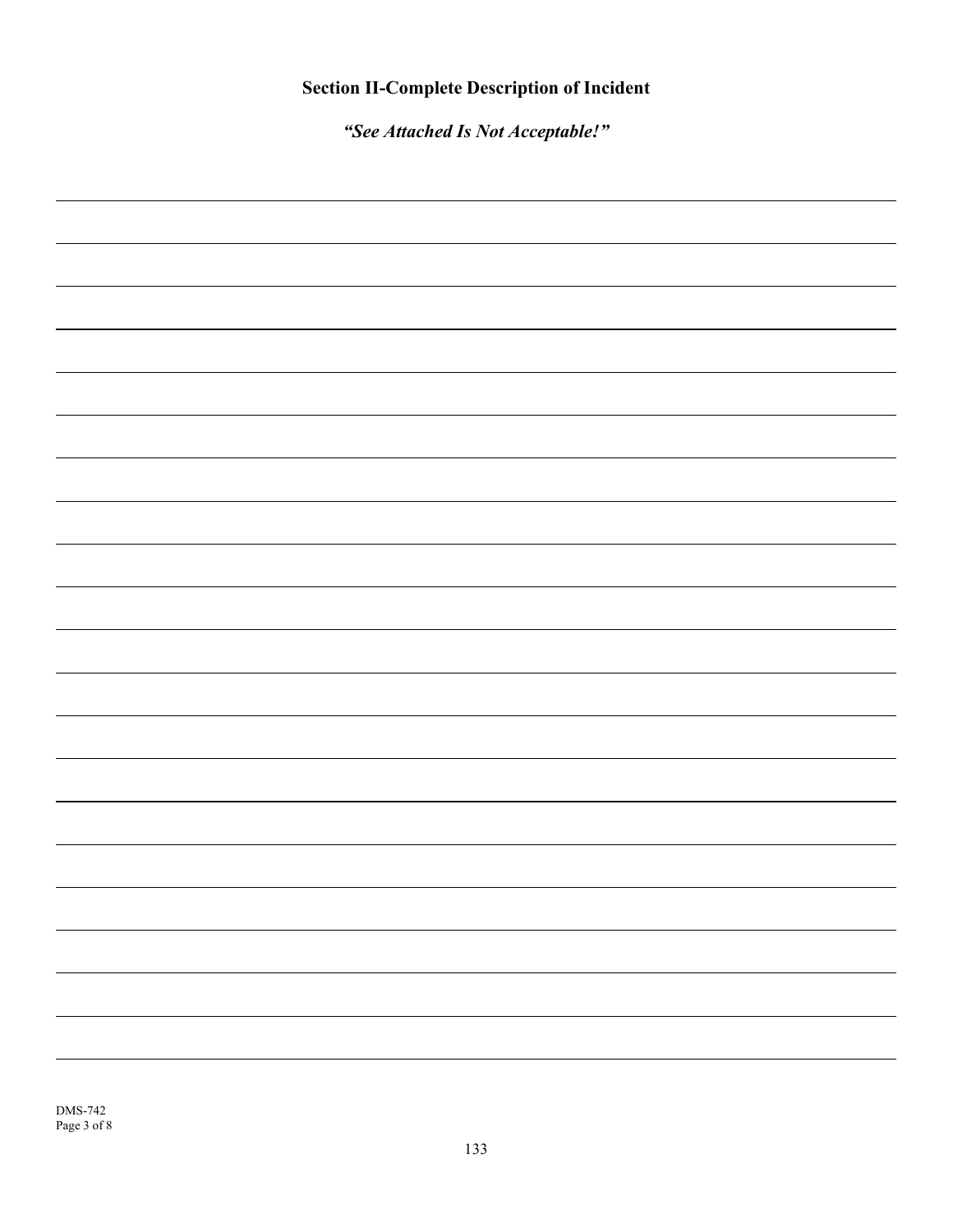## Section II-Complete Description of Incident

***"See Attached Is Not Acceptable!"***

DMS-742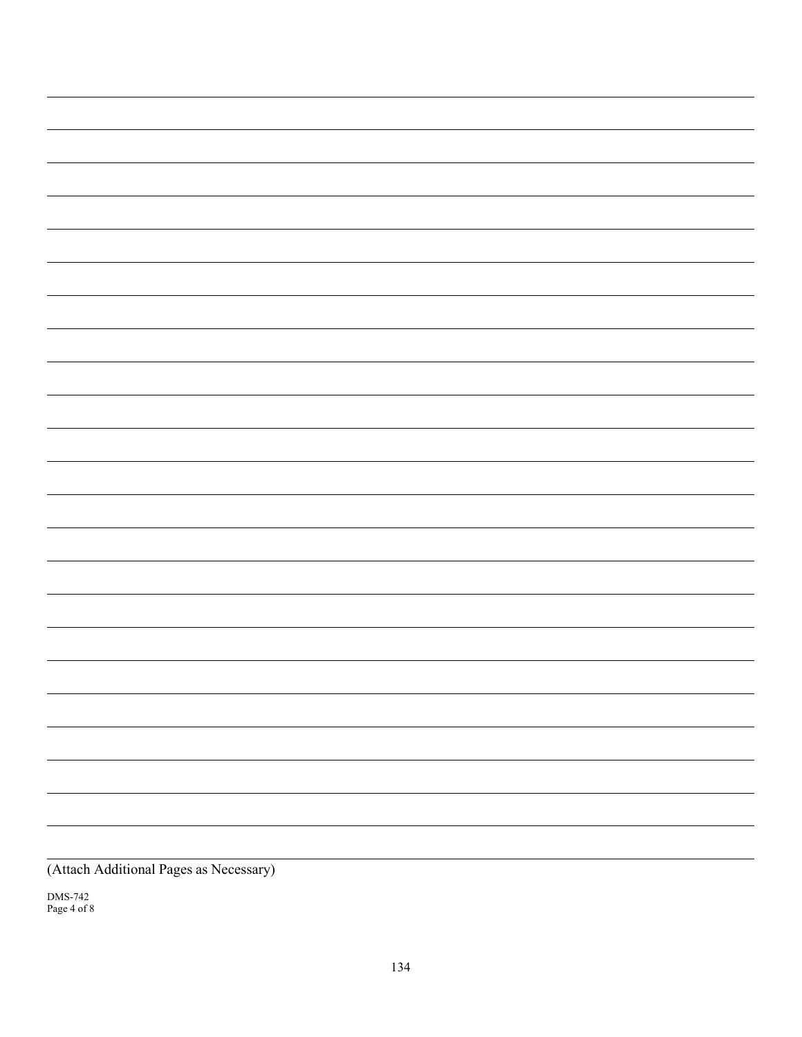(Attach Additional Pages as Necessary)

DMS-742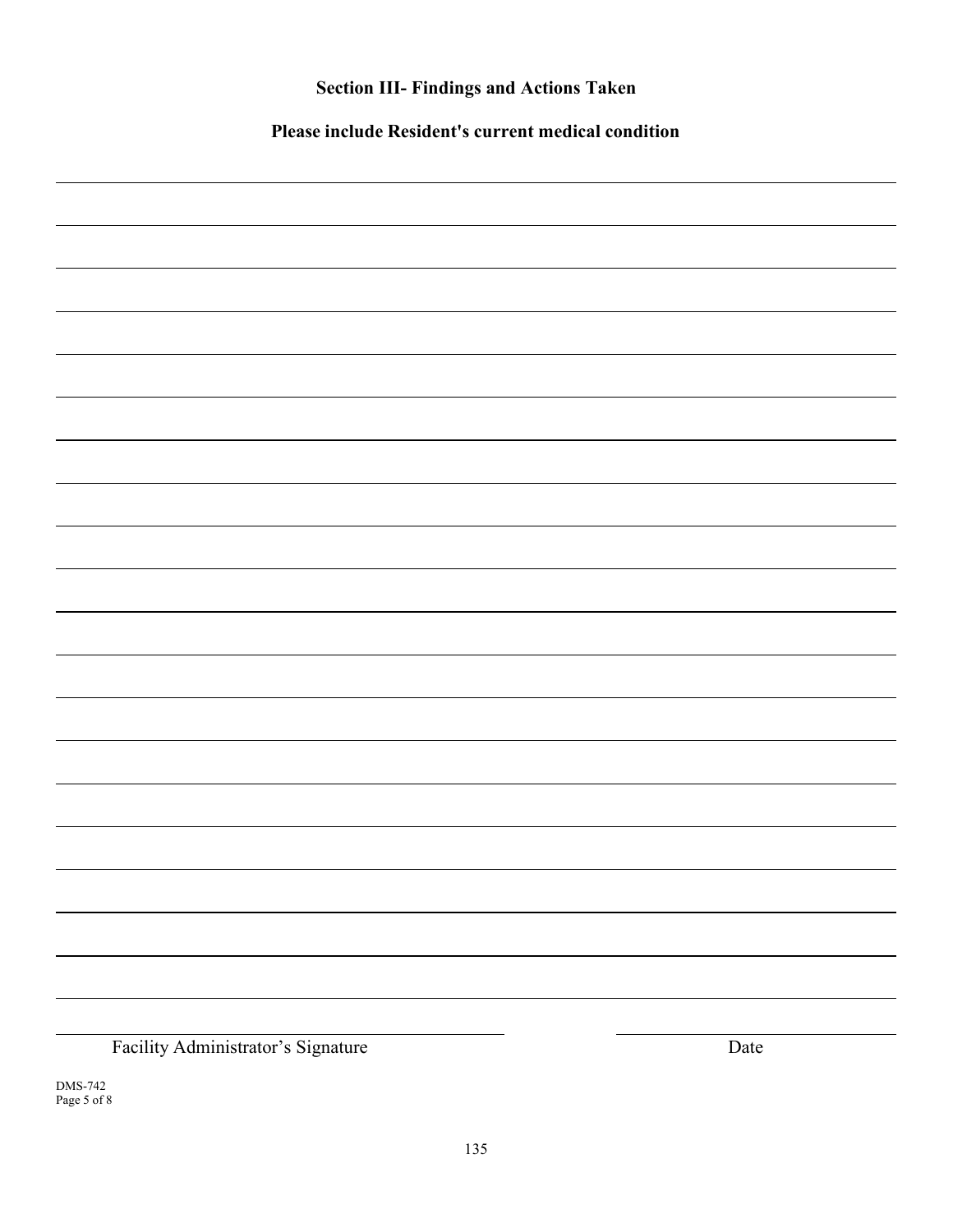## Section III- Findings and Actions Taken

**Please include Resident's current medical condition**

_______________________________________________

_______________________________________________

_______________________________________________

_______________________________________________

_______________________________________________

_______________________________________________

_______________________________________________

_______________________________________________

_______________________________________________

_______________________________________________

_______________________________________________

_______________________________________________

_______________________________________________

_______________________________________________

_______________________________________________

_______________________________________________

_______________________________________________

_______________________________________________

_______________________________________________

_______________________________________________

Facility Administrator's Signature _______________________ Date _______________

DMS-742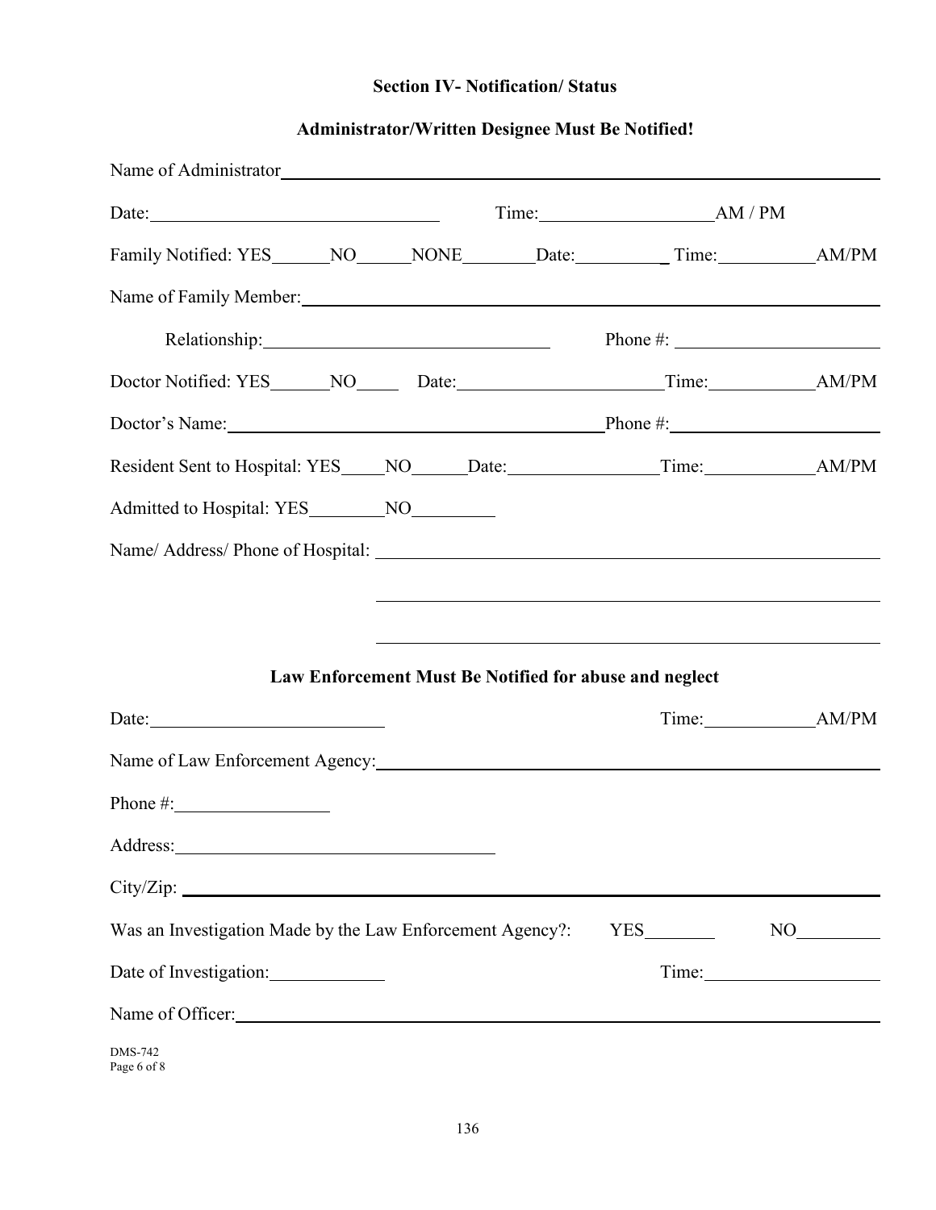## Section IV- Notification/ Status

**Administrator/Written Designee Must Be Notified!**

Name of Administrator______________________________________________

Date:______________________ Time:______________ AM / PM

Family Notified: YES______ NO______ NONE________ Date:__________ Time:__________ AM/PM

Name of Family Member:______________________________________________

Relationship:______________________ Phone #:______________________

Doctor Notified: YES______ NO_____ Date:______________________ Time:__________ AM/PM

Doctor's Name:______________________________ Phone #:______________________

Resident Sent to Hospital: YES_____ NO______ Date:______________ Time:__________ AM/PM

Admitted to Hospital: YES________ NO_________

Name/ Address/ Phone of Hospital: ______________________________________________

______________________________________________

______________________________________________

**Law Enforcement Must Be Notified for abuse and neglect**

Date:______________________ Time:__________ AM/PM

Name of Law Enforcement Agency:______________________________________________

Phone #:______________

Address:______________________________

City/Zip: ______________________________________________

Was an Investigation Made by the Law Enforcement Agency?: YES________ NO_________

Date of Investigation:____________ Time:______________

Name of Officer:______________________________________________

DMS-742
Page 6 of 8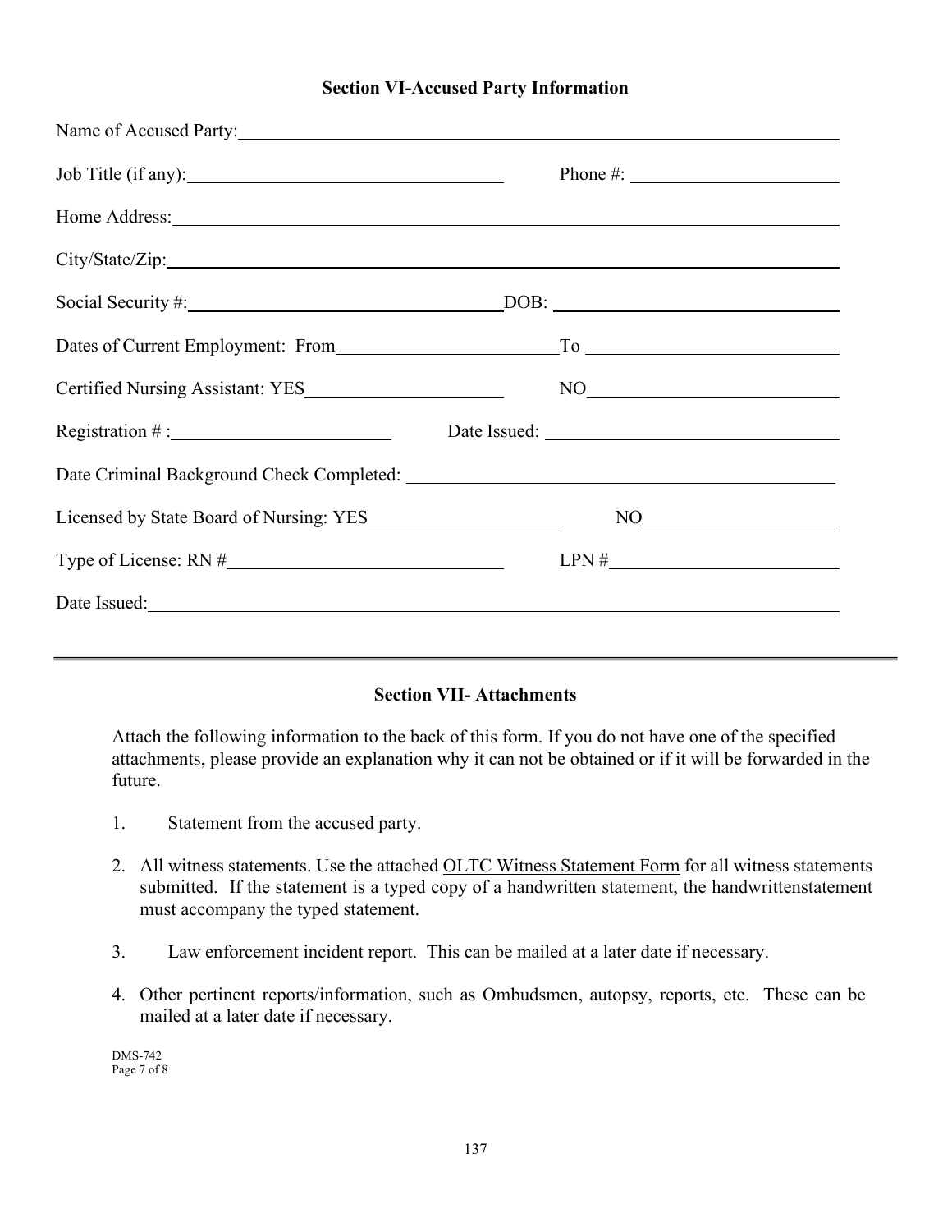## Section VI-Accused Party Information

Name of Accused Party: ______________________________________________

Job Title (if any): ______________________ Phone #: ______________

Home Address: ______________________________________________

City/State/Zip: ______________________________________________

Social Security #: ______________________ DOB: ______________________

Dates of Current Employment: From ________________ To ________________

Certified Nursing Assistant: YES ______________ NO ________________

Registration # : ______________ Date Issued: ______________________

Date Criminal Background Check Completed: ______________________________

Licensed by State Board of Nursing: YES ______________ NO ______________

Type of License: RN # ______________________ LPN # ________________

Date Issued: ______________________________________________

---

## Section VII- Attachments

Attach the following information to the back of this form. If you do not have one of the specified attachments, please provide an explanation why it can not be obtained or if it will be forwarded in the future.

1. Statement from the accused party.
2. All witness statements. Use the attached OLTC Witness Statement Form for all witness statements submitted. If the statement is a typed copy of a handwritten statement, the handwrittenstatement must accompany the typed statement.
3. Law enforcement incident report. This can be mailed at a later date if necessary.
4. Other pertinent reports/information, such as Ombudsmen, autopsy, reports, etc. These can be mailed at a later date if necessary.

DMS-742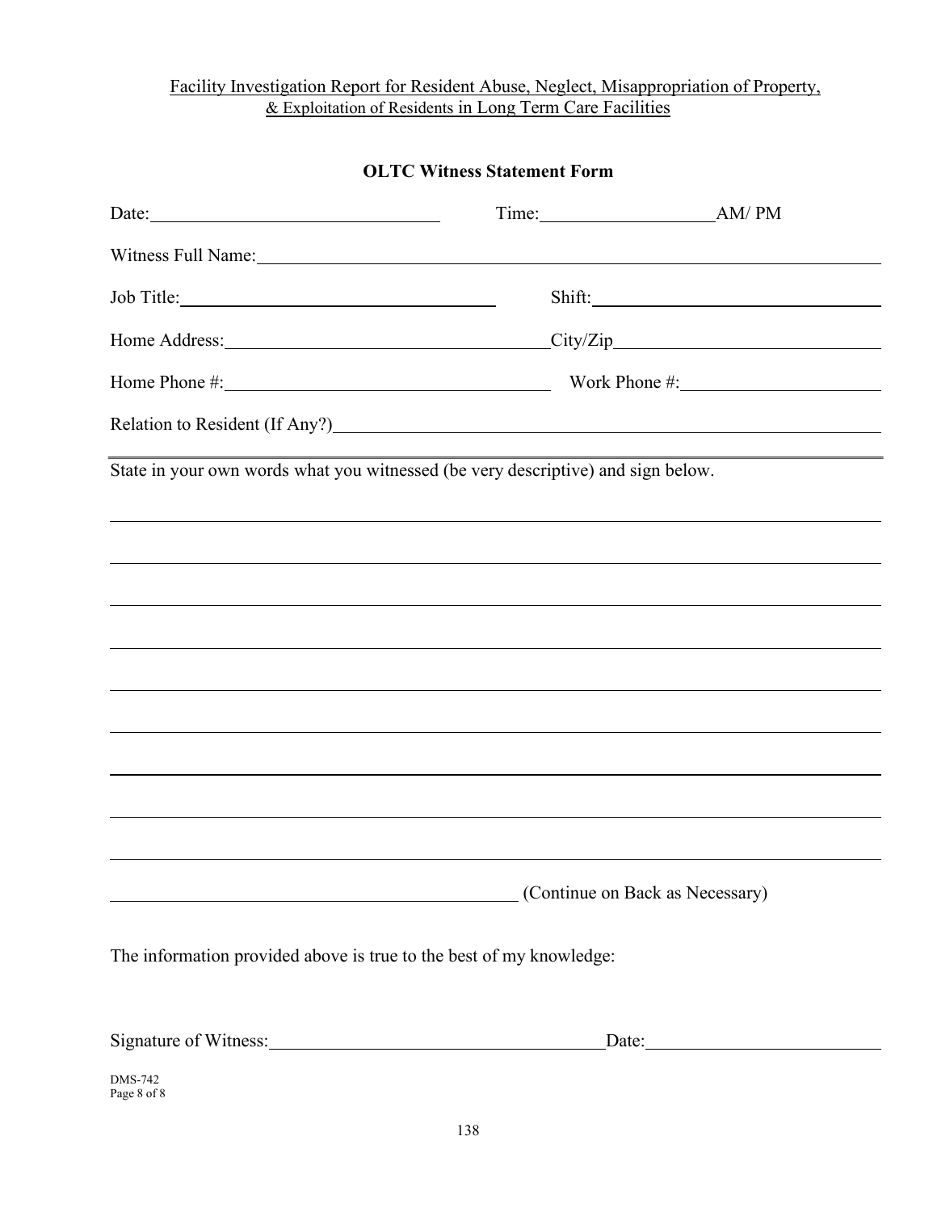Facility Investigation Report for Resident Abuse, Neglect, Misappropriation of Property, & Exploitation of Residents in Long Term Care Facilities

## OLTC Witness Statement Form

Date:______________________________ Time:__________________AM/ PM

Witness Full Name:______________________________________________________________

Job Title:_________________________________ Shift:_____________________________

Home Address:__________________________________City/Zip_______________________

Home Phone #:__________________________________ Work Phone #:__________________

Relation to Resident (If Any?)_____________________________________________________

State in your own words what you witnessed (be very descriptive) and sign below.

_____________________________________________________________________________

_____________________________________________________________________________

_____________________________________________________________________________

_____________________________________________________________________________

_____________________________________________________________________________

_____________________________________________________________________________

_____________________________________________________________________________

_____________________________________________________________________________

_____________________________________________________________________________

_____________________________________________ (Continue on Back as Necessary)

The information provided above is true to the best of my knowledge:

Signature of Witness:____________________________________Date:_______________________

DMS-742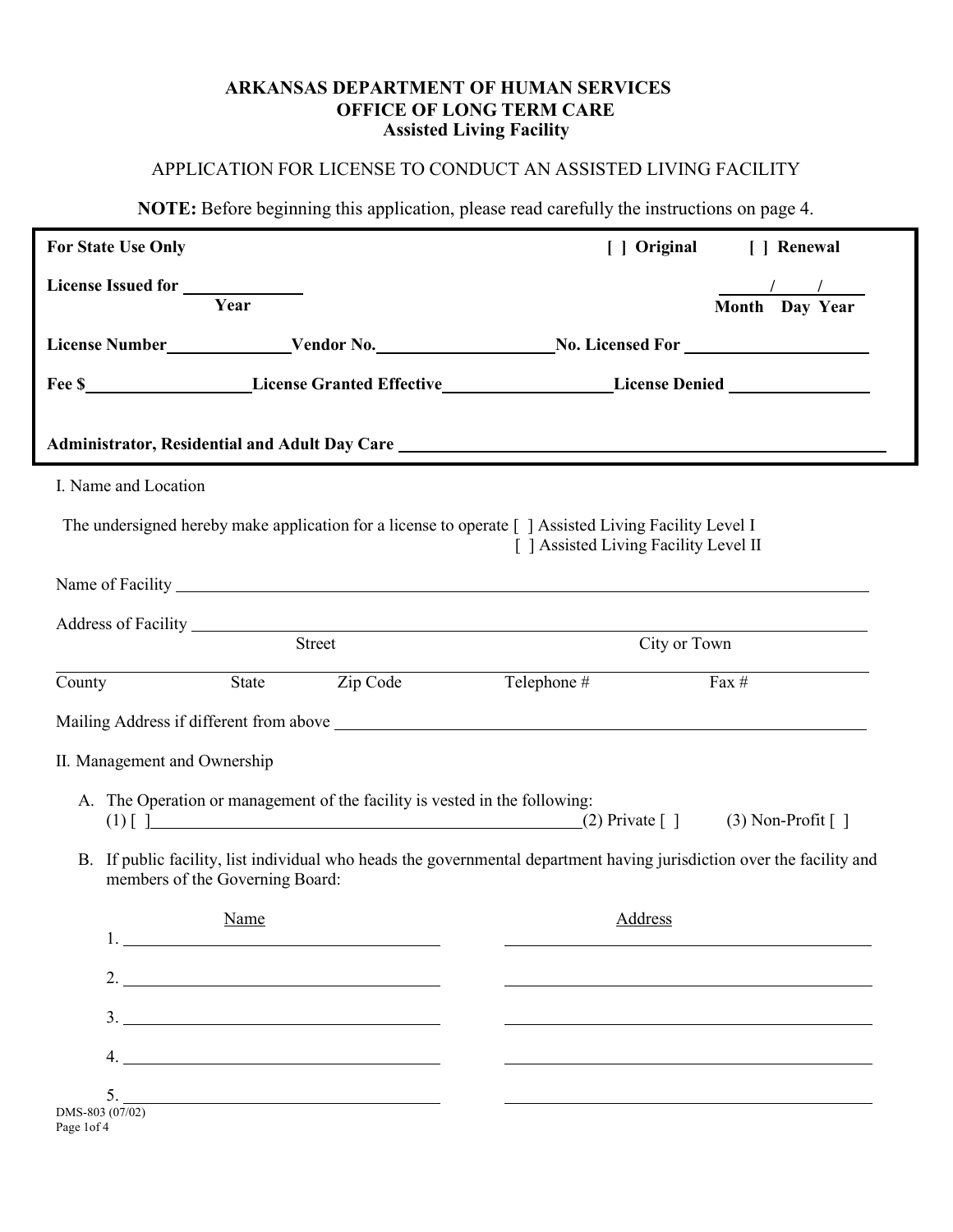**ARKANSAS DEPARTMENT OF HUMAN SERVICES**
**OFFICE OF LONG TERM CARE**
**Assisted Living Facility**

APPLICATION FOR LICENSE TO CONDUCT AN ASSISTED LIVING FACILITY

**NOTE:** Before beginning this application, please read carefully the instructions on page 4.

**For State Use Only** [ ] **Original** [ ] **Renewal**

**License Issued for** ____________ **Year** ____/____/____ **Month Day Year**

**License Number**____________ **Vendor No.**____________ **No. Licensed For** ____________

**Fee $**____________ **License Granted Effective**____________ **License Denied** ____________

**Administrator, Residential and Adult Day Care** ____________

I. Name and Location

The undersigned hereby make application for a license to operate [ ] Assisted Living Facility Level I
[ ] Assisted Living Facility Level II

Name of Facility ____________

Address of Facility ____________
Street City or Town

____________
County State Zip Code Telephone # Fax #

Mailing Address if different from above ____________

II. Management and Ownership

A. The Operation or management of the facility is vested in the following:
(1) [ ] ____________ (2) Private [ ] (3) Non-Profit [ ]

B. If public facility, list individual who heads the governmental department having jurisdiction over the facility and members of the Governing Board:

| | Name | Address |
|---|---|---|
| 1. | | |
| 2. | | |
| 3. | | |
| 4. | | |
| 5. | | |

DMS-803 (07/02)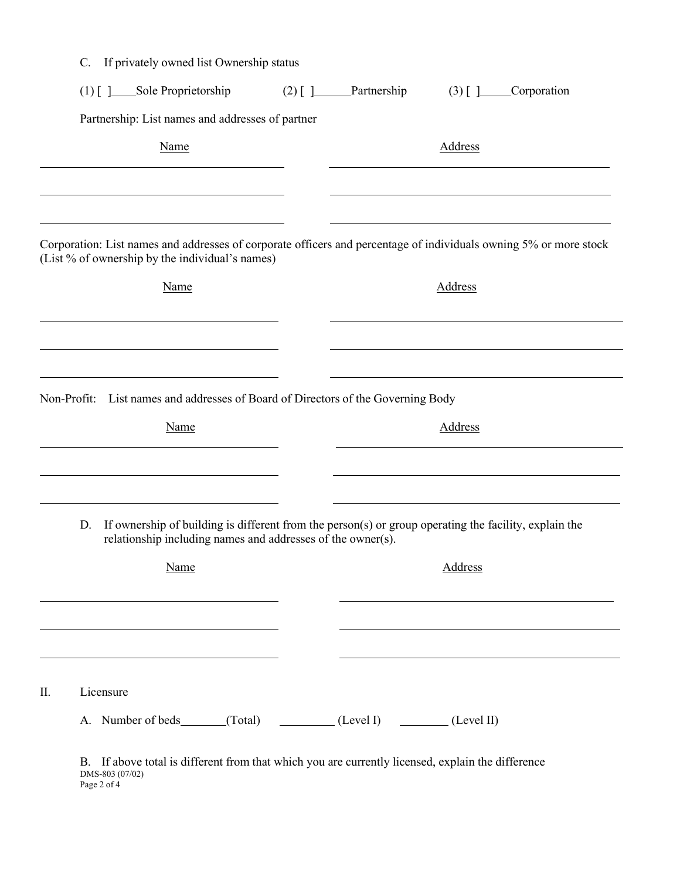C. If privately owned list Ownership status

(1) [ ]____Sole Proprietorship (2) [ ]______Partnership (3) [ ]_____Corporation

Partnership: List names and addresses of partner

| Name | Address |
| --- | --- |
| | |
| | |
| | |

Corporation: List names and addresses of corporate officers and percentage of individuals owning 5% or more stock (List % of ownership by the individual's names)

| Name | Address |
| --- | --- |
| | |
| | |
| | |

Non-Profit: List names and addresses of Board of Directors of the Governing Body

| Name | Address |
| --- | --- |
| | |
| | |
| | |

D. If ownership of building is different from the person(s) or group operating the facility, explain the relationship including names and addresses of the owner(s).

| Name | Address |
| --- | --- |
| | |
| | |
| | |

II. Licensure

A. Number of beds_______(Total) _________ (Level I) ________ (Level II)

B. If above total is different from that which you are currently licensed, explain the difference

DMS-803 (07/02)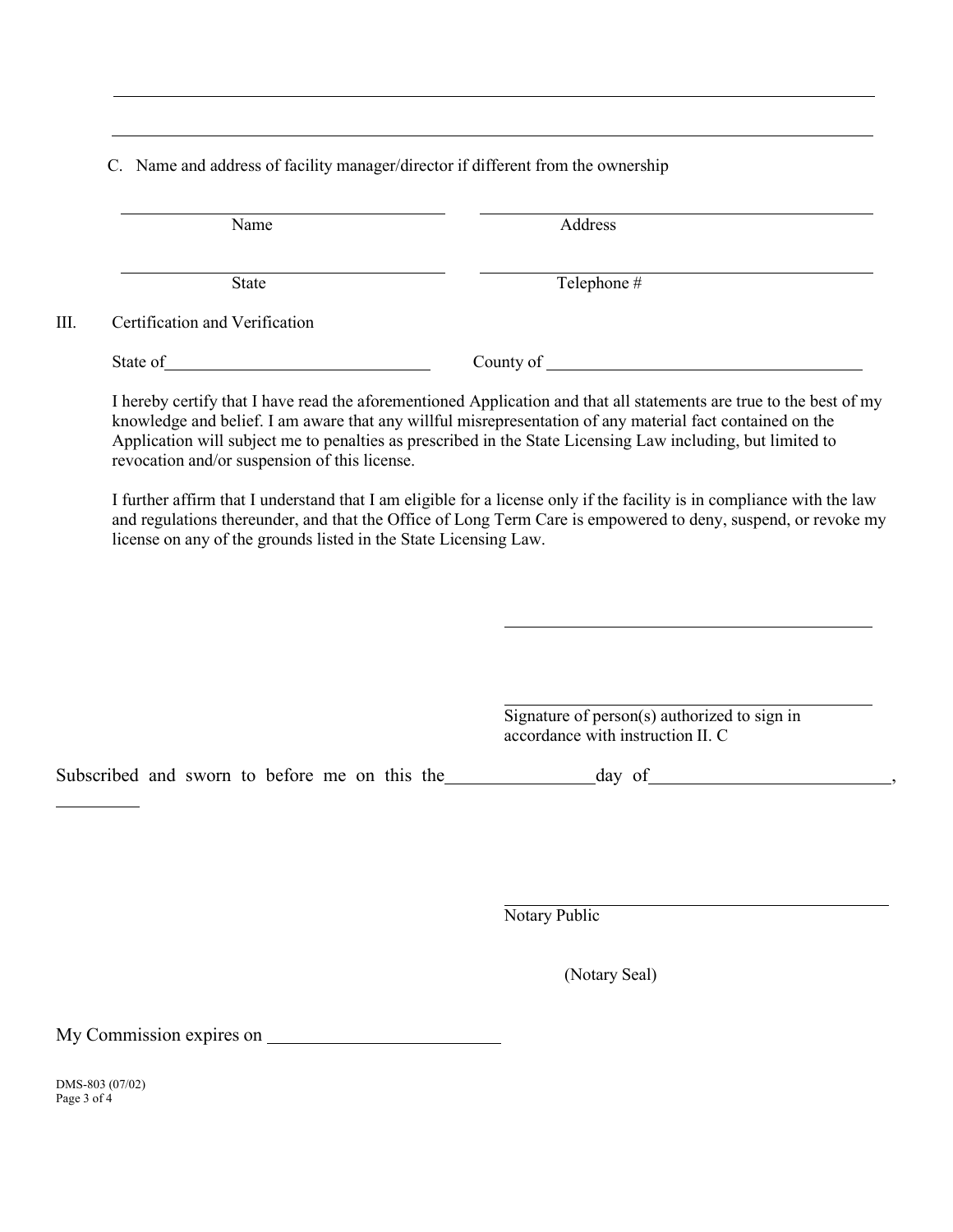\_\_\_\_\_\_\_\_\_\_\_\_\_\_\_\_\_\_\_\_\_\_\_\_\_\_\_\_\_\_\_\_\_\_\_\_\_\_\_\_\_\_\_\_\_\_\_\_\_\_\_\_\_\_\_\_\_\_\_\_

\_\_\_\_\_\_\_\_\_\_\_\_\_\_\_\_\_\_\_\_\_\_\_\_\_\_\_\_\_\_\_\_\_\_\_\_\_\_\_\_\_\_\_\_\_\_\_\_\_\_\_\_\_\_\_\_\_\_\_\_

C. Name and address of facility manager/director if different from the ownership

\_\_\_\_\_\_\_\_\_\_\_\_\_\_\_\_\_\_\_\_\_\_\_\_\_\_\_\_ \_\_\_\_\_\_\_\_\_\_\_\_\_\_\_\_\_\_\_\_\_\_\_\_\_\_\_\_\_\_\_\_
Name Address

\_\_\_\_\_\_\_\_\_\_\_\_\_\_\_\_\_\_\_\_\_\_\_\_\_\_\_\_ \_\_\_\_\_\_\_\_\_\_\_\_\_\_\_\_\_\_\_\_\_\_\_\_\_\_\_\_\_\_\_\_
State Telephone #

III. Certification and Verification

State of\_\_\_\_\_\_\_\_\_\_\_\_\_\_\_\_\_\_\_\_\_\_\_\_ County of \_\_\_\_\_\_\_\_\_\_\_\_\_\_\_\_\_\_\_\_\_\_\_\_\_\_\_\_

I hereby certify that I have read the aforementioned Application and that all statements are true to the best of my knowledge and belief. I am aware that any willful misrepresentation of any material fact contained on the Application will subject me to penalties as prescribed in the State Licensing Law including, but limited to revocation and/or suspension of this license.

I further affirm that I understand that I am eligible for a license only if the facility is in compliance with the law and regulations thereunder, and that the Office of Long Term Care is empowered to deny, suspend, or revoke my license on any of the grounds listed in the State Licensing Law.

\_\_\_\_\_\_\_\_\_\_\_\_\_\_\_\_\_\_\_\_\_\_\_\_\_\_\_\_\_\_\_\_

\_\_\_\_\_\_\_\_\_\_\_\_\_\_\_\_\_\_\_\_\_\_\_\_\_\_\_\_\_\_\_\_
Signature of person(s) authorized to sign in accordance with instruction II. C

Subscribed and sworn to before me on this the\_\_\_\_\_\_\_\_\_\_\_\_day of\_\_\_\_\_\_\_\_\_\_\_\_\_\_\_\_\_\_\_\_,
\_\_\_\_\_\_\_\_

\_\_\_\_\_\_\_\_\_\_\_\_\_\_\_\_\_\_\_\_\_\_\_\_\_\_\_\_\_\_\_\_
Notary Public

(Notary Seal)

My Commission expires on \_\_\_\_\_\_\_\_\_\_\_\_\_\_\_\_\_\_\_\_

DMS-803 (07/02)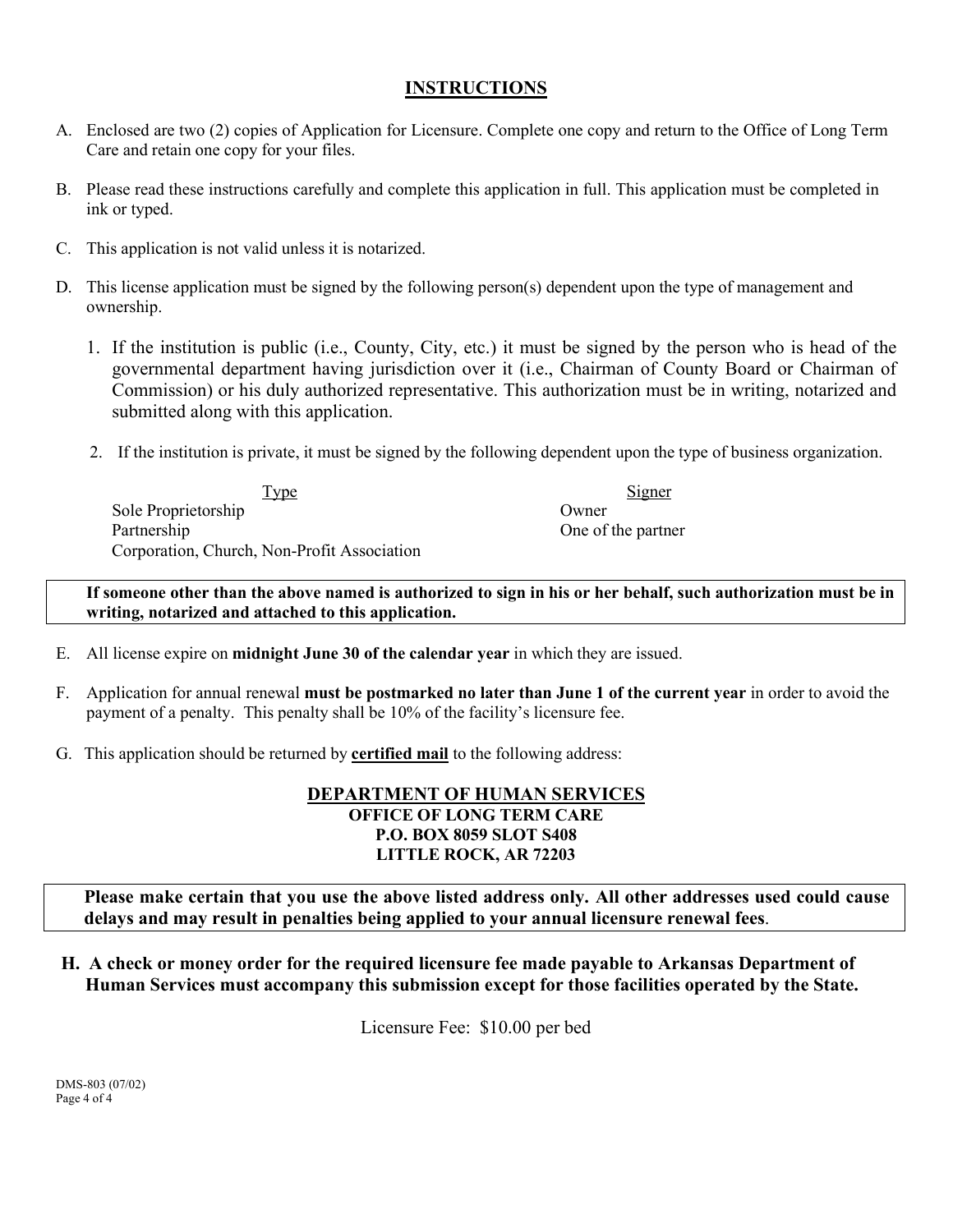## INSTRUCTIONS

A. Enclosed are two (2) copies of Application for Licensure. Complete one copy and return to the Office of Long Term Care and retain one copy for your files.

B. Please read these instructions carefully and complete this application in full. This application must be completed in ink or typed.

C. This application is not valid unless it is notarized.

D. This license application must be signed by the following person(s) dependent upon the type of management and ownership.

   1. If the institution is public (i.e., County, City, etc.) it must be signed by the person who is head of the governmental department having jurisdiction over it (i.e., Chairman of County Board or Chairman of Commission) or his duly authorized representative. This authorization must be in writing, notarized and submitted along with this application.

   2. If the institution is private, it must be signed by the following dependent upon the type of business organization.

| Type | Signer |
|---|---|
| Sole Proprietorship | Owner |
| Partnership | One of the partner |
| Corporation, Church, Non-Profit Association | |

**If someone other than the above named is authorized to sign in his or her behalf, such authorization must be in writing, notarized and attached to this application.**

E. All license expire on **midnight June 30 of the calendar year** in which they are issued.

F. Application for annual renewal **must be postmarked no later than June 1 of the current year** in order to avoid the payment of a penalty. This penalty shall be 10% of the facility's licensure fee.

G. This application should be returned by **certified mail** to the following address:

**DEPARTMENT OF HUMAN SERVICES**
**OFFICE OF LONG TERM CARE**
**P.O. BOX 8059 SLOT S408**
**LITTLE ROCK, AR 72203**

**Please make certain that you use the above listed address only. All other addresses used could cause delays and may result in penalties being applied to your annual licensure renewal fees**.

**H. A check or money order for the required licensure fee made payable to Arkansas Department of Human Services must accompany this submission except for those facilities operated by the State.**

Licensure Fee: $10.00 per bed

DMS-803 (07/02)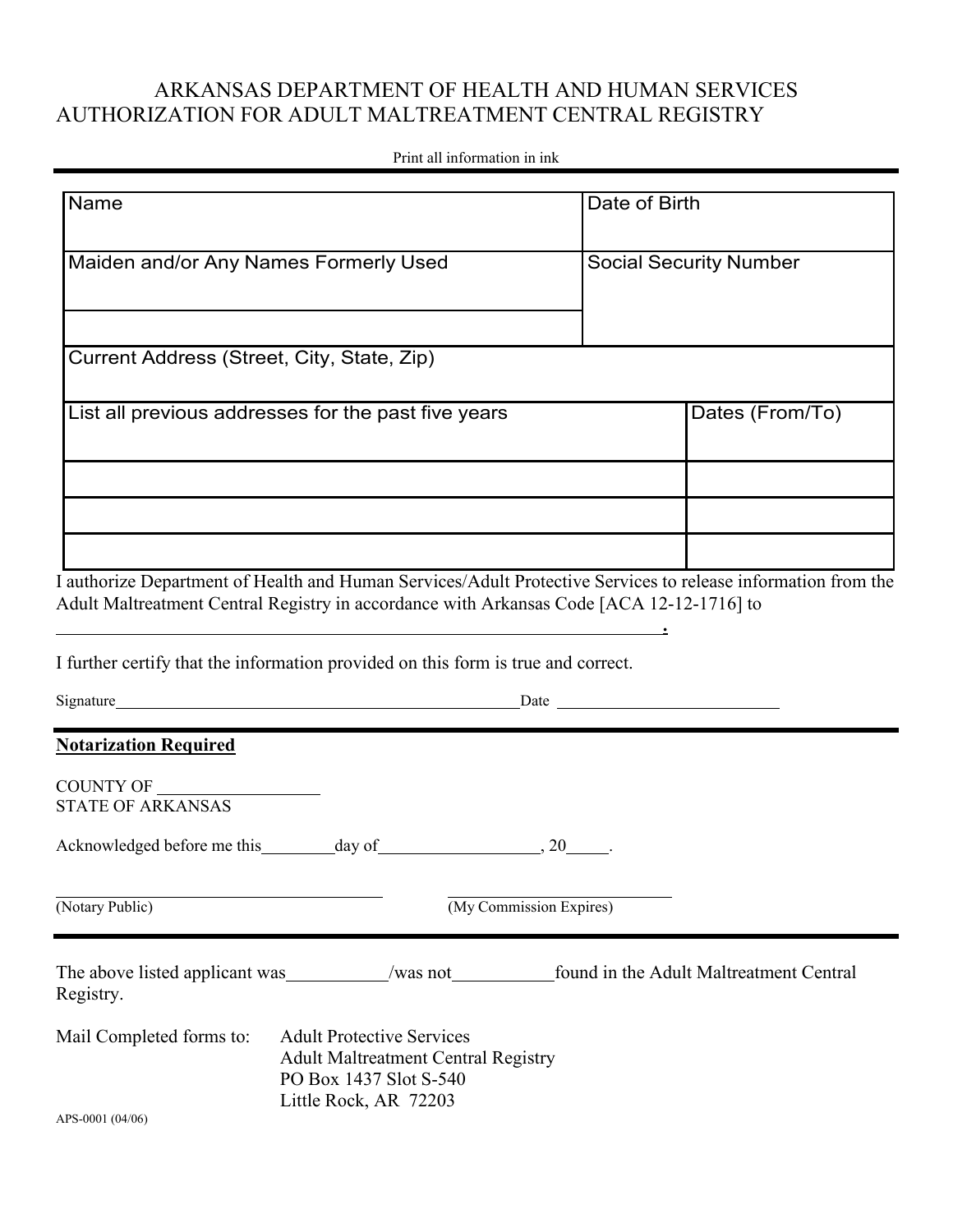# ARKANSAS DEPARTMENT OF HEALTH AND HUMAN SERVICES
# AUTHORIZATION FOR ADULT MALTREATMENT CENTRAL REGISTRY

Print all information in ink

| | |
|---|---|
| Name | Date of Birth |
| Maiden and/or Any Names Formerly Used | Social Security Number |
| | |
| Current Address (Street, City, State, Zip) | |
| List all previous addresses for the past five years | Dates (From/To) |
| | |
| | |
| | |

I authorize Department of Health and Human Services/Adult Protective Services to release information from the Adult Maltreatment Central Registry in accordance with Arkansas Code [ACA 12-12-1716] to

_______________________________________________________________.

I further certify that the information provided on this form is true and correct.

Signature_______________________________________ Date ______________________

**Notarization Required**

COUNTY OF ________________
STATE OF ARKANSAS

Acknowledged before me this________day of__________________, 20_____.

_________________________________ _________________________
(Notary Public) (My Commission Expires)

The above listed applicant was__________/was not__________found in the Adult Maltreatment Central Registry.

Mail Completed forms to:
Adult Protective Services
Adult Maltreatment Central Registry
PO Box 1437 Slot S-540
Little Rock, AR 72203

APS-0001 (04/06)